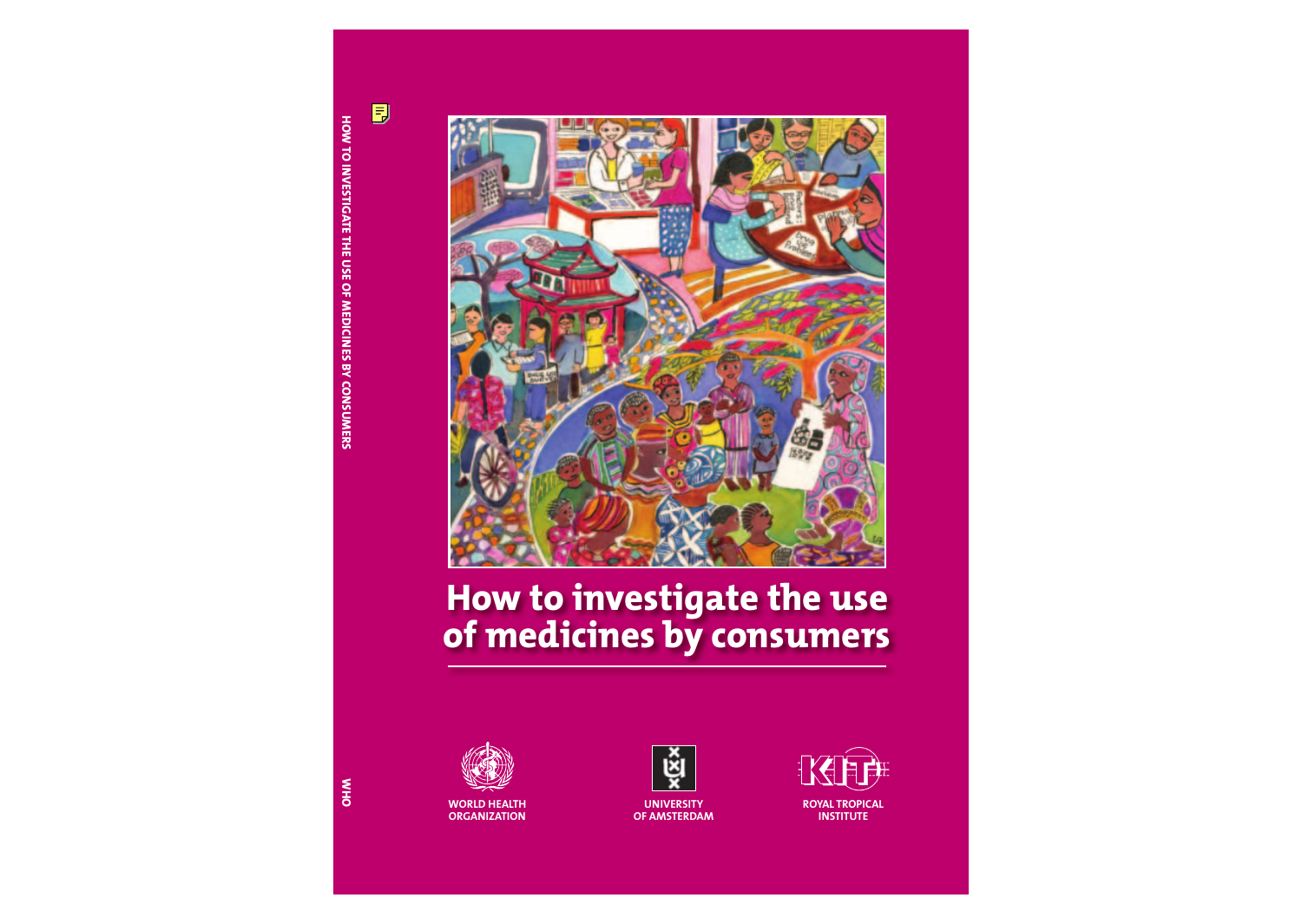# How to investigate the use of medicines by consumers

WORLD HEALTH ORGANIZATION

UNIVERSITY OF AMSTERDAM

ROYAL TROPICAL INSTITUTE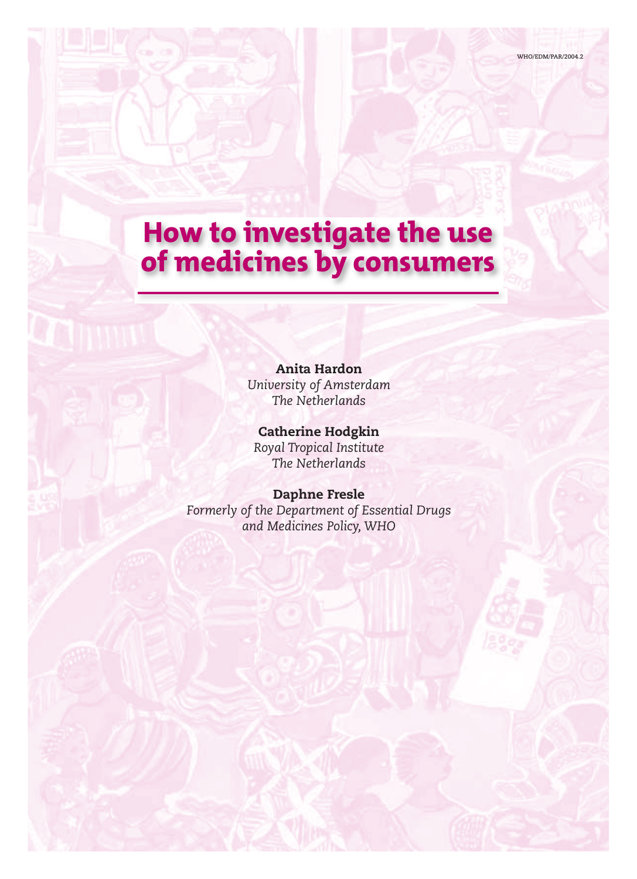WHO/EDM/PAR/2004.2

# How to investigate the use of medicines by consumers

**Anita Hardon**
*University of Amsterdam*
*The Netherlands*

**Catherine Hodgkin**
*Royal Tropical Institute*
*The Netherlands*

**Daphne Fresle**
*Formerly of the Department of Essential Drugs and Medicines Policy, WHO*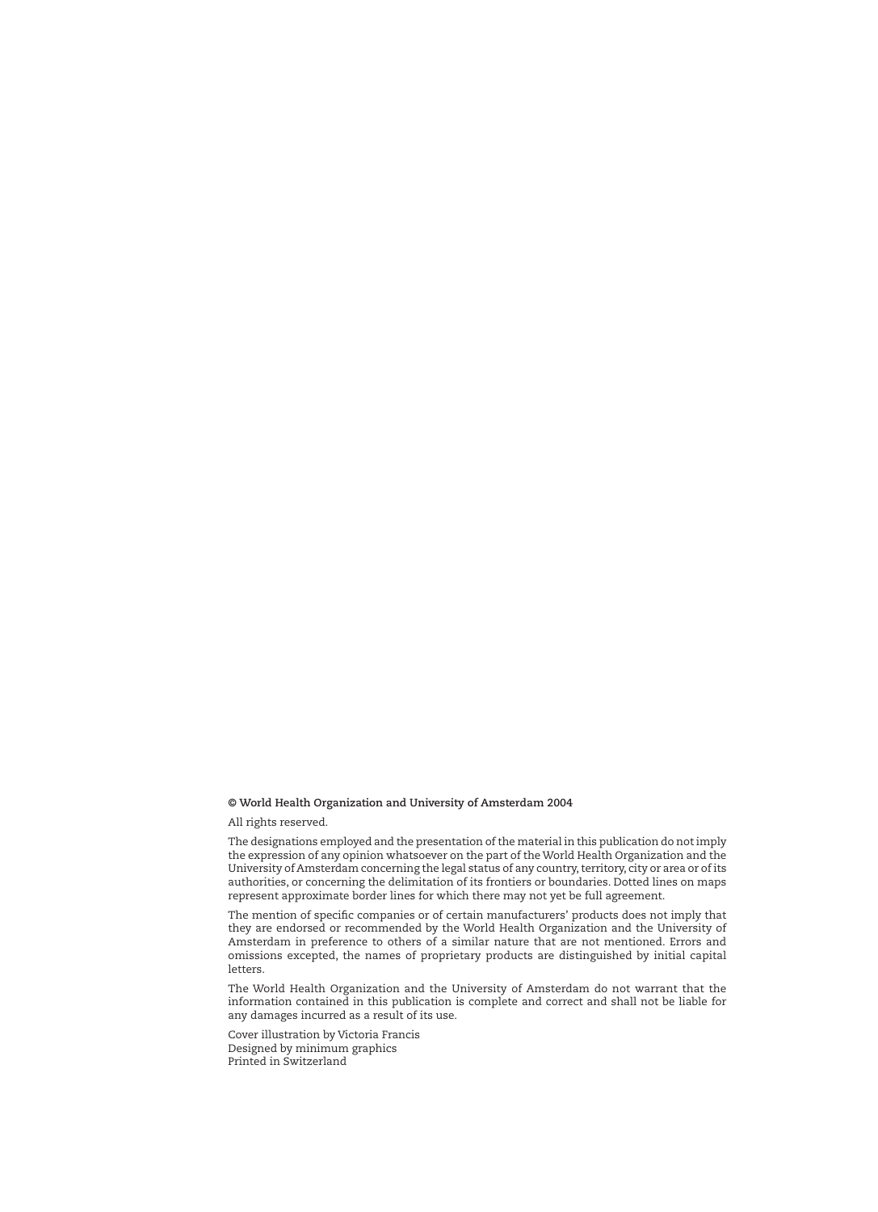**© World Health Organization and University of Amsterdam 2004**

All rights reserved.

The designations employed and the presentation of the material in this publication do not imply the expression of any opinion whatsoever on the part of the World Health Organization and the University of Amsterdam concerning the legal status of any country, territory, city or area or of its authorities, or concerning the delimitation of its frontiers or boundaries. Dotted lines on maps represent approximate border lines for which there may not yet be full agreement.

The mention of specific companies or of certain manufacturers' products does not imply that they are endorsed or recommended by the World Health Organization and the University of Amsterdam in preference to others of a similar nature that are not mentioned. Errors and omissions excepted, the names of proprietary products are distinguished by initial capital letters.

The World Health Organization and the University of Amsterdam do not warrant that the information contained in this publication is complete and correct and shall not be liable for any damages incurred as a result of its use.

Cover illustration by Victoria Francis
Designed by minimum graphics
Printed in Switzerland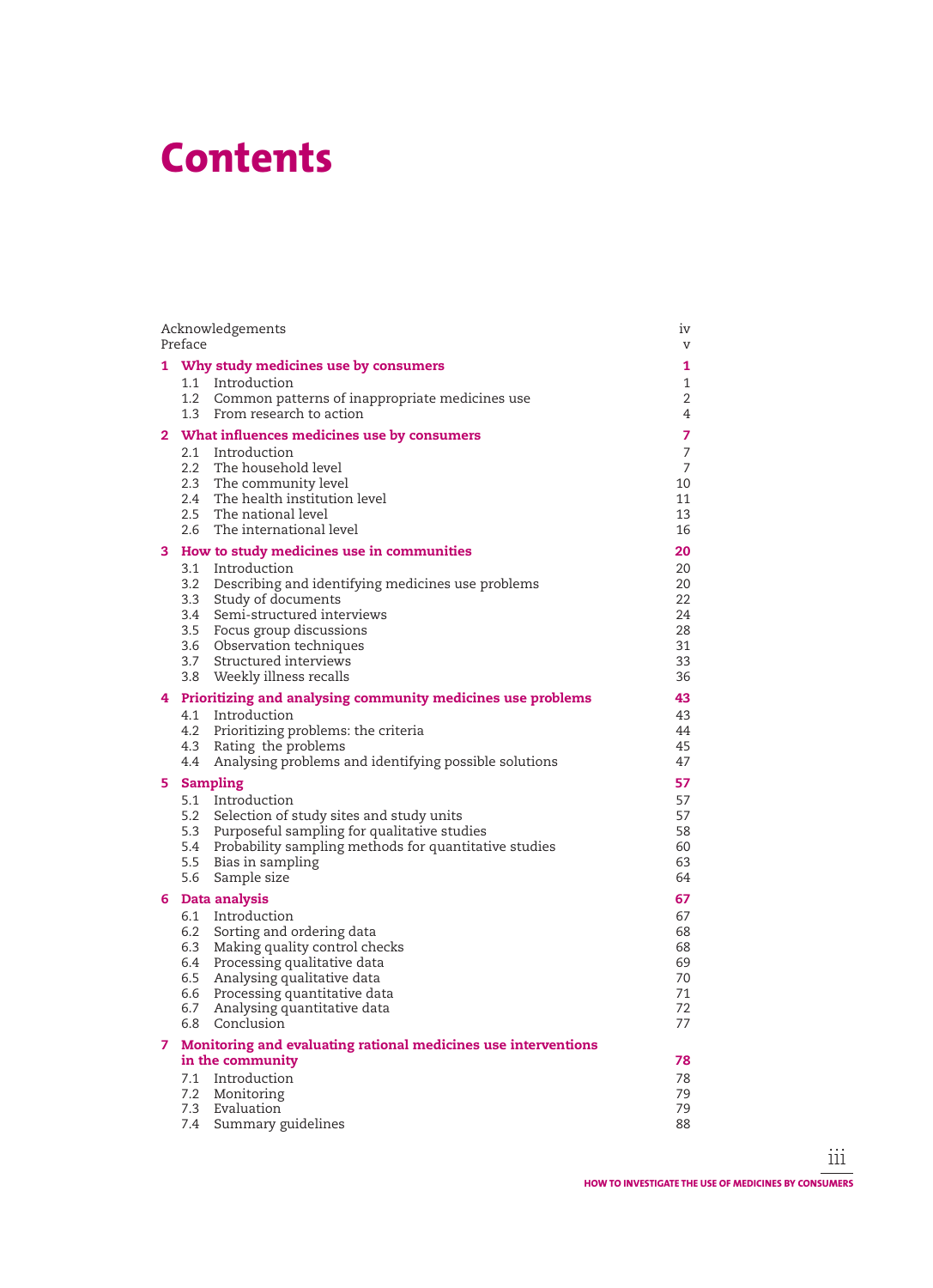# Contents

| | | |
|---|---|---|
| Acknowledgements | | iv |
| Preface | | v |
| **1** | **Why study medicines use by consumers** | **1** |
| 1.1 | Introduction | 1 |
| 1.2 | Common patterns of inappropriate medicines use | 2 |
| 1.3 | From research to action | 4 |
| **2** | **What influences medicines use by consumers** | **7** |
| 2.1 | Introduction | 7 |
| 2.2 | The household level | 7 |
| 2.3 | The community level | 10 |
| 2.4 | The health institution level | 11 |
| 2.5 | The national level | 13 |
| 2.6 | The international level | 16 |
| **3** | **How to study medicines use in communities** | **20** |
| 3.1 | Introduction | 20 |
| 3.2 | Describing and identifying medicines use problems | 20 |
| 3.3 | Study of documents | 22 |
| 3.4 | Semi-structured interviews | 24 |
| 3.5 | Focus group discussions | 28 |
| 3.6 | Observation techniques | 31 |
| 3.7 | Structured interviews | 33 |
| 3.8 | Weekly illness recalls | 36 |
| **4** | **Prioritizing and analysing community medicines use problems** | **43** |
| 4.1 | Introduction | 43 |
| 4.2 | Prioritizing problems: the criteria | 44 |
| 4.3 | Rating the problems | 45 |
| 4.4 | Analysing problems and identifying possible solutions | 47 |
| **5** | **Sampling** | **57** |
| 5.1 | Introduction | 57 |
| 5.2 | Selection of study sites and study units | 57 |
| 5.3 | Purposeful sampling for qualitative studies | 58 |
| 5.4 | Probability sampling methods for quantitative studies | 60 |
| 5.5 | Bias in sampling | 63 |
| 5.6 | Sample size | 64 |
| **6** | **Data analysis** | **67** |
| 6.1 | Introduction | 67 |
| 6.2 | Sorting and ordering data | 68 |
| 6.3 | Making quality control checks | 68 |
| 6.4 | Processing qualitative data | 69 |
| 6.5 | Analysing qualitative data | 70 |
| 6.6 | Processing quantitative data | 71 |
| 6.7 | Analysing quantitative data | 72 |
| 6.8 | Conclusion | 77 |
| **7** | **Monitoring and evaluating rational medicines use interventions in the community** | **78** |
| 7.1 | Introduction | 78 |
| 7.2 | Monitoring | 79 |
| 7.3 | Evaluation | 79 |
| 7.4 | Summary guidelines | 88 |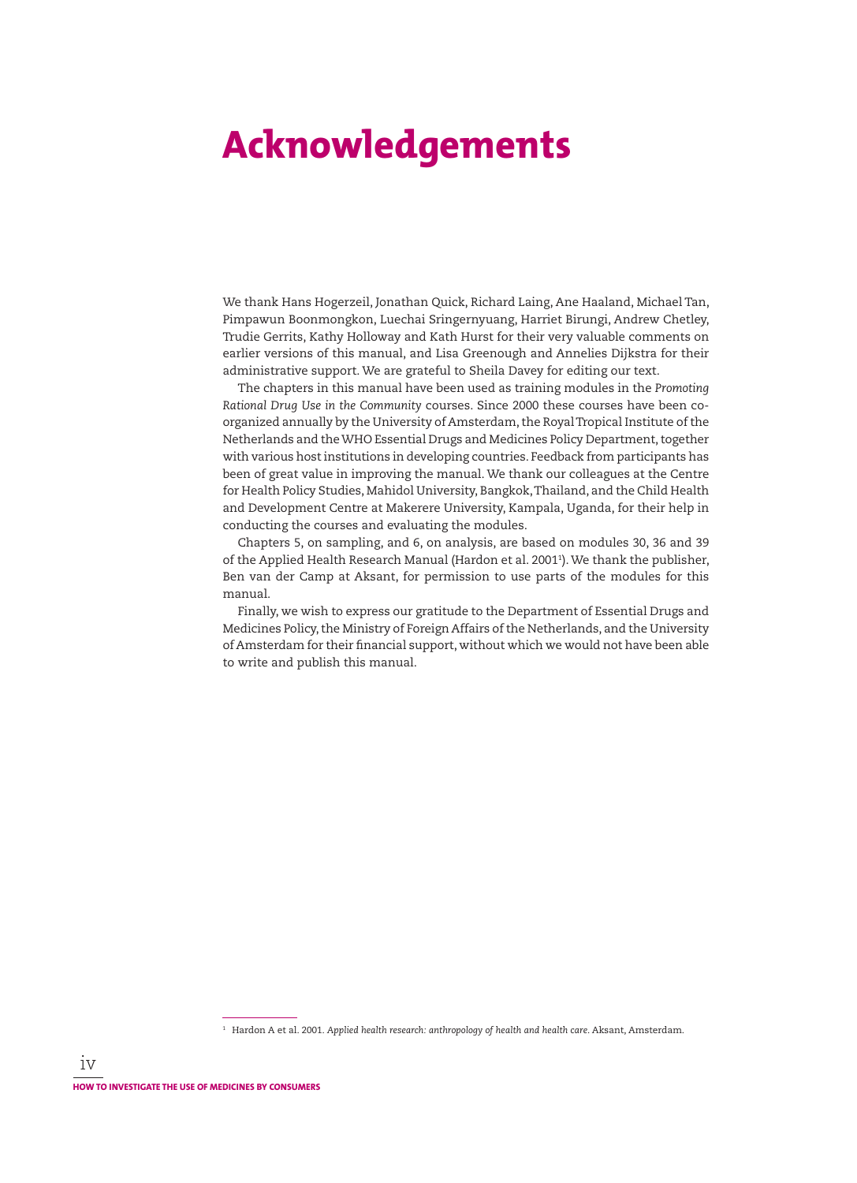# Acknowledgements

We thank Hans Hogerzeil, Jonathan Quick, Richard Laing, Ane Haaland, Michael Tan, Pimpawun Boonmongkon, Luechai Sringernyuang, Harriet Birungi, Andrew Chetley, Trudie Gerrits, Kathy Holloway and Kath Hurst for their very valuable comments on earlier versions of this manual, and Lisa Greenough and Annelies Dijkstra for their administrative support. We are grateful to Sheila Davey for editing our text.

The chapters in this manual have been used as training modules in the *Promoting Rational Drug Use in the Community* courses. Since 2000 these courses have been co-organized annually by the University of Amsterdam, the Royal Tropical Institute of the Netherlands and the WHO Essential Drugs and Medicines Policy Department, together with various host institutions in developing countries. Feedback from participants has been of great value in improving the manual. We thank our colleagues at the Centre for Health Policy Studies, Mahidol University, Bangkok, Thailand, and the Child Health and Development Centre at Makerere University, Kampala, Uganda, for their help in conducting the courses and evaluating the modules.

Chapters 5, on sampling, and 6, on analysis, are based on modules 30, 36 and 39 of the Applied Health Research Manual (Hardon et al. 2001[1]). We thank the publisher, Ben van der Camp at Aksant, for permission to use parts of the modules for this manual.

Finally, we wish to express our gratitude to the Department of Essential Drugs and Medicines Policy, the Ministry of Foreign Affairs of the Netherlands, and the University of Amsterdam for their financial support, without which we would not have been able to write and publish this manual.

[1] Hardon A et al. 2001. *Applied health research: anthropology of health and health care.* Aksant, Amsterdam.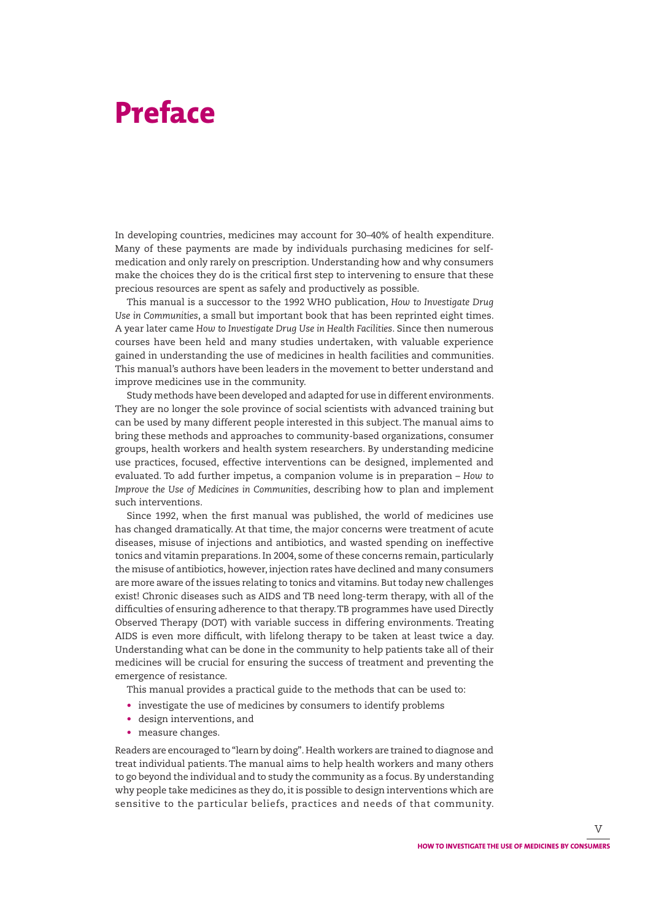# Preface

In developing countries, medicines may account for 30–40% of health expenditure. Many of these payments are made by individuals purchasing medicines for self-medication and only rarely on prescription. Understanding how and why consumers make the choices they do is the critical first step to intervening to ensure that these precious resources are spent as safely and productively as possible.

This manual is a successor to the 1992 WHO publication, *How to Investigate Drug Use in Communities*, a small but important book that has been reprinted eight times. A year later came *How to Investigate Drug Use in Health Facilities*. Since then numerous courses have been held and many studies undertaken, with valuable experience gained in understanding the use of medicines in health facilities and communities. This manual's authors have been leaders in the movement to better understand and improve medicines use in the community.

Study methods have been developed and adapted for use in different environments. They are no longer the sole province of social scientists with advanced training but can be used by many different people interested in this subject. The manual aims to bring these methods and approaches to community-based organizations, consumer groups, health workers and health system researchers. By understanding medicine use practices, focused, effective interventions can be designed, implemented and evaluated. To add further impetus, a companion volume is in preparation – *How to Improve the Use of Medicines in Communities*, describing how to plan and implement such interventions.

Since 1992, when the first manual was published, the world of medicines use has changed dramatically. At that time, the major concerns were treatment of acute diseases, misuse of injections and antibiotics, and wasted spending on ineffective tonics and vitamin preparations. In 2004, some of these concerns remain, particularly the misuse of antibiotics, however, injection rates have declined and many consumers are more aware of the issues relating to tonics and vitamins. But today new challenges exist! Chronic diseases such as AIDS and TB need long-term therapy, with all of the difficulties of ensuring adherence to that therapy. TB programmes have used Directly Observed Therapy (DOT) with variable success in differing environments. Treating AIDS is even more difficult, with lifelong therapy to be taken at least twice a day. Understanding what can be done in the community to help patients take all of their medicines will be crucial for ensuring the success of treatment and preventing the emergence of resistance.

This manual provides a practical guide to the methods that can be used to:

- investigate the use of medicines by consumers to identify problems
- design interventions, and
- measure changes.

Readers are encouraged to "learn by doing". Health workers are trained to diagnose and treat individual patients. The manual aims to help health workers and many others to go beyond the individual and to study the community as a focus. By understanding why people take medicines as they do, it is possible to design interventions which are sensitive to the particular beliefs, practices and needs of that community.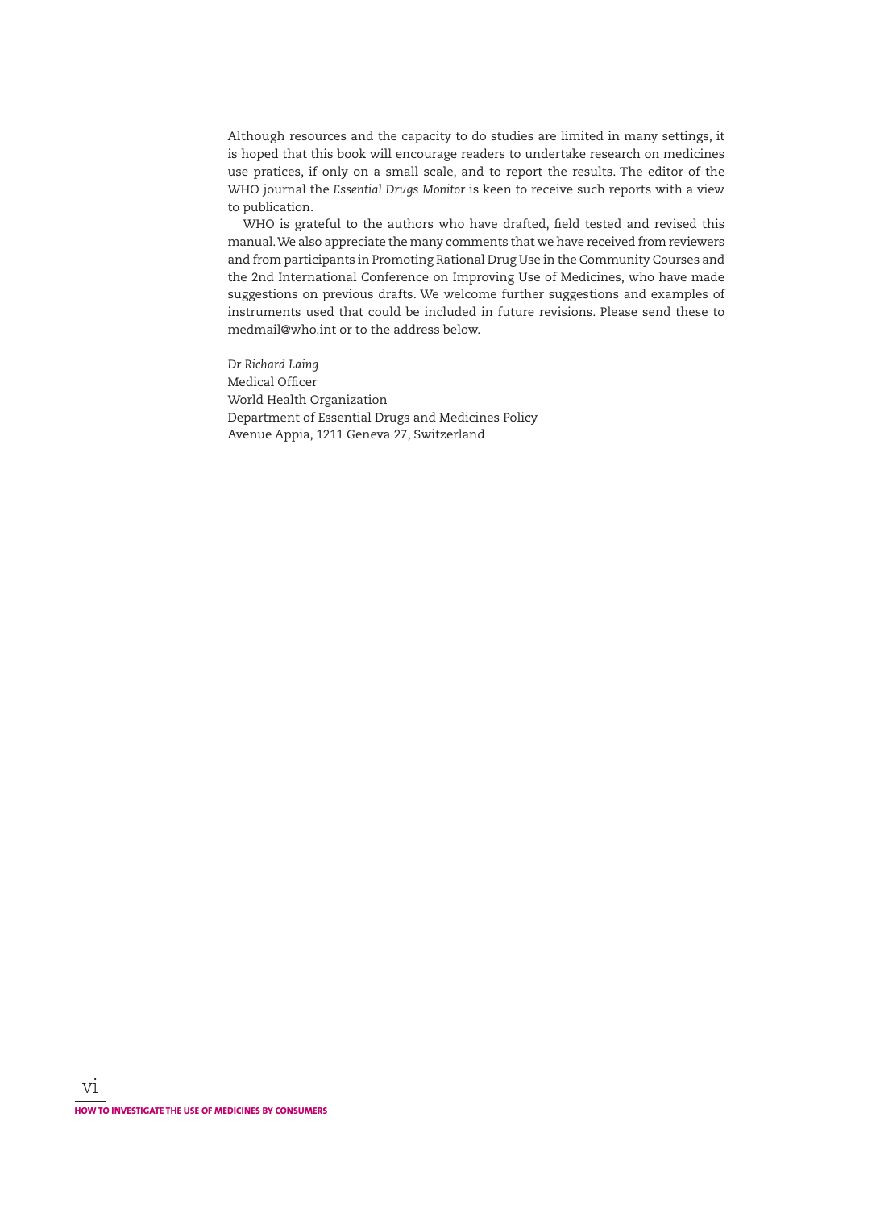Although resources and the capacity to do studies are limited in many settings, it is hoped that this book will encourage readers to undertake research on medicines use pratices, if only on a small scale, and to report the results. The editor of the WHO journal the *Essential Drugs Monitor* is keen to receive such reports with a view to publication.

WHO is grateful to the authors who have drafted, field tested and revised this manual. We also appreciate the many comments that we have received from reviewers and from participants in Promoting Rational Drug Use in the Community Courses and the 2nd International Conference on Improving Use of Medicines, who have made suggestions on previous drafts. We welcome further suggestions and examples of instruments used that could be included in future revisions. Please send these to medmail@who.int or to the address below.

*Dr Richard Laing*
Medical Officer
World Health Organization
Department of Essential Drugs and Medicines Policy
Avenue Appia, 1211 Geneva 27, Switzerland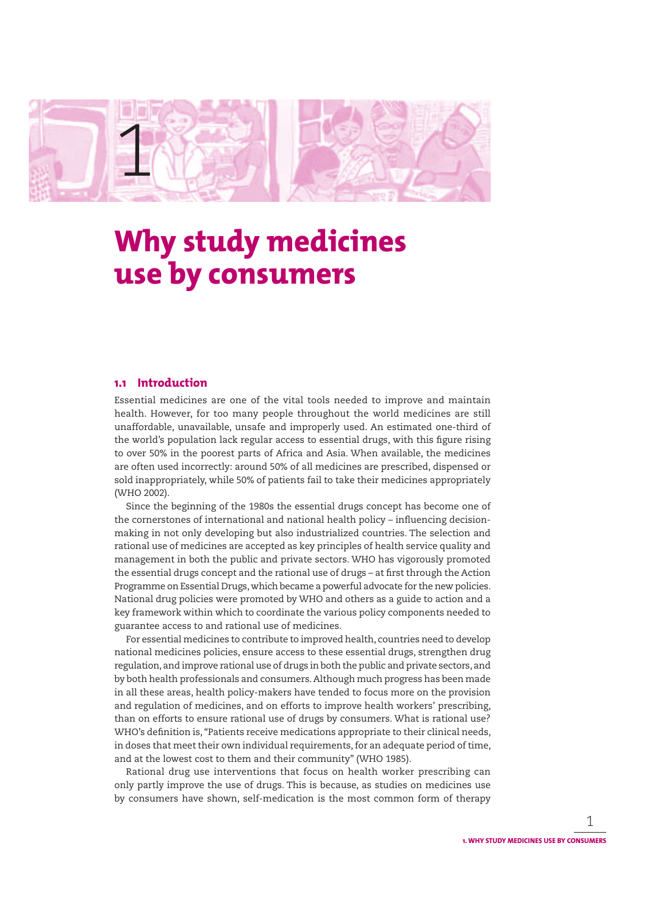# 1

# Why study medicines use by consumers

## 1.1 Introduction

Essential medicines are one of the vital tools needed to improve and maintain health. However, for too many people throughout the world medicines are still unaffordable, unavailable, unsafe and improperly used. An estimated one-third of the world's population lack regular access to essential drugs, with this figure rising to over 50% in the poorest parts of Africa and Asia. When available, the medicines are often used incorrectly: around 50% of all medicines are prescribed, dispensed or sold inappropriately, while 50% of patients fail to take their medicines appropriately (WHO 2002).

Since the beginning of the 1980s the essential drugs concept has become one of the cornerstones of international and national health policy – influencing decision-making in not only developing but also industrialized countries. The selection and rational use of medicines are accepted as key principles of health service quality and management in both the public and private sectors. WHO has vigorously promoted the essential drugs concept and the rational use of drugs – at first through the Action Programme on Essential Drugs, which became a powerful advocate for the new policies. National drug policies were promoted by WHO and others as a guide to action and a key framework within which to coordinate the various policy components needed to guarantee access to and rational use of medicines.

For essential medicines to contribute to improved health, countries need to develop national medicines policies, ensure access to these essential drugs, strengthen drug regulation, and improve rational use of drugs in both the public and private sectors, and by both health professionals and consumers. Although much progress has been made in all these areas, health policy-makers have tended to focus more on the provision and regulation of medicines, and on efforts to improve health workers' prescribing, than on efforts to ensure rational use of drugs by consumers. What is rational use? WHO's definition is, "Patients receive medications appropriate to their clinical needs, in doses that meet their own individual requirements, for an adequate period of time, and at the lowest cost to them and their community" (WHO 1985).

Rational drug use interventions that focus on health worker prescribing can only partly improve the use of drugs. This is because, as studies on medicines use by consumers have shown, self-medication is the most common form of therapy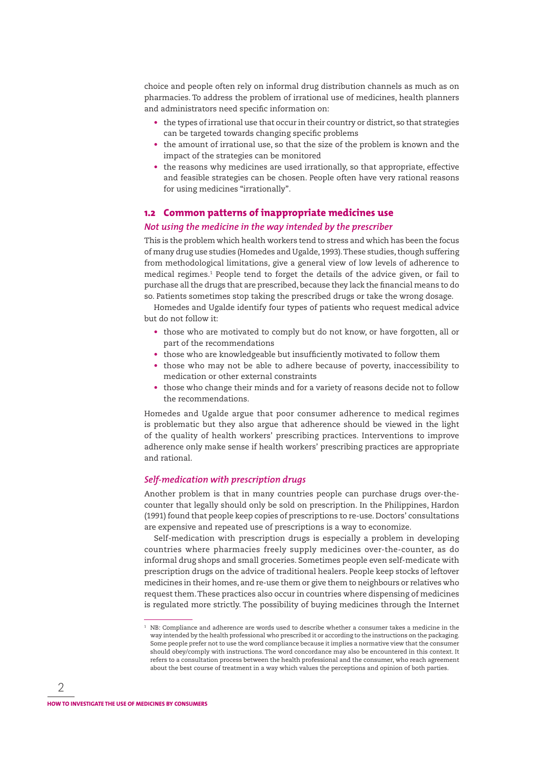choice and people often rely on informal drug distribution channels as much as on pharmacies. To address the problem of irrational use of medicines, health planners and administrators need specific information on:

- the types of irrational use that occur in their country or district, so that strategies can be targeted towards changing specific problems
- the amount of irrational use, so that the size of the problem is known and the impact of the strategies can be monitored
- the reasons why medicines are used irrationally, so that appropriate, effective and feasible strategies can be chosen. People often have very rational reasons for using medicines "irrationally".

## 1.2 Common patterns of inappropriate medicines use

### *Not using the medicine in the way intended by the prescriber*

This is the problem which health workers tend to stress and which has been the focus of many drug use studies (Homedes and Ugalde, 1993). These studies, though suffering from methodological limitations, give a general view of low levels of adherence to medical regimes.[1] People tend to forget the details of the advice given, or fail to purchase all the drugs that are prescribed, because they lack the financial means to do so. Patients sometimes stop taking the prescribed drugs or take the wrong dosage.

Homedes and Ugalde identify four types of patients who request medical advice but do not follow it:

- those who are motivated to comply but do not know, or have forgotten, all or part of the recommendations
- those who are knowledgeable but insufficiently motivated to follow them
- those who may not be able to adhere because of poverty, inaccessibility to medication or other external constraints
- those who change their minds and for a variety of reasons decide not to follow the recommendations.

Homedes and Ugalde argue that poor consumer adherence to medical regimes is problematic but they also argue that adherence should be viewed in the light of the quality of health workers' prescribing practices. Interventions to improve adherence only make sense if health workers' prescribing practices are appropriate and rational.

### *Self-medication with prescription drugs*

Another problem is that in many countries people can purchase drugs over-the-counter that legally should only be sold on prescription. In the Philippines, Hardon (1991) found that people keep copies of prescriptions to re-use. Doctors' consultations are expensive and repeated use of prescriptions is a way to economize.

Self-medication with prescription drugs is especially a problem in developing countries where pharmacies freely supply medicines over-the-counter, as do informal drug shops and small groceries. Sometimes people even self-medicate with prescription drugs on the advice of traditional healers. People keep stocks of leftover medicines in their homes, and re-use them or give them to neighbours or relatives who request them. These practices also occur in countries where dispensing of medicines is regulated more strictly. The possibility of buying medicines through the Internet

---

[1] NB: Compliance and adherence are words used to describe whether a consumer takes a medicine in the way intended by the health professional who prescribed it or according to the instructions on the packaging. Some people prefer not to use the word compliance because it implies a normative view that the consumer should obey/comply with instructions. The word concordance may also be encountered in this context. It refers to a consultation process between the health professional and the consumer, who reach agreement about the best course of treatment in a way which values the perceptions and opinion of both parties.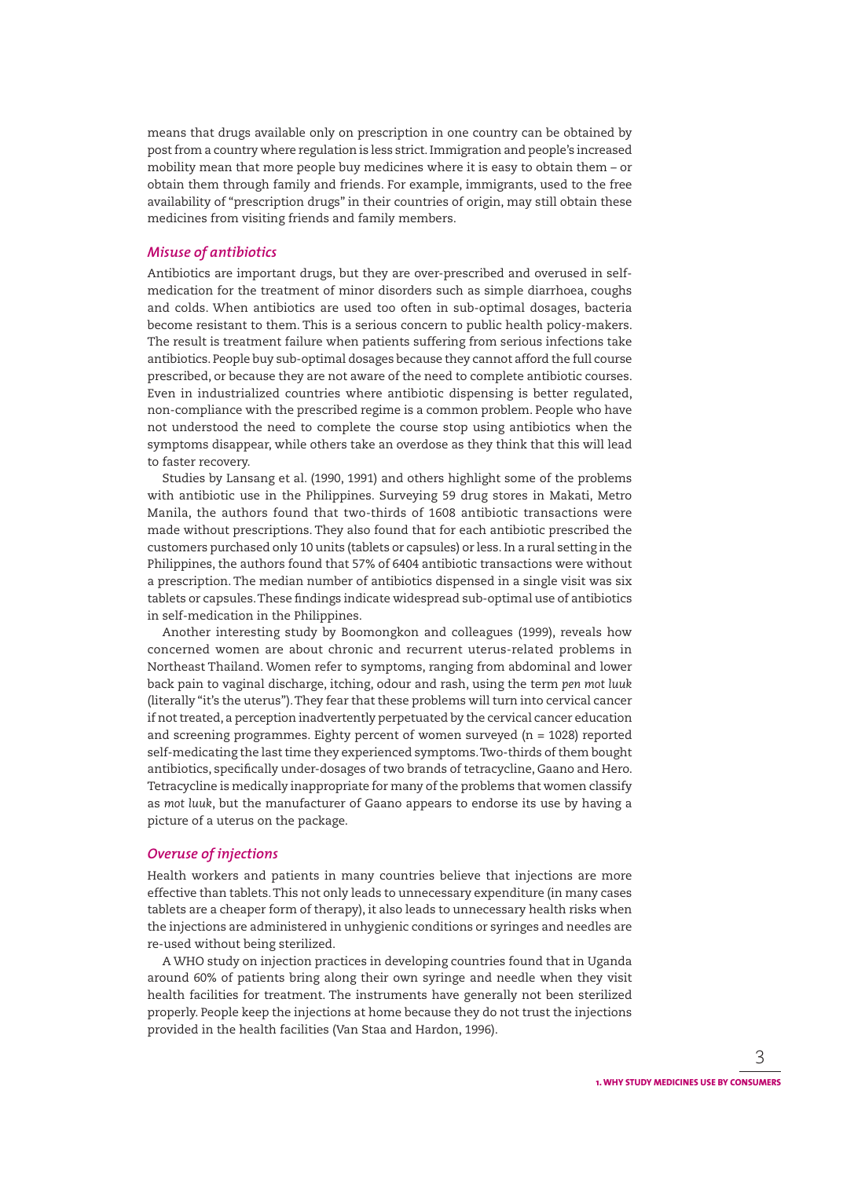means that drugs available only on prescription in one country can be obtained by post from a country where regulation is less strict. Immigration and people's increased mobility mean that more people buy medicines where it is easy to obtain them – or obtain them through family and friends. For example, immigrants, used to the free availability of "prescription drugs" in their countries of origin, may still obtain these medicines from visiting friends and family members.

### *Misuse of antibiotics*

Antibiotics are important drugs, but they are over-prescribed and overused in self-medication for the treatment of minor disorders such as simple diarrhoea, coughs and colds. When antibiotics are used too often in sub-optimal dosages, bacteria become resistant to them. This is a serious concern to public health policy-makers. The result is treatment failure when patients suffering from serious infections take antibiotics. People buy sub-optimal dosages because they cannot afford the full course prescribed, or because they are not aware of the need to complete antibiotic courses. Even in industrialized countries where antibiotic dispensing is better regulated, non-compliance with the prescribed regime is a common problem. People who have not understood the need to complete the course stop using antibiotics when the symptoms disappear, while others take an overdose as they think that this will lead to faster recovery.

Studies by Lansang et al. (1990, 1991) and others highlight some of the problems with antibiotic use in the Philippines. Surveying 59 drug stores in Makati, Metro Manila, the authors found that two-thirds of 1608 antibiotic transactions were made without prescriptions. They also found that for each antibiotic prescribed the customers purchased only 10 units (tablets or capsules) or less. In a rural setting in the Philippines, the authors found that 57% of 6404 antibiotic transactions were without a prescription. The median number of antibiotics dispensed in a single visit was six tablets or capsules. These findings indicate widespread sub-optimal use of antibiotics in self-medication in the Philippines.

Another interesting study by Boomongkon and colleagues (1999), reveals how concerned women are about chronic and recurrent uterus-related problems in Northeast Thailand. Women refer to symptoms, ranging from abdominal and lower back pain to vaginal discharge, itching, odour and rash, using the term *pen mot luuk* (literally "it's the uterus"). They fear that these problems will turn into cervical cancer if not treated, a perception inadvertently perpetuated by the cervical cancer education and screening programmes. Eighty percent of women surveyed (n = 1028) reported self-medicating the last time they experienced symptoms. Two-thirds of them bought antibiotics, specifically under-dosages of two brands of tetracycline, Gaano and Hero. Tetracycline is medically inappropriate for many of the problems that women classify as *mot luuk*, but the manufacturer of Gaano appears to endorse its use by having a picture of a uterus on the package.

### *Overuse of injections*

Health workers and patients in many countries believe that injections are more effective than tablets. This not only leads to unnecessary expenditure (in many cases tablets are a cheaper form of therapy), it also leads to unnecessary health risks when the injections are administered in unhygienic conditions or syringes and needles are re-used without being sterilized.

A WHO study on injection practices in developing countries found that in Uganda around 60% of patients bring along their own syringe and needle when they visit health facilities for treatment. The instruments have generally not been sterilized properly. People keep the injections at home because they do not trust the injections provided in the health facilities (Van Staa and Hardon, 1996).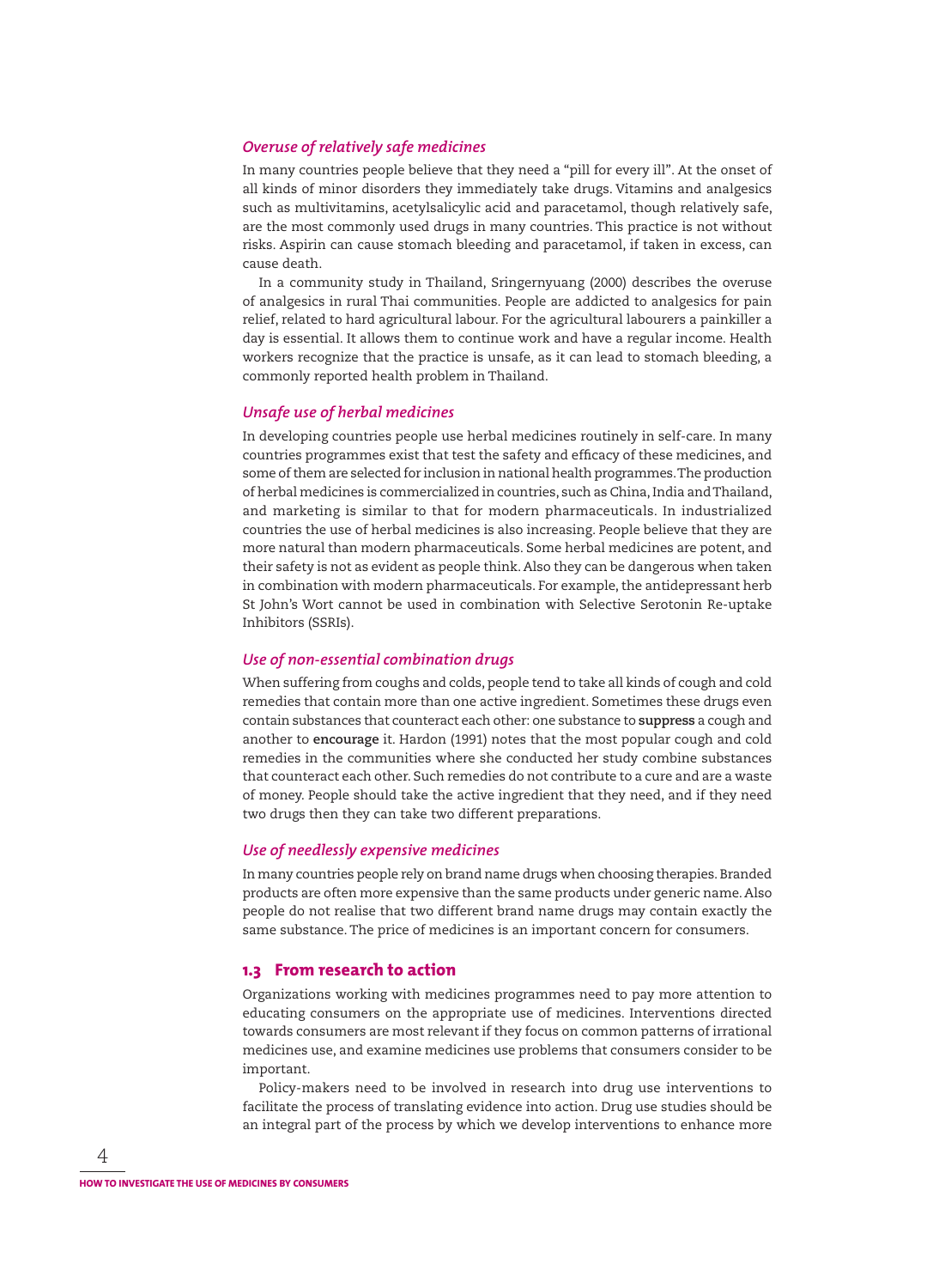### *Overuse of relatively safe medicines*

In many countries people believe that they need a "pill for every ill". At the onset of all kinds of minor disorders they immediately take drugs. Vitamins and analgesics such as multivitamins, acetylsalicylic acid and paracetamol, though relatively safe, are the most commonly used drugs in many countries. This practice is not without risks. Aspirin can cause stomach bleeding and paracetamol, if taken in excess, can cause death.

In a community study in Thailand, Sringernyuang (2000) describes the overuse of analgesics in rural Thai communities. People are addicted to analgesics for pain relief, related to hard agricultural labour. For the agricultural labourers a painkiller a day is essential. It allows them to continue work and have a regular income. Health workers recognize that the practice is unsafe, as it can lead to stomach bleeding, a commonly reported health problem in Thailand.

### *Unsafe use of herbal medicines*

In developing countries people use herbal medicines routinely in self-care. In many countries programmes exist that test the safety and efficacy of these medicines, and some of them are selected for inclusion in national health programmes. The production of herbal medicines is commercialized in countries, such as China, India and Thailand, and marketing is similar to that for modern pharmaceuticals. In industrialized countries the use of herbal medicines is also increasing. People believe that they are more natural than modern pharmaceuticals. Some herbal medicines are potent, and their safety is not as evident as people think. Also they can be dangerous when taken in combination with modern pharmaceuticals. For example, the antidepressant herb St John's Wort cannot be used in combination with Selective Serotonin Re-uptake Inhibitors (SSRIs).

### *Use of non-essential combination drugs*

When suffering from coughs and colds, people tend to take all kinds of cough and cold remedies that contain more than one active ingredient. Sometimes these drugs even contain substances that counteract each other: one substance to **suppress** a cough and another to **encourage** it. Hardon (1991) notes that the most popular cough and cold remedies in the communities where she conducted her study combine substances that counteract each other. Such remedies do not contribute to a cure and are a waste of money. People should take the active ingredient that they need, and if they need two drugs then they can take two different preparations.

### *Use of needlessly expensive medicines*

In many countries people rely on brand name drugs when choosing therapies. Branded products are often more expensive than the same products under generic name. Also people do not realise that two different brand name drugs may contain exactly the same substance. The price of medicines is an important concern for consumers.

## 1.3 From research to action

Organizations working with medicines programmes need to pay more attention to educating consumers on the appropriate use of medicines. Interventions directed towards consumers are most relevant if they focus on common patterns of irrational medicines use, and examine medicines use problems that consumers consider to be important.

Policy-makers need to be involved in research into drug use interventions to facilitate the process of translating evidence into action. Drug use studies should be an integral part of the process by which we develop interventions to enhance more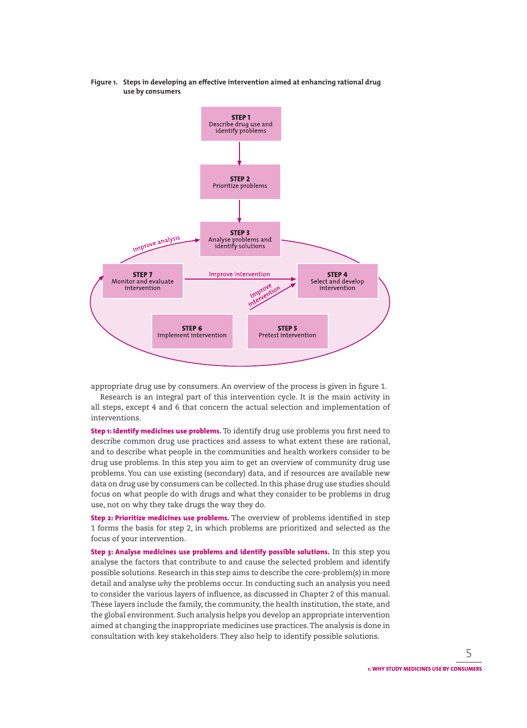**Figure 1. Steps in developing an effective intervention aimed at enhancing rational drug use by consumers**

**STEP 1**
Describe drug use and identify problems

**STEP 2**
Prioritize problems

**STEP 3**
Analyse problems and identify solutions

**STEP 4**
Select and develop intervention

**STEP 5**
Pretest intervention

**STEP 6**
Implement intervention

**STEP 7**
Monitor and evaluate intervention

Improve analysis

Improve intervention

Improve intervention

appropriate drug use by consumers. An overview of the process is given in figure 1.

Research is an integral part of this intervention cycle. It is the main activity in all steps, except 4 and 6 that concern the actual selection and implementation of interventions.

**Step 1: Identify medicines use problems.** To identify drug use problems you first need to describe common drug use practices and assess to what extent these are rational, and to describe what people in the communities and health workers consider to be drug use problems. In this step you aim to get an overview of community drug use problems. You can use existing (secondary) data, and if resources are available new data on drug use by consumers can be collected. In this phase drug use studies should focus on what people do with drugs and what they consider to be problems in drug use, not on why they take drugs the way they do.

**Step 2: Prioritize medicines use problems.** The overview of problems identified in step 1 forms the basis for step 2, in which problems are prioritized and selected as the focus of your intervention.

**Step 3: Analyse medicines use problems and identify possible solutions.** In this step you analyse the factors that contribute to and cause the selected problem and identify possible solutions. Research in this step aims to describe the core-problem(s) in more detail and analyse *why* the problems occur. In conducting such an analysis you need to consider the various layers of influence, as discussed in Chapter 2 of this manual. These layers include the family, the community, the health institution, the state, and the global environment. Such analysis helps you develop an appropriate intervention aimed at changing the inappropriate medicines use practices. The analysis is done in consultation with key stakeholders. They also help to identify possible solutions.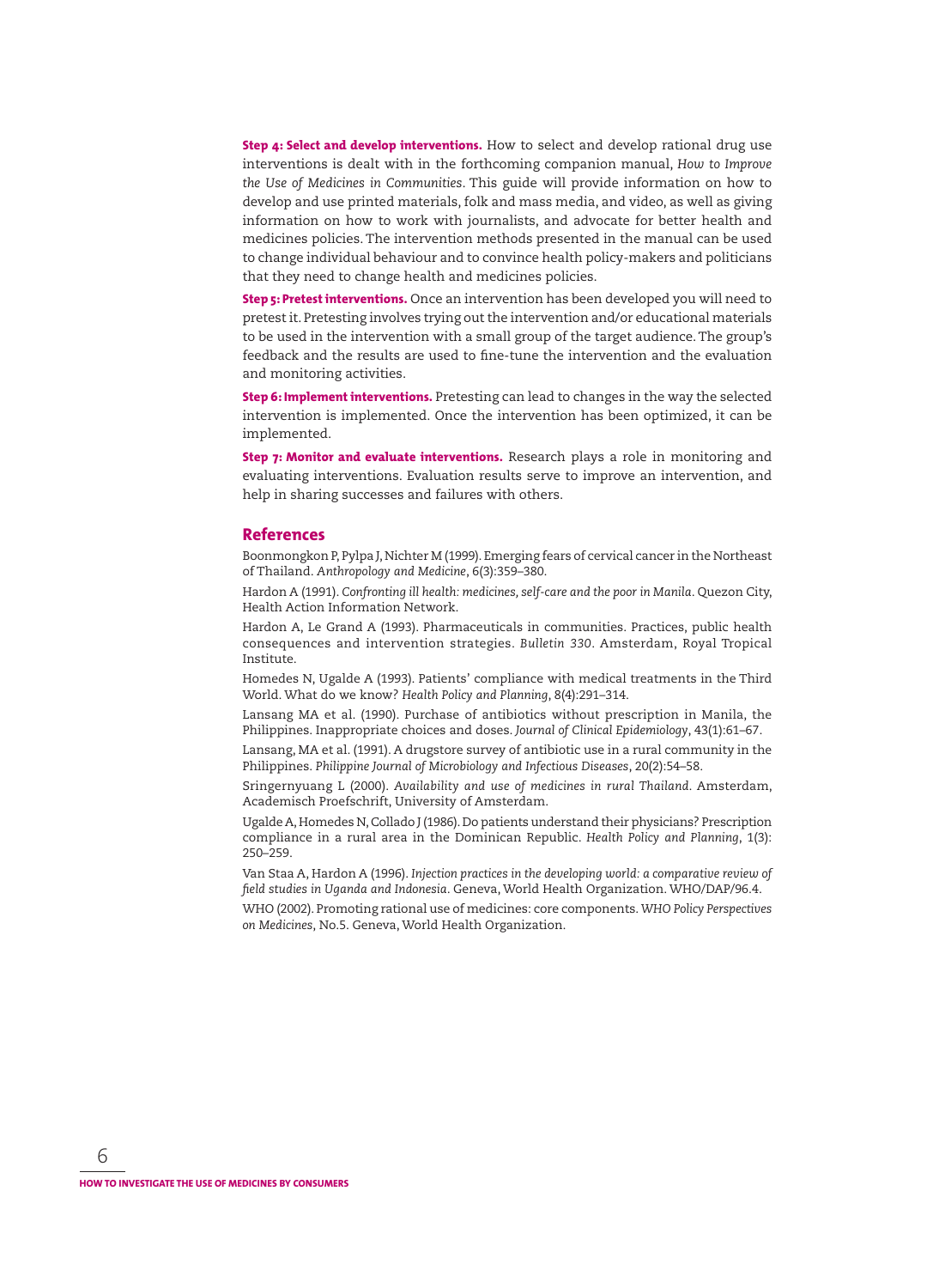**Step 4: Select and develop interventions.** How to select and develop rational drug use interventions is dealt with in the forthcoming companion manual, *How to Improve the Use of Medicines in Communities*. This guide will provide information on how to develop and use printed materials, folk and mass media, and video, as well as giving information on how to work with journalists, and advocate for better health and medicines policies. The intervention methods presented in the manual can be used to change individual behaviour and to convince health policy-makers and politicians that they need to change health and medicines policies.

**Step 5: Pretest interventions.** Once an intervention has been developed you will need to pretest it. Pretesting involves trying out the intervention and/or educational materials to be used in the intervention with a small group of the target audience. The group's feedback and the results are used to fine-tune the intervention and the evaluation and monitoring activities.

**Step 6: Implement interventions.** Pretesting can lead to changes in the way the selected intervention is implemented. Once the intervention has been optimized, it can be implemented.

**Step 7: Monitor and evaluate interventions.** Research plays a role in monitoring and evaluating interventions. Evaluation results serve to improve an intervention, and help in sharing successes and failures with others.

## References

Boonmongkon P, Pylpa J, Nichter M (1999). Emerging fears of cervical cancer in the Northeast of Thailand. *Anthropology and Medicine*, 6(3):359–380.

Hardon A (1991). *Confronting ill health: medicines, self-care and the poor in Manila*. Quezon City, Health Action Information Network.

Hardon A, Le Grand A (1993). Pharmaceuticals in communities. Practices, public health consequences and intervention strategies. *Bulletin 330*. Amsterdam, Royal Tropical Institute.

Homedes N, Ugalde A (1993). Patients' compliance with medical treatments in the Third World. What do we know? *Health Policy and Planning*, 8(4):291–314.

Lansang MA et al. (1990). Purchase of antibiotics without prescription in Manila, the Philippines. Inappropriate choices and doses. *Journal of Clinical Epidemiology*, 43(1):61–67.

Lansang, MA et al. (1991). A drugstore survey of antibiotic use in a rural community in the Philippines. *Philippine Journal of Microbiology and Infectious Diseases*, 20(2):54–58.

Sringernyuang L (2000). *Availability and use of medicines in rural Thailand*. Amsterdam, Academisch Proefschrift, University of Amsterdam.

Ugalde A, Homedes N, Collado J (1986). Do patients understand their physicians? Prescription compliance in a rural area in the Dominican Republic. *Health Policy and Planning*, 1(3): 250–259.

Van Staa A, Hardon A (1996). *Injection practices in the developing world: a comparative review of field studies in Uganda and Indonesia*. Geneva, World Health Organization. WHO/DAP/96.4.

WHO (2002). Promoting rational use of medicines: core components. *WHO Policy Perspectives on Medicines*, No.5. Geneva, World Health Organization.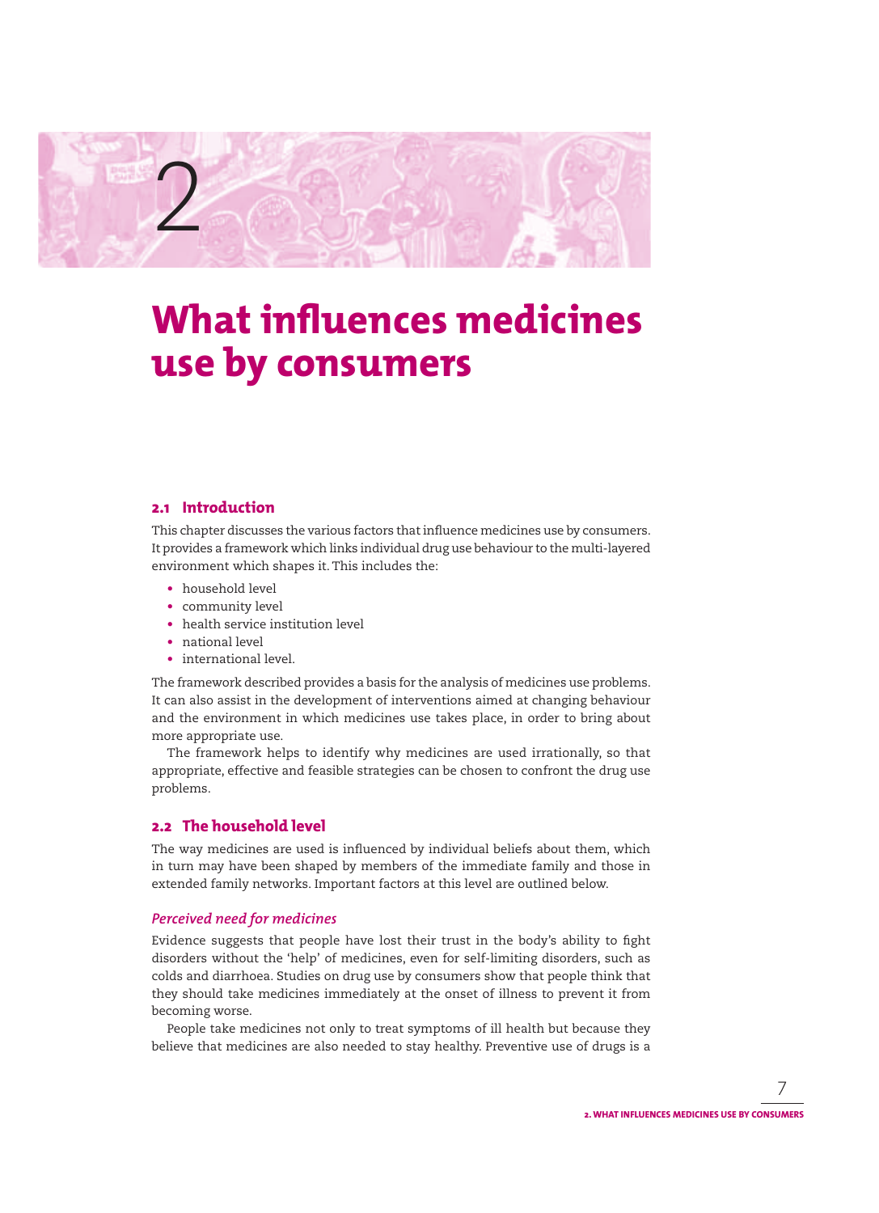# 2

# What influences medicines use by consumers

## 2.1 Introduction

This chapter discusses the various factors that influence medicines use by consumers. It provides a framework which links individual drug use behaviour to the multi-layered environment which shapes it. This includes the:

- household level
- community level
- health service institution level
- national level
- international level.

The framework described provides a basis for the analysis of medicines use problems. It can also assist in the development of interventions aimed at changing behaviour and the environment in which medicines use takes place, in order to bring about more appropriate use.

The framework helps to identify why medicines are used irrationally, so that appropriate, effective and feasible strategies can be chosen to confront the drug use problems.

## 2.2 The household level

The way medicines are used is influenced by individual beliefs about them, which in turn may have been shaped by members of the immediate family and those in extended family networks. Important factors at this level are outlined below.

### *Perceived need for medicines*

Evidence suggests that people have lost their trust in the body's ability to fight disorders without the 'help' of medicines, even for self-limiting disorders, such as colds and diarrhoea. Studies on drug use by consumers show that people think that they should take medicines immediately at the onset of illness to prevent it from becoming worse.

People take medicines not only to treat symptoms of ill health but because they believe that medicines are also needed to stay healthy. Preventive use of drugs is a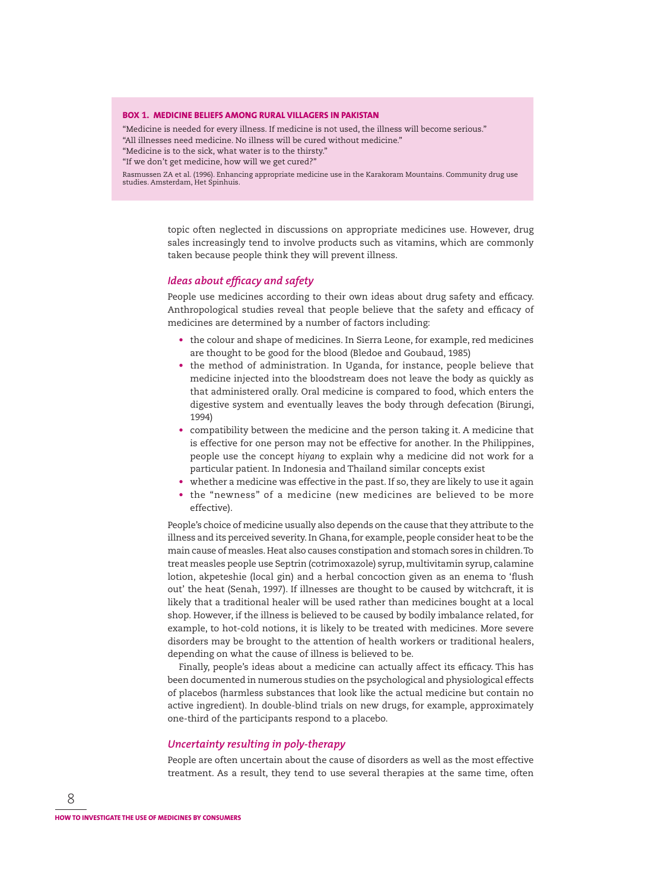**BOX 1. MEDICINE BELIEFS AMONG RURAL VILLAGERS IN PAKISTAN**

"Medicine is needed for every illness. If medicine is not used, the illness will become serious."
"All illnesses need medicine. No illness will be cured without medicine."
"Medicine is to the sick, what water is to the thirsty."
"If we don't get medicine, how will we get cured?"

Rasmussen ZA et al. (1996). Enhancing appropriate medicine use in the Karakoram Mountains. Community drug use studies. Amsterdam, Het Spinhuis.

topic often neglected in discussions on appropriate medicines use. However, drug sales increasingly tend to involve products such as vitamins, which are commonly taken because people think they will prevent illness.

### *Ideas about efficacy and safety*

People use medicines according to their own ideas about drug safety and efficacy. Anthropological studies reveal that people believe that the safety and efficacy of medicines are determined by a number of factors including:

- the colour and shape of medicines. In Sierra Leone, for example, red medicines are thought to be good for the blood (Bledoe and Goubaud, 1985)
- the method of administration. In Uganda, for instance, people believe that medicine injected into the bloodstream does not leave the body as quickly as that administered orally. Oral medicine is compared to food, which enters the digestive system and eventually leaves the body through defecation (Birungi, 1994)
- compatibility between the medicine and the person taking it. A medicine that is effective for one person may not be effective for another. In the Philippines, people use the concept *hiyang* to explain why a medicine did not work for a particular patient. In Indonesia and Thailand similar concepts exist
- whether a medicine was effective in the past. If so, they are likely to use it again
- the "newness" of a medicine (new medicines are believed to be more effective).

People's choice of medicine usually also depends on the cause that they attribute to the illness and its perceived severity. In Ghana, for example, people consider heat to be the main cause of measles. Heat also causes constipation and stomach sores in children. To treat measles people use Septrin (cotrimoxazole) syrup, multivitamin syrup, calamine lotion, akpeteshie (local gin) and a herbal concoction given as an enema to 'flush out' the heat (Senah, 1997). If illnesses are thought to be caused by witchcraft, it is likely that a traditional healer will be used rather than medicines bought at a local shop. However, if the illness is believed to be caused by bodily imbalance related, for example, to hot-cold notions, it is likely to be treated with medicines. More severe disorders may be brought to the attention of health workers or traditional healers, depending on what the cause of illness is believed to be.

Finally, people's ideas about a medicine can actually affect its efficacy. This has been documented in numerous studies on the psychological and physiological effects of placebos (harmless substances that look like the actual medicine but contain no active ingredient). In double-blind trials on new drugs, for example, approximately one-third of the participants respond to a placebo.

### *Uncertainty resulting in poly-therapy*

People are often uncertain about the cause of disorders as well as the most effective treatment. As a result, they tend to use several therapies at the same time, often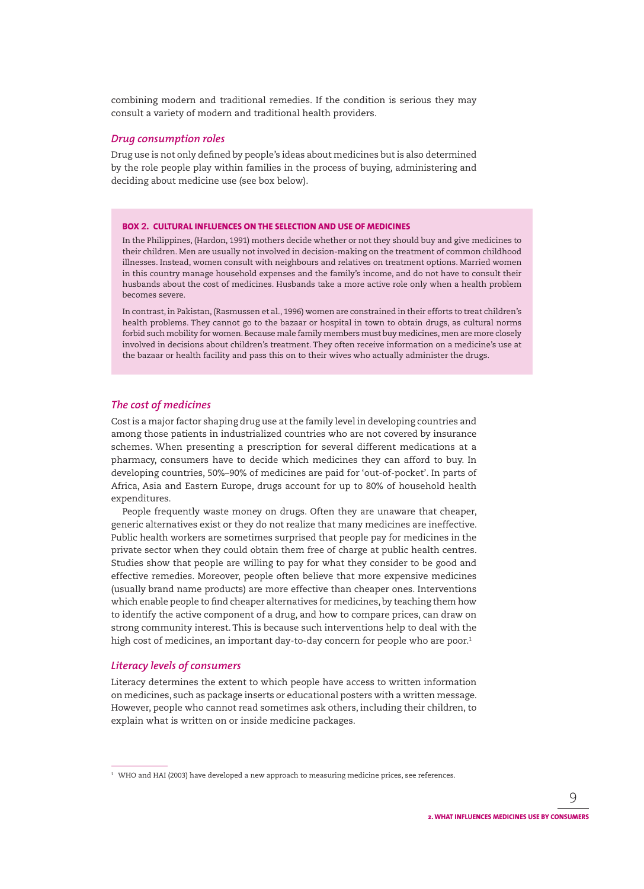combining modern and traditional remedies. If the condition is serious they may consult a variety of modern and traditional health providers.

### *Drug consumption roles*

Drug use is not only defined by people's ideas about medicines but is also determined by the role people play within families in the process of buying, administering and deciding about medicine use (see box below).

> **BOX 2. CULTURAL INFLUENCES ON THE SELECTION AND USE OF MEDICINES**
>
> In the Philippines, (Hardon, 1991) mothers decide whether or not they should buy and give medicines to their children. Men are usually not involved in decision-making on the treatment of common childhood illnesses. Instead, women consult with neighbours and relatives on treatment options. Married women in this country manage household expenses and the family's income, and do not have to consult their husbands about the cost of medicines. Husbands take a more active role only when a health problem becomes severe.
>
> In contrast, in Pakistan, (Rasmussen et al., 1996) women are constrained in their efforts to treat children's health problems. They cannot go to the bazaar or hospital in town to obtain drugs, as cultural norms forbid such mobility for women. Because male family members must buy medicines, men are more closely involved in decisions about children's treatment. They often receive information on a medicine's use at the bazaar or health facility and pass this on to their wives who actually administer the drugs.

### *The cost of medicines*

Cost is a major factor shaping drug use at the family level in developing countries and among those patients in industrialized countries who are not covered by insurance schemes. When presenting a prescription for several different medications at a pharmacy, consumers have to decide which medicines they can afford to buy. In developing countries, 50%–90% of medicines are paid for 'out-of-pocket'. In parts of Africa, Asia and Eastern Europe, drugs account for up to 80% of household health expenditures.

People frequently waste money on drugs. Often they are unaware that cheaper, generic alternatives exist or they do not realize that many medicines are ineffective. Public health workers are sometimes surprised that people pay for medicines in the private sector when they could obtain them free of charge at public health centres. Studies show that people are willing to pay for what they consider to be good and effective remedies. Moreover, people often believe that more expensive medicines (usually brand name products) are more effective than cheaper ones. Interventions which enable people to find cheaper alternatives for medicines, by teaching them how to identify the active component of a drug, and how to compare prices, can draw on strong community interest. This is because such interventions help to deal with the high cost of medicines, an important day-to-day concern for people who are poor.[1]

### *Literacy levels of consumers*

Literacy determines the extent to which people have access to written information on medicines, such as package inserts or educational posters with a written message. However, people who cannot read sometimes ask others, including their children, to explain what is written on or inside medicine packages.

---

[1] WHO and HAI (2003) have developed a new approach to measuring medicine prices, see references.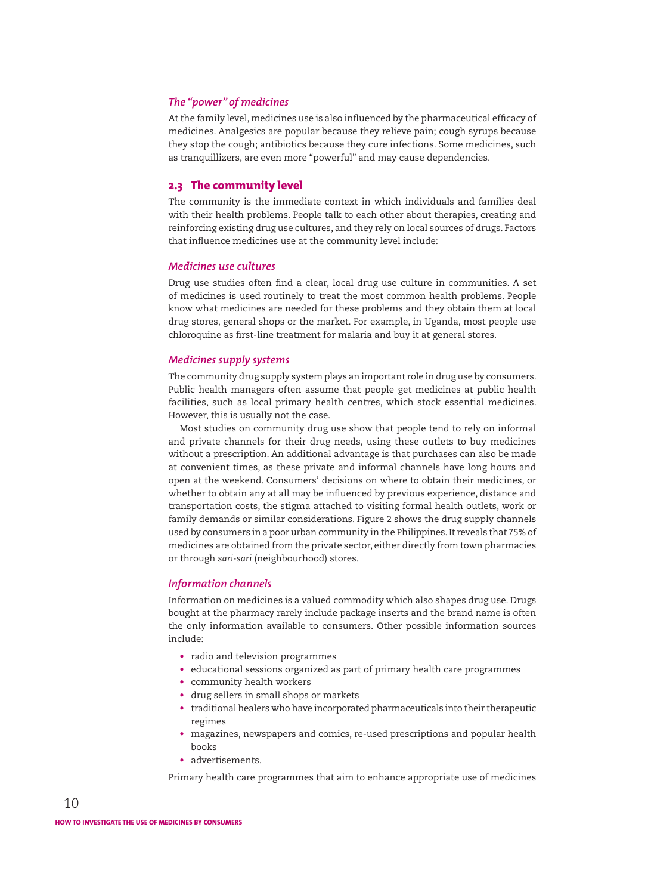### *The "power" of medicines*

At the family level, medicines use is also influenced by the pharmaceutical efficacy of medicines. Analgesics are popular because they relieve pain; cough syrups because they stop the cough; antibiotics because they cure infections. Some medicines, such as tranquillizers, are even more "powerful" and may cause dependencies.

## 2.3 The community level

The community is the immediate context in which individuals and families deal with their health problems. People talk to each other about therapies, creating and reinforcing existing drug use cultures, and they rely on local sources of drugs. Factors that influence medicines use at the community level include:

### *Medicines use cultures*

Drug use studies often find a clear, local drug use culture in communities. A set of medicines is used routinely to treat the most common health problems. People know what medicines are needed for these problems and they obtain them at local drug stores, general shops or the market. For example, in Uganda, most people use chloroquine as first-line treatment for malaria and buy it at general stores.

### *Medicines supply systems*

The community drug supply system plays an important role in drug use by consumers. Public health managers often assume that people get medicines at public health facilities, such as local primary health centres, which stock essential medicines. However, this is usually not the case.

Most studies on community drug use show that people tend to rely on informal and private channels for their drug needs, using these outlets to buy medicines without a prescription. An additional advantage is that purchases can also be made at convenient times, as these private and informal channels have long hours and open at the weekend. Consumers' decisions on where to obtain their medicines, or whether to obtain any at all may be influenced by previous experience, distance and transportation costs, the stigma attached to visiting formal health outlets, work or family demands or similar considerations. Figure 2 shows the drug supply channels used by consumers in a poor urban community in the Philippines. It reveals that 75% of medicines are obtained from the private sector, either directly from town pharmacies or through *sari-sari* (neighbourhood) stores.

### *Information channels*

Information on medicines is a valued commodity which also shapes drug use. Drugs bought at the pharmacy rarely include package inserts and the brand name is often the only information available to consumers. Other possible information sources include:

- radio and television programmes
- educational sessions organized as part of primary health care programmes
- community health workers
- drug sellers in small shops or markets
- traditional healers who have incorporated pharmaceuticals into their therapeutic regimes
- magazines, newspapers and comics, re-used prescriptions and popular health books
- advertisements.

Primary health care programmes that aim to enhance appropriate use of medicines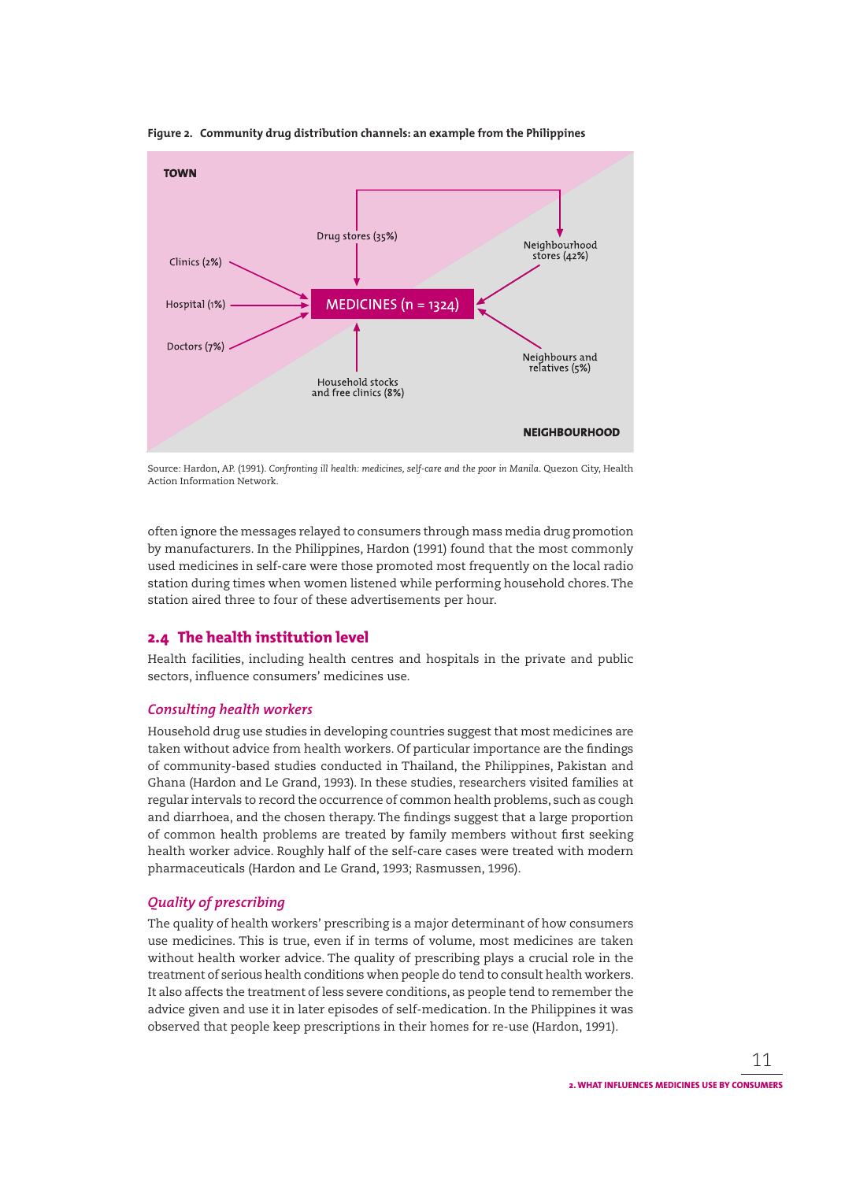**Figure 2. Community drug distribution channels: an example from the Philippines**

TOWN

Clinics (2%)

Hospital (1%)

Doctors (7%)

Drug stores (35%)

MEDICINES (n = 1324)

Household stocks and free clinics (8%)

Neighbourhood stores (42%)

Neighbours and relatives (5%)

NEIGHBOURHOOD

Source: Hardon, AP. (1991). *Confronting ill health: medicines, self-care and the poor in Manila*. Quezon City, Health Action Information Network.

often ignore the messages relayed to consumers through mass media drug promotion by manufacturers. In the Philippines, Hardon (1991) found that the most commonly used medicines in self-care were those promoted most frequently on the local radio station during times when women listened while performing household chores. The station aired three to four of these advertisements per hour.

## 2.4 The health institution level

Health facilities, including health centres and hospitals in the private and public sectors, influence consumers' medicines use.

### *Consulting health workers*

Household drug use studies in developing countries suggest that most medicines are taken without advice from health workers. Of particular importance are the findings of community-based studies conducted in Thailand, the Philippines, Pakistan and Ghana (Hardon and Le Grand, 1993). In these studies, researchers visited families at regular intervals to record the occurrence of common health problems, such as cough and diarrhoea, and the chosen therapy. The findings suggest that a large proportion of common health problems are treated by family members without first seeking health worker advice. Roughly half of the self-care cases were treated with modern pharmaceuticals (Hardon and Le Grand, 1993; Rasmussen, 1996).

### *Quality of prescribing*

The quality of health workers' prescribing is a major determinant of how consumers use medicines. This is true, even if in terms of volume, most medicines are taken without health worker advice. The quality of prescribing plays a crucial role in the treatment of serious health conditions when people do tend to consult health workers. It also affects the treatment of less severe conditions, as people tend to remember the advice given and use it in later episodes of self-medication. In the Philippines it was observed that people keep prescriptions in their homes for re-use (Hardon, 1991).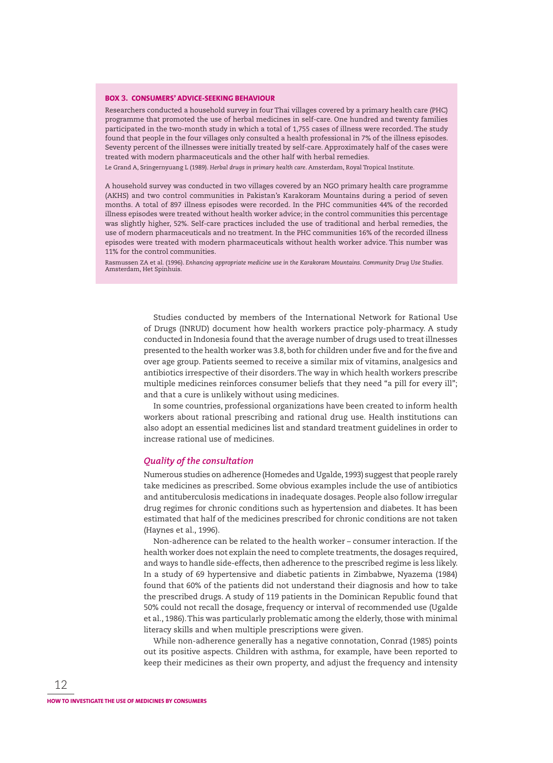**BOX 3. CONSUMERS' ADVICE-SEEKING BEHAVIOUR**

Researchers conducted a household survey in four Thai villages covered by a primary health care (PHC) programme that promoted the use of herbal medicines in self-care. One hundred and twenty families participated in the two-month study in which a total of 1,755 cases of illness were recorded. The study found that people in the four villages only consulted a health professional in 7% of the illness episodes. Seventy percent of the illnesses were initially treated by self-care. Approximately half of the cases were treated with modern pharmaceuticals and the other half with herbal remedies.

Le Grand A, Sringernyuang L (1989). *Herbal drugs in primary health care*. Amsterdam, Royal Tropical Institute.

A household survey was conducted in two villages covered by an NGO primary health care programme (AKHS) and two control communities in Pakistan's Karakoram Mountains during a period of seven months. A total of 897 illness episodes were recorded. In the PHC communities 44% of the recorded illness episodes were treated without health worker advice; in the control communities this percentage was slightly higher, 52%. Self-care practices included the use of traditional and herbal remedies, the use of modern pharmaceuticals and no treatment. In the PHC communities 16% of the recorded illness episodes were treated with modern pharmaceuticals without health worker advice. This number was 11% for the control communities.

Rasmussen ZA et al. (1996). *Enhancing appropriate medicine use in the Karakoram Mountains. Community Drug Use Studies*. Amsterdam, Het Spinhuis.

Studies conducted by members of the International Network for Rational Use of Drugs (INRUD) document how health workers practice poly-pharmacy. A study conducted in Indonesia found that the average number of drugs used to treat illnesses presented to the health worker was 3.8, both for children under five and for the five and over age group. Patients seemed to receive a similar mix of vitamins, analgesics and antibiotics irrespective of their disorders. The way in which health workers prescribe multiple medicines reinforces consumer beliefs that they need "a pill for every ill"; and that a cure is unlikely without using medicines.

In some countries, professional organizations have been created to inform health workers about rational prescribing and rational drug use. Health institutions can also adopt an essential medicines list and standard treatment guidelines in order to increase rational use of medicines.

### *Quality of the consultation*

Numerous studies on adherence (Homedes and Ugalde, 1993) suggest that people rarely take medicines as prescribed. Some obvious examples include the use of antibiotics and antituberculosis medications in inadequate dosages. People also follow irregular drug regimes for chronic conditions such as hypertension and diabetes. It has been estimated that half of the medicines prescribed for chronic conditions are not taken (Haynes et al., 1996).

Non-adherence can be related to the health worker – consumer interaction. If the health worker does not explain the need to complete treatments, the dosages required, and ways to handle side-effects, then adherence to the prescribed regime is less likely. In a study of 69 hypertensive and diabetic patients in Zimbabwe, Nyazema (1984) found that 60% of the patients did not understand their diagnosis and how to take the prescribed drugs. A study of 119 patients in the Dominican Republic found that 50% could not recall the dosage, frequency or interval of recommended use (Ugalde et al., 1986). This was particularly problematic among the elderly, those with minimal literacy skills and when multiple prescriptions were given.

While non-adherence generally has a negative connotation, Conrad (1985) points out its positive aspects. Children with asthma, for example, have been reported to keep their medicines as their own property, and adjust the frequency and intensity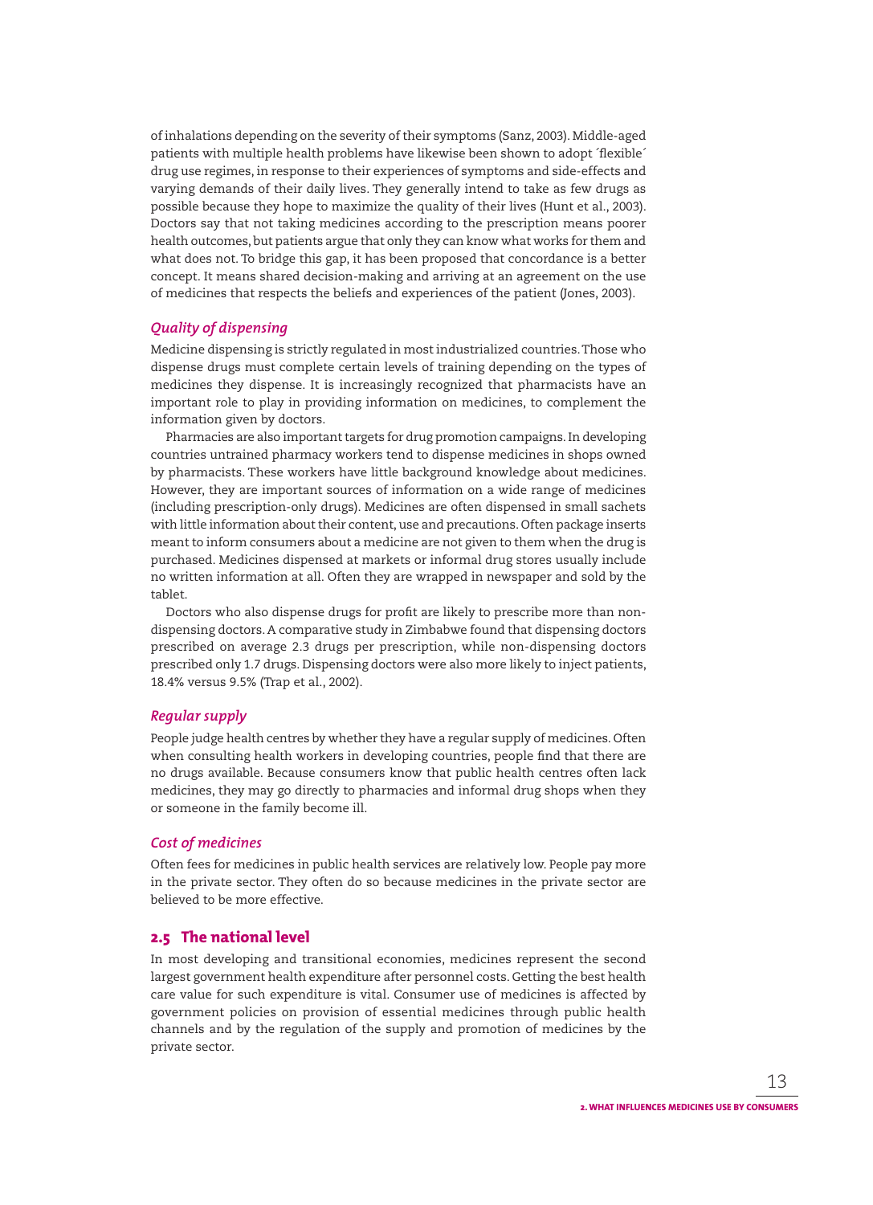of inhalations depending on the severity of their symptoms (Sanz, 2003). Middle-aged patients with multiple health problems have likewise been shown to adopt ´flexible´ drug use regimes, in response to their experiences of symptoms and side-effects and varying demands of their daily lives. They generally intend to take as few drugs as possible because they hope to maximize the quality of their lives (Hunt et al., 2003). Doctors say that not taking medicines according to the prescription means poorer health outcomes, but patients argue that only they can know what works for them and what does not. To bridge this gap, it has been proposed that concordance is a better concept. It means shared decision-making and arriving at an agreement on the use of medicines that respects the beliefs and experiences of the patient (Jones, 2003).

### *Quality of dispensing*

Medicine dispensing is strictly regulated in most industrialized countries. Those who dispense drugs must complete certain levels of training depending on the types of medicines they dispense. It is increasingly recognized that pharmacists have an important role to play in providing information on medicines, to complement the information given by doctors.

Pharmacies are also important targets for drug promotion campaigns. In developing countries untrained pharmacy workers tend to dispense medicines in shops owned by pharmacists. These workers have little background knowledge about medicines. However, they are important sources of information on a wide range of medicines (including prescription-only drugs). Medicines are often dispensed in small sachets with little information about their content, use and precautions. Often package inserts meant to inform consumers about a medicine are not given to them when the drug is purchased. Medicines dispensed at markets or informal drug stores usually include no written information at all. Often they are wrapped in newspaper and sold by the tablet.

Doctors who also dispense drugs for profit are likely to prescribe more than non-dispensing doctors. A comparative study in Zimbabwe found that dispensing doctors prescribed on average 2.3 drugs per prescription, while non-dispensing doctors prescribed only 1.7 drugs. Dispensing doctors were also more likely to inject patients, 18.4% versus 9.5% (Trap et al., 2002).

### *Regular supply*

People judge health centres by whether they have a regular supply of medicines. Often when consulting health workers in developing countries, people find that there are no drugs available. Because consumers know that public health centres often lack medicines, they may go directly to pharmacies and informal drug shops when they or someone in the family become ill.

### *Cost of medicines*

Often fees for medicines in public health services are relatively low. People pay more in the private sector. They often do so because medicines in the private sector are believed to be more effective.

## 2.5 The national level

In most developing and transitional economies, medicines represent the second largest government health expenditure after personnel costs. Getting the best health care value for such expenditure is vital. Consumer use of medicines is affected by government policies on provision of essential medicines through public health channels and by the regulation of the supply and promotion of medicines by the private sector.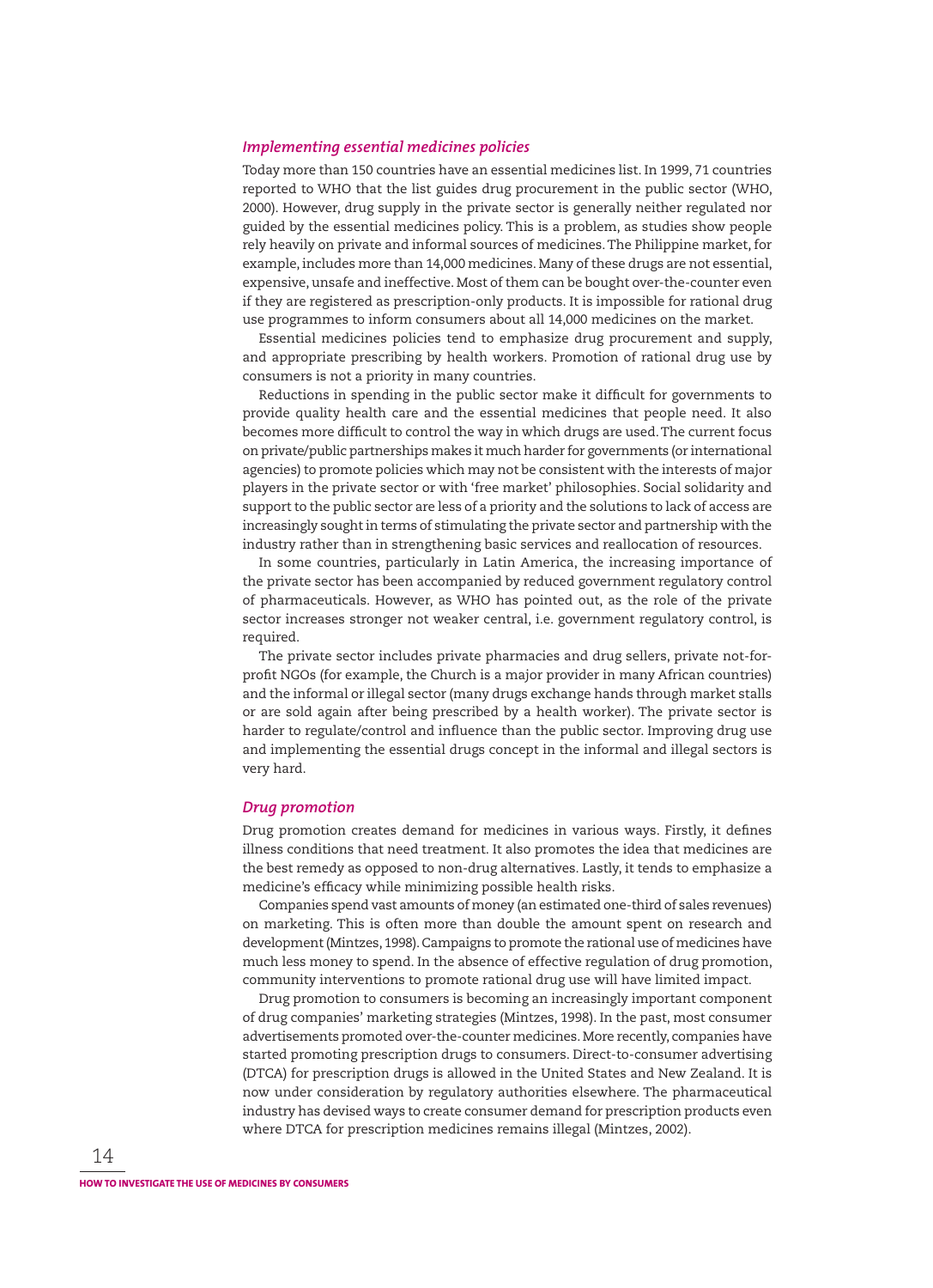### *Implementing essential medicines policies*

Today more than 150 countries have an essential medicines list. In 1999, 71 countries reported to WHO that the list guides drug procurement in the public sector (WHO, 2000). However, drug supply in the private sector is generally neither regulated nor guided by the essential medicines policy. This is a problem, as studies show people rely heavily on private and informal sources of medicines. The Philippine market, for example, includes more than 14,000 medicines. Many of these drugs are not essential, expensive, unsafe and ineffective. Most of them can be bought over-the-counter even if they are registered as prescription-only products. It is impossible for rational drug use programmes to inform consumers about all 14,000 medicines on the market.

Essential medicines policies tend to emphasize drug procurement and supply, and appropriate prescribing by health workers. Promotion of rational drug use by consumers is not a priority in many countries.

Reductions in spending in the public sector make it difficult for governments to provide quality health care and the essential medicines that people need. It also becomes more difficult to control the way in which drugs are used. The current focus on private/public partnerships makes it much harder for governments (or international agencies) to promote policies which may not be consistent with the interests of major players in the private sector or with 'free market' philosophies. Social solidarity and support to the public sector are less of a priority and the solutions to lack of access are increasingly sought in terms of stimulating the private sector and partnership with the industry rather than in strengthening basic services and reallocation of resources.

In some countries, particularly in Latin America, the increasing importance of the private sector has been accompanied by reduced government regulatory control of pharmaceuticals. However, as WHO has pointed out, as the role of the private sector increases stronger not weaker central, i.e. government regulatory control, is required.

The private sector includes private pharmacies and drug sellers, private not-for-profit NGOs (for example, the Church is a major provider in many African countries) and the informal or illegal sector (many drugs exchange hands through market stalls or are sold again after being prescribed by a health worker). The private sector is harder to regulate/control and influence than the public sector. Improving drug use and implementing the essential drugs concept in the informal and illegal sectors is very hard.

### *Drug promotion*

Drug promotion creates demand for medicines in various ways. Firstly, it defines illness conditions that need treatment. It also promotes the idea that medicines are the best remedy as opposed to non-drug alternatives. Lastly, it tends to emphasize a medicine's efficacy while minimizing possible health risks.

Companies spend vast amounts of money (an estimated one-third of sales revenues) on marketing. This is often more than double the amount spent on research and development (Mintzes, 1998). Campaigns to promote the rational use of medicines have much less money to spend. In the absence of effective regulation of drug promotion, community interventions to promote rational drug use will have limited impact.

Drug promotion to consumers is becoming an increasingly important component of drug companies' marketing strategies (Mintzes, 1998). In the past, most consumer advertisements promoted over-the-counter medicines. More recently, companies have started promoting prescription drugs to consumers. Direct-to-consumer advertising (DTCA) for prescription drugs is allowed in the United States and New Zealand. It is now under consideration by regulatory authorities elsewhere. The pharmaceutical industry has devised ways to create consumer demand for prescription products even where DTCA for prescription medicines remains illegal (Mintzes, 2002).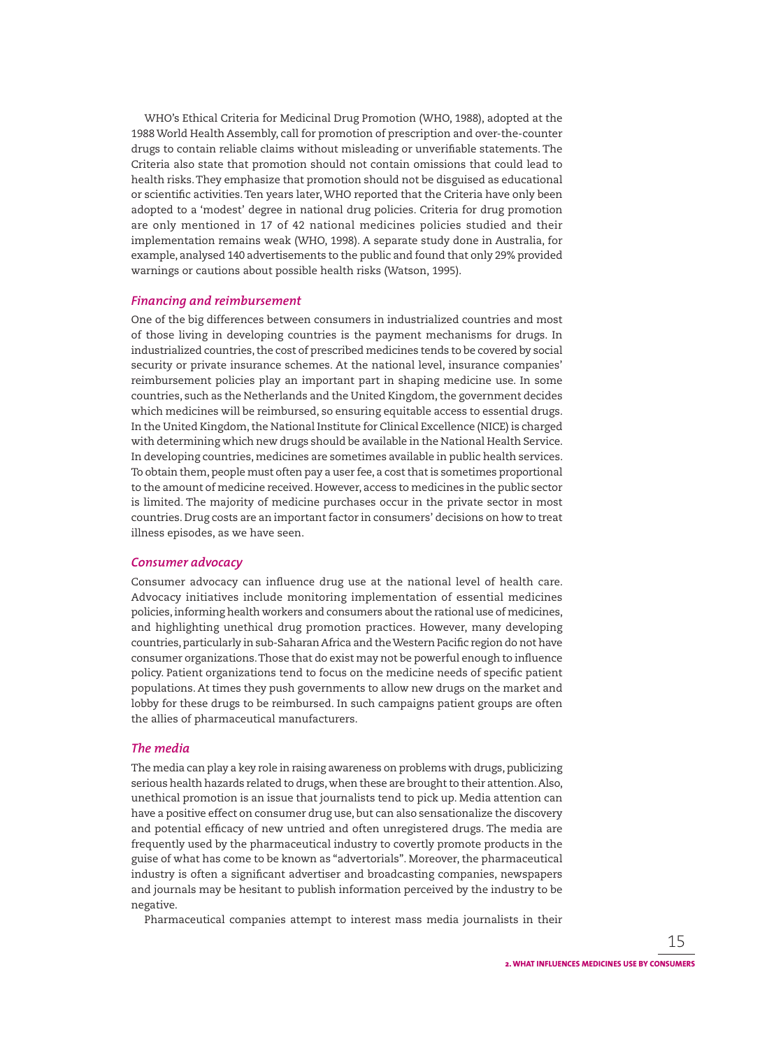WHO's Ethical Criteria for Medicinal Drug Promotion (WHO, 1988), adopted at the 1988 World Health Assembly, call for promotion of prescription and over-the-counter drugs to contain reliable claims without misleading or unverifiable statements. The Criteria also state that promotion should not contain omissions that could lead to health risks. They emphasize that promotion should not be disguised as educational or scientific activities. Ten years later, WHO reported that the Criteria have only been adopted to a 'modest' degree in national drug policies. Criteria for drug promotion are only mentioned in 17 of 42 national medicines policies studied and their implementation remains weak (WHO, 1998). A separate study done in Australia, for example, analysed 140 advertisements to the public and found that only 29% provided warnings or cautions about possible health risks (Watson, 1995).

### *Financing and reimbursement*

One of the big differences between consumers in industrialized countries and most of those living in developing countries is the payment mechanisms for drugs. In industrialized countries, the cost of prescribed medicines tends to be covered by social security or private insurance schemes. At the national level, insurance companies' reimbursement policies play an important part in shaping medicine use. In some countries, such as the Netherlands and the United Kingdom, the government decides which medicines will be reimbursed, so ensuring equitable access to essential drugs. In the United Kingdom, the National Institute for Clinical Excellence (NICE) is charged with determining which new drugs should be available in the National Health Service. In developing countries, medicines are sometimes available in public health services. To obtain them, people must often pay a user fee, a cost that is sometimes proportional to the amount of medicine received. However, access to medicines in the public sector is limited. The majority of medicine purchases occur in the private sector in most countries. Drug costs are an important factor in consumers' decisions on how to treat illness episodes, as we have seen.

### *Consumer advocacy*

Consumer advocacy can influence drug use at the national level of health care. Advocacy initiatives include monitoring implementation of essential medicines policies, informing health workers and consumers about the rational use of medicines, and highlighting unethical drug promotion practices. However, many developing countries, particularly in sub-Saharan Africa and the Western Pacific region do not have consumer organizations. Those that do exist may not be powerful enough to influence policy. Patient organizations tend to focus on the medicine needs of specific patient populations. At times they push governments to allow new drugs on the market and lobby for these drugs to be reimbursed. In such campaigns patient groups are often the allies of pharmaceutical manufacturers.

### *The media*

The media can play a key role in raising awareness on problems with drugs, publicizing serious health hazards related to drugs, when these are brought to their attention. Also, unethical promotion is an issue that journalists tend to pick up. Media attention can have a positive effect on consumer drug use, but can also sensationalize the discovery and potential efficacy of new untried and often unregistered drugs. The media are frequently used by the pharmaceutical industry to covertly promote products in the guise of what has come to be known as "advertorials". Moreover, the pharmaceutical industry is often a significant advertiser and broadcasting companies, newspapers and journals may be hesitant to publish information perceived by the industry to be negative.

Pharmaceutical companies attempt to interest mass media journalists in their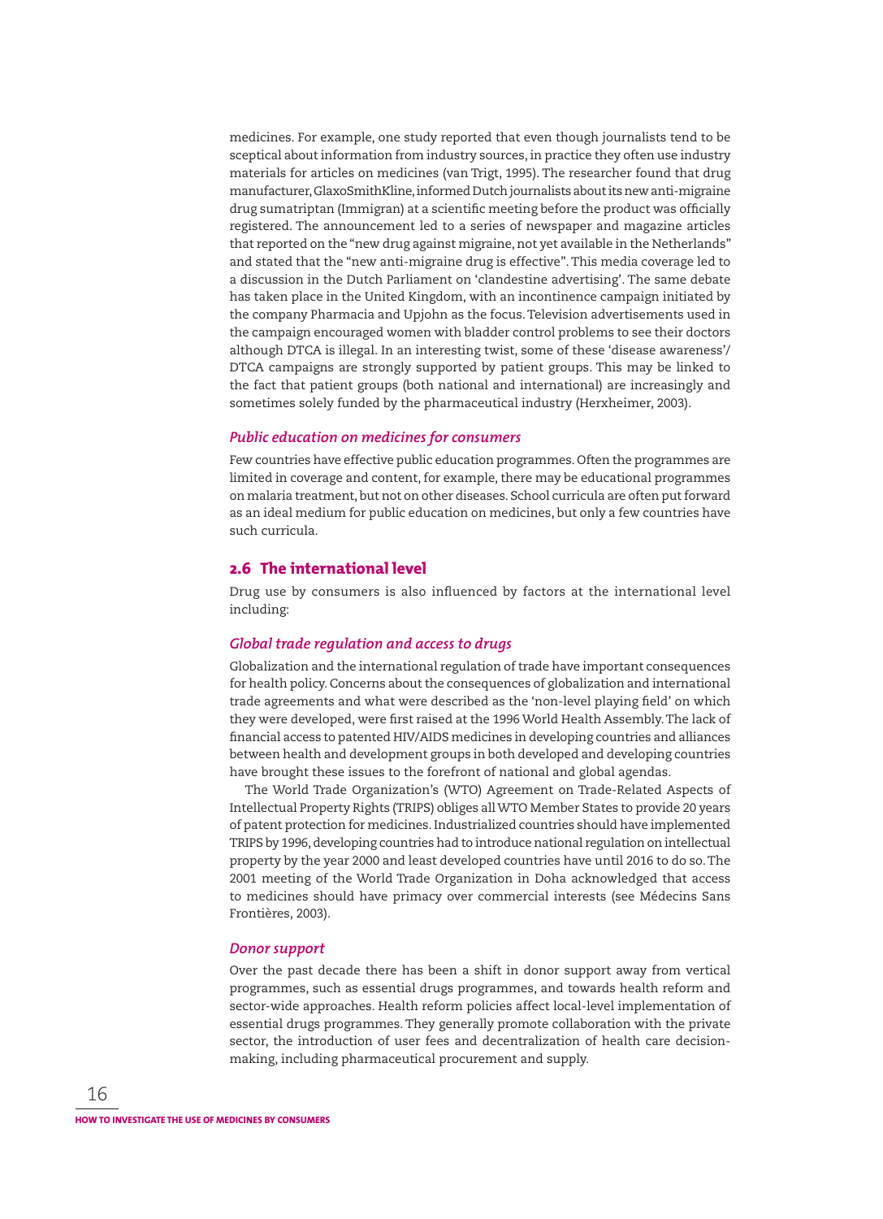medicines. For example, one study reported that even though journalists tend to be sceptical about information from industry sources, in practice they often use industry materials for articles on medicines (van Trigt, 1995). The researcher found that drug manufacturer, GlaxoSmithKline, informed Dutch journalists about its new anti-migraine drug sumatriptan (Immigran) at a scientific meeting before the product was officially registered. The announcement led to a series of newspaper and magazine articles that reported on the "new drug against migraine, not yet available in the Netherlands" and stated that the "new anti-migraine drug is effective". This media coverage led to a discussion in the Dutch Parliament on 'clandestine advertising'. The same debate has taken place in the United Kingdom, with an incontinence campaign initiated by the company Pharmacia and Upjohn as the focus. Television advertisements used in the campaign encouraged women with bladder control problems to see their doctors although DTCA is illegal. In an interesting twist, some of these 'disease awareness'/ DTCA campaigns are strongly supported by patient groups. This may be linked to the fact that patient groups (both national and international) are increasingly and sometimes solely funded by the pharmaceutical industry (Herxheimer, 2003).

### *Public education on medicines for consumers*

Few countries have effective public education programmes. Often the programmes are limited in coverage and content, for example, there may be educational programmes on malaria treatment, but not on other diseases. School curricula are often put forward as an ideal medium for public education on medicines, but only a few countries have such curricula.

## 2.6 The international level

Drug use by consumers is also influenced by factors at the international level including:

### *Global trade regulation and access to drugs*

Globalization and the international regulation of trade have important consequences for health policy. Concerns about the consequences of globalization and international trade agreements and what were described as the 'non-level playing field' on which they were developed, were first raised at the 1996 World Health Assembly. The lack of financial access to patented HIV/AIDS medicines in developing countries and alliances between health and development groups in both developed and developing countries have brought these issues to the forefront of national and global agendas.

The World Trade Organization's (WTO) Agreement on Trade-Related Aspects of Intellectual Property Rights (TRIPS) obliges all WTO Member States to provide 20 years of patent protection for medicines. Industrialized countries should have implemented TRIPS by 1996, developing countries had to introduce national regulation on intellectual property by the year 2000 and least developed countries have until 2016 to do so. The 2001 meeting of the World Trade Organization in Doha acknowledged that access to medicines should have primacy over commercial interests (see Médecins Sans Frontières, 2003).

### *Donor support*

Over the past decade there has been a shift in donor support away from vertical programmes, such as essential drugs programmes, and towards health reform and sector-wide approaches. Health reform policies affect local-level implementation of essential drugs programmes. They generally promote collaboration with the private sector, the introduction of user fees and decentralization of health care decision-making, including pharmaceutical procurement and supply.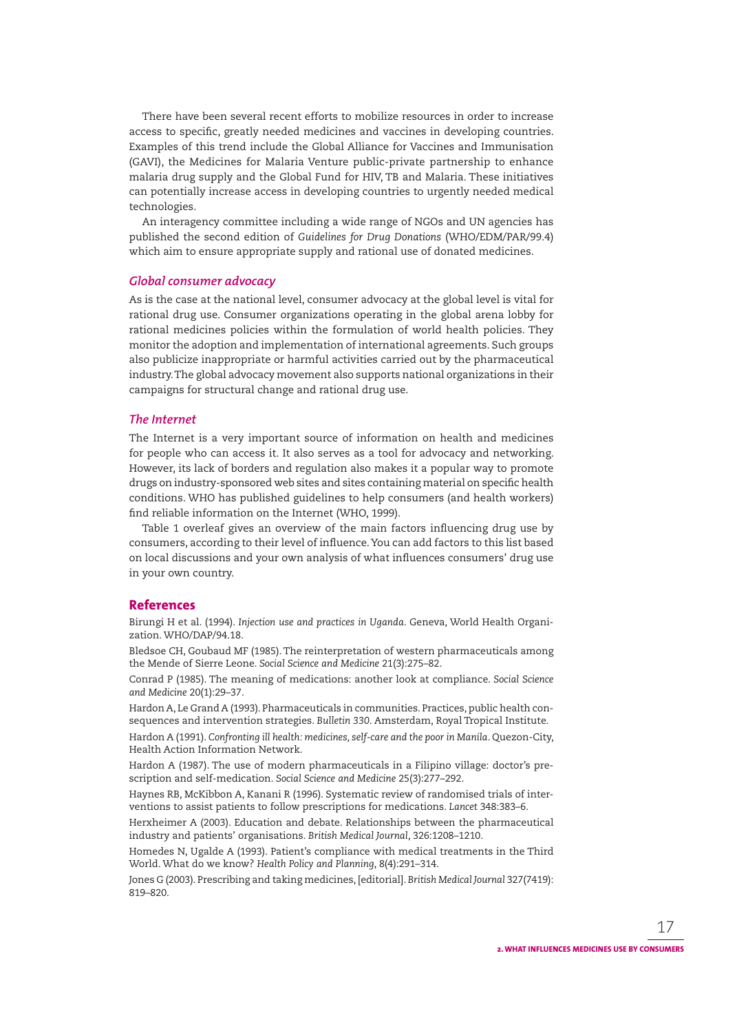There have been several recent efforts to mobilize resources in order to increase access to specific, greatly needed medicines and vaccines in developing countries. Examples of this trend include the Global Alliance for Vaccines and Immunisation (GAVI), the Medicines for Malaria Venture public-private partnership to enhance malaria drug supply and the Global Fund for HIV, TB and Malaria. These initiatives can potentially increase access in developing countries to urgently needed medical technologies.

An interagency committee including a wide range of NGOs and UN agencies has published the second edition of *Guidelines for Drug Donations* (WHO/EDM/PAR/99.4) which aim to ensure appropriate supply and rational use of donated medicines.

### *Global consumer advocacy*

As is the case at the national level, consumer advocacy at the global level is vital for rational drug use. Consumer organizations operating in the global arena lobby for rational medicines policies within the formulation of world health policies. They monitor the adoption and implementation of international agreements. Such groups also publicize inappropriate or harmful activities carried out by the pharmaceutical industry. The global advocacy movement also supports national organizations in their campaigns for structural change and rational drug use.

### *The Internet*

The Internet is a very important source of information on health and medicines for people who can access it. It also serves as a tool for advocacy and networking. However, its lack of borders and regulation also makes it a popular way to promote drugs on industry-sponsored web sites and sites containing material on specific health conditions. WHO has published guidelines to help consumers (and health workers) find reliable information on the Internet (WHO, 1999).

Table 1 overleaf gives an overview of the main factors influencing drug use by consumers, according to their level of influence. You can add factors to this list based on local discussions and your own analysis of what influences consumers' drug use in your own country.

## References

Birungi H et al. (1994). *Injection use and practices in Uganda*. Geneva, World Health Organization. WHO/DAP/94.18.

Bledsoe CH, Goubaud MF (1985). The reinterpretation of western pharmaceuticals among the Mende of Sierre Leone. *Social Science and Medicine* 21(3):275–82.

Conrad P (1985). The meaning of medications: another look at compliance. *Social Science and Medicine* 20(1):29–37.

Hardon A, Le Grand A (1993). Pharmaceuticals in communities. Practices, public health consequences and intervention strategies. *Bulletin 330*. Amsterdam, Royal Tropical Institute.

Hardon A (1991). *Confronting ill health: medicines, self-care and the poor in Manila*. Quezon-City, Health Action Information Network.

Hardon A (1987). The use of modern pharmaceuticals in a Filipino village: doctor's prescription and self-medication. *Social Science and Medicine* 25(3):277–292.

Haynes RB, McKibbon A, Kanani R (1996). Systematic review of randomised trials of interventions to assist patients to follow prescriptions for medications. *Lancet* 348:383–6.

Herxheimer A (2003). Education and debate. Relationships between the pharmaceutical industry and patients' organisations. *British Medical Journal*, 326:1208–1210.

Homedes N, Ugalde A (1993). Patient's compliance with medical treatments in the Third World. What do we know? *Health Policy and Planning*, 8(4):291–314.

Jones G (2003). Prescribing and taking medicines, [editorial]. *British Medical Journal* 327(7419): 819–820.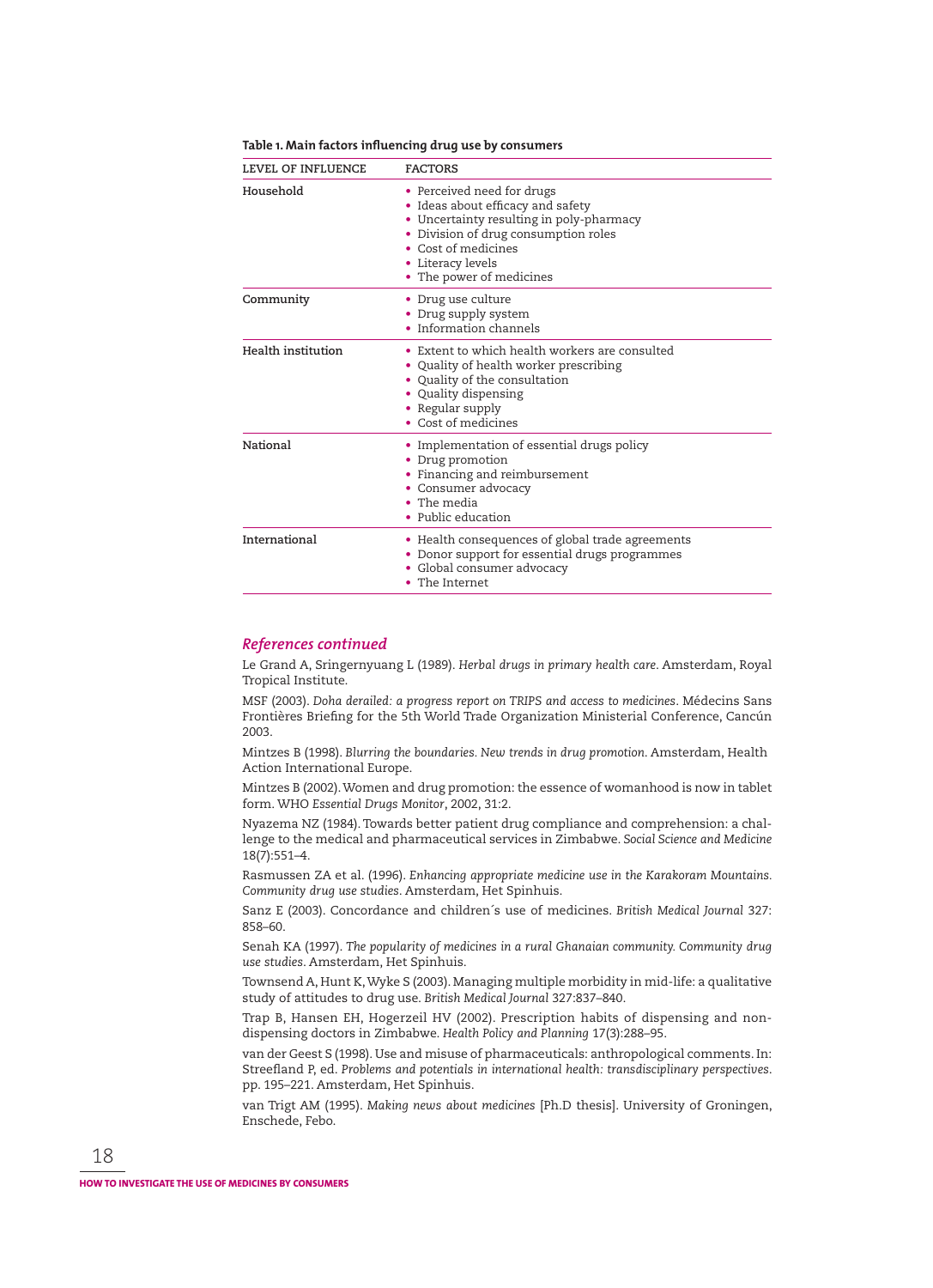**Table 1. Main factors influencing drug use by consumers**

| LEVEL OF INFLUENCE | FACTORS |
|---|---|
| Household | • Perceived need for drugs<br>• Ideas about efficacy and safety<br>• Uncertainty resulting in poly-pharmacy<br>• Division of drug consumption roles<br>• Cost of medicines<br>• Literacy levels<br>• The power of medicines |
| Community | • Drug use culture<br>• Drug supply system<br>• Information channels |
| Health institution | • Extent to which health workers are consulted<br>• Quality of health worker prescribing<br>• Quality of the consultation<br>• Quality dispensing<br>• Regular supply<br>• Cost of medicines |
| National | • Implementation of essential drugs policy<br>• Drug promotion<br>• Financing and reimbursement<br>• Consumer advocacy<br>• The media<br>• Public education |
| International | • Health consequences of global trade agreements<br>• Donor support for essential drugs programmes<br>• Global consumer advocacy<br>• The Internet |

## *References continued*

Le Grand A, Sringernyuang L (1989). *Herbal drugs in primary health care*. Amsterdam, Royal Tropical Institute.

MSF (2003). *Doha derailed: a progress report on TRIPS and access to medicines*. Médecins Sans Frontières Briefing for the 5th World Trade Organization Ministerial Conference, Cancún 2003.

Mintzes B (1998). *Blurring the boundaries. New trends in drug promotion*. Amsterdam, Health Action International Europe.

Mintzes B (2002). Women and drug promotion: the essence of womanhood is now in tablet form. WHO *Essential Drugs Monitor*, 2002, 31:2.

Nyazema NZ (1984). Towards better patient drug compliance and comprehension: a challenge to the medical and pharmaceutical services in Zimbabwe. *Social Science and Medicine* 18(7):551–4.

Rasmussen ZA et al. (1996). *Enhancing appropriate medicine use in the Karakoram Mountains. Community drug use studies*. Amsterdam, Het Spinhuis.

Sanz E (2003). Concordance and children´s use of medicines. *British Medical Journal* 327: 858–60.

Senah KA (1997). *The popularity of medicines in a rural Ghanaian community. Community drug use studies*. Amsterdam, Het Spinhuis.

Townsend A, Hunt K, Wyke S (2003). Managing multiple morbidity in mid-life: a qualitative study of attitudes to drug use. *British Medical Journal* 327:837–840.

Trap B, Hansen EH, Hogerzeil HV (2002). Prescription habits of dispensing and non-dispensing doctors in Zimbabwe. *Health Policy and Planning* 17(3):288–95.

van der Geest S (1998). Use and misuse of pharmaceuticals: anthropological comments. In: Streefland P, ed. *Problems and potentials in international health: transdisciplinary perspectives*. pp. 195–221. Amsterdam, Het Spinhuis.

van Trigt AM (1995). *Making news about medicines* [Ph.D thesis]. University of Groningen, Enschede, Febo.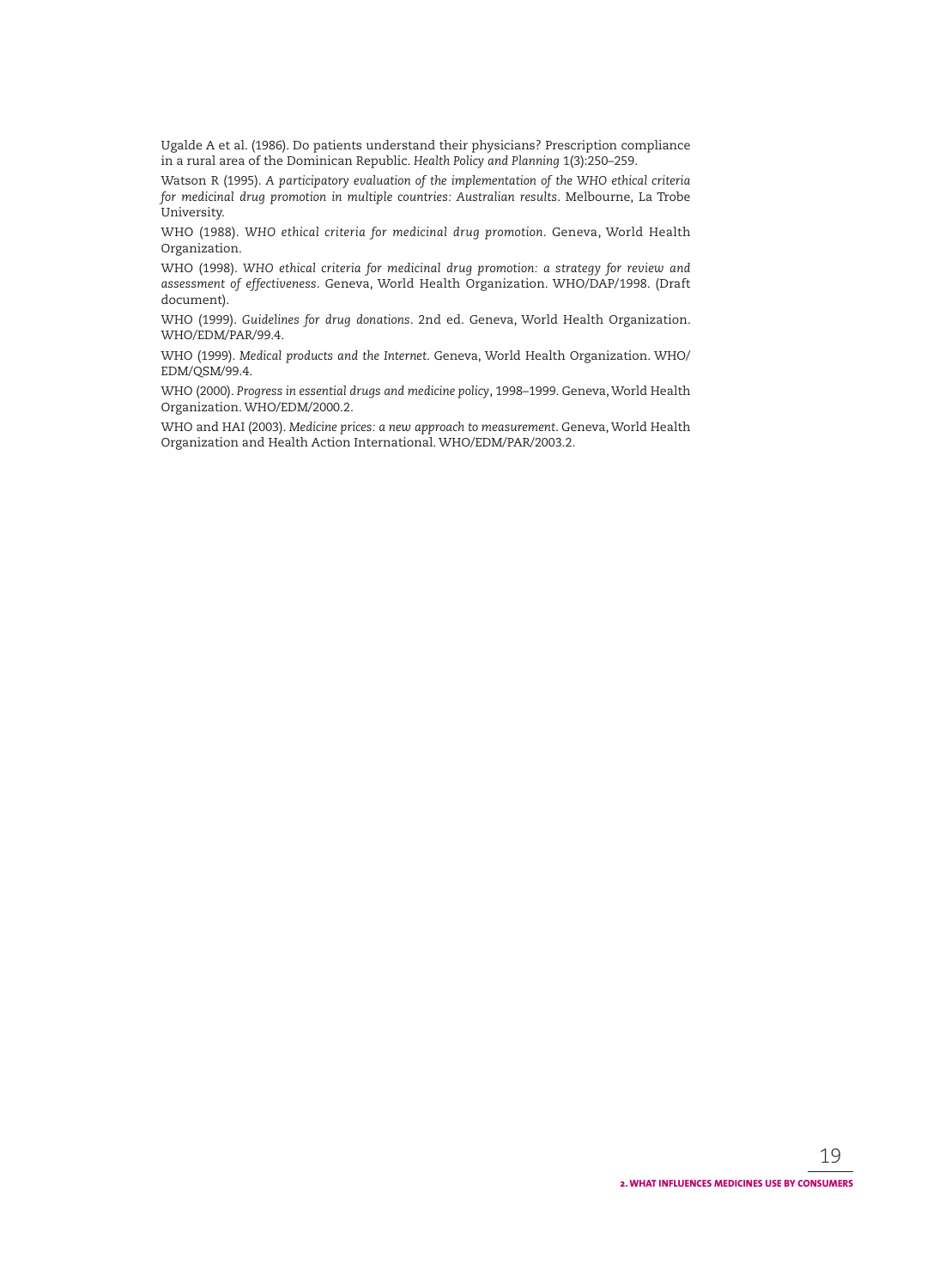Ugalde A et al. (1986). Do patients understand their physicians? Prescription compliance in a rural area of the Dominican Republic. *Health Policy and Planning* 1(3):250–259.

Watson R (1995). *A participatory evaluation of the implementation of the WHO ethical criteria for medicinal drug promotion in multiple countries: Australian results*. Melbourne, La Trobe University.

WHO (1988). *WHO ethical criteria for medicinal drug promotion*. Geneva, World Health Organization.

WHO (1998). *WHO ethical criteria for medicinal drug promotion: a strategy for review and assessment of effectiveness*. Geneva, World Health Organization. WHO/DAP/1998. (Draft document).

WHO (1999). *Guidelines for drug donations*. 2nd ed. Geneva, World Health Organization. WHO/EDM/PAR/99.4.

WHO (1999). *Medical products and the Internet*. Geneva, World Health Organization. WHO/EDM/QSM/99.4.

WHO (2000). *Progress in essential drugs and medicine policy*, 1998–1999. Geneva, World Health Organization. WHO/EDM/2000.2.

WHO and HAI (2003). *Medicine prices: a new approach to measurement*. Geneva, World Health Organization and Health Action International. WHO/EDM/PAR/2003.2.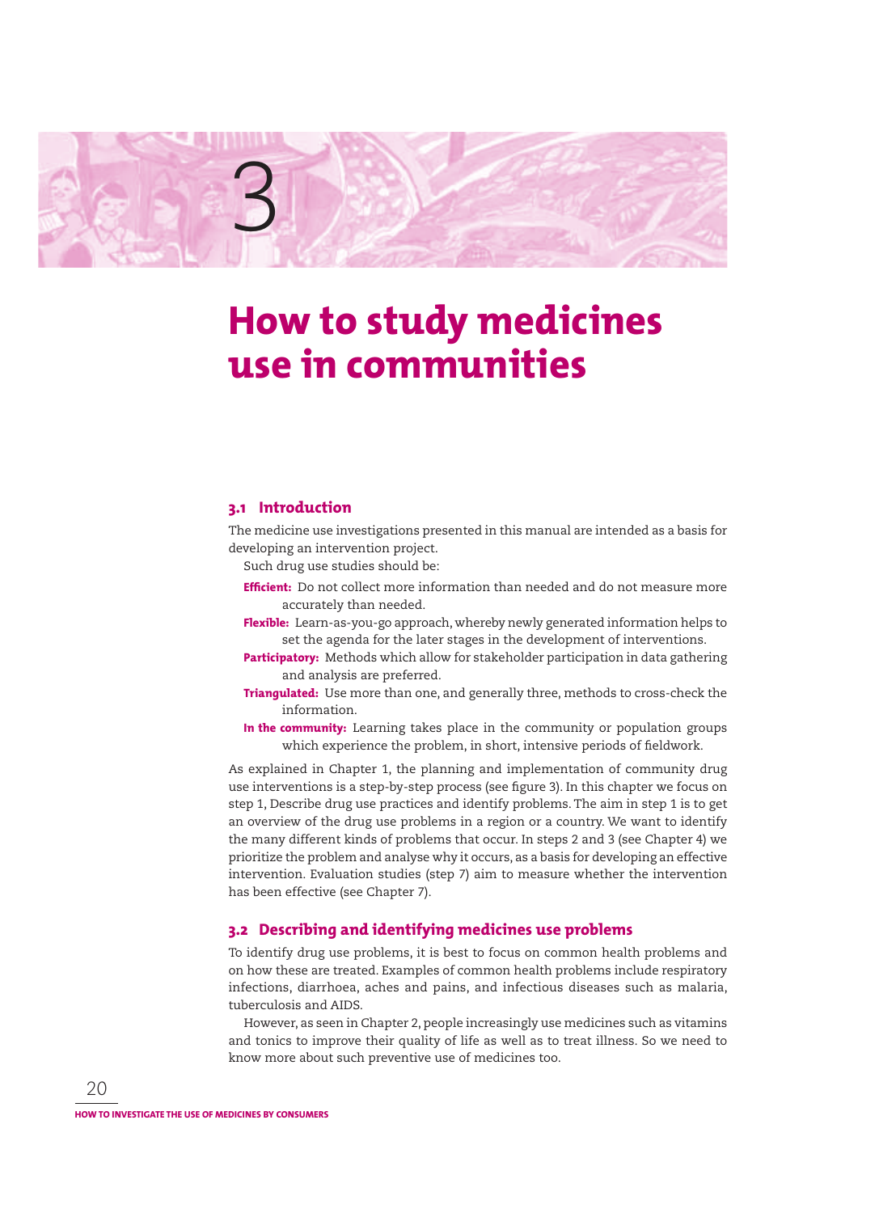# 3

# How to study medicines use in communities

## 3.1 Introduction

The medicine use investigations presented in this manual are intended as a basis for developing an intervention project.

Such drug use studies should be:

- **Efficient:** Do not collect more information than needed and do not measure more accurately than needed.
- **Flexible:** Learn-as-you-go approach, whereby newly generated information helps to set the agenda for the later stages in the development of interventions.
- **Participatory:** Methods which allow for stakeholder participation in data gathering and analysis are preferred.
- **Triangulated:** Use more than one, and generally three, methods to cross-check the information.
- **In the community:** Learning takes place in the community or population groups which experience the problem, in short, intensive periods of fieldwork.

As explained in Chapter 1, the planning and implementation of community drug use interventions is a step-by-step process (see figure 3). In this chapter we focus on step 1, Describe drug use practices and identify problems. The aim in step 1 is to get an overview of the drug use problems in a region or a country. We want to identify the many different kinds of problems that occur. In steps 2 and 3 (see Chapter 4) we prioritize the problem and analyse why it occurs, as a basis for developing an effective intervention. Evaluation studies (step 7) aim to measure whether the intervention has been effective (see Chapter 7).

## 3.2 Describing and identifying medicines use problems

To identify drug use problems, it is best to focus on common health problems and on how these are treated. Examples of common health problems include respiratory infections, diarrhoea, aches and pains, and infectious diseases such as malaria, tuberculosis and AIDS.

However, as seen in Chapter 2, people increasingly use medicines such as vitamins and tonics to improve their quality of life as well as to treat illness. So we need to know more about such preventive use of medicines too.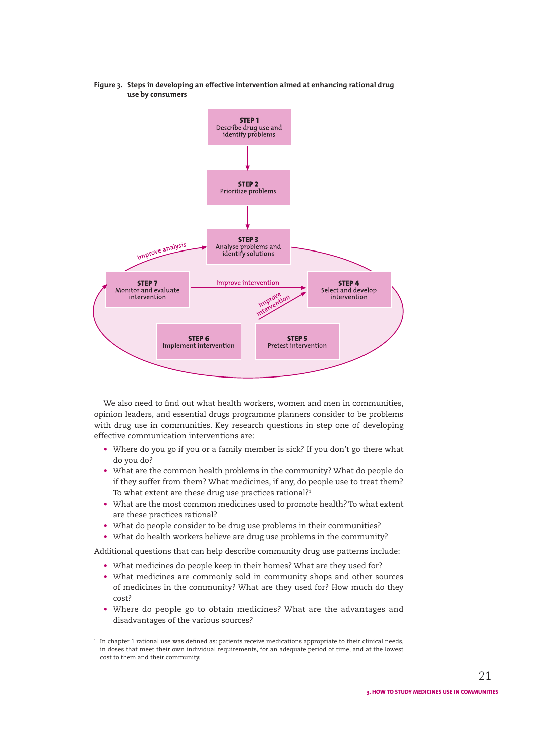**Figure 3. Steps in developing an effective intervention aimed at enhancing rational drug use by consumers**

**STEP 1**
Describe drug use and identify problems

**STEP 2**
Prioritize problems

**STEP 3**
Analyse problems and identify solutions

**STEP 4**
Select and develop intervention

**STEP 5**
Pretest intervention

**STEP 6**
Implement intervention

**STEP 7**
Monitor and evaluate intervention

Improve analysis

Improve intervention

Improve intervention

We also need to find out what health workers, women and men in communities, opinion leaders, and essential drugs programme planners consider to be problems with drug use in communities. Key research questions in step one of developing effective communication interventions are:

- Where do you go if you or a family member is sick? If you don't go there what do you do?
- What are the common health problems in the community? What do people do if they suffer from them? What medicines, if any, do people use to treat them? To what extent are these drug use practices rational?[1]
- What are the most common medicines used to promote health? To what extent are these practices rational?
- What do people consider to be drug use problems in their communities?
- What do health workers believe are drug use problems in the community?

Additional questions that can help describe community drug use patterns include:

- What medicines do people keep in their homes? What are they used for?
- What medicines are commonly sold in community shops and other sources of medicines in the community? What are they used for? How much do they cost?
- Where do people go to obtain medicines? What are the advantages and disadvantages of the various sources?

[1] In chapter 1 rational use was defined as: patients receive medications appropriate to their clinical needs, in doses that meet their own individual requirements, for an adequate period of time, and at the lowest cost to them and their community.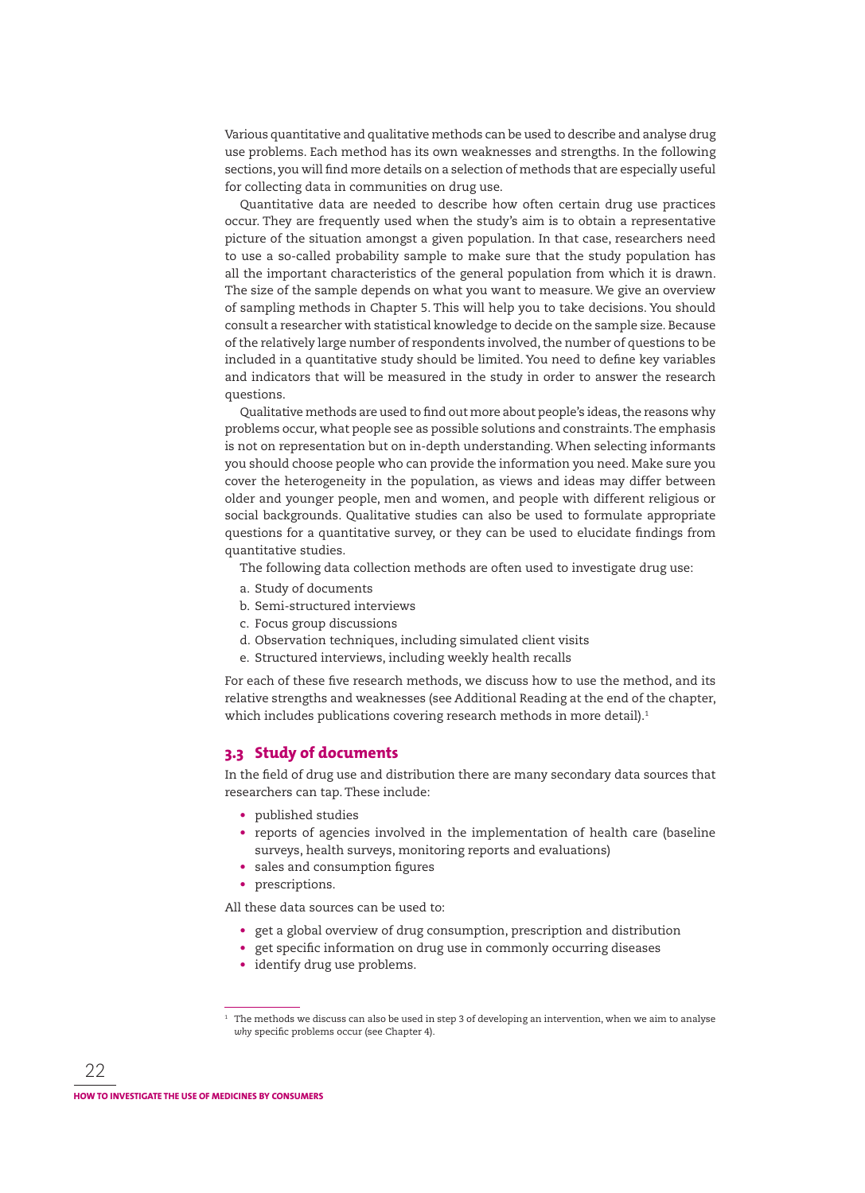Various quantitative and qualitative methods can be used to describe and analyse drug use problems. Each method has its own weaknesses and strengths. In the following sections, you will find more details on a selection of methods that are especially useful for collecting data in communities on drug use.

Quantitative data are needed to describe how often certain drug use practices occur. They are frequently used when the study's aim is to obtain a representative picture of the situation amongst a given population. In that case, researchers need to use a so-called probability sample to make sure that the study population has all the important characteristics of the general population from which it is drawn. The size of the sample depends on what you want to measure. We give an overview of sampling methods in Chapter 5. This will help you to take decisions. You should consult a researcher with statistical knowledge to decide on the sample size. Because of the relatively large number of respondents involved, the number of questions to be included in a quantitative study should be limited. You need to define key variables and indicators that will be measured in the study in order to answer the research questions.

Qualitative methods are used to find out more about people's ideas, the reasons why problems occur, what people see as possible solutions and constraints. The emphasis is not on representation but on in-depth understanding. When selecting informants you should choose people who can provide the information you need. Make sure you cover the heterogeneity in the population, as views and ideas may differ between older and younger people, men and women, and people with different religious or social backgrounds. Qualitative studies can also be used to formulate appropriate questions for a quantitative survey, or they can be used to elucidate findings from quantitative studies.

The following data collection methods are often used to investigate drug use:

a. Study of documents
b. Semi-structured interviews
c. Focus group discussions
d. Observation techniques, including simulated client visits
e. Structured interviews, including weekly health recalls

For each of these five research methods, we discuss how to use the method, and its relative strengths and weaknesses (see Additional Reading at the end of the chapter, which includes publications covering research methods in more detail).[1]

## 3.3 Study of documents

In the field of drug use and distribution there are many secondary data sources that researchers can tap. These include:

- published studies
- reports of agencies involved in the implementation of health care (baseline surveys, health surveys, monitoring reports and evaluations)
- sales and consumption figures
- prescriptions.

All these data sources can be used to:

- get a global overview of drug consumption, prescription and distribution
- get specific information on drug use in commonly occurring diseases
- identify drug use problems.

[1] The methods we discuss can also be used in step 3 of developing an intervention, when we aim to analyse *why* specific problems occur (see Chapter 4).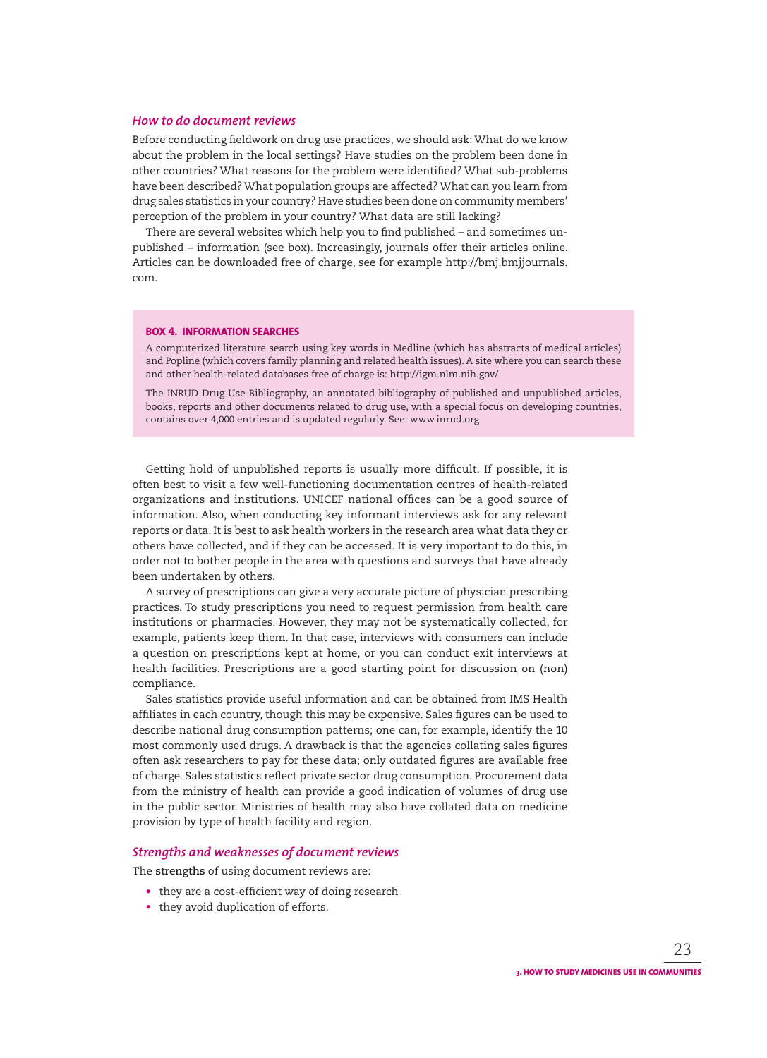### *How to do document reviews*

Before conducting fieldwork on drug use practices, we should ask: What do we know about the problem in the local settings? Have studies on the problem been done in other countries? What reasons for the problem were identified? What sub-problems have been described? What population groups are affected? What can you learn from drug sales statistics in your country? Have studies been done on community members' perception of the problem in your country? What data are still lacking?

There are several websites which help you to find published – and sometimes unpublished – information (see box). Increasingly, journals offer their articles online. Articles can be downloaded free of charge, see for example http://bmj.bmjjournals.com.

> **BOX 4. INFORMATION SEARCHES**
>
> A computerized literature search using key words in Medline (which has abstracts of medical articles) and Popline (which covers family planning and related health issues). A site where you can search these and other health-related databases free of charge is: http://igm.nlm.nih.gov/
>
> The INRUD Drug Use Bibliography, an annotated bibliography of published and unpublished articles, books, reports and other documents related to drug use, with a special focus on developing countries, contains over 4,000 entries and is updated regularly. See: www.inrud.org

Getting hold of unpublished reports is usually more difficult. If possible, it is often best to visit a few well-functioning documentation centres of health-related organizations and institutions. UNICEF national offices can be a good source of information. Also, when conducting key informant interviews ask for any relevant reports or data. It is best to ask health workers in the research area what data they or others have collected, and if they can be accessed. It is very important to do this, in order not to bother people in the area with questions and surveys that have already been undertaken by others.

A survey of prescriptions can give a very accurate picture of physician prescribing practices. To study prescriptions you need to request permission from health care institutions or pharmacies. However, they may not be systematically collected, for example, patients keep them. In that case, interviews with consumers can include a question on prescriptions kept at home, or you can conduct exit interviews at health facilities. Prescriptions are a good starting point for discussion on (non) compliance.

Sales statistics provide useful information and can be obtained from IMS Health affiliates in each country, though this may be expensive. Sales figures can be used to describe national drug consumption patterns; one can, for example, identify the 10 most commonly used drugs. A drawback is that the agencies collating sales figures often ask researchers to pay for these data; only outdated figures are available free of charge. Sales statistics reflect private sector drug consumption. Procurement data from the ministry of health can provide a good indication of volumes of drug use in the public sector. Ministries of health may also have collated data on medicine provision by type of health facility and region.

### *Strengths and weaknesses of document reviews*

The **strengths** of using document reviews are:

- they are a cost-efficient way of doing research
- they avoid duplication of efforts.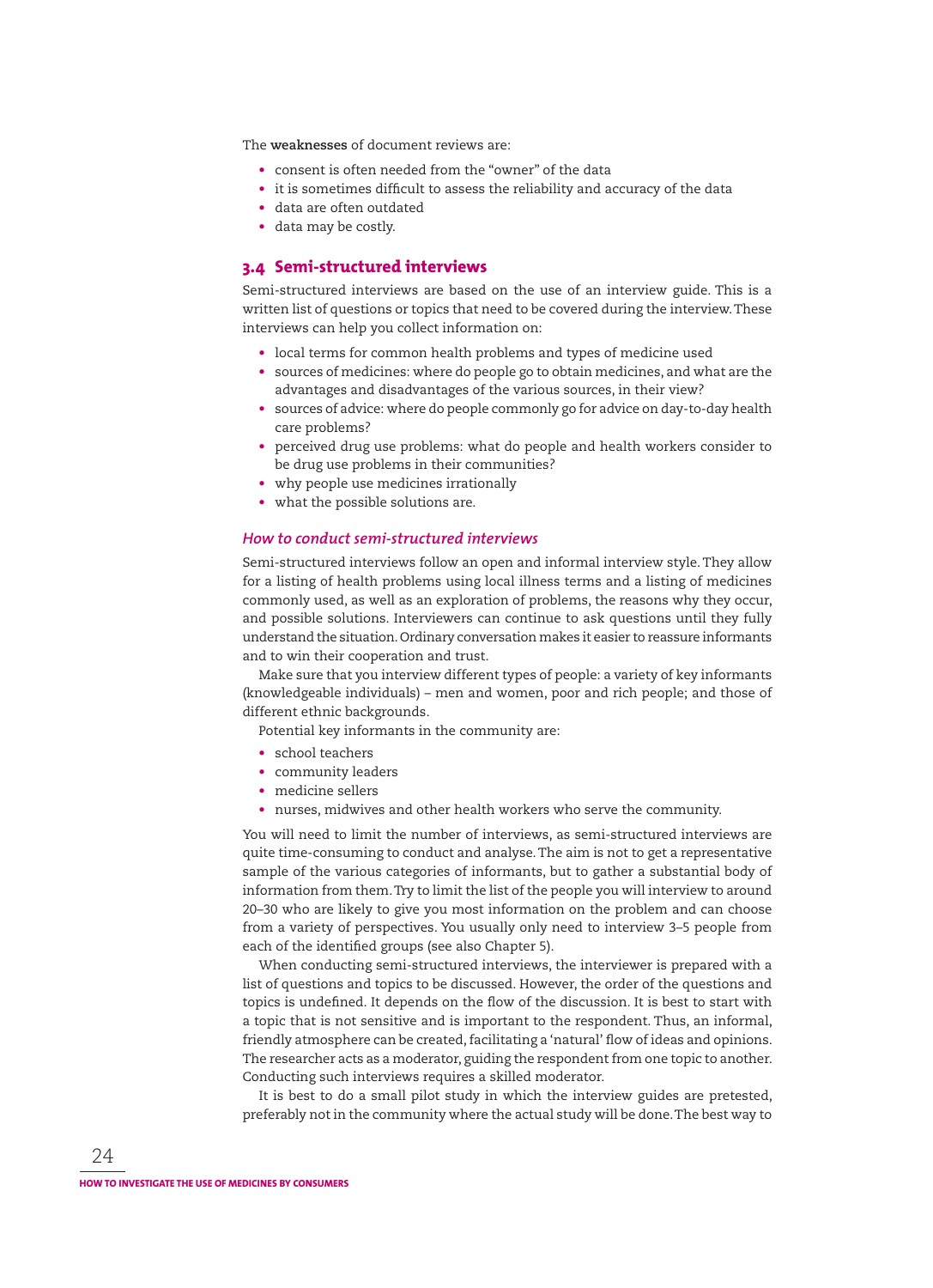The **weaknesses** of document reviews are:

- consent is often needed from the "owner" of the data
- it is sometimes difficult to assess the reliability and accuracy of the data
- data are often outdated
- data may be costly.

## 3.4 Semi-structured interviews

Semi-structured interviews are based on the use of an interview guide. This is a written list of questions or topics that need to be covered during the interview. These interviews can help you collect information on:

- local terms for common health problems and types of medicine used
- sources of medicines: where do people go to obtain medicines, and what are the advantages and disadvantages of the various sources, in their view?
- sources of advice: where do people commonly go for advice on day-to-day health care problems?
- perceived drug use problems: what do people and health workers consider to be drug use problems in their communities?
- why people use medicines irrationally
- what the possible solutions are.

### *How to conduct semi-structured interviews*

Semi-structured interviews follow an open and informal interview style. They allow for a listing of health problems using local illness terms and a listing of medicines commonly used, as well as an exploration of problems, the reasons why they occur, and possible solutions. Interviewers can continue to ask questions until they fully understand the situation. Ordinary conversation makes it easier to reassure informants and to win their cooperation and trust.

Make sure that you interview different types of people: a variety of key informants (knowledgeable individuals) – men and women, poor and rich people; and those of different ethnic backgrounds.

Potential key informants in the community are:

- school teachers
- community leaders
- medicine sellers
- nurses, midwives and other health workers who serve the community.

You will need to limit the number of interviews, as semi-structured interviews are quite time-consuming to conduct and analyse. The aim is not to get a representative sample of the various categories of informants, but to gather a substantial body of information from them. Try to limit the list of the people you will interview to around 20–30 who are likely to give you most information on the problem and can choose from a variety of perspectives. You usually only need to interview 3–5 people from each of the identified groups (see also Chapter 5).

When conducting semi-structured interviews, the interviewer is prepared with a list of questions and topics to be discussed. However, the order of the questions and topics is undefined. It depends on the flow of the discussion. It is best to start with a topic that is not sensitive and is important to the respondent. Thus, an informal, friendly atmosphere can be created, facilitating a 'natural' flow of ideas and opinions. The researcher acts as a moderator, guiding the respondent from one topic to another. Conducting such interviews requires a skilled moderator.

It is best to do a small pilot study in which the interview guides are pretested, preferably not in the community where the actual study will be done. The best way to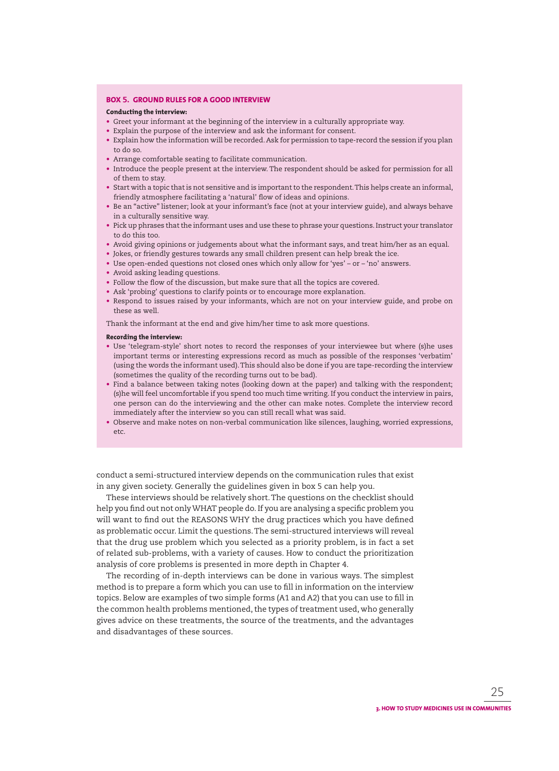### BOX 5. GROUND RULES FOR A GOOD INTERVIEW

**Conducting the interview:**

- Greet your informant at the beginning of the interview in a culturally appropriate way.
- Explain the purpose of the interview and ask the informant for consent.
- Explain how the information will be recorded. Ask for permission to tape-record the session if you plan to do so.
- Arrange comfortable seating to facilitate communication.
- Introduce the people present at the interview. The respondent should be asked for permission for all of them to stay.
- Start with a topic that is not sensitive and is important to the respondent. This helps create an informal, friendly atmosphere facilitating a 'natural' flow of ideas and opinions.
- Be an "active" listener; look at your informant's face (not at your interview guide), and always behave in a culturally sensitive way.
- Pick up phrases that the informant uses and use these to phrase your questions. Instruct your translator to do this too.
- Avoid giving opinions or judgements about what the informant says, and treat him/her as an equal.
- Jokes, or friendly gestures towards any small children present can help break the ice.
- Use open-ended questions not closed ones which only allow for 'yes' – or – 'no' answers.
- Avoid asking leading questions.
- Follow the flow of the discussion, but make sure that all the topics are covered.
- Ask 'probing' questions to clarify points or to encourage more explanation.
- Respond to issues raised by your informants, which are not on your interview guide, and probe on these as well.

Thank the informant at the end and give him/her time to ask more questions.

**Recording the interview:**

- Use 'telegram-style' short notes to record the responses of your interviewee but where (s)he uses important terms or interesting expressions record as much as possible of the responses 'verbatim' (using the words the informant used). This should also be done if you are tape-recording the interview (sometimes the quality of the recording turns out to be bad).
- Find a balance between taking notes (looking down at the paper) and talking with the respondent; (s)he will feel uncomfortable if you spend too much time writing. If you conduct the interview in pairs, one person can do the interviewing and the other can make notes. Complete the interview record immediately after the interview so you can still recall what was said.
- Observe and make notes on non-verbal communication like silences, laughing, worried expressions, etc.

conduct a semi-structured interview depends on the communication rules that exist in any given society. Generally the guidelines given in box 5 can help you.

These interviews should be relatively short. The questions on the checklist should help you find out not only WHAT people do. If you are analysing a specific problem you will want to find out the REASONS WHY the drug practices which you have defined as problematic occur. Limit the questions. The semi-structured interviews will reveal that the drug use problem which you selected as a priority problem, is in fact a set of related sub-problems, with a variety of causes. How to conduct the prioritization analysis of core problems is presented in more depth in Chapter 4.

The recording of in-depth interviews can be done in various ways. The simplest method is to prepare a form which you can use to fill in information on the interview topics. Below are examples of two simple forms (A1 and A2) that you can use to fill in the common health problems mentioned, the types of treatment used, who generally gives advice on these treatments, the source of the treatments, and the advantages and disadvantages of these sources.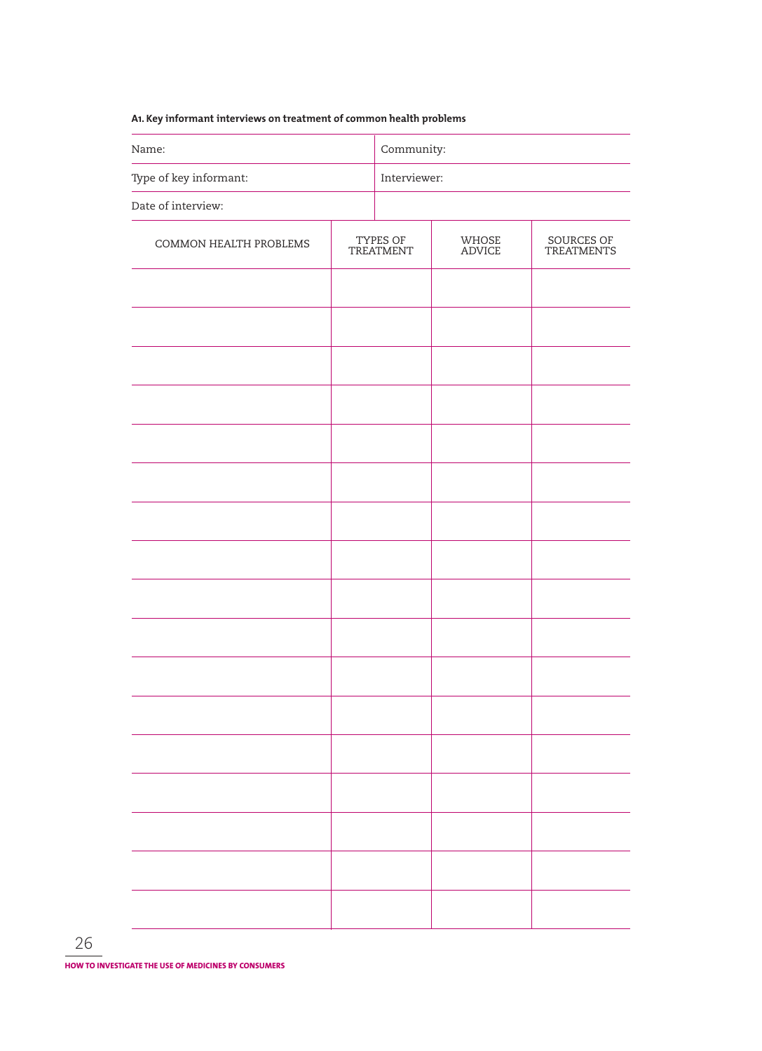**A1. Key informant interviews on treatment of common health problems**

| Name: | Community: |
|---|---|
| Type of key informant: | Interviewer: |
| Date of interview: | |

| COMMON HEALTH PROBLEMS | TYPES OF TREATMENT | WHOSE ADVICE | SOURCES OF TREATMENTS |
|---|---|---|---|
| | | | |
| | | | |
| | | | |
| | | | |
| | | | |
| | | | |
| | | | |
| | | | |
| | | | |
| | | | |
| | | | |
| | | | |
| | | | |
| | | | |
| | | | |
| | | | |
| | | | |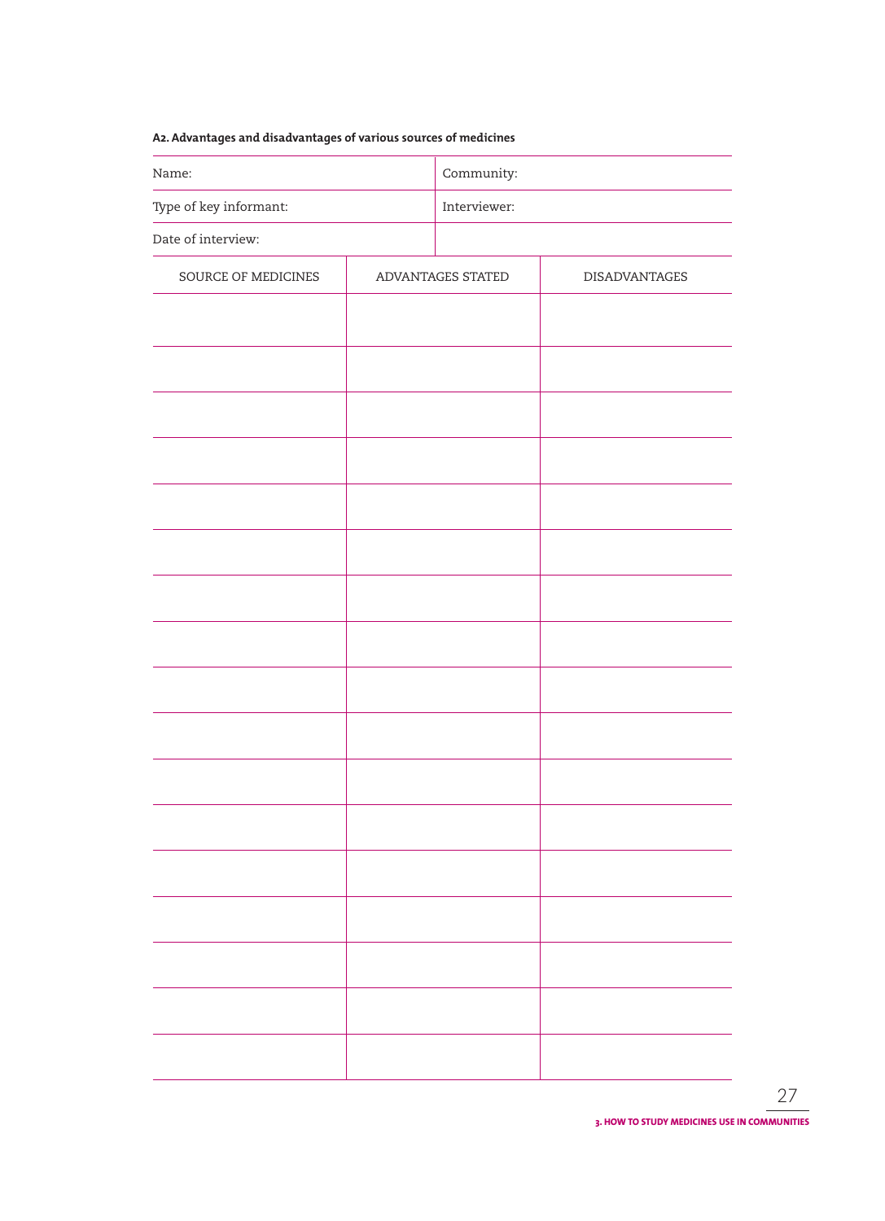**A2. Advantages and disadvantages of various sources of medicines**

| Name: | Community: |
|---|---|
| Type of key informant: | Interviewer: |
| Date of interview: | |

| SOURCE OF MEDICINES | ADVANTAGES STATED | DISADVANTAGES |
|---|---|---|
| | | |
| | | |
| | | |
| | | |
| | | |
| | | |
| | | |
| | | |
| | | |
| | | |
| | | |
| | | |
| | | |
| | | |
| | | |
| | | |
| | | |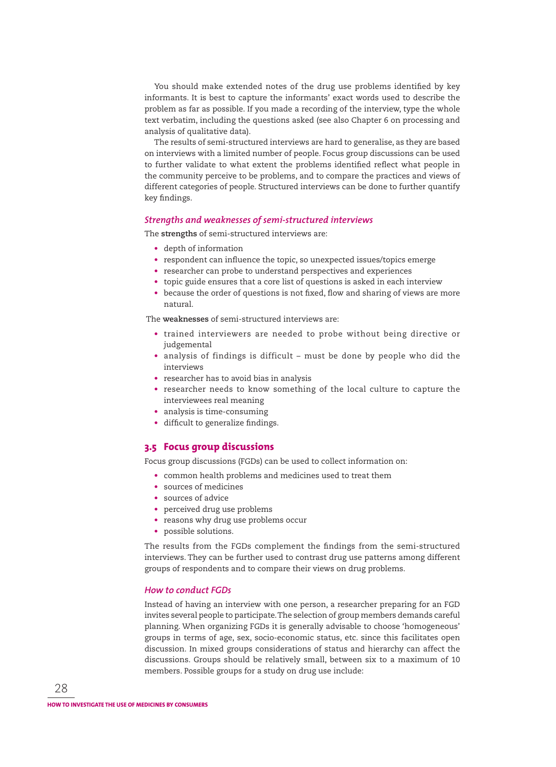You should make extended notes of the drug use problems identified by key informants. It is best to capture the informants' exact words used to describe the problem as far as possible. If you made a recording of the interview, type the whole text verbatim, including the questions asked (see also Chapter 6 on processing and analysis of qualitative data).

The results of semi-structured interviews are hard to generalise, as they are based on interviews with a limited number of people. Focus group discussions can be used to further validate to what extent the problems identified reflect what people in the community perceive to be problems, and to compare the practices and views of different categories of people. Structured interviews can be done to further quantify key findings.

### *Strengths and weaknesses of semi-structured interviews*

The **strengths** of semi-structured interviews are:

- depth of information
- respondent can influence the topic, so unexpected issues/topics emerge
- researcher can probe to understand perspectives and experiences
- topic guide ensures that a core list of questions is asked in each interview
- because the order of questions is not fixed, flow and sharing of views are more natural.

The **weaknesses** of semi-structured interviews are:

- trained interviewers are needed to probe without being directive or judgemental
- analysis of findings is difficult – must be done by people who did the interviews
- researcher has to avoid bias in analysis
- researcher needs to know something of the local culture to capture the interviewees real meaning
- analysis is time-consuming
- difficult to generalize findings.

## 3.5 Focus group discussions

Focus group discussions (FGDs) can be used to collect information on:

- common health problems and medicines used to treat them
- sources of medicines
- sources of advice
- perceived drug use problems
- reasons why drug use problems occur
- possible solutions.

The results from the FGDs complement the findings from the semi-structured interviews. They can be further used to contrast drug use patterns among different groups of respondents and to compare their views on drug problems.

### *How to conduct FGDs*

Instead of having an interview with one person, a researcher preparing for an FGD invites several people to participate. The selection of group members demands careful planning. When organizing FGDs it is generally advisable to choose 'homogeneous' groups in terms of age, sex, socio-economic status, etc. since this facilitates open discussion. In mixed groups considerations of status and hierarchy can affect the discussions. Groups should be relatively small, between six to a maximum of 10 members. Possible groups for a study on drug use include: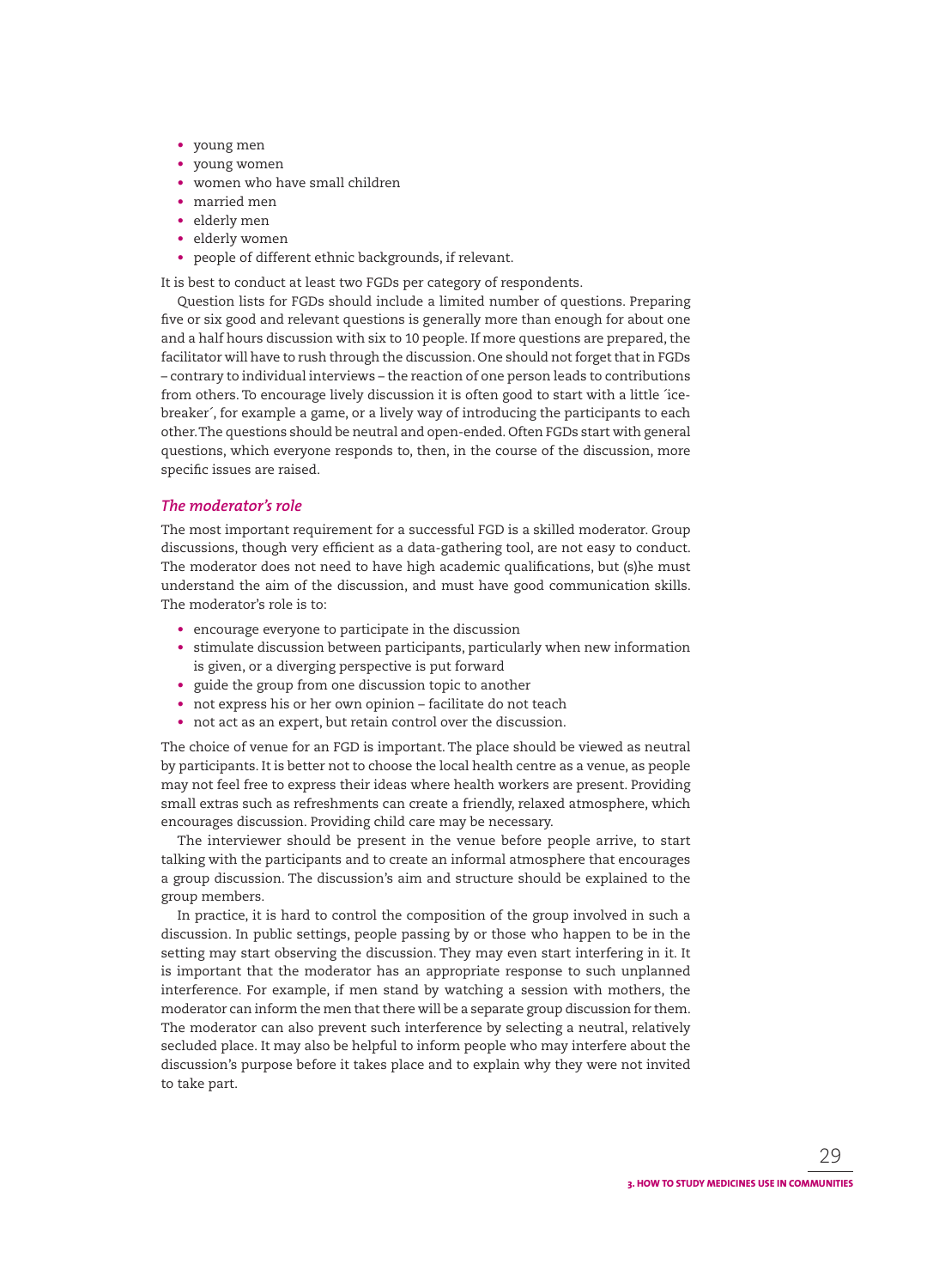- young men
- young women
- women who have small children
- married men
- elderly men
- elderly women
- people of different ethnic backgrounds, if relevant.

It is best to conduct at least two FGDs per category of respondents.

Question lists for FGDs should include a limited number of questions. Preparing five or six good and relevant questions is generally more than enough for about one and a half hours discussion with six to 10 people. If more questions are prepared, the facilitator will have to rush through the discussion. One should not forget that in FGDs – contrary to individual interviews – the reaction of one person leads to contributions from others. To encourage lively discussion it is often good to start with a little ´ice-breaker´, for example a game, or a lively way of introducing the participants to each other. The questions should be neutral and open-ended. Often FGDs start with general questions, which everyone responds to, then, in the course of the discussion, more specific issues are raised.

### *The moderator's role*

The most important requirement for a successful FGD is a skilled moderator. Group discussions, though very efficient as a data-gathering tool, are not easy to conduct. The moderator does not need to have high academic qualifications, but (s)he must understand the aim of the discussion, and must have good communication skills. The moderator's role is to:

- encourage everyone to participate in the discussion
- stimulate discussion between participants, particularly when new information is given, or a diverging perspective is put forward
- guide the group from one discussion topic to another
- not express his or her own opinion – facilitate do not teach
- not act as an expert, but retain control over the discussion.

The choice of venue for an FGD is important. The place should be viewed as neutral by participants. It is better not to choose the local health centre as a venue, as people may not feel free to express their ideas where health workers are present. Providing small extras such as refreshments can create a friendly, relaxed atmosphere, which encourages discussion. Providing child care may be necessary.

The interviewer should be present in the venue before people arrive, to start talking with the participants and to create an informal atmosphere that encourages a group discussion. The discussion's aim and structure should be explained to the group members.

In practice, it is hard to control the composition of the group involved in such a discussion. In public settings, people passing by or those who happen to be in the setting may start observing the discussion. They may even start interfering in it. It is important that the moderator has an appropriate response to such unplanned interference. For example, if men stand by watching a session with mothers, the moderator can inform the men that there will be a separate group discussion for them. The moderator can also prevent such interference by selecting a neutral, relatively secluded place. It may also be helpful to inform people who may interfere about the discussion's purpose before it takes place and to explain why they were not invited to take part.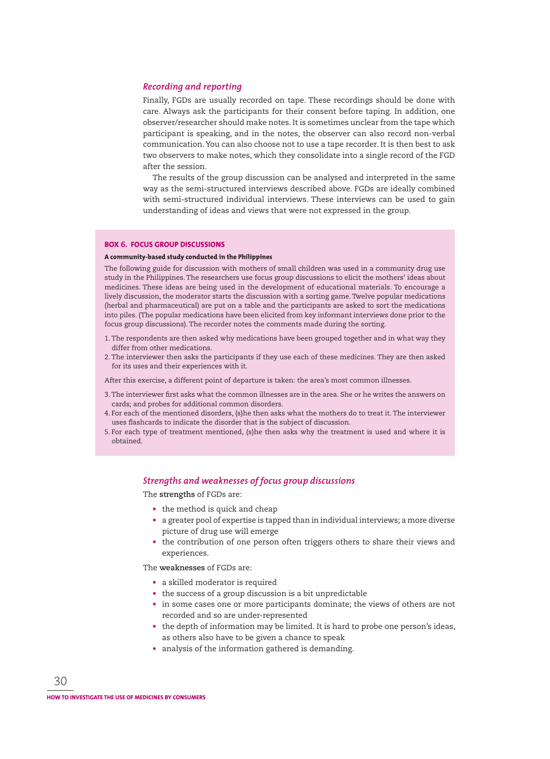### *Recording and reporting*

Finally, FGDs are usually recorded on tape. These recordings should be done with care. Always ask the participants for their consent before taping. In addition, one observer/researcher should make notes. It is sometimes unclear from the tape which participant is speaking, and in the notes, the observer can also record non-verbal communication. You can also choose not to use a tape recorder. It is then best to ask two observers to make notes, which they consolidate into a single record of the FGD after the session.

The results of the group discussion can be analysed and interpreted in the same way as the semi-structured interviews described above. FGDs are ideally combined with semi-structured individual interviews. These interviews can be used to gain understanding of ideas and views that were not expressed in the group.

#### BOX 6. FOCUS GROUP DISCUSSIONS

**A community-based study conducted in the Philippines**

The following guide for discussion with mothers of small children was used in a community drug use study in the Philippines. The researchers use focus group discussions to elicit the mothers' ideas about medicines. These ideas are being used in the development of educational materials. To encourage a lively discussion, the moderator starts the discussion with a sorting game. Twelve popular medications (herbal and pharmaceutical) are put on a table and the participants are asked to sort the medications into piles. (The popular medications have been elicited from key informant interviews done prior to the focus group discussions). The recorder notes the comments made during the sorting.

1. The respondents are then asked why medications have been grouped together and in what way they differ from other medications.
2. The interviewer then asks the participants if they use each of these medicines. They are then asked for its uses and their experiences with it.

After this exercise, a different point of departure is taken: the area's most common illnesses.

3. The interviewer first asks what the common illnesses are in the area. She or he writes the answers on cards; and probes for additional common disorders.
4. For each of the mentioned disorders, (s)he then asks what the mothers do to treat it. The interviewer uses flashcards to indicate the disorder that is the subject of discussion.
5. For each type of treatment mentioned, (s)he then asks why the treatment is used and where it is obtained.

### *Strengths and weaknesses of focus group discussions*

The **strengths** of FGDs are:

- the method is quick and cheap
- a greater pool of expertise is tapped than in individual interviews; a more diverse picture of drug use will emerge
- the contribution of one person often triggers others to share their views and experiences.

The **weaknesses** of FGDs are:

- a skilled moderator is required
- the success of a group discussion is a bit unpredictable
- in some cases one or more participants dominate; the views of others are not recorded and so are under-represented
- the depth of information may be limited. It is hard to probe one person's ideas, as others also have to be given a chance to speak
- analysis of the information gathered is demanding.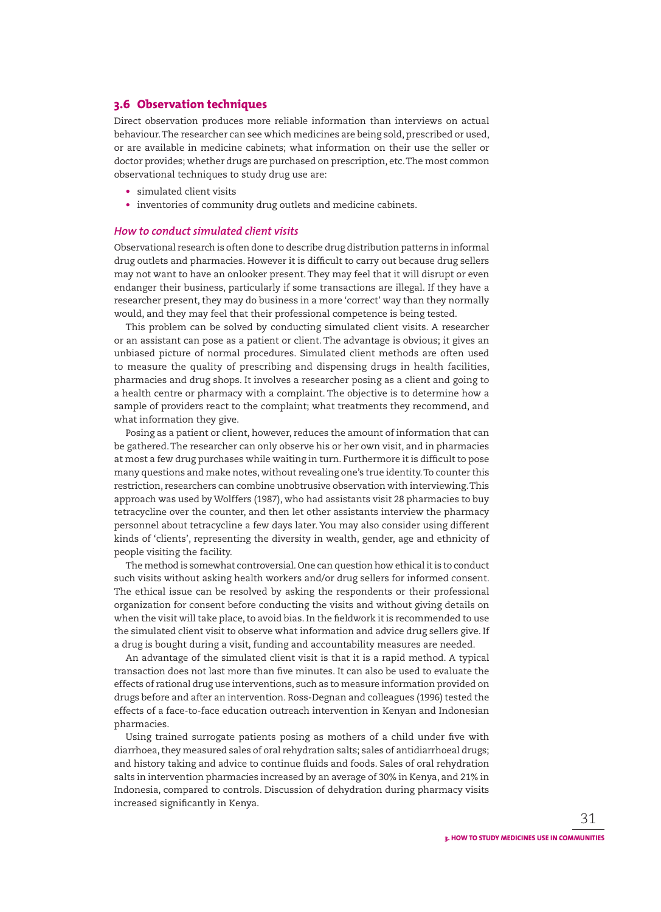## 3.6 Observation techniques

Direct observation produces more reliable information than interviews on actual behaviour. The researcher can see which medicines are being sold, prescribed or used, or are available in medicine cabinets; what information on their use the seller or doctor provides; whether drugs are purchased on prescription, etc. The most common observational techniques to study drug use are:

- simulated client visits
- inventories of community drug outlets and medicine cabinets.

### *How to conduct simulated client visits*

Observational research is often done to describe drug distribution patterns in informal drug outlets and pharmacies. However it is difficult to carry out because drug sellers may not want to have an onlooker present. They may feel that it will disrupt or even endanger their business, particularly if some transactions are illegal. If they have a researcher present, they may do business in a more 'correct' way than they normally would, and they may feel that their professional competence is being tested.

This problem can be solved by conducting simulated client visits. A researcher or an assistant can pose as a patient or client. The advantage is obvious; it gives an unbiased picture of normal procedures. Simulated client methods are often used to measure the quality of prescribing and dispensing drugs in health facilities, pharmacies and drug shops. It involves a researcher posing as a client and going to a health centre or pharmacy with a complaint. The objective is to determine how a sample of providers react to the complaint; what treatments they recommend, and what information they give.

Posing as a patient or client, however, reduces the amount of information that can be gathered. The researcher can only observe his or her own visit, and in pharmacies at most a few drug purchases while waiting in turn. Furthermore it is difficult to pose many questions and make notes, without revealing one's true identity. To counter this restriction, researchers can combine unobtrusive observation with interviewing. This approach was used by Wolffers (1987), who had assistants visit 28 pharmacies to buy tetracycline over the counter, and then let other assistants interview the pharmacy personnel about tetracycline a few days later. You may also consider using different kinds of 'clients', representing the diversity in wealth, gender, age and ethnicity of people visiting the facility.

The method is somewhat controversial. One can question how ethical it is to conduct such visits without asking health workers and/or drug sellers for informed consent. The ethical issue can be resolved by asking the respondents or their professional organization for consent before conducting the visits and without giving details on when the visit will take place, to avoid bias. In the fieldwork it is recommended to use the simulated client visit to observe what information and advice drug sellers give. If a drug is bought during a visit, funding and accountability measures are needed.

An advantage of the simulated client visit is that it is a rapid method. A typical transaction does not last more than five minutes. It can also be used to evaluate the effects of rational drug use interventions, such as to measure information provided on drugs before and after an intervention. Ross-Degnan and colleagues (1996) tested the effects of a face-to-face education outreach intervention in Kenyan and Indonesian pharmacies.

Using trained surrogate patients posing as mothers of a child under five with diarrhoea, they measured sales of oral rehydration salts; sales of antidiarrhoeal drugs; and history taking and advice to continue fluids and foods. Sales of oral rehydration salts in intervention pharmacies increased by an average of 30% in Kenya, and 21% in Indonesia, compared to controls. Discussion of dehydration during pharmacy visits increased significantly in Kenya.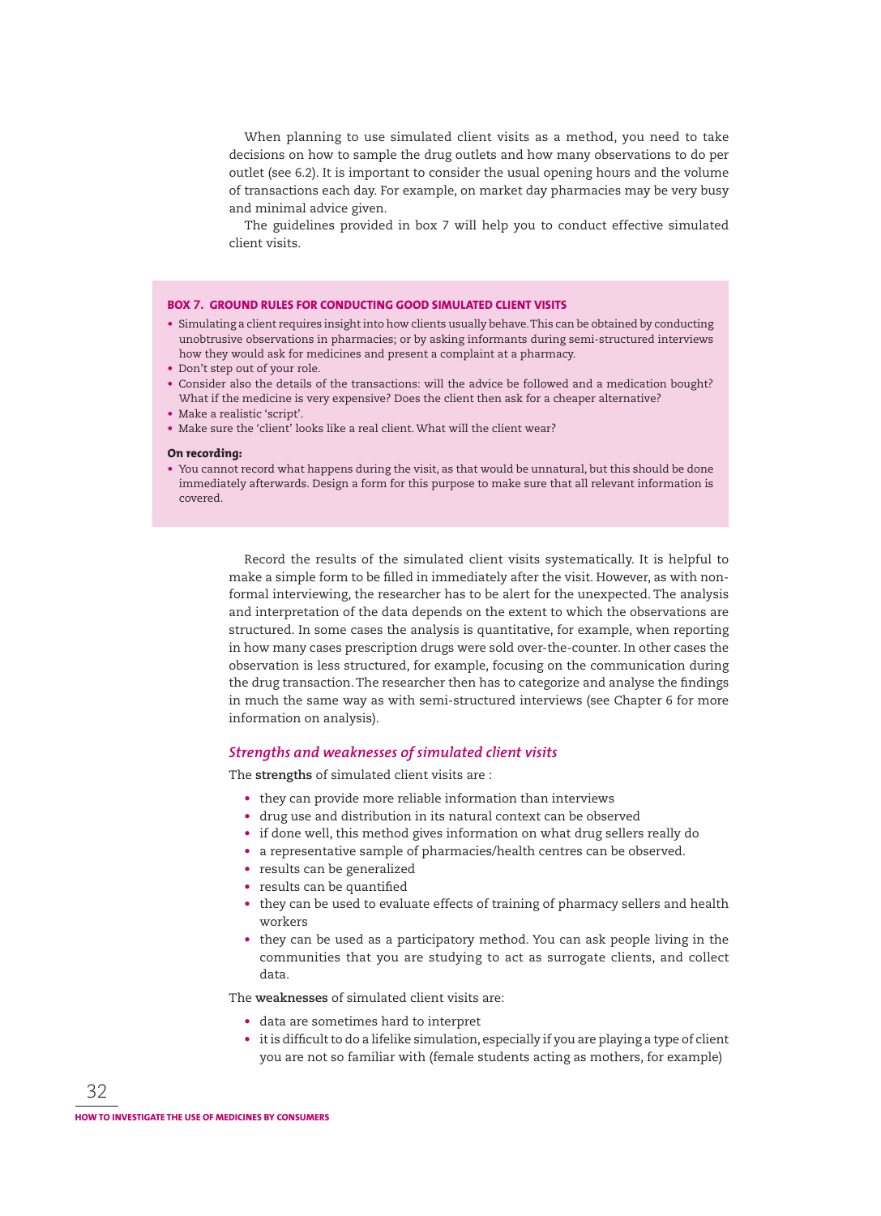When planning to use simulated client visits as a method, you need to take decisions on how to sample the drug outlets and how many observations to do per outlet (see 6.2). It is important to consider the usual opening hours and the volume of transactions each day. For example, on market day pharmacies may be very busy and minimal advice given.

The guidelines provided in box 7 will help you to conduct effective simulated client visits.

> **BOX 7. GROUND RULES FOR CONDUCTING GOOD SIMULATED CLIENT VISITS**
>
> - Simulating a client requires insight into how clients usually behave. This can be obtained by conducting unobtrusive observations in pharmacies; or by asking informants during semi-structured interviews how they would ask for medicines and present a complaint at a pharmacy.
> - Don't step out of your role.
> - Consider also the details of the transactions: will the advice be followed and a medication bought? What if the medicine is very expensive? Does the client then ask for a cheaper alternative?
> - Make a realistic 'script'.
> - Make sure the 'client' looks like a real client. What will the client wear?
>
> **On recording:**
>
> - You cannot record what happens during the visit, as that would be unnatural, but this should be done immediately afterwards. Design a form for this purpose to make sure that all relevant information is covered.

Record the results of the simulated client visits systematically. It is helpful to make a simple form to be filled in immediately after the visit. However, as with non-formal interviewing, the researcher has to be alert for the unexpected. The analysis and interpretation of the data depends on the extent to which the observations are structured. In some cases the analysis is quantitative, for example, when reporting in how many cases prescription drugs were sold over-the-counter. In other cases the observation is less structured, for example, focusing on the communication during the drug transaction. The researcher then has to categorize and analyse the findings in much the same way as with semi-structured interviews (see Chapter 6 for more information on analysis).

### *Strengths and weaknesses of simulated client visits*

The **strengths** of simulated client visits are :

- they can provide more reliable information than interviews
- drug use and distribution in its natural context can be observed
- if done well, this method gives information on what drug sellers really do
- a representative sample of pharmacies/health centres can be observed.
- results can be generalized
- results can be quantified
- they can be used to evaluate effects of training of pharmacy sellers and health workers
- they can be used as a participatory method. You can ask people living in the communities that you are studying to act as surrogate clients, and collect data.

The **weaknesses** of simulated client visits are:

- data are sometimes hard to interpret
- it is difficult to do a lifelike simulation, especially if you are playing a type of client you are not so familiar with (female students acting as mothers, for example)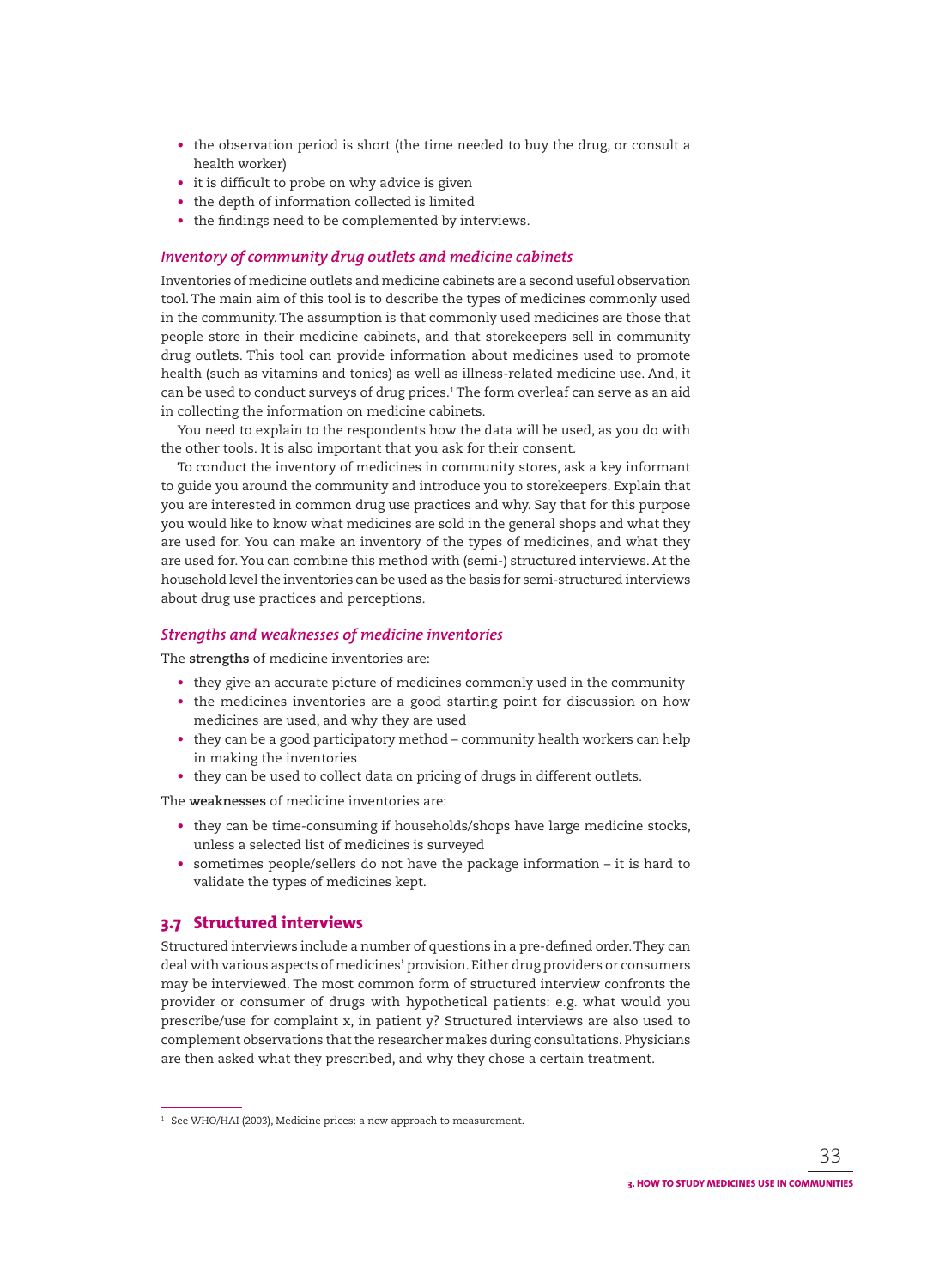- the observation period is short (the time needed to buy the drug, or consult a health worker)
- it is difficult to probe on why advice is given
- the depth of information collected is limited
- the findings need to be complemented by interviews.

### *Inventory of community drug outlets and medicine cabinets*

Inventories of medicine outlets and medicine cabinets are a second useful observation tool. The main aim of this tool is to describe the types of medicines commonly used in the community. The assumption is that commonly used medicines are those that people store in their medicine cabinets, and that storekeepers sell in community drug outlets. This tool can provide information about medicines used to promote health (such as vitamins and tonics) as well as illness-related medicine use. And, it can be used to conduct surveys of drug prices.[1] The form overleaf can serve as an aid in collecting the information on medicine cabinets.

You need to explain to the respondents how the data will be used, as you do with the other tools. It is also important that you ask for their consent.

To conduct the inventory of medicines in community stores, ask a key informant to guide you around the community and introduce you to storekeepers. Explain that you are interested in common drug use practices and why. Say that for this purpose you would like to know what medicines are sold in the general shops and what they are used for. You can make an inventory of the types of medicines, and what they are used for. You can combine this method with (semi-) structured interviews. At the household level the inventories can be used as the basis for semi-structured interviews about drug use practices and perceptions.

### *Strengths and weaknesses of medicine inventories*

The **strengths** of medicine inventories are:

- they give an accurate picture of medicines commonly used in the community
- the medicines inventories are a good starting point for discussion on how medicines are used, and why they are used
- they can be a good participatory method – community health workers can help in making the inventories
- they can be used to collect data on pricing of drugs in different outlets.

The **weaknesses** of medicine inventories are:

- they can be time-consuming if households/shops have large medicine stocks, unless a selected list of medicines is surveyed
- sometimes people/sellers do not have the package information – it is hard to validate the types of medicines kept.

## 3.7 Structured interviews

Structured interviews include a number of questions in a pre-defined order. They can deal with various aspects of medicines' provision. Either drug providers or consumers may be interviewed. The most common form of structured interview confronts the provider or consumer of drugs with hypothetical patients: e.g. what would you prescribe/use for complaint x, in patient y? Structured interviews are also used to complement observations that the researcher makes during consultations. Physicians are then asked what they prescribed, and why they chose a certain treatment.

---

[1] See WHO/HAI (2003), Medicine prices: a new approach to measurement.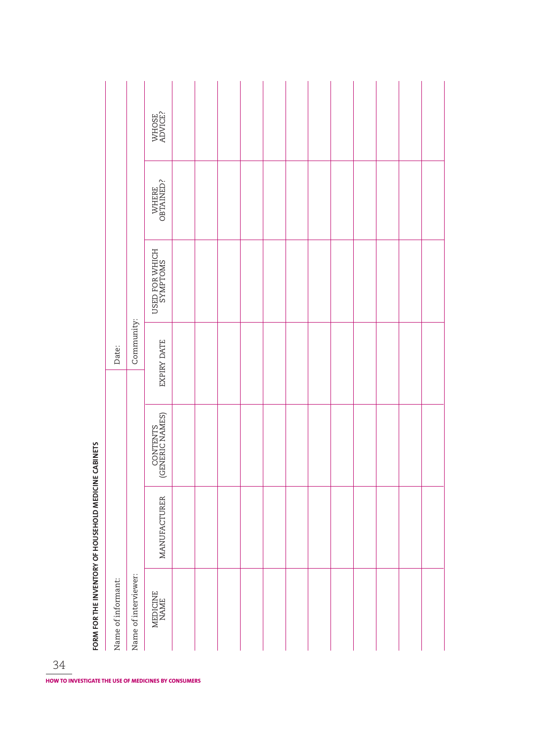**FORM FOR THE INVENTORY OF HOUSEHOLD MEDICINE CABINETS**

Name of informant: Date:

Name of interviewer: Community:

| MEDICINE NAME | MANUFACTURER | CONTENTS (GENERIC NAMES) | EXPIRY DATE | USED FOR WHICH SYMPTOMS | WHERE OBTAINED? | WHOSE ADVICE? |
|---|---|---|---|---|---|---|
| | | | | | | |
| | | | | | | |
| | | | | | | |
| | | | | | | |
| | | | | | | |
| | | | | | | |
| | | | | | | |
| | | | | | | |
| | | | | | | |
| | | | | | | |
| | | | | | | |
| | | | | | | |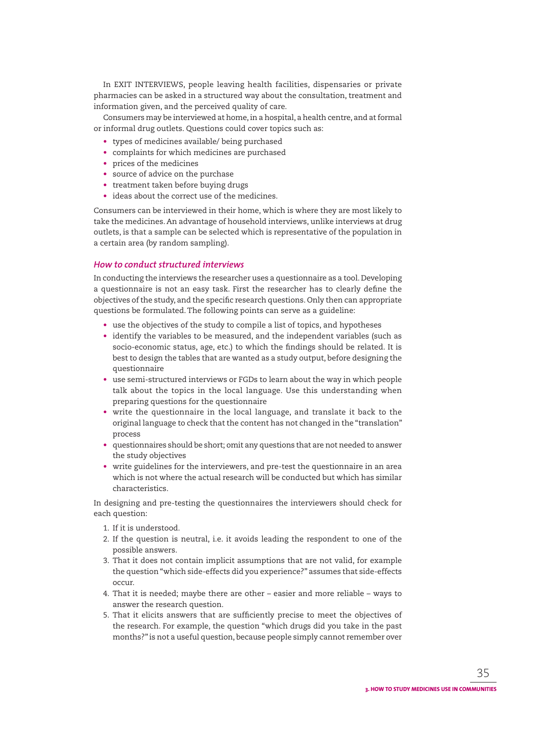In EXIT INTERVIEWS, people leaving health facilities, dispensaries or private pharmacies can be asked in a structured way about the consultation, treatment and information given, and the perceived quality of care.

Consumers may be interviewed at home, in a hospital, a health centre, and at formal or informal drug outlets. Questions could cover topics such as:

- types of medicines available/ being purchased
- complaints for which medicines are purchased
- prices of the medicines
- source of advice on the purchase
- treatment taken before buying drugs
- ideas about the correct use of the medicines.

Consumers can be interviewed in their home, which is where they are most likely to take the medicines. An advantage of household interviews, unlike interviews at drug outlets, is that a sample can be selected which is representative of the population in a certain area (by random sampling).

### *How to conduct structured interviews*

In conducting the interviews the researcher uses a questionnaire as a tool. Developing a questionnaire is not an easy task. First the researcher has to clearly define the objectives of the study, and the specific research questions. Only then can appropriate questions be formulated. The following points can serve as a guideline:

- use the objectives of the study to compile a list of topics, and hypotheses
- identify the variables to be measured, and the independent variables (such as socio-economic status, age, etc.) to which the findings should be related. It is best to design the tables that are wanted as a study output, before designing the questionnaire
- use semi-structured interviews or FGDs to learn about the way in which people talk about the topics in the local language. Use this understanding when preparing questions for the questionnaire
- write the questionnaire in the local language, and translate it back to the original language to check that the content has not changed in the "translation" process
- questionnaires should be short; omit any questions that are not needed to answer the study objectives
- write guidelines for the interviewers, and pre-test the questionnaire in an area which is not where the actual research will be conducted but which has similar characteristics.

In designing and pre-testing the questionnaires the interviewers should check for each question:

1. If it is understood.
2. If the question is neutral, i.e. it avoids leading the respondent to one of the possible answers.
3. That it does not contain implicit assumptions that are not valid, for example the question "which side-effects did you experience?" assumes that side-effects occur.
4. That it is needed; maybe there are other – easier and more reliable – ways to answer the research question.
5. That it elicits answers that are sufficiently precise to meet the objectives of the research. For example, the question "which drugs did you take in the past months?" is not a useful question, because people simply cannot remember over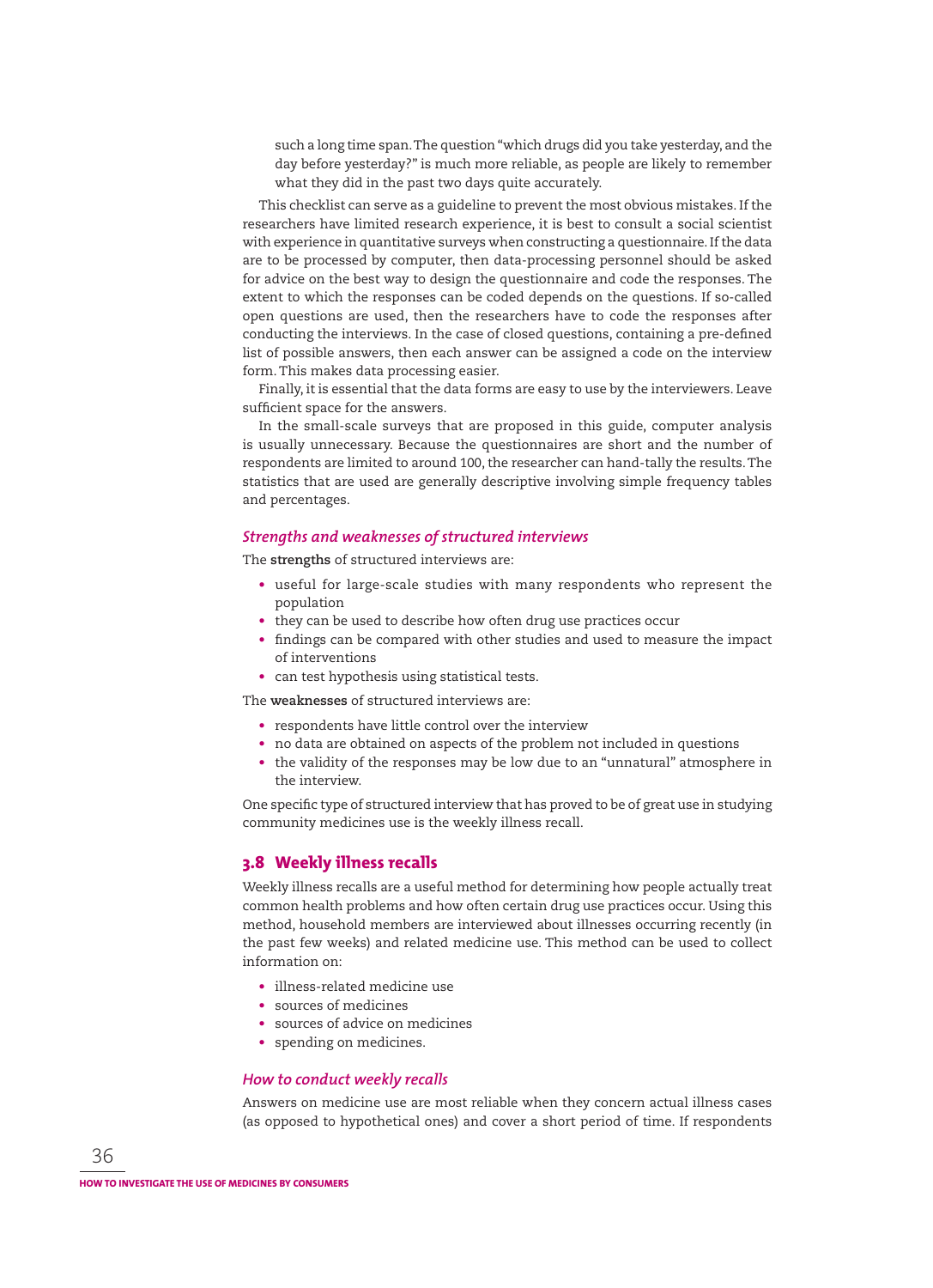such a long time span. The question "which drugs did you take yesterday, and the day before yesterday?" is much more reliable, as people are likely to remember what they did in the past two days quite accurately.

This checklist can serve as a guideline to prevent the most obvious mistakes. If the researchers have limited research experience, it is best to consult a social scientist with experience in quantitative surveys when constructing a questionnaire. If the data are to be processed by computer, then data-processing personnel should be asked for advice on the best way to design the questionnaire and code the responses. The extent to which the responses can be coded depends on the questions. If so-called open questions are used, then the researchers have to code the responses after conducting the interviews. In the case of closed questions, containing a pre-defined list of possible answers, then each answer can be assigned a code on the interview form. This makes data processing easier.

Finally, it is essential that the data forms are easy to use by the interviewers. Leave sufficient space for the answers.

In the small-scale surveys that are proposed in this guide, computer analysis is usually unnecessary. Because the questionnaires are short and the number of respondents are limited to around 100, the researcher can hand-tally the results. The statistics that are used are generally descriptive involving simple frequency tables and percentages.

### *Strengths and weaknesses of structured interviews*

The **strengths** of structured interviews are:

- useful for large-scale studies with many respondents who represent the population
- they can be used to describe how often drug use practices occur
- findings can be compared with other studies and used to measure the impact of interventions
- can test hypothesis using statistical tests.

The **weaknesses** of structured interviews are:

- respondents have little control over the interview
- no data are obtained on aspects of the problem not included in questions
- the validity of the responses may be low due to an "unnatural" atmosphere in the interview.

One specific type of structured interview that has proved to be of great use in studying community medicines use is the weekly illness recall.

## 3.8 Weekly illness recalls

Weekly illness recalls are a useful method for determining how people actually treat common health problems and how often certain drug use practices occur. Using this method, household members are interviewed about illnesses occurring recently (in the past few weeks) and related medicine use. This method can be used to collect information on:

- illness-related medicine use
- sources of medicines
- sources of advice on medicines
- spending on medicines.

### *How to conduct weekly recalls*

Answers on medicine use are most reliable when they concern actual illness cases (as opposed to hypothetical ones) and cover a short period of time. If respondents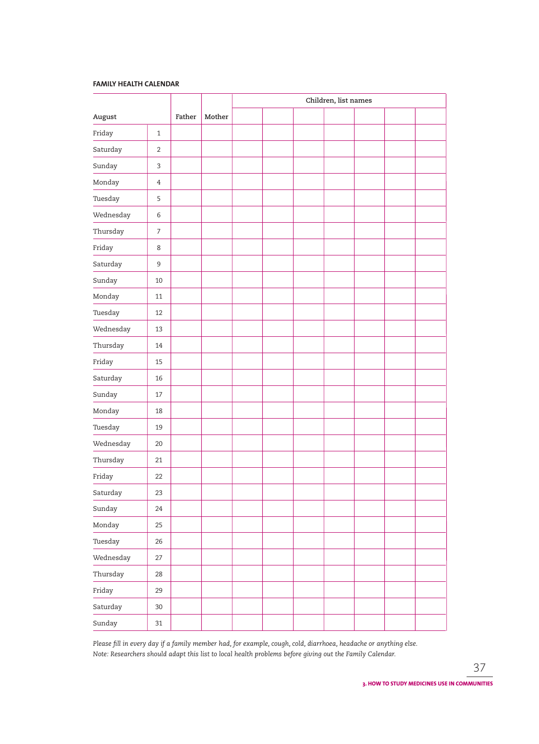**FAMILY HEALTH CALENDAR**

| August | | Father | Mother | Children, list names | | | | | | |
|---|---|---|---|---|---|---|---|---|---|---|
| | | | | | | | | | | |
| Friday | 1 | | | | | | | | | |
| Saturday | 2 | | | | | | | | | |
| Sunday | 3 | | | | | | | | | |
| Monday | 4 | | | | | | | | | |
| Tuesday | 5 | | | | | | | | | |
| Wednesday | 6 | | | | | | | | | |
| Thursday | 7 | | | | | | | | | |
| Friday | 8 | | | | | | | | | |
| Saturday | 9 | | | | | | | | | |
| Sunday | 10 | | | | | | | | | |
| Monday | 11 | | | | | | | | | |
| Tuesday | 12 | | | | | | | | | |
| Wednesday | 13 | | | | | | | | | |
| Thursday | 14 | | | | | | | | | |
| Friday | 15 | | | | | | | | | |
| Saturday | 16 | | | | | | | | | |
| Sunday | 17 | | | | | | | | | |
| Monday | 18 | | | | | | | | | |
| Tuesday | 19 | | | | | | | | | |
| Wednesday | 20 | | | | | | | | | |
| Thursday | 21 | | | | | | | | | |
| Friday | 22 | | | | | | | | | |
| Saturday | 23 | | | | | | | | | |
| Sunday | 24 | | | | | | | | | |
| Monday | 25 | | | | | | | | | |
| Tuesday | 26 | | | | | | | | | |
| Wednesday | 27 | | | | | | | | | |
| Thursday | 28 | | | | | | | | | |
| Friday | 29 | | | | | | | | | |
| Saturday | 30 | | | | | | | | | |
| Sunday | 31 | | | | | | | | | |

*Please fill in every day if a family member had, for example, cough, cold, diarrhoea, headache or anything else.*
*Note: Researchers should adapt this list to local health problems before giving out the Family Calendar.*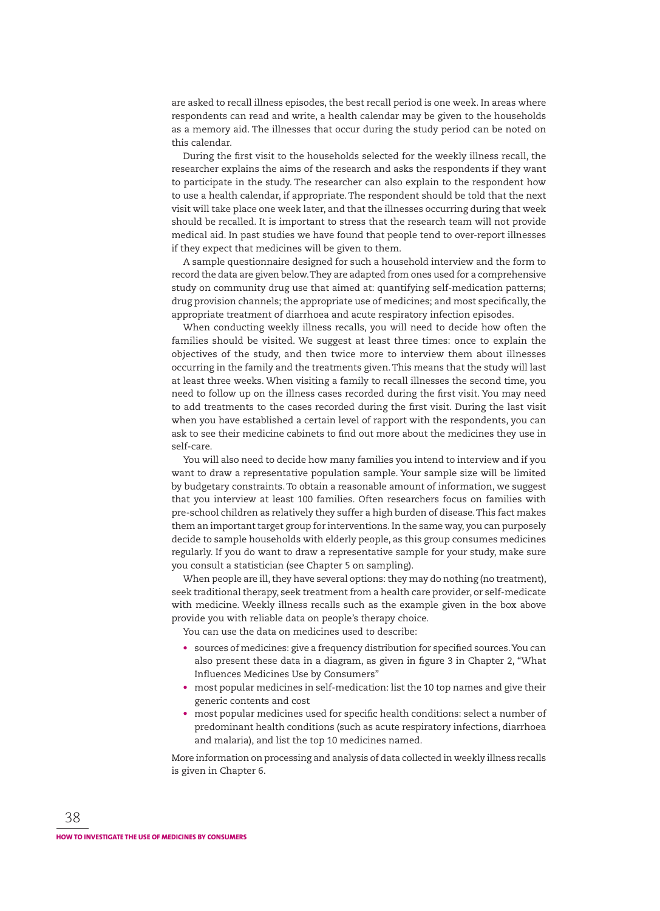are asked to recall illness episodes, the best recall period is one week. In areas where respondents can read and write, a health calendar may be given to the households as a memory aid. The illnesses that occur during the study period can be noted on this calendar.

During the first visit to the households selected for the weekly illness recall, the researcher explains the aims of the research and asks the respondents if they want to participate in the study. The researcher can also explain to the respondent how to use a health calendar, if appropriate. The respondent should be told that the next visit will take place one week later, and that the illnesses occurring during that week should be recalled. It is important to stress that the research team will not provide medical aid. In past studies we have found that people tend to over-report illnesses if they expect that medicines will be given to them.

A sample questionnaire designed for such a household interview and the form to record the data are given below. They are adapted from ones used for a comprehensive study on community drug use that aimed at: quantifying self-medication patterns; drug provision channels; the appropriate use of medicines; and most specifically, the appropriate treatment of diarrhoea and acute respiratory infection episodes.

When conducting weekly illness recalls, you will need to decide how often the families should be visited. We suggest at least three times: once to explain the objectives of the study, and then twice more to interview them about illnesses occurring in the family and the treatments given. This means that the study will last at least three weeks. When visiting a family to recall illnesses the second time, you need to follow up on the illness cases recorded during the first visit. You may need to add treatments to the cases recorded during the first visit. During the last visit when you have established a certain level of rapport with the respondents, you can ask to see their medicine cabinets to find out more about the medicines they use in self-care.

You will also need to decide how many families you intend to interview and if you want to draw a representative population sample. Your sample size will be limited by budgetary constraints. To obtain a reasonable amount of information, we suggest that you interview at least 100 families. Often researchers focus on families with pre-school children as relatively they suffer a high burden of disease. This fact makes them an important target group for interventions. In the same way, you can purposely decide to sample households with elderly people, as this group consumes medicines regularly. If you do want to draw a representative sample for your study, make sure you consult a statistician (see Chapter 5 on sampling).

When people are ill, they have several options: they may do nothing (no treatment), seek traditional therapy, seek treatment from a health care provider, or self-medicate with medicine. Weekly illness recalls such as the example given in the box above provide you with reliable data on people's therapy choice.

You can use the data on medicines used to describe:

- sources of medicines: give a frequency distribution for specified sources. You can also present these data in a diagram, as given in figure 3 in Chapter 2, "What Influences Medicines Use by Consumers"
- most popular medicines in self-medication: list the 10 top names and give their generic contents and cost
- most popular medicines used for specific health conditions: select a number of predominant health conditions (such as acute respiratory infections, diarrhoea and malaria), and list the top 10 medicines named.

More information on processing and analysis of data collected in weekly illness recalls is given in Chapter 6.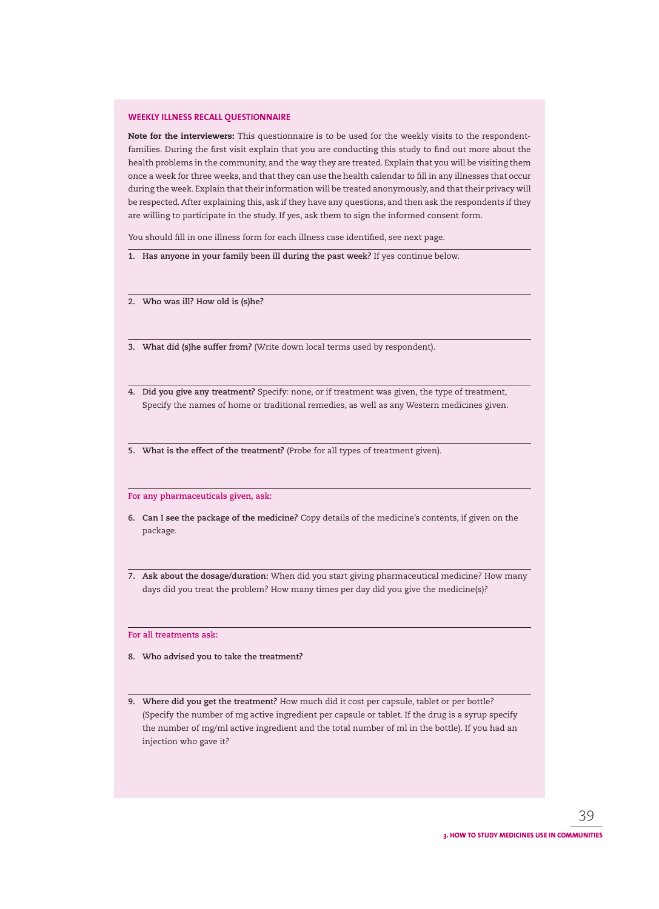## WEEKLY ILLNESS RECALL QUESTIONNAIRE

**Note for the interviewers:** This questionnaire is to be used for the weekly visits to the respondent-families. During the first visit explain that you are conducting this study to find out more about the health problems in the community, and the way they are treated. Explain that you will be visiting them once a week for three weeks, and that they can use the health calendar to fill in any illnesses that occur during the week. Explain that their information will be treated anonymously, and that their privacy will be respected. After explaining this, ask if they have any questions, and then ask the respondents if they are willing to participate in the study. If yes, ask them to sign the informed consent form.

You should fill in one illness form for each illness case identified, see next page.

---

1. **Has anyone in your family been ill during the past week?** If yes continue below.

---

2. **Who was ill? How old is (s)he?**

---

3. **What did (s)he suffer from?** (Write down local terms used by respondent).

---

4. **Did you give any treatment?** Specify: none, or if treatment was given, the type of treatment, Specify the names of home or traditional remedies, as well as any Western medicines given.

---

5. **What is the effect of the treatment?** (Probe for all types of treatment given).

---

**For any pharmaceuticals given, ask:**

6. **Can I see the package of the medicine?** Copy details of the medicine's contents, if given on the package.

---

7. **Ask about the dosage/duration:** When did you start giving pharmaceutical medicine? How many days did you treat the problem? How many times per day did you give the medicine(s)?

---

**For all treatments ask:**

8. **Who advised you to take the treatment?**

---

9. **Where did you get the treatment?** How much did it cost per capsule, tablet or per bottle? (Specify the number of mg active ingredient per capsule or tablet. If the drug is a syrup specify the number of mg/ml active ingredient and the total number of ml in the bottle). If you had an injection who gave it?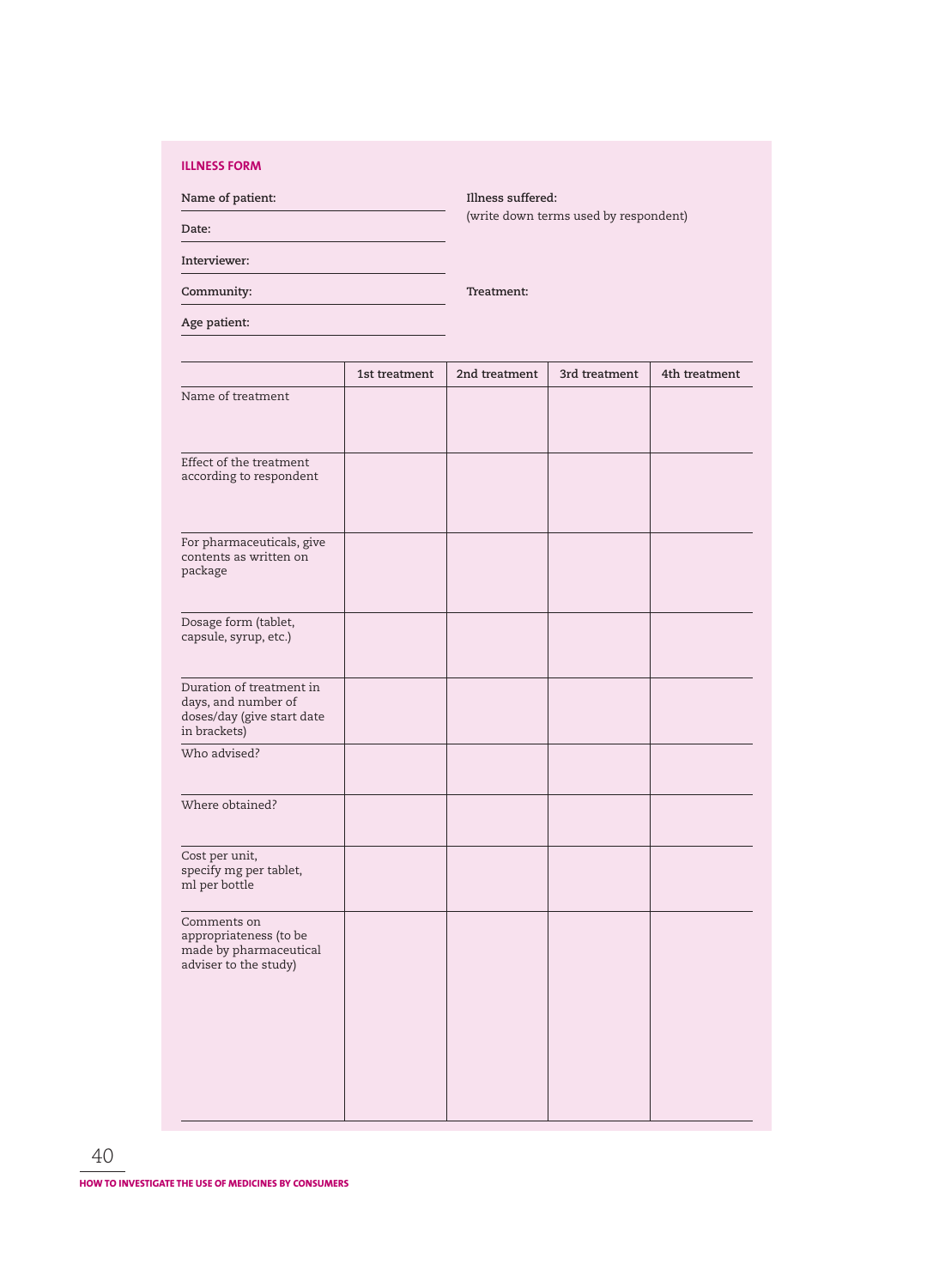## ILLNESS FORM

**Name of patient:**

**Date:**

**Interviewer:**

**Community:**

**Age patient:**

**Illness suffered:**
(write down terms used by respondent)

**Treatment:**

| | 1st treatment | 2nd treatment | 3rd treatment | 4th treatment |
|---|---|---|---|---|
| Name of treatment | | | | |
| Effect of the treatment according to respondent | | | | |
| For pharmaceuticals, give contents as written on package | | | | |
| Dosage form (tablet, capsule, syrup, etc.) | | | | |
| Duration of treatment in days, and number of doses/day (give start date in brackets) | | | | |
| Who advised? | | | | |
| Where obtained? | | | | |
| Cost per unit, specify mg per tablet, ml per bottle | | | | |
| Comments on appropriateness (to be made by pharmaceutical adviser to the study) | | | | |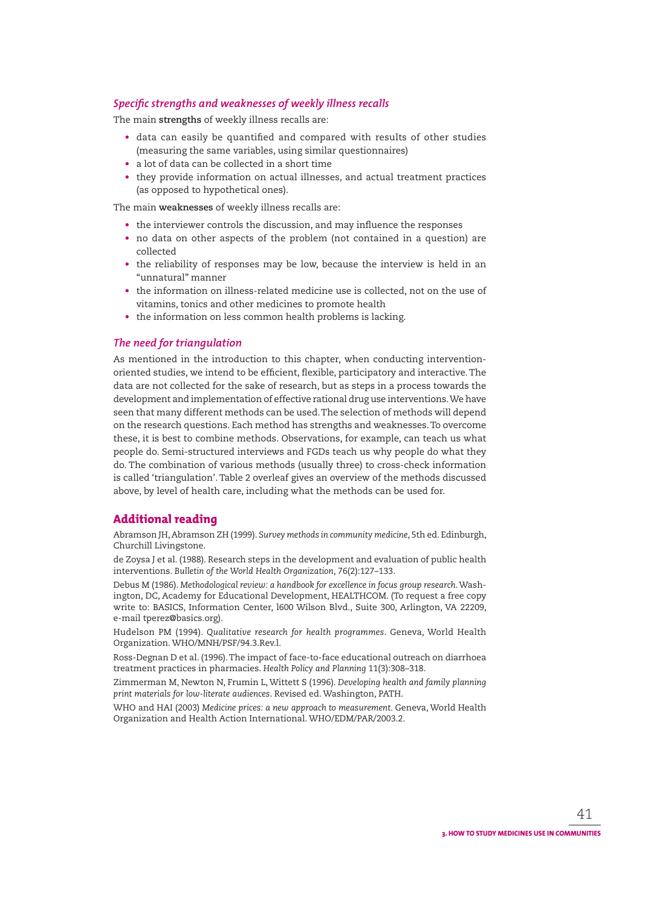### *Specific strengths and weaknesses of weekly illness recalls*

The main **strengths** of weekly illness recalls are:

- data can easily be quantified and compared with results of other studies (measuring the same variables, using similar questionnaires)
- a lot of data can be collected in a short time
- they provide information on actual illnesses, and actual treatment practices (as opposed to hypothetical ones).

The main **weaknesses** of weekly illness recalls are:

- the interviewer controls the discussion, and may influence the responses
- no data on other aspects of the problem (not contained in a question) are collected
- the reliability of responses may be low, because the interview is held in an "unnatural" manner
- the information on illness-related medicine use is collected, not on the use of vitamins, tonics and other medicines to promote health
- the information on less common health problems is lacking.

### *The need for triangulation*

As mentioned in the introduction to this chapter, when conducting intervention-oriented studies, we intend to be efficient, flexible, participatory and interactive. The data are not collected for the sake of research, but as steps in a process towards the development and implementation of effective rational drug use interventions. We have seen that many different methods can be used. The selection of methods will depend on the research questions. Each method has strengths and weaknesses. To overcome these, it is best to combine methods. Observations, for example, can teach us what people do. Semi-structured interviews and FGDs teach us why people do what they do. The combination of various methods (usually three) to cross-check information is called 'triangulation'. Table 2 overleaf gives an overview of the methods discussed above, by level of health care, including what the methods can be used for.

## Additional reading

Abramson JH, Abramson ZH (1999). *Survey methods in community medicine*, 5th ed. Edinburgh, Churchill Livingstone.

de Zoysa J et al. (1988). Research steps in the development and evaluation of public health interventions. *Bulletin of the World Health Organization*, 76(2):127–133.

Debus M (1986). *Methodological review: a handbook for excellence in focus group research*. Washington, DC, Academy for Educational Development, HEALTHCOM. (To request a free copy write to: BASICS, Information Center, l600 Wilson Blvd., Suite 300, Arlington, VA 22209, e-mail tperez@basics.org).

Hudelson PM (1994). *Qualitative research for health programmes*. Geneva, World Health Organization. WHO/MNH/PSF/94.3.Rev.l.

Ross-Degnan D et al. (1996). The impact of face-to-face educational outreach on diarrhoea treatment practices in pharmacies. *Health Policy and Planning* 11(3):308–318.

Zimmerman M, Newton N, Frumin L, Wittett S (1996). *Developing health and family planning print materials for low-literate audiences*. Revised ed. Washington, PATH.

WHO and HAI (2003) *Medicine prices: a new approach to measurement*. Geneva, World Health Organization and Health Action International. WHO/EDM/PAR/2003.2.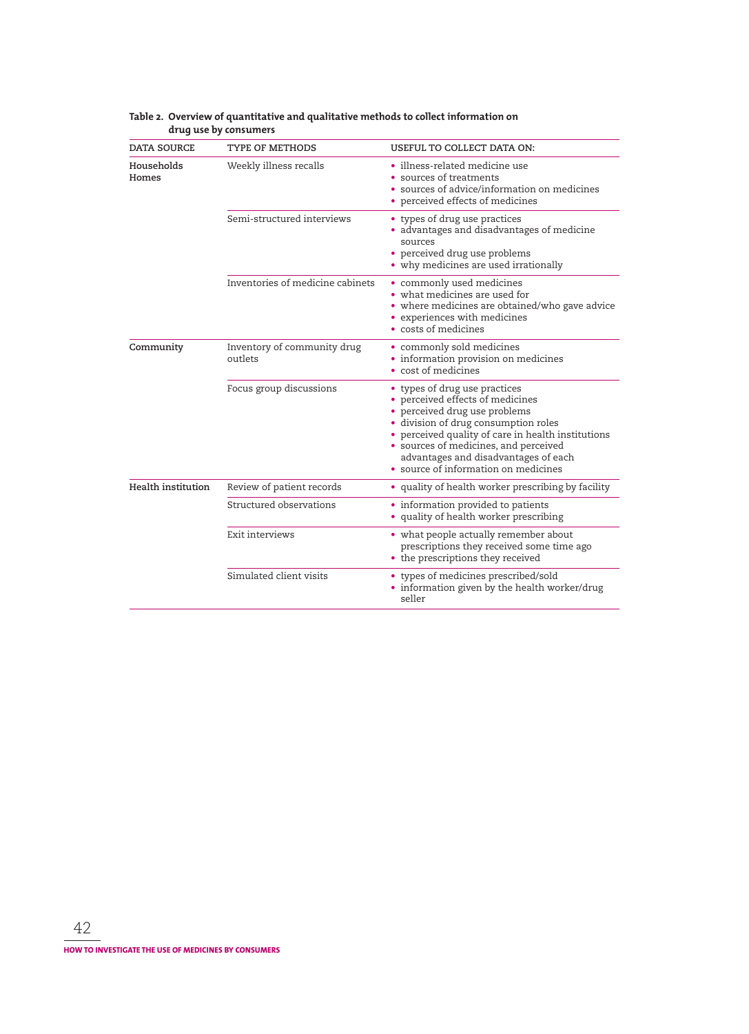**Table 2. Overview of quantitative and qualitative methods to collect information on drug use by consumers**

| DATA SOURCE | TYPE OF METHODS | USEFUL TO COLLECT DATA ON: |
|---|---|---|
| **Households Homes** | Weekly illness recalls | • illness-related medicine use<br>• sources of treatments<br>• sources of advice/information on medicines<br>• perceived effects of medicines |
| | Semi-structured interviews | • types of drug use practices<br>• advantages and disadvantages of medicine sources<br>• perceived drug use problems<br>• why medicines are used irrationally |
| | Inventories of medicine cabinets | • commonly used medicines<br>• what medicines are used for<br>• where medicines are obtained/who gave advice<br>• experiences with medicines<br>• costs of medicines |
| **Community** | Inventory of community drug outlets | • commonly sold medicines<br>• information provision on medicines<br>• cost of medicines |
| | Focus group discussions | • types of drug use practices<br>• perceived effects of medicines<br>• perceived drug use problems<br>• division of drug consumption roles<br>• perceived quality of care in health institutions<br>• sources of medicines, and perceived advantages and disadvantages of each<br>• source of information on medicines |
| **Health institution** | Review of patient records | • quality of health worker prescribing by facility |
| | Structured observations | • information provided to patients<br>• quality of health worker prescribing |
| | Exit interviews | • what people actually remember about prescriptions they received some time ago<br>• the prescriptions they received |
| | Simulated client visits | • types of medicines prescribed/sold<br>• information given by the health worker/drug seller |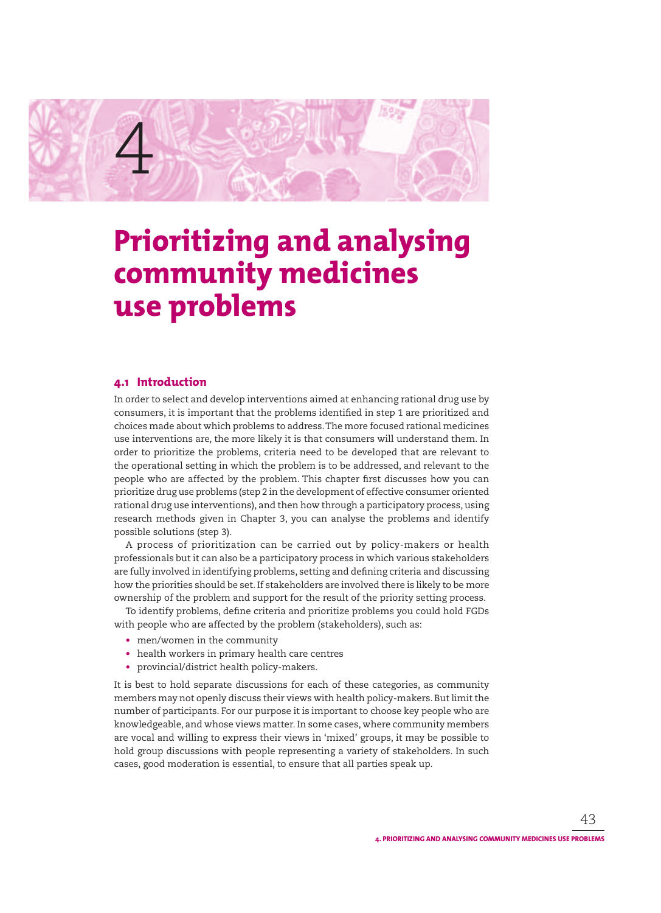# 4

# Prioritizing and analysing community medicines use problems

## 4.1 Introduction

In order to select and develop interventions aimed at enhancing rational drug use by consumers, it is important that the problems identified in step 1 are prioritized and choices made about which problems to address. The more focused rational medicines use interventions are, the more likely it is that consumers will understand them. In order to prioritize the problems, criteria need to be developed that are relevant to the operational setting in which the problem is to be addressed, and relevant to the people who are affected by the problem. This chapter first discusses how you can prioritize drug use problems (step 2 in the development of effective consumer oriented rational drug use interventions), and then how through a participatory process, using research methods given in Chapter 3, you can analyse the problems and identify possible solutions (step 3).

A process of prioritization can be carried out by policy-makers or health professionals but it can also be a participatory process in which various stakeholders are fully involved in identifying problems, setting and defining criteria and discussing how the priorities should be set. If stakeholders are involved there is likely to be more ownership of the problem and support for the result of the priority setting process.

To identify problems, define criteria and prioritize problems you could hold FGDs with people who are affected by the problem (stakeholders), such as:

- men/women in the community
- health workers in primary health care centres
- provincial/district health policy-makers.

It is best to hold separate discussions for each of these categories, as community members may not openly discuss their views with health policy-makers. But limit the number of participants. For our purpose it is important to choose key people who are knowledgeable, and whose views matter. In some cases, where community members are vocal and willing to express their views in 'mixed' groups, it may be possible to hold group discussions with people representing a variety of stakeholders. In such cases, good moderation is essential, to ensure that all parties speak up.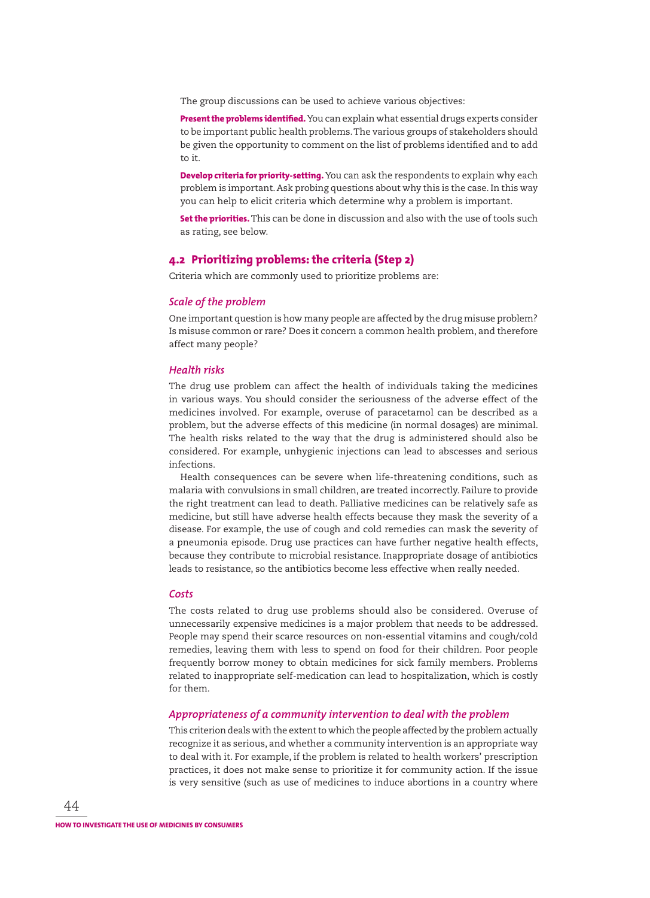The group discussions can be used to achieve various objectives:

**Present the problems identified.** You can explain what essential drugs experts consider to be important public health problems. The various groups of stakeholders should be given the opportunity to comment on the list of problems identified and to add to it.

**Develop criteria for priority-setting.** You can ask the respondents to explain why each problem is important. Ask probing questions about why this is the case. In this way you can help to elicit criteria which determine why a problem is important.

**Set the priorities.** This can be done in discussion and also with the use of tools such as rating, see below.

## 4.2 Prioritizing problems: the criteria (Step 2)

Criteria which are commonly used to prioritize problems are:

### *Scale of the problem*

One important question is how many people are affected by the drug misuse problem? Is misuse common or rare? Does it concern a common health problem, and therefore affect many people?

### *Health risks*

The drug use problem can affect the health of individuals taking the medicines in various ways. You should consider the seriousness of the adverse effect of the medicines involved. For example, overuse of paracetamol can be described as a problem, but the adverse effects of this medicine (in normal dosages) are minimal. The health risks related to the way that the drug is administered should also be considered. For example, unhygienic injections can lead to abscesses and serious infections.

Health consequences can be severe when life-threatening conditions, such as malaria with convulsions in small children, are treated incorrectly. Failure to provide the right treatment can lead to death. Palliative medicines can be relatively safe as medicine, but still have adverse health effects because they mask the severity of a disease. For example, the use of cough and cold remedies can mask the severity of a pneumonia episode. Drug use practices can have further negative health effects, because they contribute to microbial resistance. Inappropriate dosage of antibiotics leads to resistance, so the antibiotics become less effective when really needed.

### *Costs*

The costs related to drug use problems should also be considered. Overuse of unnecessarily expensive medicines is a major problem that needs to be addressed. People may spend their scarce resources on non-essential vitamins and cough/cold remedies, leaving them with less to spend on food for their children. Poor people frequently borrow money to obtain medicines for sick family members. Problems related to inappropriate self-medication can lead to hospitalization, which is costly for them.

### *Appropriateness of a community intervention to deal with the problem*

This criterion deals with the extent to which the people affected by the problem actually recognize it as serious, and whether a community intervention is an appropriate way to deal with it. For example, if the problem is related to health workers' prescription practices, it does not make sense to prioritize it for community action. If the issue is very sensitive (such as use of medicines to induce abortions in a country where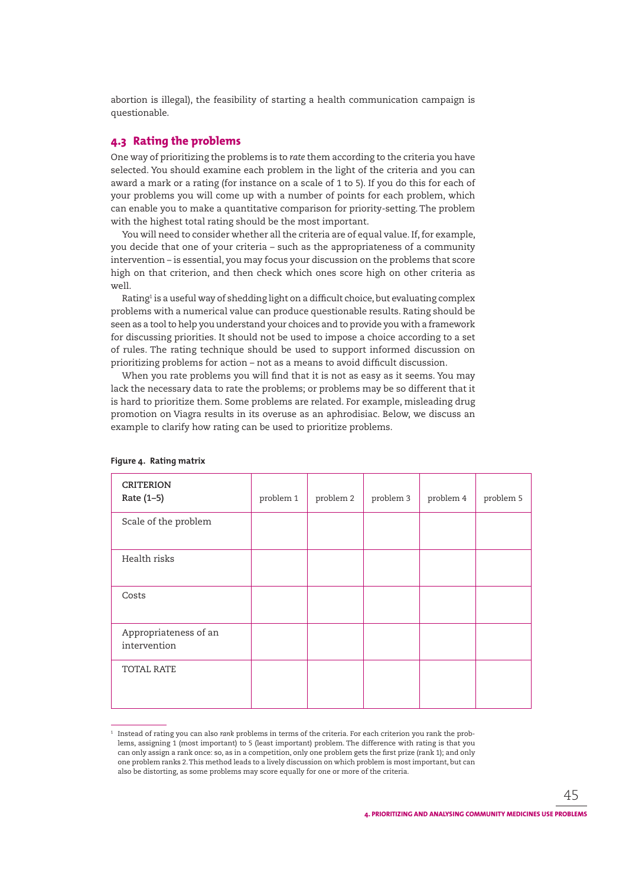abortion is illegal), the feasibility of starting a health communication campaign is questionable.

## 4.3 Rating the problems

One way of prioritizing the problems is to *rate* them according to the criteria you have selected. You should examine each problem in the light of the criteria and you can award a mark or a rating (for instance on a scale of 1 to 5). If you do this for each of your problems you will come up with a number of points for each problem, which can enable you to make a quantitative comparison for priority-setting. The problem with the highest total rating should be the most important.

You will need to consider whether all the criteria are of equal value. If, for example, you decide that one of your criteria – such as the appropriateness of a community intervention – is essential, you may focus your discussion on the problems that score high on that criterion, and then check which ones score high on other criteria as well.

Rating[1] is a useful way of shedding light on a difficult choice, but evaluating complex problems with a numerical value can produce questionable results. Rating should be seen as a tool to help you understand your choices and to provide you with a framework for discussing priorities. It should not be used to impose a choice according to a set of rules. The rating technique should be used to support informed discussion on prioritizing problems for action – not as a means to avoid difficult discussion.

When you rate problems you will find that it is not as easy as it seems. You may lack the necessary data to rate the problems; or problems may be so different that it is hard to prioritize them. Some problems are related. For example, misleading drug promotion on Viagra results in its overuse as an aphrodisiac. Below, we discuss an example to clarify how rating can be used to prioritize problems.

**Figure 4. Rating matrix**

| CRITERION Rate (1–5) | problem 1 | problem 2 | problem 3 | problem 4 | problem 5 |
|---|---|---|---|---|---|
| Scale of the problem | | | | | |
| Health risks | | | | | |
| Costs | | | | | |
| Appropriateness of an intervention | | | | | |
| TOTAL RATE | | | | | |

[1] Instead of rating you can also *rank* problems in terms of the criteria. For each criterion you rank the problems, assigning 1 (most important) to 5 (least important) problem. The difference with rating is that you can only assign a rank once: so, as in a competition, only one problem gets the first prize (rank 1); and only one problem ranks 2. This method leads to a lively discussion on which problem is most important, but can also be distorting, as some problems may score equally for one or more of the criteria.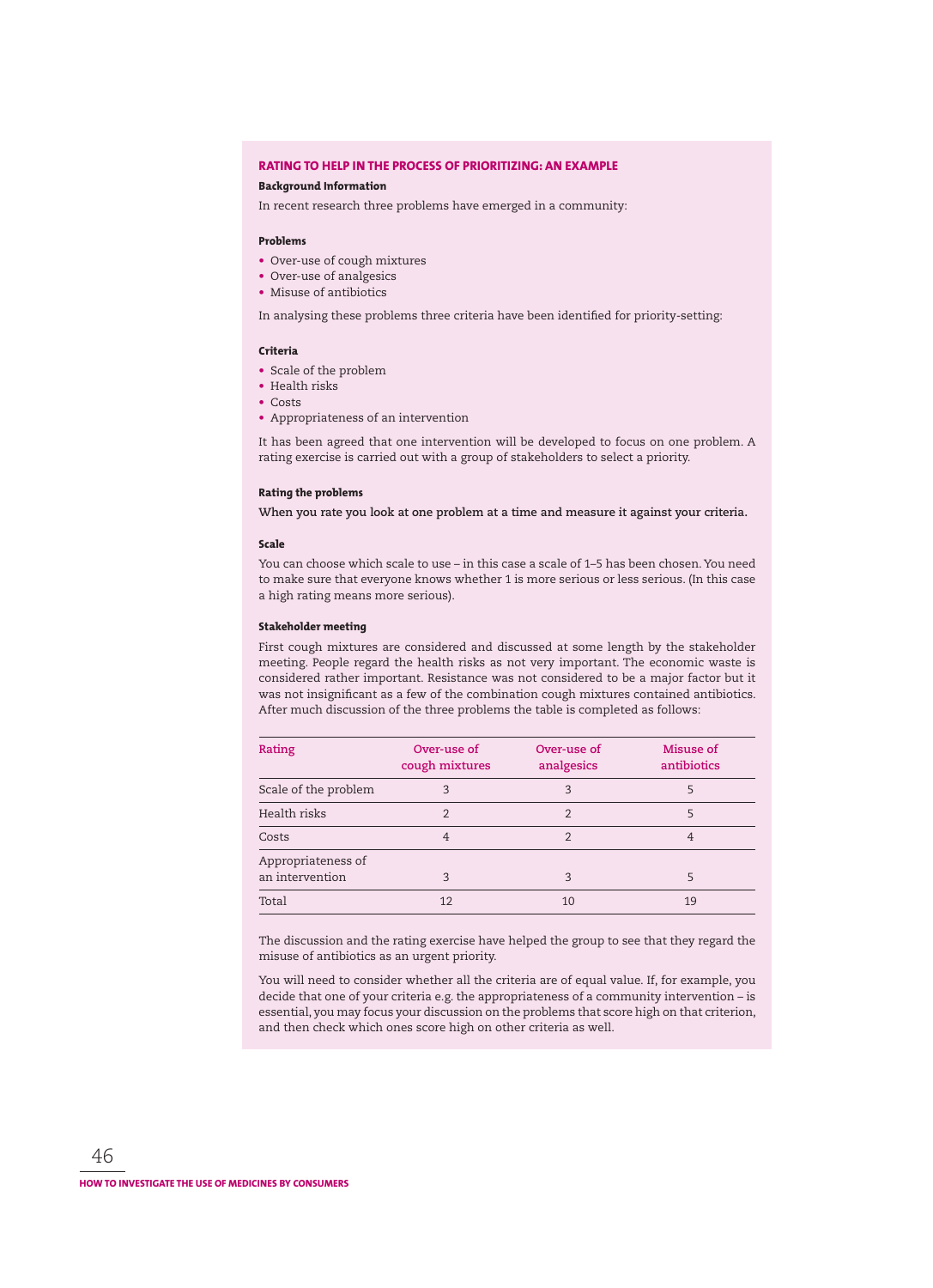## RATING TO HELP IN THE PROCESS OF PRIORITIZING: AN EXAMPLE

**Background Information**

In recent research three problems have emerged in a community:

**Problems**

- Over-use of cough mixtures
- Over-use of analgesics
- Misuse of antibiotics

In analysing these problems three criteria have been identified for priority-setting:

**Criteria**

- Scale of the problem
- Health risks
- Costs
- Appropriateness of an intervention

It has been agreed that one intervention will be developed to focus on one problem. A rating exercise is carried out with a group of stakeholders to select a priority.

**Rating the problems**

**When you rate you look at one problem at a time and measure it against your criteria.**

**Scale**

You can choose which scale to use – in this case a scale of 1–5 has been chosen. You need to make sure that everyone knows whether 1 is more serious or less serious. (In this case a high rating means more serious).

**Stakeholder meeting**

First cough mixtures are considered and discussed at some length by the stakeholder meeting. People regard the health risks as not very important. The economic waste is considered rather important. Resistance was not considered to be a major factor but it was not insignificant as a few of the combination cough mixtures contained antibiotics. After much discussion of the three problems the table is completed as follows:

| Rating | Over-use of cough mixtures | Over-use of analgesics | Misuse of antibiotics |
|---|---|---|---|
| Scale of the problem | 3 | 3 | 5 |
| Health risks | 2 | 2 | 5 |
| Costs | 4 | 2 | 4 |
| Appropriateness of an intervention | 3 | 3 | 5 |
| Total | 12 | 10 | 19 |

The discussion and the rating exercise have helped the group to see that they regard the misuse of antibiotics as an urgent priority.

You will need to consider whether all the criteria are of equal value. If, for example, you decide that one of your criteria e.g. the appropriateness of a community intervention – is essential, you may focus your discussion on the problems that score high on that criterion, and then check which ones score high on other criteria as well.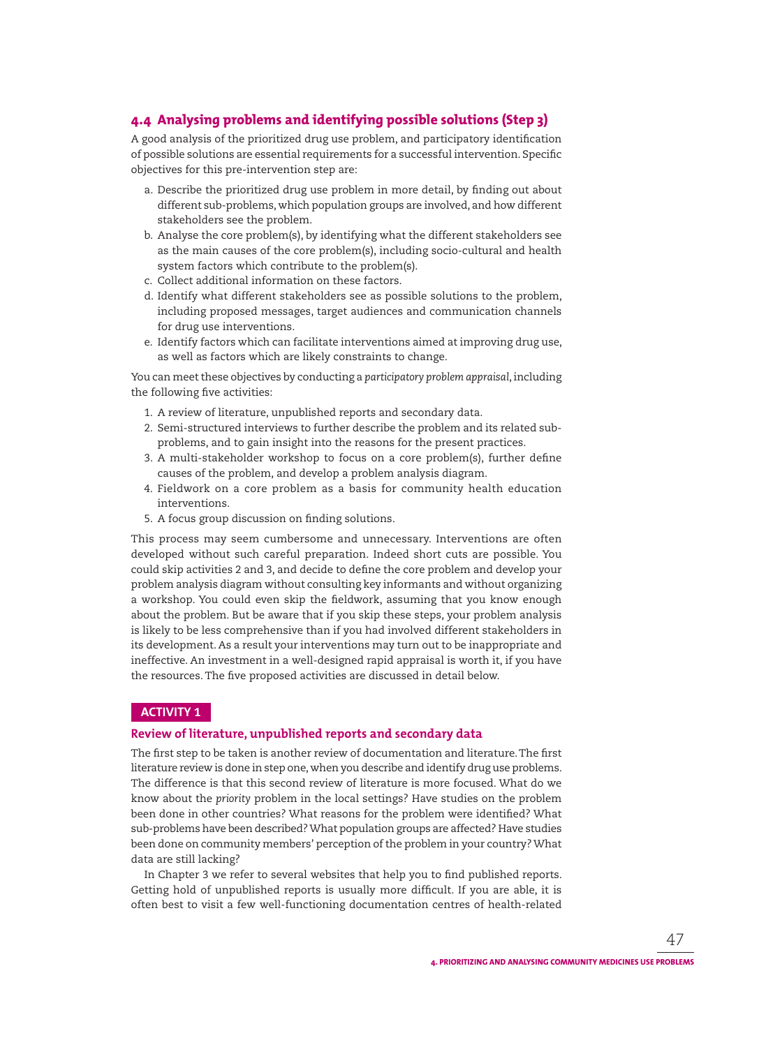## 4.4 Analysing problems and identifying possible solutions (Step 3)

A good analysis of the prioritized drug use problem, and participatory identification of possible solutions are essential requirements for a successful intervention. Specific objectives for this pre-intervention step are:

a. Describe the prioritized drug use problem in more detail, by finding out about different sub-problems, which population groups are involved, and how different stakeholders see the problem.
b. Analyse the core problem(s), by identifying what the different stakeholders see as the main causes of the core problem(s), including socio-cultural and health system factors which contribute to the problem(s).
c. Collect additional information on these factors.
d. Identify what different stakeholders see as possible solutions to the problem, including proposed messages, target audiences and communication channels for drug use interventions.
e. Identify factors which can facilitate interventions aimed at improving drug use, as well as factors which are likely constraints to change.

You can meet these objectives by conducting a *participatory problem appraisal*, including the following five activities:

1. A review of literature, unpublished reports and secondary data.
2. Semi-structured interviews to further describe the problem and its related sub-problems, and to gain insight into the reasons for the present practices.
3. A multi-stakeholder workshop to focus on a core problem(s), further define causes of the problem, and develop a problem analysis diagram.
4. Fieldwork on a core problem as a basis for community health education interventions.
5. A focus group discussion on finding solutions.

This process may seem cumbersome and unnecessary. Interventions are often developed without such careful preparation. Indeed short cuts are possible. You could skip activities 2 and 3, and decide to define the core problem and develop your problem analysis diagram without consulting key informants and without organizing a workshop. You could even skip the fieldwork, assuming that you know enough about the problem. But be aware that if you skip these steps, your problem analysis is likely to be less comprehensive than if you had involved different stakeholders in its development. As a result your interventions may turn out to be inappropriate and ineffective. An investment in a well-designed rapid appraisal is worth it, if you have the resources. The five proposed activities are discussed in detail below.

**ACTIVITY 1**

### Review of literature, unpublished reports and secondary data

The first step to be taken is another review of documentation and literature. The first literature review is done in step one, when you describe and identify drug use problems. The difference is that this second review of literature is more focused. What do we know about the *priority* problem in the local settings? Have studies on the problem been done in other countries? What reasons for the problem were identified? What sub-problems have been described? What population groups are affected? Have studies been done on community members' perception of the problem in your country? What data are still lacking?

In Chapter 3 we refer to several websites that help you to find published reports. Getting hold of unpublished reports is usually more difficult. If you are able, it is often best to visit a few well-functioning documentation centres of health-related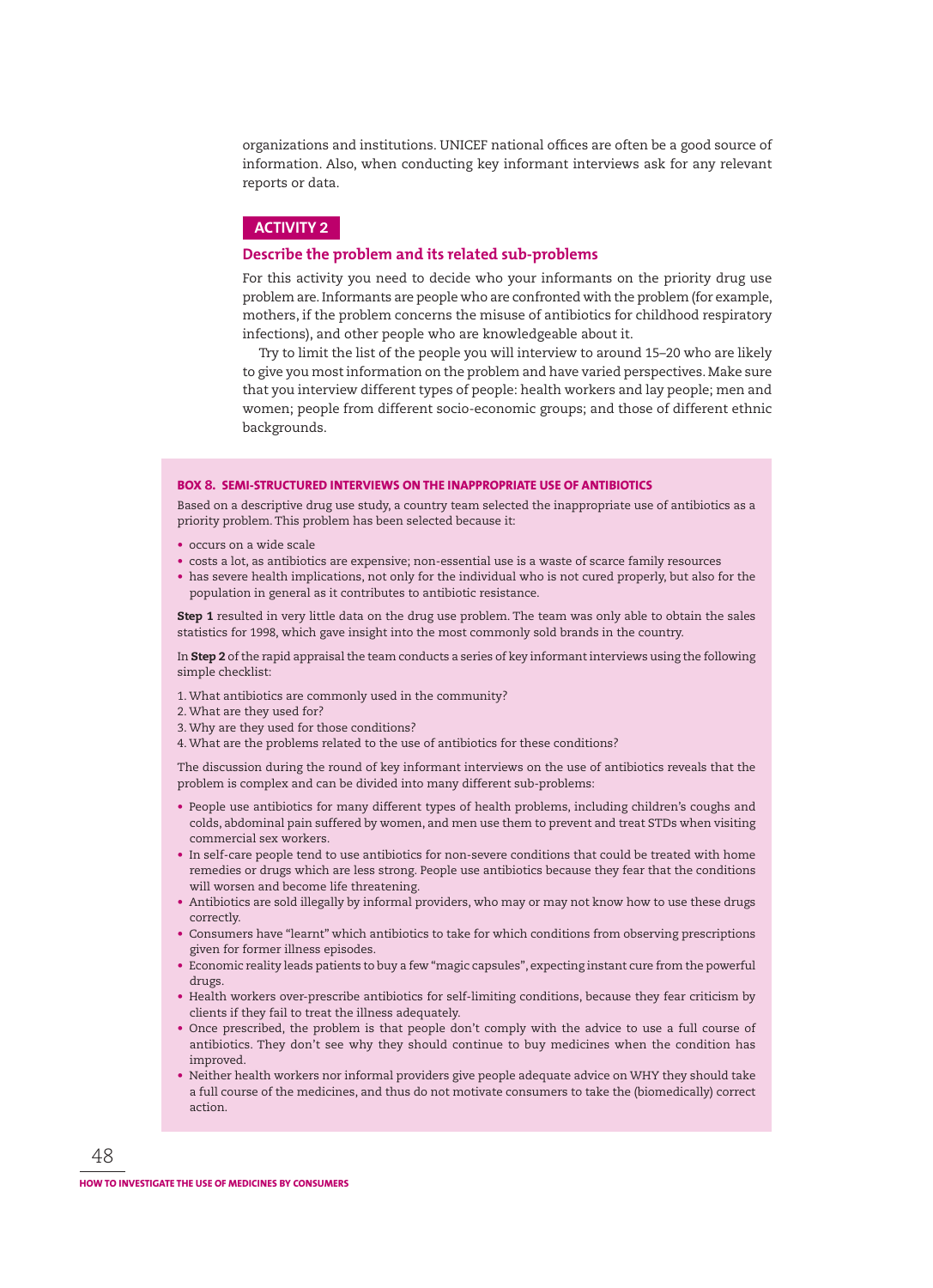organizations and institutions. UNICEF national offices are often be a good source of information. Also, when conducting key informant interviews ask for any relevant reports or data.

## ACTIVITY 2

### Describe the problem and its related sub-problems

For this activity you need to decide who your informants on the priority drug use problem are. Informants are people who are confronted with the problem (for example, mothers, if the problem concerns the misuse of antibiotics for childhood respiratory infections), and other people who are knowledgeable about it.

Try to limit the list of the people you will interview to around 15–20 who are likely to give you most information on the problem and have varied perspectives. Make sure that you interview different types of people: health workers and lay people; men and women; people from different socio-economic groups; and those of different ethnic backgrounds.

#### BOX 8. SEMI-STRUCTURED INTERVIEWS ON THE INAPPROPRIATE USE OF ANTIBIOTICS

Based on a descriptive drug use study, a country team selected the inappropriate use of antibiotics as a priority problem. This problem has been selected because it:

- occurs on a wide scale
- costs a lot, as antibiotics are expensive; non-essential use is a waste of scarce family resources
- has severe health implications, not only for the individual who is not cured properly, but also for the population in general as it contributes to antibiotic resistance.

**Step 1** resulted in very little data on the drug use problem. The team was only able to obtain the sales statistics for 1998, which gave insight into the most commonly sold brands in the country.

In **Step 2** of the rapid appraisal the team conducts a series of key informant interviews using the following simple checklist:

1. What antibiotics are commonly used in the community?
2. What are they used for?
3. Why are they used for those conditions?
4. What are the problems related to the use of antibiotics for these conditions?

The discussion during the round of key informant interviews on the use of antibiotics reveals that the problem is complex and can be divided into many different sub-problems:

- People use antibiotics for many different types of health problems, including children's coughs and colds, abdominal pain suffered by women, and men use them to prevent and treat STDs when visiting commercial sex workers.
- In self-care people tend to use antibiotics for non-severe conditions that could be treated with home remedies or drugs which are less strong. People use antibiotics because they fear that the conditions will worsen and become life threatening.
- Antibiotics are sold illegally by informal providers, who may or may not know how to use these drugs correctly.
- Consumers have "learnt" which antibiotics to take for which conditions from observing prescriptions given for former illness episodes.
- Economic reality leads patients to buy a few "magic capsules", expecting instant cure from the powerful drugs.
- Health workers over-prescribe antibiotics for self-limiting conditions, because they fear criticism by clients if they fail to treat the illness adequately.
- Once prescribed, the problem is that people don't comply with the advice to use a full course of antibiotics. They don't see why they should continue to buy medicines when the condition has improved.
- Neither health workers nor informal providers give people adequate advice on WHY they should take a full course of the medicines, and thus do not motivate consumers to take the (biomedically) correct action.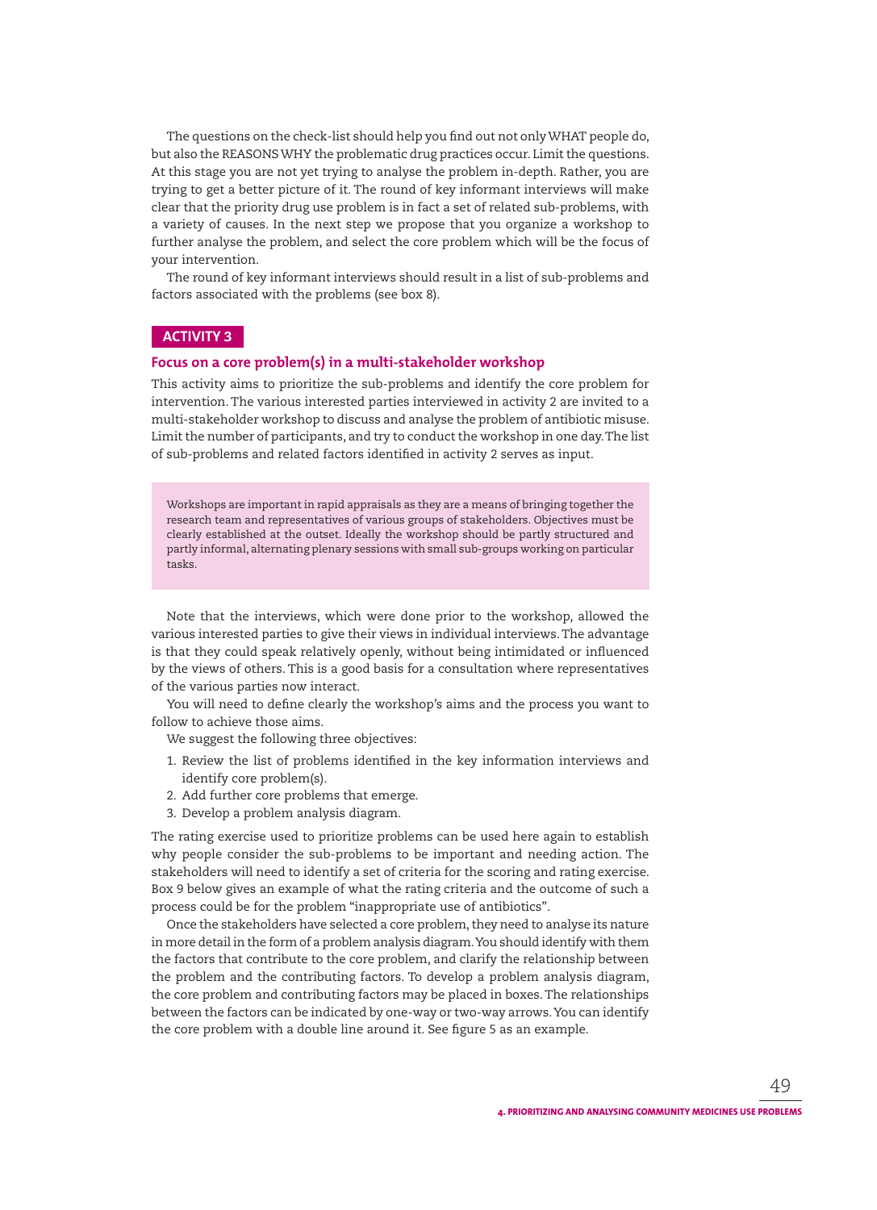The questions on the check-list should help you find out not only WHAT people do, but also the REASONS WHY the problematic drug practices occur. Limit the questions. At this stage you are not yet trying to analyse the problem in-depth. Rather, you are trying to get a better picture of it. The round of key informant interviews will make clear that the priority drug use problem is in fact a set of related sub-problems, with a variety of causes. In the next step we propose that you organize a workshop to further analyse the problem, and select the core problem which will be the focus of your intervention.

The round of key informant interviews should result in a list of sub-problems and factors associated with the problems (see box 8).

## ACTIVITY 3

### Focus on a core problem(s) in a multi-stakeholder workshop

This activity aims to prioritize the sub-problems and identify the core problem for intervention. The various interested parties interviewed in activity 2 are invited to a multi-stakeholder workshop to discuss and analyse the problem of antibiotic misuse. Limit the number of participants, and try to conduct the workshop in one day. The list of sub-problems and related factors identified in activity 2 serves as input.

> Workshops are important in rapid appraisals as they are a means of bringing together the research team and representatives of various groups of stakeholders. Objectives must be clearly established at the outset. Ideally the workshop should be partly structured and partly informal, alternating plenary sessions with small sub-groups working on particular tasks.

Note that the interviews, which were done prior to the workshop, allowed the various interested parties to give their views in individual interviews. The advantage is that they could speak relatively openly, without being intimidated or influenced by the views of others. This is a good basis for a consultation where representatives of the various parties now interact.

You will need to define clearly the workshop's aims and the process you want to follow to achieve those aims.

We suggest the following three objectives:

1. Review the list of problems identified in the key information interviews and identify core problem(s).
2. Add further core problems that emerge.
3. Develop a problem analysis diagram.

The rating exercise used to prioritize problems can be used here again to establish why people consider the sub-problems to be important and needing action. The stakeholders will need to identify a set of criteria for the scoring and rating exercise. Box 9 below gives an example of what the rating criteria and the outcome of such a process could be for the problem "inappropriate use of antibiotics".

Once the stakeholders have selected a core problem, they need to analyse its nature in more detail in the form of a problem analysis diagram. You should identify with them the factors that contribute to the core problem, and clarify the relationship between the problem and the contributing factors. To develop a problem analysis diagram, the core problem and contributing factors may be placed in boxes. The relationships between the factors can be indicated by one-way or two-way arrows. You can identify the core problem with a double line around it. See figure 5 as an example.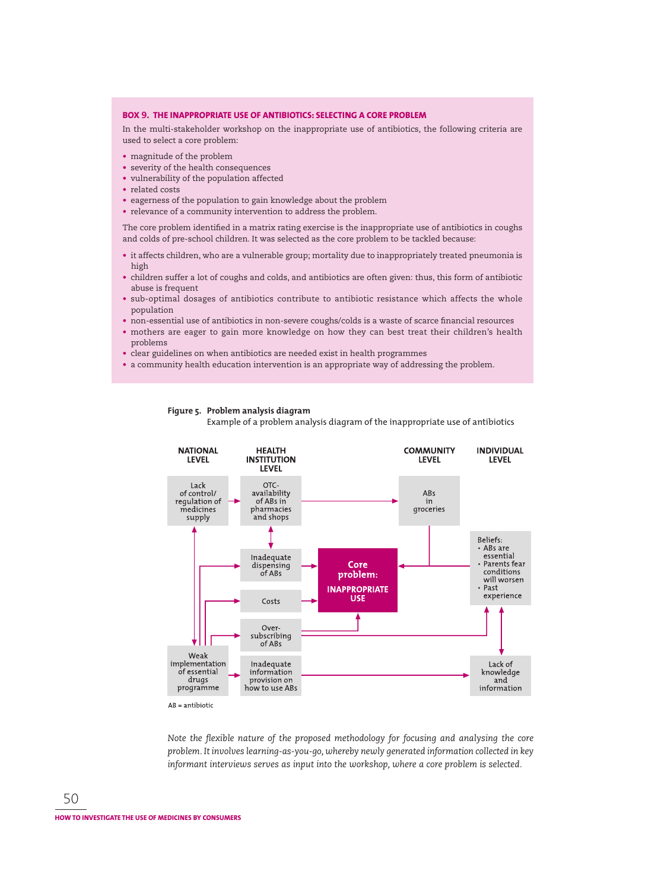**BOX 9. THE INAPPROPRIATE USE OF ANTIBIOTICS: SELECTING A CORE PROBLEM**

In the multi-stakeholder workshop on the inappropriate use of antibiotics, the following criteria are used to select a core problem:

- magnitude of the problem
- severity of the health consequences
- vulnerability of the population affected
- related costs
- eagerness of the population to gain knowledge about the problem
- relevance of a community intervention to address the problem.

The core problem identified in a matrix rating exercise is the inappropriate use of antibiotics in coughs and colds of pre-school children. It was selected as the core problem to be tackled because:

- it affects children, who are a vulnerable group; mortality due to inappropriately treated pneumonia is high
- children suffer a lot of coughs and colds, and antibiotics are often given: thus, this form of antibiotic abuse is frequent
- sub-optimal dosages of antibiotics contribute to antibiotic resistance which affects the whole population
- non-essential use of antibiotics in non-severe coughs/colds is a waste of scarce financial resources
- mothers are eager to gain more knowledge on how they can best treat their children's health problems
- clear guidelines on when antibiotics are needed exist in health programmes
- a community health education intervention is an appropriate way of addressing the problem.

**Figure 5. Problem analysis diagram**
Example of a problem analysis diagram of the inappropriate use of antibiotics

NATIONAL LEVEL | HEALTH INSTITUTION LEVEL | COMMUNITY LEVEL | INDIVIDUAL LEVEL

- Lack of control/ regulation of medicines supply → OTC-availability of ABs in pharmacies and shops → ABs in groceries → Core problem: INAPPROPRIATE USE
- OTC-availability of ABs in pharmacies and shops ↔ Inadequate dispensing of ABs
- Lack of control/ regulation of medicines supply ↔ Weak implementation of essential drugs programme
- Weak implementation of essential drugs programme → Inadequate dispensing of ABs; → Costs; → Over-subscribing of ABs
- Inadequate dispensing of ABs → Core problem
- Costs → Core problem
- Over-subscribing of ABs → Core problem; → Beliefs
- Beliefs: • ABs are essential • Parents fear conditions will worsen • Past experience → Core problem
- Beliefs ↔ Lack of knowledge and information
- Inadequate information provision on how to use ABs → Lack of knowledge and information

AB = antibiotic

*Note the flexible nature of the proposed methodology for focusing and analysing the core problem. It involves learning-as-you-go, whereby newly generated information collected in key informant interviews serves as input into the workshop, where a core problem is selected.*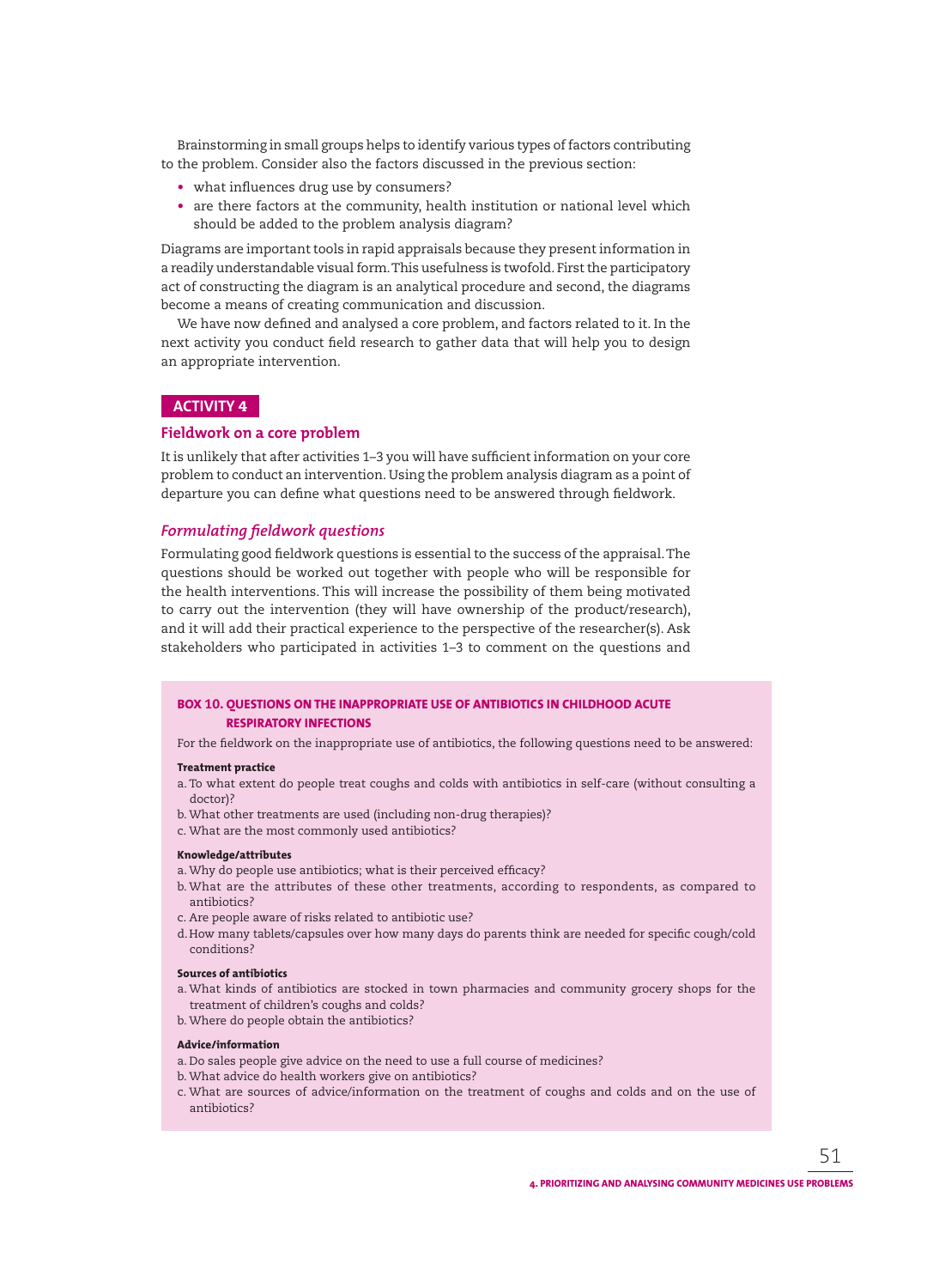Brainstorming in small groups helps to identify various types of factors contributing to the problem. Consider also the factors discussed in the previous section:

- what influences drug use by consumers?
- are there factors at the community, health institution or national level which should be added to the problem analysis diagram?

Diagrams are important tools in rapid appraisals because they present information in a readily understandable visual form. This usefulness is twofold. First the participatory act of constructing the diagram is an analytical procedure and second, the diagrams become a means of creating communication and discussion.

We have now defined and analysed a core problem, and factors related to it. In the next activity you conduct field research to gather data that will help you to design an appropriate intervention.

## ACTIVITY 4

### Fieldwork on a core problem

It is unlikely that after activities 1–3 you will have sufficient information on your core problem to conduct an intervention. Using the problem analysis diagram as a point of departure you can define what questions need to be answered through fieldwork.

#### *Formulating fieldwork questions*

Formulating good fieldwork questions is essential to the success of the appraisal. The questions should be worked out together with people who will be responsible for the health interventions. This will increase the possibility of them being motivated to carry out the intervention (they will have ownership of the product/research), and it will add their practical experience to the perspective of the researcher(s). Ask stakeholders who participated in activities 1–3 to comment on the questions and

---

**BOX 10. QUESTIONS ON THE INAPPROPRIATE USE OF ANTIBIOTICS IN CHILDHOOD ACUTE RESPIRATORY INFECTIONS**

For the fieldwork on the inappropriate use of antibiotics, the following questions need to be answered:

**Treatment practice**

a. To what extent do people treat coughs and colds with antibiotics in self-care (without consulting a doctor)?
b. What other treatments are used (including non-drug therapies)?
c. What are the most commonly used antibiotics?

**Knowledge/attributes**

a. Why do people use antibiotics; what is their perceived efficacy?
b. What are the attributes of these other treatments, according to respondents, as compared to antibiotics?
c. Are people aware of risks related to antibiotic use?
d. How many tablets/capsules over how many days do parents think are needed for specific cough/cold conditions?

**Sources of antibiotics**

a. What kinds of antibiotics are stocked in town pharmacies and community grocery shops for the treatment of children's coughs and colds?
b. Where do people obtain the antibiotics?

**Advice/information**

a. Do sales people give advice on the need to use a full course of medicines?
b. What advice do health workers give on antibiotics?
c. What are sources of advice/information on the treatment of coughs and colds and on the use of antibiotics?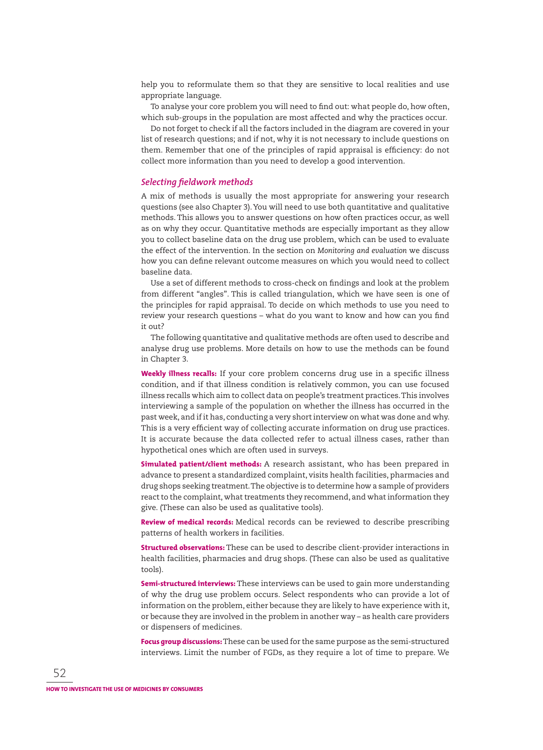help you to reformulate them so that they are sensitive to local realities and use appropriate language.

To analyse your core problem you will need to find out: what people do, how often, which sub-groups in the population are most affected and why the practices occur.

Do not forget to check if all the factors included in the diagram are covered in your list of research questions; and if not, why it is not necessary to include questions on them. Remember that one of the principles of rapid appraisal is efficiency: do not collect more information than you need to develop a good intervention.

### *Selecting fieldwork methods*

A mix of methods is usually the most appropriate for answering your research questions (see also Chapter 3). You will need to use both quantitative and qualitative methods. This allows you to answer questions on how often practices occur, as well as on why they occur. Quantitative methods are especially important as they allow you to collect baseline data on the drug use problem, which can be used to evaluate the effect of the intervention. In the section on *Monitoring and evaluation* we discuss how you can define relevant outcome measures on which you would need to collect baseline data.

Use a set of different methods to cross-check on findings and look at the problem from different "angles". This is called triangulation, which we have seen is one of the principles for rapid appraisal. To decide on which methods to use you need to review your research questions – what do you want to know and how can you find it out?

The following quantitative and qualitative methods are often used to describe and analyse drug use problems. More details on how to use the methods can be found in Chapter 3.

**Weekly illness recalls:** If your core problem concerns drug use in a specific illness condition, and if that illness condition is relatively common, you can use focused illness recalls which aim to collect data on people's treatment practices. This involves interviewing a sample of the population on whether the illness has occurred in the past week, and if it has, conducting a very short interview on what was done and why. This is a very efficient way of collecting accurate information on drug use practices. It is accurate because the data collected refer to actual illness cases, rather than hypothetical ones which are often used in surveys.

**Simulated patient/client methods:** A research assistant, who has been prepared in advance to present a standardized complaint, visits health facilities, pharmacies and drug shops seeking treatment. The objective is to determine how a sample of providers react to the complaint, what treatments they recommend, and what information they give. (These can also be used as qualitative tools).

**Review of medical records:** Medical records can be reviewed to describe prescribing patterns of health workers in facilities.

**Structured observations:** These can be used to describe client-provider interactions in health facilities, pharmacies and drug shops. (These can also be used as qualitative tools).

**Semi-structured interviews:** These interviews can be used to gain more understanding of why the drug use problem occurs. Select respondents who can provide a lot of information on the problem, either because they are likely to have experience with it, or because they are involved in the problem in another way – as health care providers or dispensers of medicines.

**Focus group discussions:** These can be used for the same purpose as the semi-structured interviews. Limit the number of FGDs, as they require a lot of time to prepare. We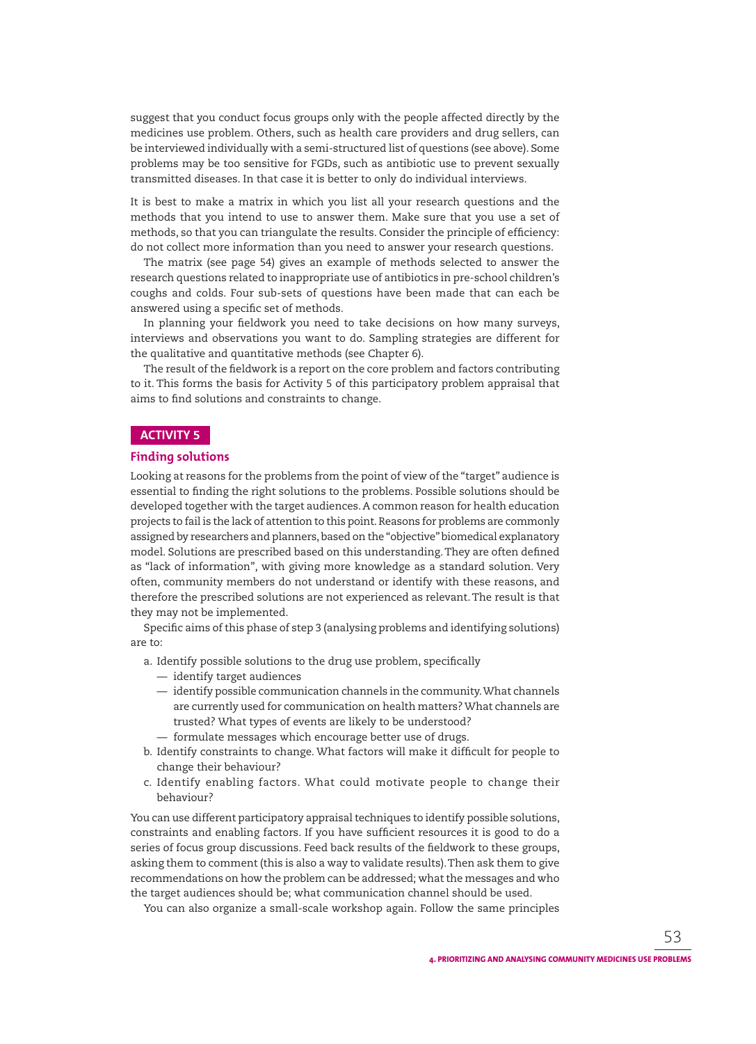suggest that you conduct focus groups only with the people affected directly by the medicines use problem. Others, such as health care providers and drug sellers, can be interviewed individually with a semi-structured list of questions (see above). Some problems may be too sensitive for FGDs, such as antibiotic use to prevent sexually transmitted diseases. In that case it is better to only do individual interviews.

It is best to make a matrix in which you list all your research questions and the methods that you intend to use to answer them. Make sure that you use a set of methods, so that you can triangulate the results. Consider the principle of efficiency: do not collect more information than you need to answer your research questions.

The matrix (see page 54) gives an example of methods selected to answer the research questions related to inappropriate use of antibiotics in pre-school children's coughs and colds. Four sub-sets of questions have been made that can each be answered using a specific set of methods.

In planning your fieldwork you need to take decisions on how many surveys, interviews and observations you want to do. Sampling strategies are different for the qualitative and quantitative methods (see Chapter 6).

The result of the fieldwork is a report on the core problem and factors contributing to it. This forms the basis for Activity 5 of this participatory problem appraisal that aims to find solutions and constraints to change.

## ACTIVITY 5

### Finding solutions

Looking at reasons for the problems from the point of view of the "target" audience is essential to finding the right solutions to the problems. Possible solutions should be developed together with the target audiences. A common reason for health education projects to fail is the lack of attention to this point. Reasons for problems are commonly assigned by researchers and planners, based on the "objective" biomedical explanatory model. Solutions are prescribed based on this understanding. They are often defined as "lack of information", with giving more knowledge as a standard solution. Very often, community members do not understand or identify with these reasons, and therefore the prescribed solutions are not experienced as relevant. The result is that they may not be implemented.

Specific aims of this phase of step 3 (analysing problems and identifying solutions) are to:

a. Identify possible solutions to the drug use problem, specifically
   - identify target audiences
   - identify possible communication channels in the community. What channels are currently used for communication on health matters? What channels are trusted? What types of events are likely to be understood?
   - formulate messages which encourage better use of drugs.
b. Identify constraints to change. What factors will make it difficult for people to change their behaviour?
c. Identify enabling factors. What could motivate people to change their behaviour?

You can use different participatory appraisal techniques to identify possible solutions, constraints and enabling factors. If you have sufficient resources it is good to do a series of focus group discussions. Feed back results of the fieldwork to these groups, asking them to comment (this is also a way to validate results). Then ask them to give recommendations on how the problem can be addressed; what the messages and who the target audiences should be; what communication channel should be used.

You can also organize a small-scale workshop again. Follow the same principles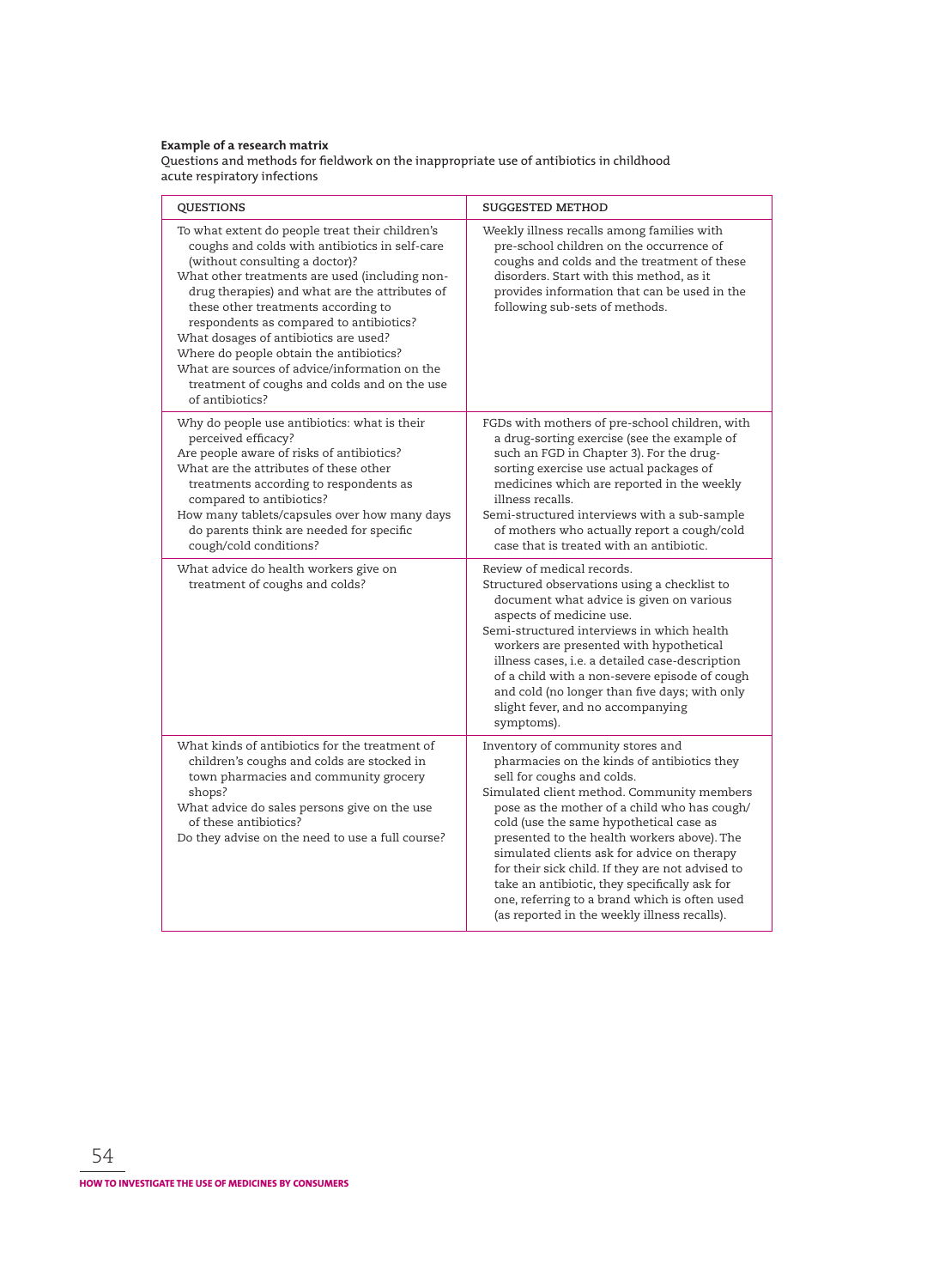**Example of a research matrix**

Questions and methods for fieldwork on the inappropriate use of antibiotics in childhood acute respiratory infections

| QUESTIONS | SUGGESTED METHOD |
|---|---|
| To what extent do people treat their children's coughs and colds with antibiotics in self-care (without consulting a doctor)?<br>What other treatments are used (including non-drug therapies) and what are the attributes of these other treatments according to respondents as compared to antibiotics?<br>What dosages of antibiotics are used?<br>Where do people obtain the antibiotics?<br>What are sources of advice/information on the treatment of coughs and colds and on the use of antibiotics? | Weekly illness recalls among families with pre-school children on the occurrence of coughs and colds and the treatment of these disorders. Start with this method, as it provides information that can be used in the following sub-sets of methods. |
| Why do people use antibiotics: what is their perceived efficacy?<br>Are people aware of risks of antibiotics?<br>What are the attributes of these other treatments according to respondents as compared to antibiotics?<br>How many tablets/capsules over how many days do parents think are needed for specific cough/cold conditions? | FGDs with mothers of pre-school children, with a drug-sorting exercise (see the example of such an FGD in Chapter 3). For the drug-sorting exercise use actual packages of medicines which are reported in the weekly illness recalls.<br>Semi-structured interviews with a sub-sample of mothers who actually report a cough/cold case that is treated with an antibiotic. |
| What advice do health workers give on treatment of coughs and colds? | Review of medical records.<br>Structured observations using a checklist to document what advice is given on various aspects of medicine use.<br>Semi-structured interviews in which health workers are presented with hypothetical illness cases, i.e. a detailed case-description of a child with a non-severe episode of cough and cold (no longer than five days; with only slight fever, and no accompanying symptoms). |
| What kinds of antibiotics for the treatment of children's coughs and colds are stocked in town pharmacies and community grocery shops?<br>What advice do sales persons give on the use of these antibiotics?<br>Do they advise on the need to use a full course? | Inventory of community stores and pharmacies on the kinds of antibiotics they sell for coughs and colds.<br>Simulated client method. Community members pose as the mother of a child who has cough/cold (use the same hypothetical case as presented to the health workers above). The simulated clients ask for advice on therapy for their sick child. If they are not advised to take an antibiotic, they specifically ask for one, referring to a brand which is often used (as reported in the weekly illness recalls). |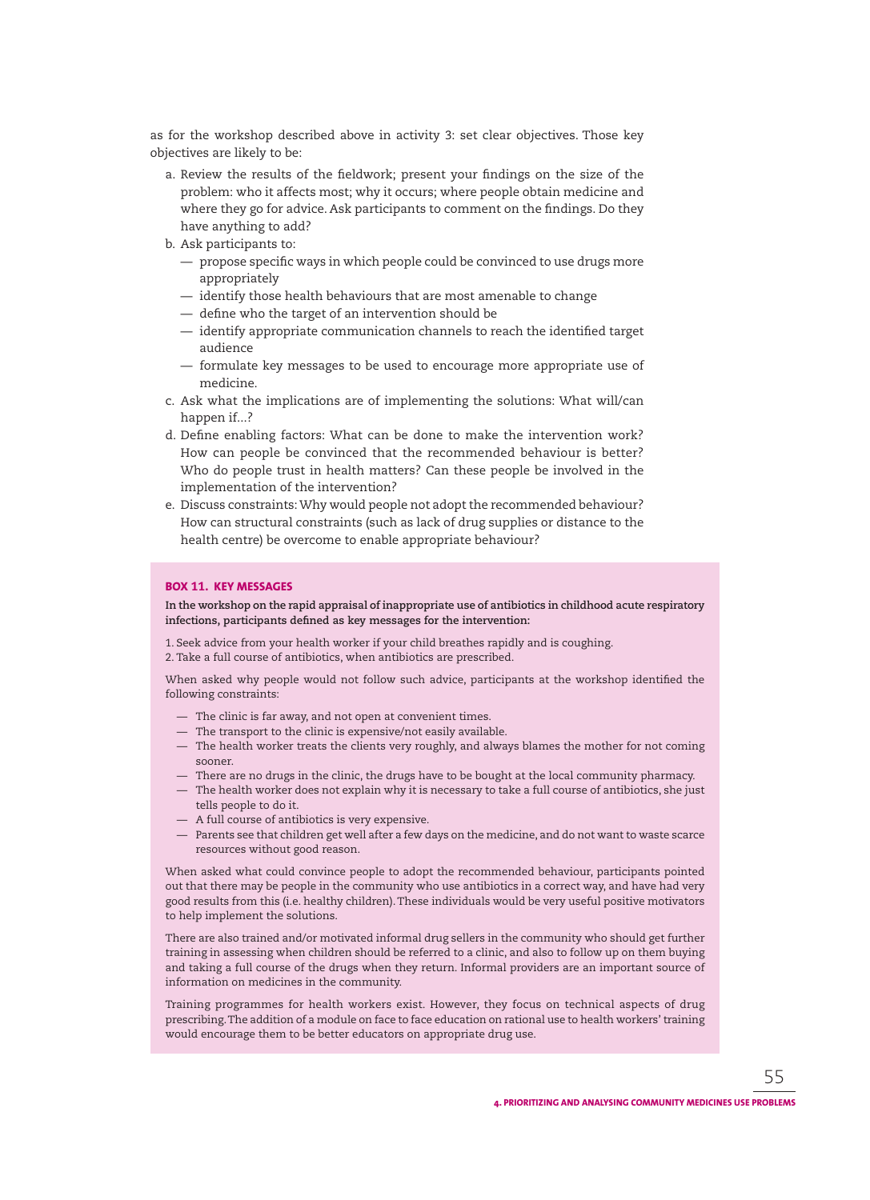as for the workshop described above in activity 3: set clear objectives. Those key objectives are likely to be:

a. Review the results of the fieldwork; present your findings on the size of the problem: who it affects most; why it occurs; where people obtain medicine and where they go for advice. Ask participants to comment on the findings. Do they have anything to add?
b. Ask participants to:
   — propose specific ways in which people could be convinced to use drugs more appropriately
   — identify those health behaviours that are most amenable to change
   — define who the target of an intervention should be
   — identify appropriate communication channels to reach the identified target audience
   — formulate key messages to be used to encourage more appropriate use of medicine.
c. Ask what the implications are of implementing the solutions: What will/can happen if...?
d. Define enabling factors: What can be done to make the intervention work? How can people be convinced that the recommended behaviour is better? Who do people trust in health matters? Can these people be involved in the implementation of the intervention?
e. Discuss constraints: Why would people not adopt the recommended behaviour? How can structural constraints (such as lack of drug supplies or distance to the health centre) be overcome to enable appropriate behaviour?

### BOX 11. KEY MESSAGES

**In the workshop on the rapid appraisal of inappropriate use of antibiotics in childhood acute respiratory infections, participants defined as key messages for the intervention:**

1. Seek advice from your health worker if your child breathes rapidly and is coughing.
2. Take a full course of antibiotics, when antibiotics are prescribed.

When asked why people would not follow such advice, participants at the workshop identified the following constraints:

— The clinic is far away, and not open at convenient times.
— The transport to the clinic is expensive/not easily available.
— The health worker treats the clients very roughly, and always blames the mother for not coming sooner.
— There are no drugs in the clinic, the drugs have to be bought at the local community pharmacy.
— The health worker does not explain why it is necessary to take a full course of antibiotics, she just tells people to do it.
— A full course of antibiotics is very expensive.
— Parents see that children get well after a few days on the medicine, and do not want to waste scarce resources without good reason.

When asked what could convince people to adopt the recommended behaviour, participants pointed out that there may be people in the community who use antibiotics in a correct way, and have had very good results from this (i.e. healthy children). These individuals would be very useful positive motivators to help implement the solutions.

There are also trained and/or motivated informal drug sellers in the community who should get further training in assessing when children should be referred to a clinic, and also to follow up on them buying and taking a full course of the drugs when they return. Informal providers are an important source of information on medicines in the community.

Training programmes for health workers exist. However, they focus on technical aspects of drug prescribing. The addition of a module on face to face education on rational use to health workers' training would encourage them to be better educators on appropriate drug use.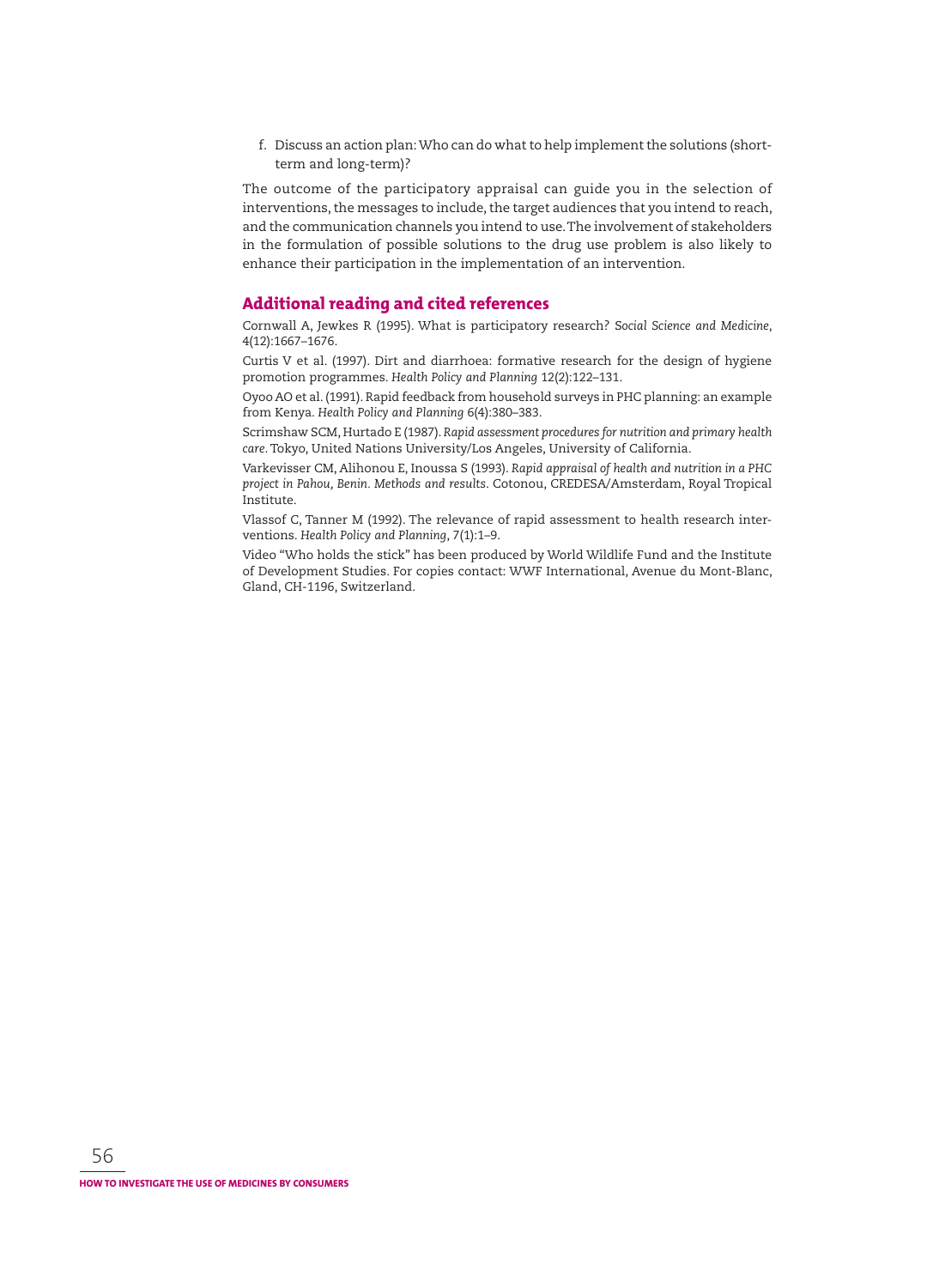f. Discuss an action plan: Who can do what to help implement the solutions (short-term and long-term)?

The outcome of the participatory appraisal can guide you in the selection of interventions, the messages to include, the target audiences that you intend to reach, and the communication channels you intend to use. The involvement of stakeholders in the formulation of possible solutions to the drug use problem is also likely to enhance their participation in the implementation of an intervention.

## Additional reading and cited references

Cornwall A, Jewkes R (1995). What is participatory research? *Social Science and Medicine*, 4(12):1667–1676.

Curtis V et al. (1997). Dirt and diarrhoea: formative research for the design of hygiene promotion programmes. *Health Policy and Planning* 12(2):122–131.

Oyoo AO et al. (1991). Rapid feedback from household surveys in PHC planning: an example from Kenya. *Health Policy and Planning* 6(4):380–383.

Scrimshaw SCM, Hurtado E (1987). *Rapid assessment procedures for nutrition and primary health care*. Tokyo, United Nations University/Los Angeles, University of California.

Varkevisser CM, Alihonou E, Inoussa S (1993). *Rapid appraisal of health and nutrition in a PHC project in Pahou, Benin. Methods and results*. Cotonou, CREDESA/Amsterdam, Royal Tropical Institute.

Vlassof C, Tanner M (1992). The relevance of rapid assessment to health research interventions. *Health Policy and Planning*, 7(1):1–9.

Video "Who holds the stick" has been produced by World Wildlife Fund and the Institute of Development Studies. For copies contact: WWF International, Avenue du Mont-Blanc, Gland, CH-1196, Switzerland.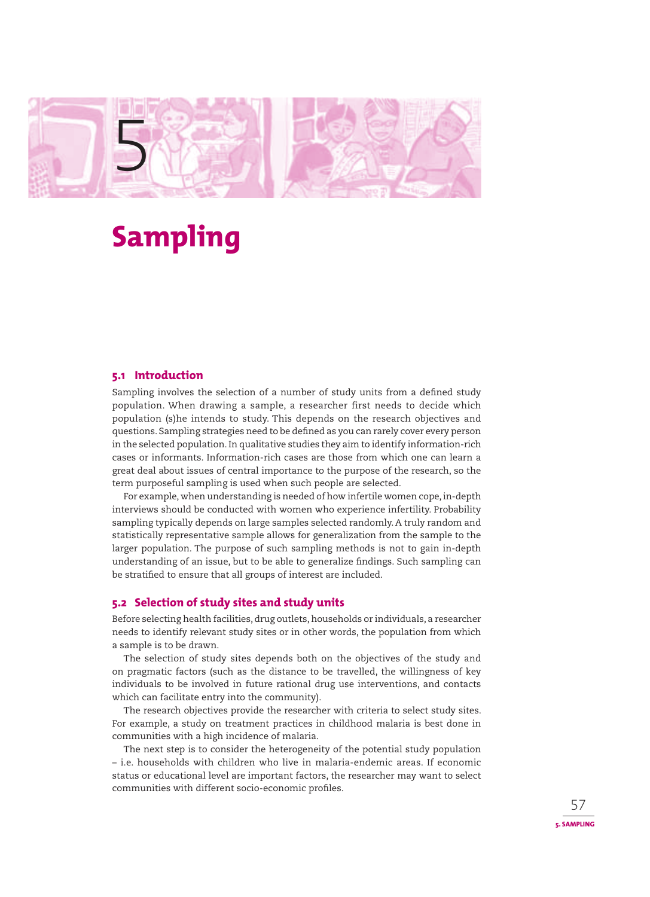# 5

# Sampling

## 5.1 Introduction

Sampling involves the selection of a number of study units from a defined study population. When drawing a sample, a researcher first needs to decide which population (s)he intends to study. This depends on the research objectives and questions. Sampling strategies need to be defined as you can rarely cover every person in the selected population. In qualitative studies they aim to identify information-rich cases or informants. Information-rich cases are those from which one can learn a great deal about issues of central importance to the purpose of the research, so the term purposeful sampling is used when such people are selected.

For example, when understanding is needed of how infertile women cope, in-depth interviews should be conducted with women who experience infertility. Probability sampling typically depends on large samples selected randomly. A truly random and statistically representative sample allows for generalization from the sample to the larger population. The purpose of such sampling methods is not to gain in-depth understanding of an issue, but to be able to generalize findings. Such sampling can be stratified to ensure that all groups of interest are included.

## 5.2 Selection of study sites and study units

Before selecting health facilities, drug outlets, households or individuals, a researcher needs to identify relevant study sites or in other words, the population from which a sample is to be drawn.

The selection of study sites depends both on the objectives of the study and on pragmatic factors (such as the distance to be travelled, the willingness of key individuals to be involved in future rational drug use interventions, and contacts which can facilitate entry into the community).

The research objectives provide the researcher with criteria to select study sites. For example, a study on treatment practices in childhood malaria is best done in communities with a high incidence of malaria.

The next step is to consider the heterogeneity of the potential study population – i.e. households with children who live in malaria-endemic areas. If economic status or educational level are important factors, the researcher may want to select communities with different socio-economic profiles.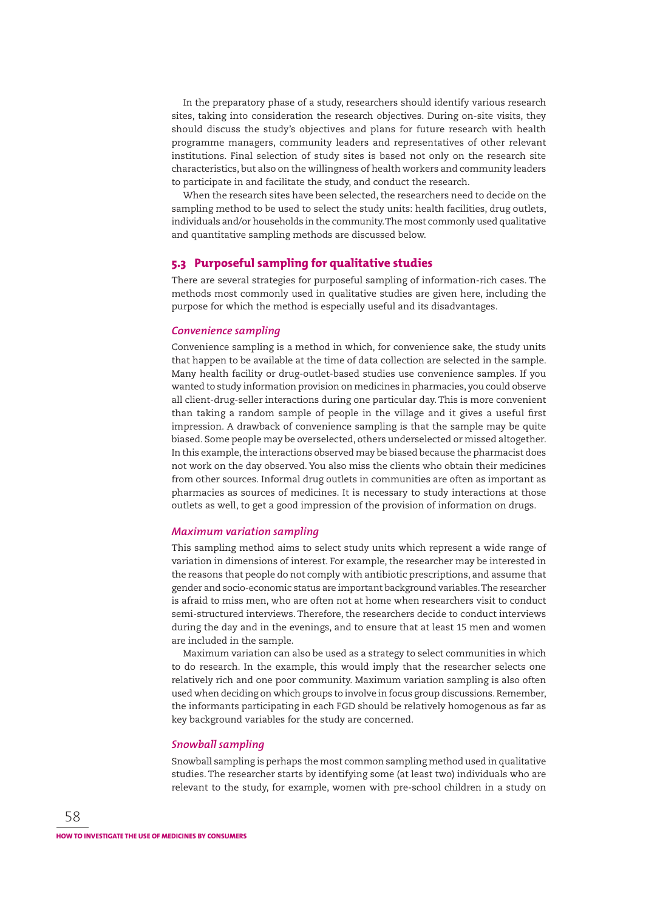In the preparatory phase of a study, researchers should identify various research sites, taking into consideration the research objectives. During on-site visits, they should discuss the study's objectives and plans for future research with health programme managers, community leaders and representatives of other relevant institutions. Final selection of study sites is based not only on the research site characteristics, but also on the willingness of health workers and community leaders to participate in and facilitate the study, and conduct the research.

When the research sites have been selected, the researchers need to decide on the sampling method to be used to select the study units: health facilities, drug outlets, individuals and/or households in the community. The most commonly used qualitative and quantitative sampling methods are discussed below.

## 5.3 Purposeful sampling for qualitative studies

There are several strategies for purposeful sampling of information-rich cases. The methods most commonly used in qualitative studies are given here, including the purpose for which the method is especially useful and its disadvantages.

### *Convenience sampling*

Convenience sampling is a method in which, for convenience sake, the study units that happen to be available at the time of data collection are selected in the sample. Many health facility or drug-outlet-based studies use convenience samples. If you wanted to study information provision on medicines in pharmacies, you could observe all client-drug-seller interactions during one particular day. This is more convenient than taking a random sample of people in the village and it gives a useful first impression. A drawback of convenience sampling is that the sample may be quite biased. Some people may be overselected, others underselected or missed altogether. In this example, the interactions observed may be biased because the pharmacist does not work on the day observed. You also miss the clients who obtain their medicines from other sources. Informal drug outlets in communities are often as important as pharmacies as sources of medicines. It is necessary to study interactions at those outlets as well, to get a good impression of the provision of information on drugs.

### *Maximum variation sampling*

This sampling method aims to select study units which represent a wide range of variation in dimensions of interest. For example, the researcher may be interested in the reasons that people do not comply with antibiotic prescriptions, and assume that gender and socio-economic status are important background variables. The researcher is afraid to miss men, who are often not at home when researchers visit to conduct semi-structured interviews. Therefore, the researchers decide to conduct interviews during the day and in the evenings, and to ensure that at least 15 men and women are included in the sample.

Maximum variation can also be used as a strategy to select communities in which to do research. In the example, this would imply that the researcher selects one relatively rich and one poor community. Maximum variation sampling is also often used when deciding on which groups to involve in focus group discussions. Remember, the informants participating in each FGD should be relatively homogenous as far as key background variables for the study are concerned.

### *Snowball sampling*

Snowball sampling is perhaps the most common sampling method used in qualitative studies. The researcher starts by identifying some (at least two) individuals who are relevant to the study, for example, women with pre-school children in a study on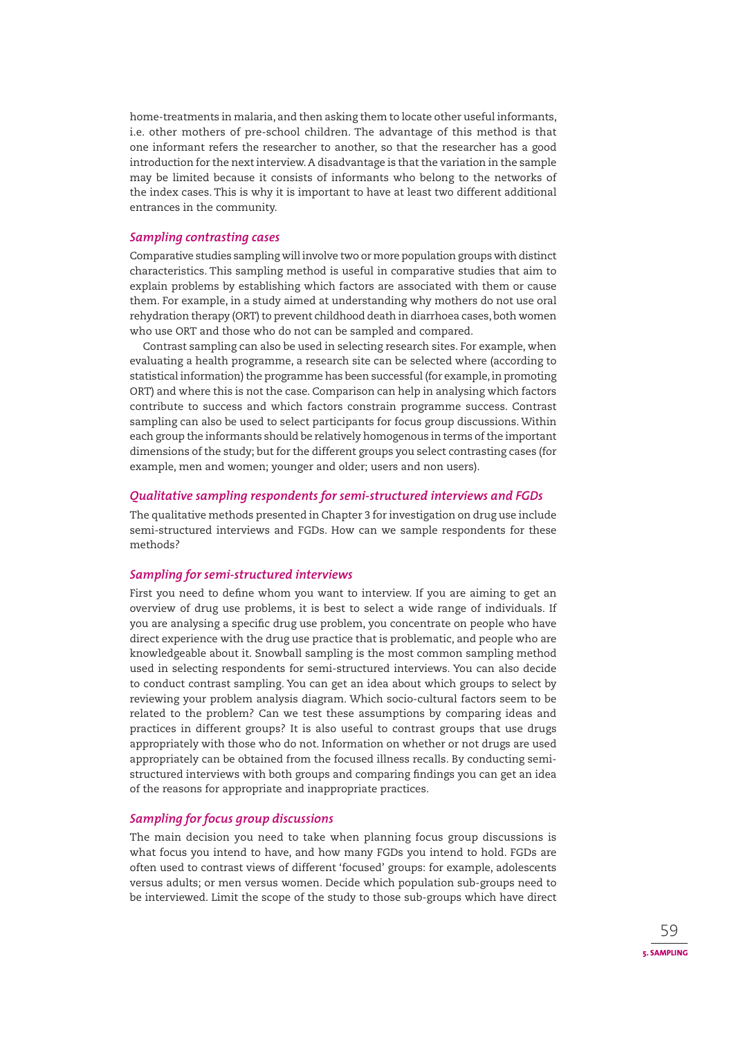home-treatments in malaria, and then asking them to locate other useful informants, i.e. other mothers of pre-school children. The advantage of this method is that one informant refers the researcher to another, so that the researcher has a good introduction for the next interview. A disadvantage is that the variation in the sample may be limited because it consists of informants who belong to the networks of the index cases. This is why it is important to have at least two different additional entrances in the community.

### *Sampling contrasting cases*

Comparative studies sampling will involve two or more population groups with distinct characteristics. This sampling method is useful in comparative studies that aim to explain problems by establishing which factors are associated with them or cause them. For example, in a study aimed at understanding why mothers do not use oral rehydration therapy (ORT) to prevent childhood death in diarrhoea cases, both women who use ORT and those who do not can be sampled and compared.

Contrast sampling can also be used in selecting research sites. For example, when evaluating a health programme, a research site can be selected where (according to statistical information) the programme has been successful (for example, in promoting ORT) and where this is not the case. Comparison can help in analysing which factors contribute to success and which factors constrain programme success. Contrast sampling can also be used to select participants for focus group discussions. Within each group the informants should be relatively homogenous in terms of the important dimensions of the study; but for the different groups you select contrasting cases (for example, men and women; younger and older; users and non users).

### *Qualitative sampling respondents for semi-structured interviews and FGDs*

The qualitative methods presented in Chapter 3 for investigation on drug use include semi-structured interviews and FGDs. How can we sample respondents for these methods?

### *Sampling for semi-structured interviews*

First you need to define whom you want to interview. If you are aiming to get an overview of drug use problems, it is best to select a wide range of individuals. If you are analysing a specific drug use problem, you concentrate on people who have direct experience with the drug use practice that is problematic, and people who are knowledgeable about it. Snowball sampling is the most common sampling method used in selecting respondents for semi-structured interviews. You can also decide to conduct contrast sampling. You can get an idea about which groups to select by reviewing your problem analysis diagram. Which socio-cultural factors seem to be related to the problem? Can we test these assumptions by comparing ideas and practices in different groups? It is also useful to contrast groups that use drugs appropriately with those who do not. Information on whether or not drugs are used appropriately can be obtained from the focused illness recalls. By conducting semi-structured interviews with both groups and comparing findings you can get an idea of the reasons for appropriate and inappropriate practices.

### *Sampling for focus group discussions*

The main decision you need to take when planning focus group discussions is what focus you intend to have, and how many FGDs you intend to hold. FGDs are often used to contrast views of different 'focused' groups: for example, adolescents versus adults; or men versus women. Decide which population sub-groups need to be interviewed. Limit the scope of the study to those sub-groups which have direct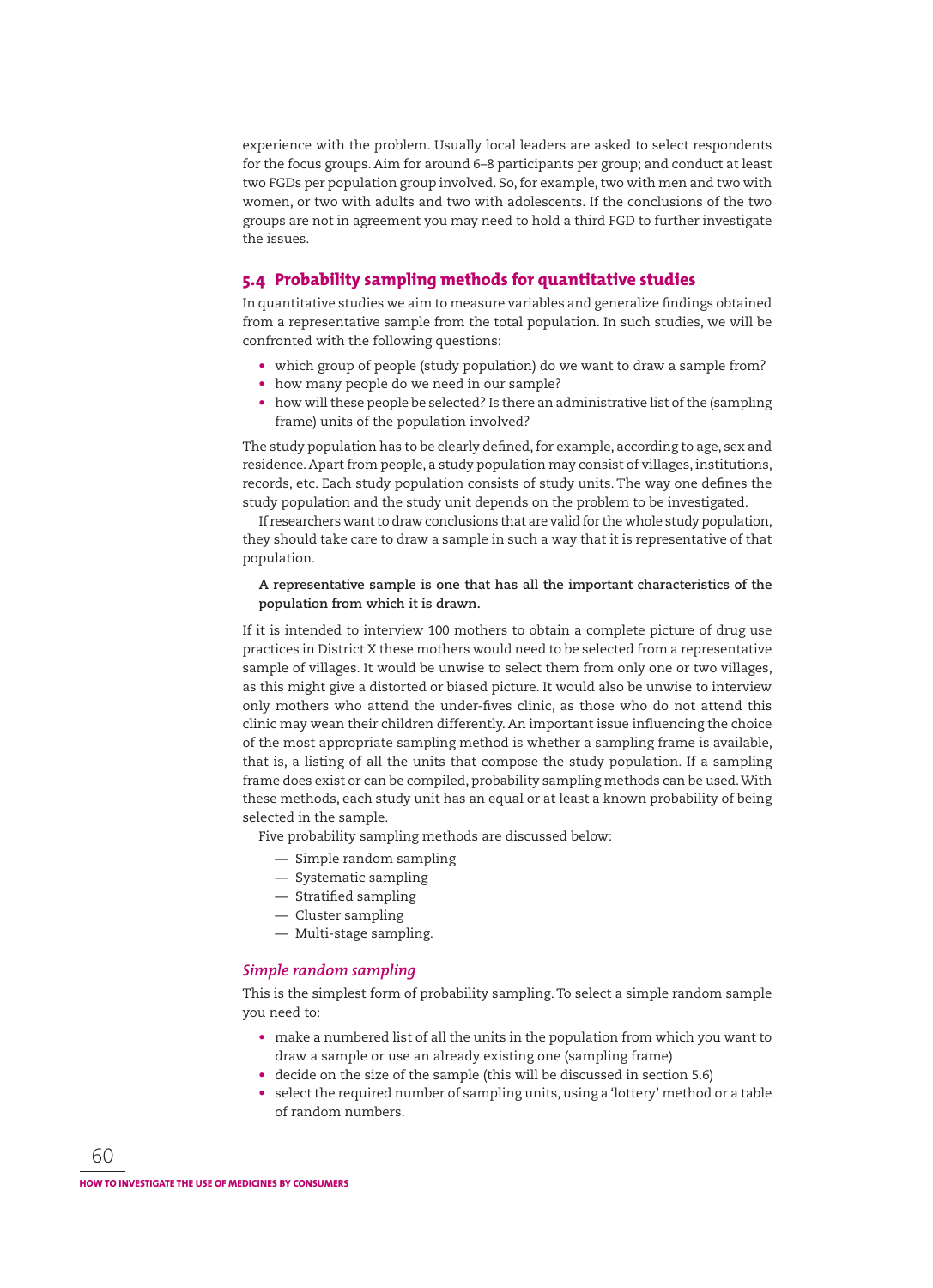experience with the problem. Usually local leaders are asked to select respondents for the focus groups. Aim for around 6–8 participants per group; and conduct at least two FGDs per population group involved. So, for example, two with men and two with women, or two with adults and two with adolescents. If the conclusions of the two groups are not in agreement you may need to hold a third FGD to further investigate the issues.

## 5.4 Probability sampling methods for quantitative studies

In quantitative studies we aim to measure variables and generalize findings obtained from a representative sample from the total population. In such studies, we will be confronted with the following questions:

- which group of people (study population) do we want to draw a sample from?
- how many people do we need in our sample?
- how will these people be selected? Is there an administrative list of the (sampling frame) units of the population involved?

The study population has to be clearly defined, for example, according to age, sex and residence. Apart from people, a study population may consist of villages, institutions, records, etc. Each study population consists of study units. The way one defines the study population and the study unit depends on the problem to be investigated.

If researchers want to draw conclusions that are valid for the whole study population, they should take care to draw a sample in such a way that it is representative of that population.

**A representative sample is one that has all the important characteristics of the population from which it is drawn.**

If it is intended to interview 100 mothers to obtain a complete picture of drug use practices in District X these mothers would need to be selected from a representative sample of villages. It would be unwise to select them from only one or two villages, as this might give a distorted or biased picture. It would also be unwise to interview only mothers who attend the under-fives clinic, as those who do not attend this clinic may wean their children differently. An important issue influencing the choice of the most appropriate sampling method is whether a sampling frame is available, that is, a listing of all the units that compose the study population. If a sampling frame does exist or can be compiled, probability sampling methods can be used. With these methods, each study unit has an equal or at least a known probability of being selected in the sample.

Five probability sampling methods are discussed below:

- — Simple random sampling
- — Systematic sampling
- — Stratified sampling
- — Cluster sampling
- — Multi-stage sampling.

### *Simple random sampling*

This is the simplest form of probability sampling. To select a simple random sample you need to:

- make a numbered list of all the units in the population from which you want to draw a sample or use an already existing one (sampling frame)
- decide on the size of the sample (this will be discussed in section 5.6)
- select the required number of sampling units, using a 'lottery' method or a table of random numbers.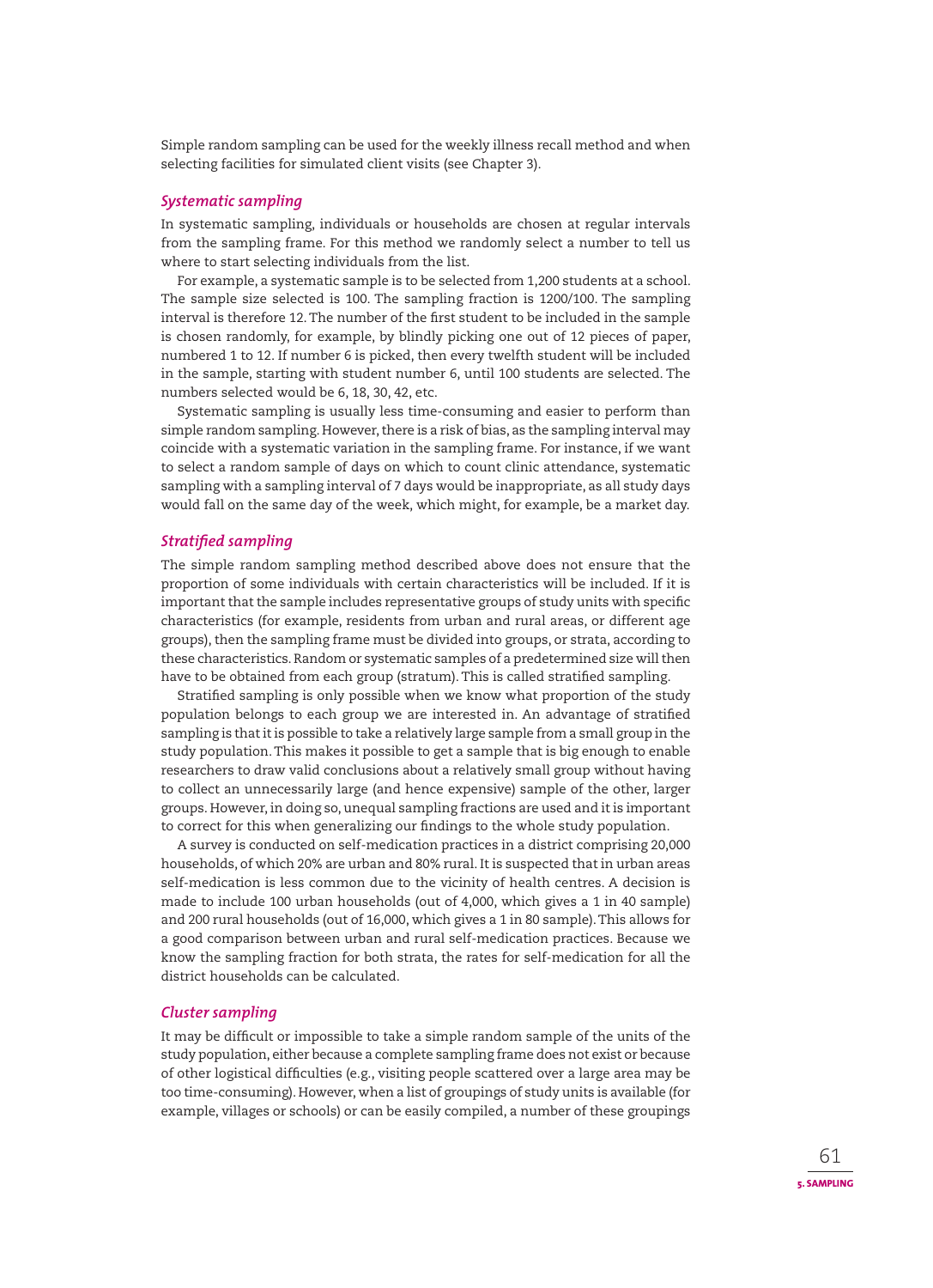Simple random sampling can be used for the weekly illness recall method and when selecting facilities for simulated client visits (see Chapter 3).

### *Systematic sampling*

In systematic sampling, individuals or households are chosen at regular intervals from the sampling frame. For this method we randomly select a number to tell us where to start selecting individuals from the list.

For example, a systematic sample is to be selected from 1,200 students at a school. The sample size selected is 100. The sampling fraction is 1200/100. The sampling interval is therefore 12. The number of the first student to be included in the sample is chosen randomly, for example, by blindly picking one out of 12 pieces of paper, numbered 1 to 12. If number 6 is picked, then every twelfth student will be included in the sample, starting with student number 6, until 100 students are selected. The numbers selected would be 6, 18, 30, 42, etc.

Systematic sampling is usually less time-consuming and easier to perform than simple random sampling. However, there is a risk of bias, as the sampling interval may coincide with a systematic variation in the sampling frame. For instance, if we want to select a random sample of days on which to count clinic attendance, systematic sampling with a sampling interval of 7 days would be inappropriate, as all study days would fall on the same day of the week, which might, for example, be a market day.

### *Stratified sampling*

The simple random sampling method described above does not ensure that the proportion of some individuals with certain characteristics will be included. If it is important that the sample includes representative groups of study units with specific characteristics (for example, residents from urban and rural areas, or different age groups), then the sampling frame must be divided into groups, or strata, according to these characteristics. Random or systematic samples of a predetermined size will then have to be obtained from each group (stratum). This is called stratified sampling.

Stratified sampling is only possible when we know what proportion of the study population belongs to each group we are interested in. An advantage of stratified sampling is that it is possible to take a relatively large sample from a small group in the study population. This makes it possible to get a sample that is big enough to enable researchers to draw valid conclusions about a relatively small group without having to collect an unnecessarily large (and hence expensive) sample of the other, larger groups. However, in doing so, unequal sampling fractions are used and it is important to correct for this when generalizing our findings to the whole study population.

A survey is conducted on self-medication practices in a district comprising 20,000 households, of which 20% are urban and 80% rural. It is suspected that in urban areas self-medication is less common due to the vicinity of health centres. A decision is made to include 100 urban households (out of 4,000, which gives a 1 in 40 sample) and 200 rural households (out of 16,000, which gives a 1 in 80 sample). This allows for a good comparison between urban and rural self-medication practices. Because we know the sampling fraction for both strata, the rates for self-medication for all the district households can be calculated.

### *Cluster sampling*

It may be difficult or impossible to take a simple random sample of the units of the study population, either because a complete sampling frame does not exist or because of other logistical difficulties (e.g., visiting people scattered over a large area may be too time-consuming). However, when a list of groupings of study units is available (for example, villages or schools) or can be easily compiled, a number of these groupings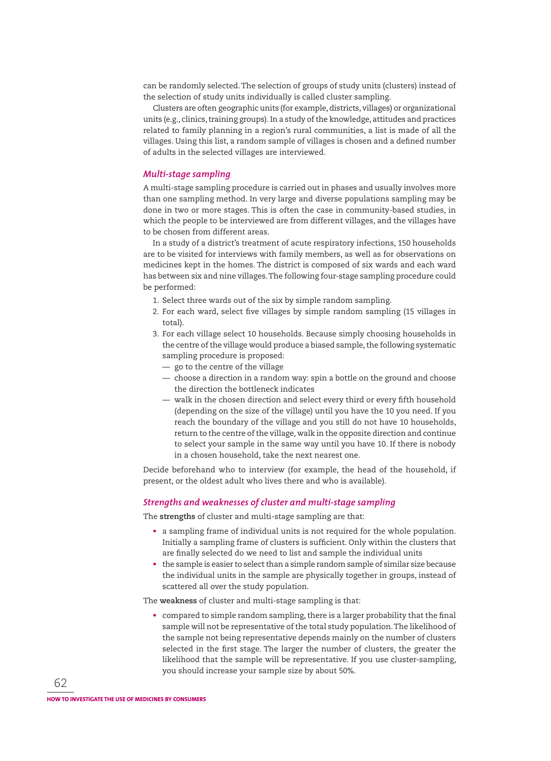can be randomly selected. The selection of groups of study units (clusters) instead of the selection of study units individually is called cluster sampling.

Clusters are often geographic units (for example, districts, villages) or organizational units (e.g., clinics, training groups). In a study of the knowledge, attitudes and practices related to family planning in a region's rural communities, a list is made of all the villages. Using this list, a random sample of villages is chosen and a defined number of adults in the selected villages are interviewed.

### *Multi-stage sampling*

A multi-stage sampling procedure is carried out in phases and usually involves more than one sampling method. In very large and diverse populations sampling may be done in two or more stages. This is often the case in community-based studies, in which the people to be interviewed are from different villages, and the villages have to be chosen from different areas.

In a study of a district's treatment of acute respiratory infections, 150 households are to be visited for interviews with family members, as well as for observations on medicines kept in the homes. The district is composed of six wards and each ward has between six and nine villages. The following four-stage sampling procedure could be performed:

1. Select three wards out of the six by simple random sampling.
2. For each ward, select five villages by simple random sampling (15 villages in total).
3. For each village select 10 households. Because simply choosing households in the centre of the village would produce a biased sample, the following systematic sampling procedure is proposed:
   — go to the centre of the village
   — choose a direction in a random way: spin a bottle on the ground and choose the direction the bottleneck indicates
   — walk in the chosen direction and select every third or every fifth household (depending on the size of the village) until you have the 10 you need. If you reach the boundary of the village and you still do not have 10 households, return to the centre of the village, walk in the opposite direction and continue to select your sample in the same way until you have 10. If there is nobody in a chosen household, take the next nearest one.

Decide beforehand who to interview (for example, the head of the household, if present, or the oldest adult who lives there and who is available).

### *Strengths and weaknesses of cluster and multi-stage sampling*

The **strengths** of cluster and multi-stage sampling are that:

- a sampling frame of individual units is not required for the whole population. Initially a sampling frame of clusters is sufficient. Only within the clusters that are finally selected do we need to list and sample the individual units
- the sample is easier to select than a simple random sample of similar size because the individual units in the sample are physically together in groups, instead of scattered all over the study population.

The **weakness** of cluster and multi-stage sampling is that:

- compared to simple random sampling, there is a larger probability that the final sample will not be representative of the total study population. The likelihood of the sample not being representative depends mainly on the number of clusters selected in the first stage. The larger the number of clusters, the greater the likelihood that the sample will be representative. If you use cluster-sampling, you should increase your sample size by about 50%.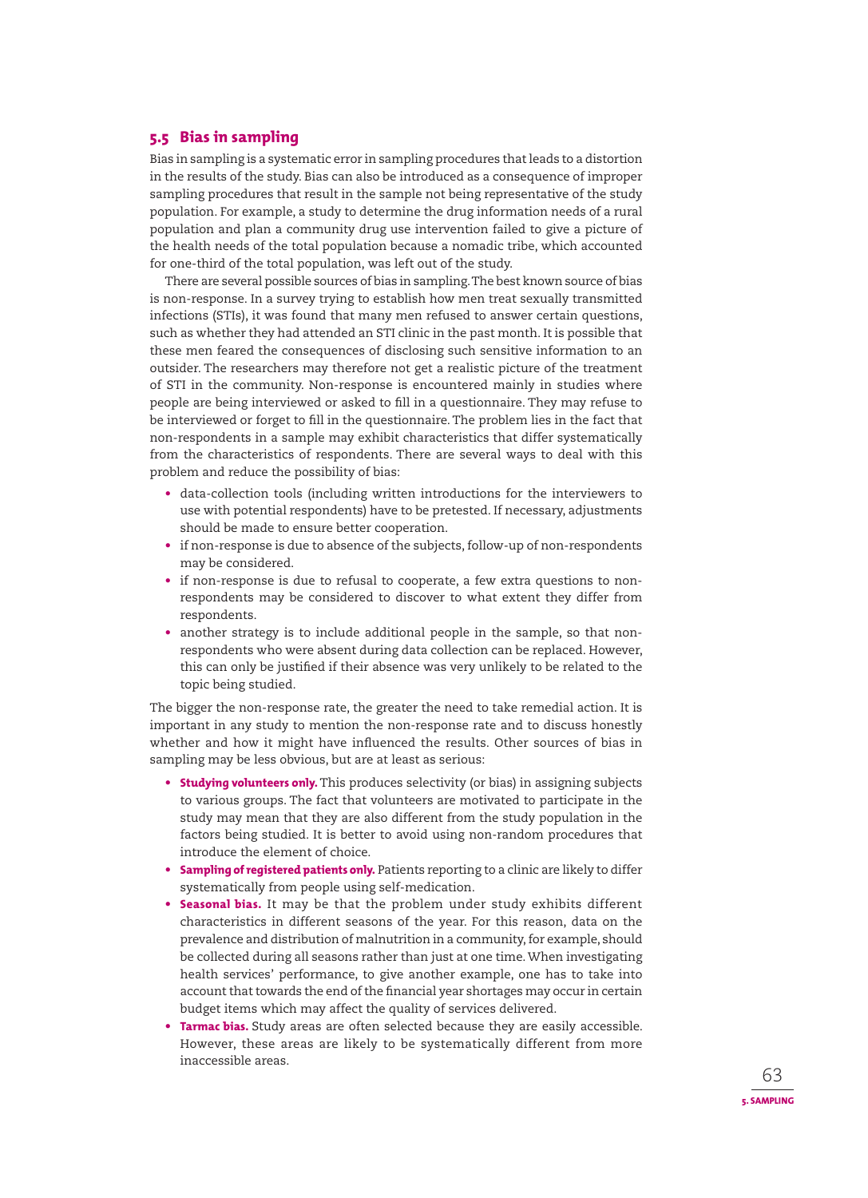## 5.5 Bias in sampling

Bias in sampling is a systematic error in sampling procedures that leads to a distortion in the results of the study. Bias can also be introduced as a consequence of improper sampling procedures that result in the sample not being representative of the study population. For example, a study to determine the drug information needs of a rural population and plan a community drug use intervention failed to give a picture of the health needs of the total population because a nomadic tribe, which accounted for one-third of the total population, was left out of the study.

There are several possible sources of bias in sampling. The best known source of bias is non-response. In a survey trying to establish how men treat sexually transmitted infections (STIs), it was found that many men refused to answer certain questions, such as whether they had attended an STI clinic in the past month. It is possible that these men feared the consequences of disclosing such sensitive information to an outsider. The researchers may therefore not get a realistic picture of the treatment of STI in the community. Non-response is encountered mainly in studies where people are being interviewed or asked to fill in a questionnaire. They may refuse to be interviewed or forget to fill in the questionnaire. The problem lies in the fact that non-respondents in a sample may exhibit characteristics that differ systematically from the characteristics of respondents. There are several ways to deal with this problem and reduce the possibility of bias:

- data-collection tools (including written introductions for the interviewers to use with potential respondents) have to be pretested. If necessary, adjustments should be made to ensure better cooperation.
- if non-response is due to absence of the subjects, follow-up of non-respondents may be considered.
- if non-response is due to refusal to cooperate, a few extra questions to non-respondents may be considered to discover to what extent they differ from respondents.
- another strategy is to include additional people in the sample, so that non-respondents who were absent during data collection can be replaced. However, this can only be justified if their absence was very unlikely to be related to the topic being studied.

The bigger the non-response rate, the greater the need to take remedial action. It is important in any study to mention the non-response rate and to discuss honestly whether and how it might have influenced the results. Other sources of bias in sampling may be less obvious, but are at least as serious:

- **Studying volunteers only.** This produces selectivity (or bias) in assigning subjects to various groups. The fact that volunteers are motivated to participate in the study may mean that they are also different from the study population in the factors being studied. It is better to avoid using non-random procedures that introduce the element of choice.
- **Sampling of registered patients only.** Patients reporting to a clinic are likely to differ systematically from people using self-medication.
- **Seasonal bias.** It may be that the problem under study exhibits different characteristics in different seasons of the year. For this reason, data on the prevalence and distribution of malnutrition in a community, for example, should be collected during all seasons rather than just at one time. When investigating health services' performance, to give another example, one has to take into account that towards the end of the financial year shortages may occur in certain budget items which may affect the quality of services delivered.
- **Tarmac bias.** Study areas are often selected because they are easily accessible. However, these areas are likely to be systematically different from more inaccessible areas.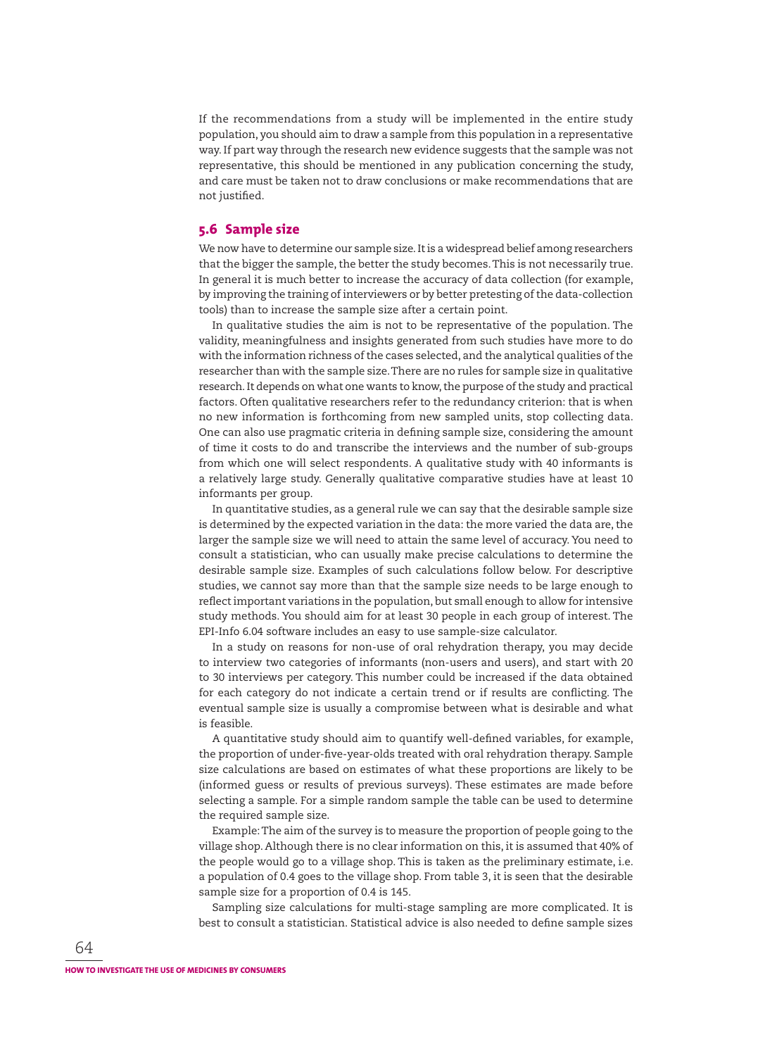If the recommendations from a study will be implemented in the entire study population, you should aim to draw a sample from this population in a representative way. If part way through the research new evidence suggests that the sample was not representative, this should be mentioned in any publication concerning the study, and care must be taken not to draw conclusions or make recommendations that are not justified.

## 5.6 Sample size

We now have to determine our sample size. It is a widespread belief among researchers that the bigger the sample, the better the study becomes. This is not necessarily true. In general it is much better to increase the accuracy of data collection (for example, by improving the training of interviewers or by better pretesting of the data-collection tools) than to increase the sample size after a certain point.

In qualitative studies the aim is not to be representative of the population. The validity, meaningfulness and insights generated from such studies have more to do with the information richness of the cases selected, and the analytical qualities of the researcher than with the sample size. There are no rules for sample size in qualitative research. It depends on what one wants to know, the purpose of the study and practical factors. Often qualitative researchers refer to the redundancy criterion: that is when no new information is forthcoming from new sampled units, stop collecting data. One can also use pragmatic criteria in defining sample size, considering the amount of time it costs to do and transcribe the interviews and the number of sub-groups from which one will select respondents. A qualitative study with 40 informants is a relatively large study. Generally qualitative comparative studies have at least 10 informants per group.

In quantitative studies, as a general rule we can say that the desirable sample size is determined by the expected variation in the data: the more varied the data are, the larger the sample size we will need to attain the same level of accuracy. You need to consult a statistician, who can usually make precise calculations to determine the desirable sample size. Examples of such calculations follow below. For descriptive studies, we cannot say more than that the sample size needs to be large enough to reflect important variations in the population, but small enough to allow for intensive study methods. You should aim for at least 30 people in each group of interest. The EPI-Info 6.04 software includes an easy to use sample-size calculator.

In a study on reasons for non-use of oral rehydration therapy, you may decide to interview two categories of informants (non-users and users), and start with 20 to 30 interviews per category. This number could be increased if the data obtained for each category do not indicate a certain trend or if results are conflicting. The eventual sample size is usually a compromise between what is desirable and what is feasible.

A quantitative study should aim to quantify well-defined variables, for example, the proportion of under-five-year-olds treated with oral rehydration therapy. Sample size calculations are based on estimates of what these proportions are likely to be (informed guess or results of previous surveys). These estimates are made before selecting a sample. For a simple random sample the table can be used to determine the required sample size.

Example: The aim of the survey is to measure the proportion of people going to the village shop. Although there is no clear information on this, it is assumed that 40% of the people would go to a village shop. This is taken as the preliminary estimate, i.e. a population of 0.4 goes to the village shop. From table 3, it is seen that the desirable sample size for a proportion of 0.4 is 145.

Sampling size calculations for multi-stage sampling are more complicated. It is best to consult a statistician. Statistical advice is also needed to define sample sizes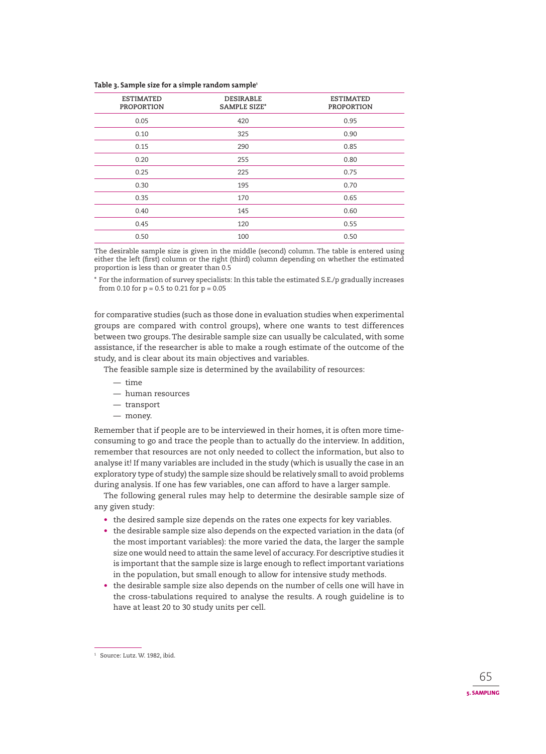**Table 3. Sample size for a simple random sample**[1]

| ESTIMATED PROPORTION | DESIRABLE SAMPLE SIZE* | ESTIMATED PROPORTION |
|---|---|---|
| 0.05 | 420 | 0.95 |
| 0.10 | 325 | 0.90 |
| 0.15 | 290 | 0.85 |
| 0.20 | 255 | 0.80 |
| 0.25 | 225 | 0.75 |
| 0.30 | 195 | 0.70 |
| 0.35 | 170 | 0.65 |
| 0.40 | 145 | 0.60 |
| 0.45 | 120 | 0.55 |
| 0.50 | 100 | 0.50 |

The desirable sample size is given in the middle (second) column. The table is entered using either the left (first) column or the right (third) column depending on whether the estimated proportion is less than or greater than 0.5

* For the information of survey specialists: In this table the estimated S.E./p gradually increases from 0.10 for p = 0.5 to 0.21 for p = 0.05

for comparative studies (such as those done in evaluation studies when experimental groups are compared with control groups), where one wants to test differences between two groups. The desirable sample size can usually be calculated, with some assistance, if the researcher is able to make a rough estimate of the outcome of the study, and is clear about its main objectives and variables.

The feasible sample size is determined by the availability of resources:

— time
— human resources
— transport
— money.

Remember that if people are to be interviewed in their homes, it is often more time-consuming to go and trace the people than to actually do the interview. In addition, remember that resources are not only needed to collect the information, but also to analyse it! If many variables are included in the study (which is usually the case in an exploratory type of study) the sample size should be relatively small to avoid problems during analysis. If one has few variables, one can afford to have a larger sample.

The following general rules may help to determine the desirable sample size of any given study:

- the desired sample size depends on the rates one expects for key variables.
- the desirable sample size also depends on the expected variation in the data (of the most important variables): the more varied the data, the larger the sample size one would need to attain the same level of accuracy. For descriptive studies it is important that the sample size is large enough to reflect important variations in the population, but small enough to allow for intensive study methods.
- the desirable sample size also depends on the number of cells one will have in the cross-tabulations required to analyse the results. A rough guideline is to have at least 20 to 30 study units per cell.

[1] Source: Lutz. W. 1982, ibid.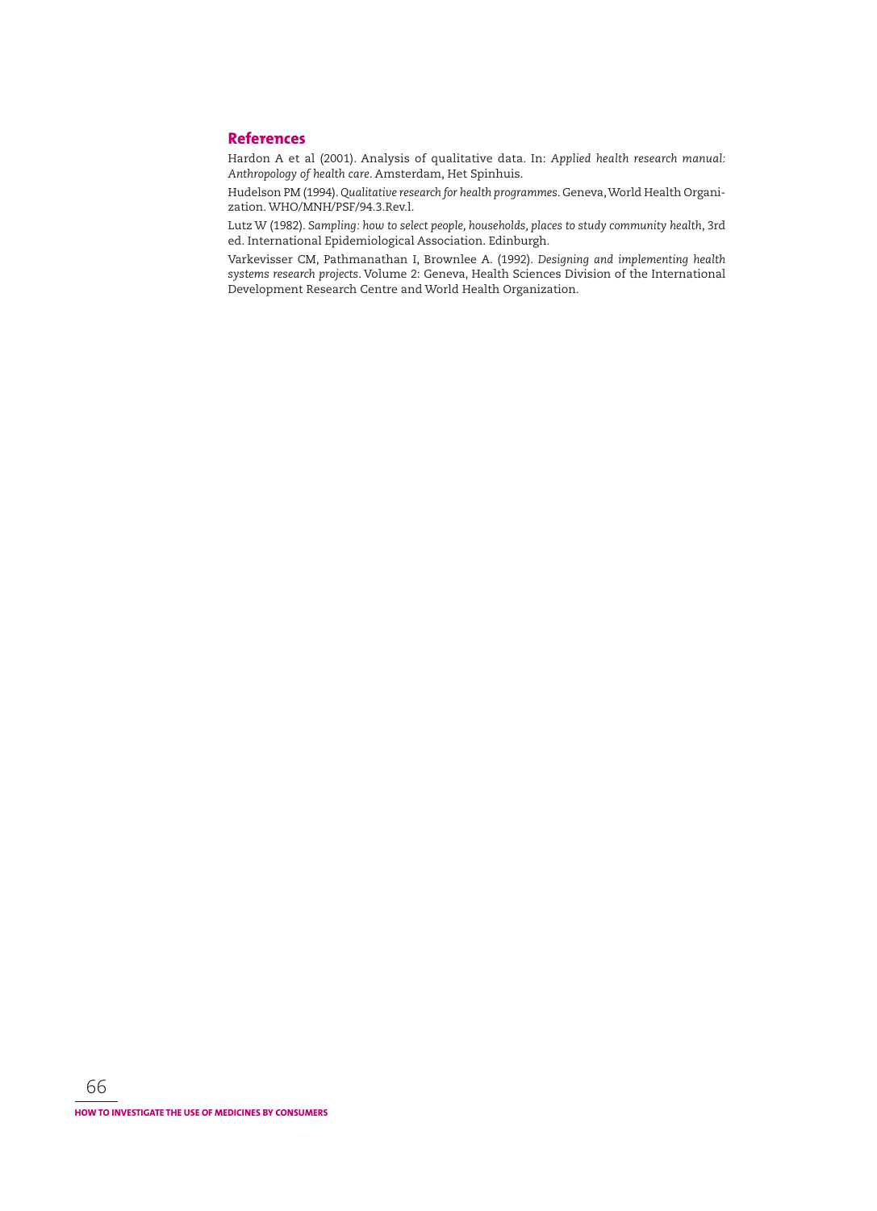## References

Hardon A et al (2001). Analysis of qualitative data. In: *Applied health research manual: Anthropology of health care*. Amsterdam, Het Spinhuis.

Hudelson PM (1994). *Qualitative research for health programmes*. Geneva, World Health Organization. WHO/MNH/PSF/94.3.Rev.l.

Lutz W (1982). *Sampling: how to select people, households, places to study community health*, 3rd ed. International Epidemiological Association. Edinburgh.

Varkevisser CM, Pathmanathan I, Brownlee A. (1992). *Designing and implementing health systems research projects*. Volume 2: Geneva, Health Sciences Division of the International Development Research Centre and World Health Organization.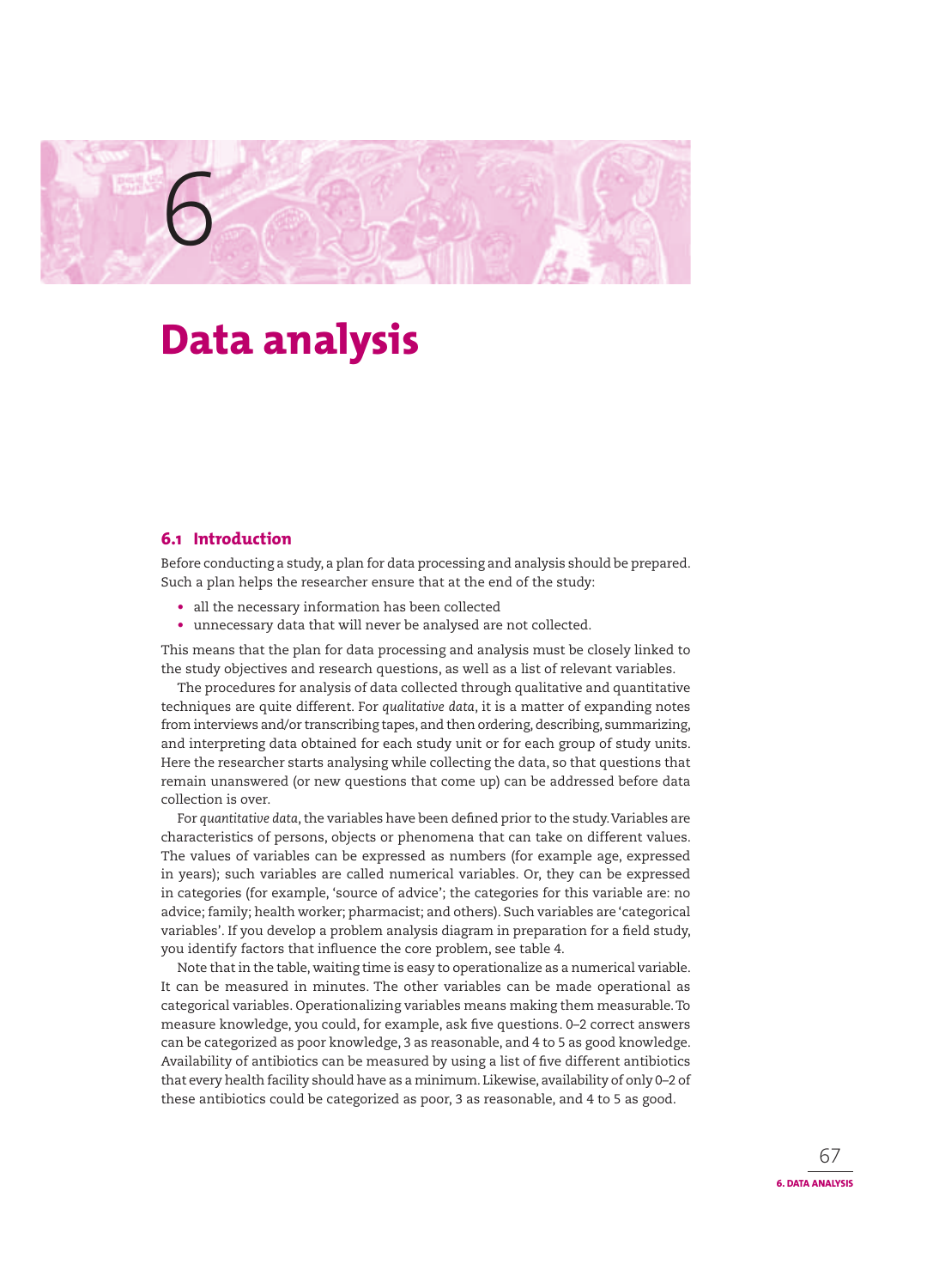# 6 Data analysis

## 6.1 Introduction

Before conducting a study, a plan for data processing and analysis should be prepared. Such a plan helps the researcher ensure that at the end of the study:

- all the necessary information has been collected
- unnecessary data that will never be analysed are not collected.

This means that the plan for data processing and analysis must be closely linked to the study objectives and research questions, as well as a list of relevant variables.

The procedures for analysis of data collected through qualitative and quantitative techniques are quite different. For *qualitative data*, it is a matter of expanding notes from interviews and/or transcribing tapes, and then ordering, describing, summarizing, and interpreting data obtained for each study unit or for each group of study units. Here the researcher starts analysing while collecting the data, so that questions that remain unanswered (or new questions that come up) can be addressed before data collection is over.

For *quantitative data*, the variables have been defined prior to the study. Variables are characteristics of persons, objects or phenomena that can take on different values. The values of variables can be expressed as numbers (for example age, expressed in years); such variables are called numerical variables. Or, they can be expressed in categories (for example, 'source of advice'; the categories for this variable are: no advice; family; health worker; pharmacist; and others). Such variables are 'categorical variables'. If you develop a problem analysis diagram in preparation for a field study, you identify factors that influence the core problem, see table 4.

Note that in the table, waiting time is easy to operationalize as a numerical variable. It can be measured in minutes. The other variables can be made operational as categorical variables. Operationalizing variables means making them measurable. To measure knowledge, you could, for example, ask five questions. 0–2 correct answers can be categorized as poor knowledge, 3 as reasonable, and 4 to 5 as good knowledge. Availability of antibiotics can be measured by using a list of five different antibiotics that every health facility should have as a minimum. Likewise, availability of only 0–2 of these antibiotics could be categorized as poor, 3 as reasonable, and 4 to 5 as good.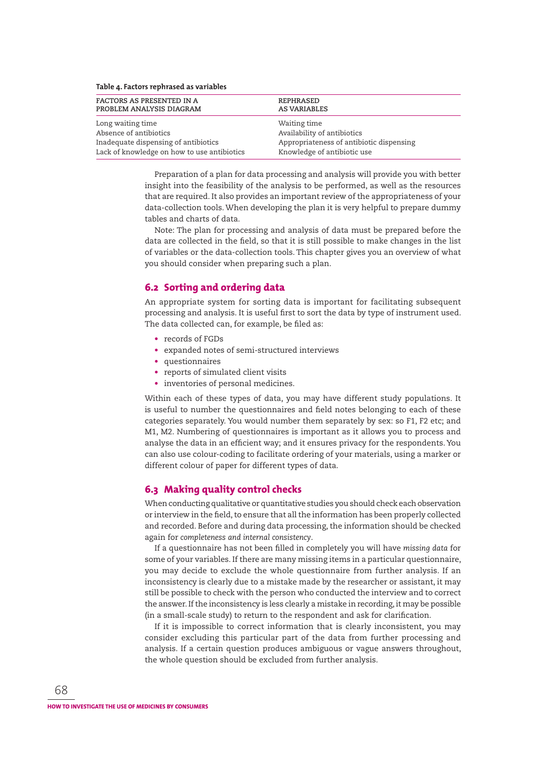**Table 4. Factors rephrased as variables**

| FACTORS AS PRESENTED IN A PROBLEM ANALYSIS DIAGRAM | REPHRASED AS VARIABLES |
|---|---|
| Long waiting time | Waiting time |
| Absence of antibiotics | Availability of antibiotics |
| Inadequate dispensing of antibiotics | Appropriateness of antibiotic dispensing |
| Lack of knowledge on how to use antibiotics | Knowledge of antibiotic use |

Preparation of a plan for data processing and analysis will provide you with better insight into the feasibility of the analysis to be performed, as well as the resources that are required. It also provides an important review of the appropriateness of your data-collection tools. When developing the plan it is very helpful to prepare dummy tables and charts of data.

Note: The plan for processing and analysis of data must be prepared before the data are collected in the field, so that it is still possible to make changes in the list of variables or the data-collection tools. This chapter gives you an overview of what you should consider when preparing such a plan.

## 6.2 Sorting and ordering data

An appropriate system for sorting data is important for facilitating subsequent processing and analysis. It is useful first to sort the data by type of instrument used. The data collected can, for example, be filed as:

- records of FGDs
- expanded notes of semi-structured interviews
- questionnaires
- reports of simulated client visits
- inventories of personal medicines.

Within each of these types of data, you may have different study populations. It is useful to number the questionnaires and field notes belonging to each of these categories separately. You would number them separately by sex: so F1, F2 etc; and M1, M2. Numbering of questionnaires is important as it allows you to process and analyse the data in an efficient way; and it ensures privacy for the respondents. You can also use colour-coding to facilitate ordering of your materials, using a marker or different colour of paper for different types of data.

## 6.3 Making quality control checks

When conducting qualitative or quantitative studies you should check each observation or interview in the field, to ensure that all the information has been properly collected and recorded. Before and during data processing, the information should be checked again for *completeness and internal consistency*.

If a questionnaire has not been filled in completely you will have *missing data* for some of your variables. If there are many missing items in a particular questionnaire, you may decide to exclude the whole questionnaire from further analysis. If an inconsistency is clearly due to a mistake made by the researcher or assistant, it may still be possible to check with the person who conducted the interview and to correct the answer. If the inconsistency is less clearly a mistake in recording, it may be possible (in a small-scale study) to return to the respondent and ask for clarification.

If it is impossible to correct information that is clearly inconsistent, you may consider excluding this particular part of the data from further processing and analysis. If a certain question produces ambiguous or vague answers throughout, the whole question should be excluded from further analysis.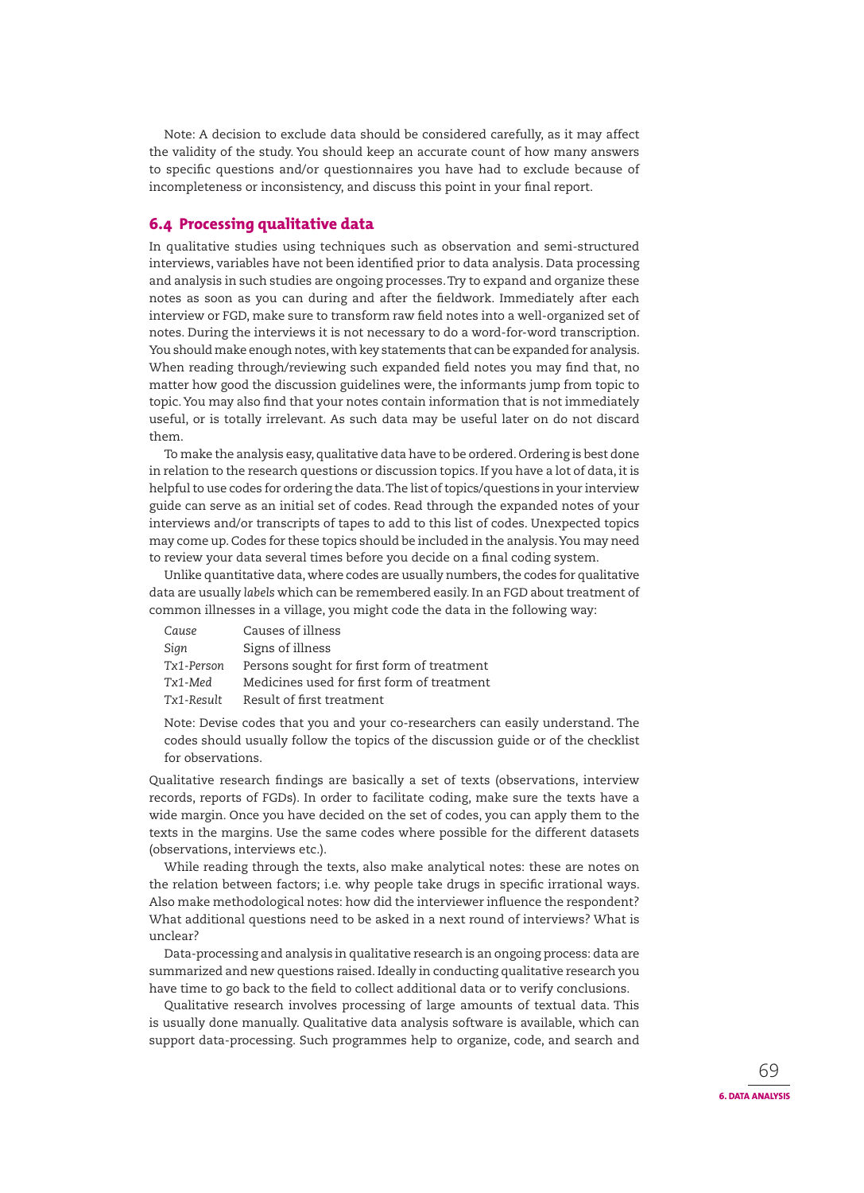Note: A decision to exclude data should be considered carefully, as it may affect the validity of the study. You should keep an accurate count of how many answers to specific questions and/or questionnaires you have had to exclude because of incompleteness or inconsistency, and discuss this point in your final report.

## 6.4 Processing qualitative data

In qualitative studies using techniques such as observation and semi-structured interviews, variables have not been identified prior to data analysis. Data processing and analysis in such studies are ongoing processes. Try to expand and organize these notes as soon as you can during and after the fieldwork. Immediately after each interview or FGD, make sure to transform raw field notes into a well-organized set of notes. During the interviews it is not necessary to do a word-for-word transcription. You should make enough notes, with key statements that can be expanded for analysis. When reading through/reviewing such expanded field notes you may find that, no matter how good the discussion guidelines were, the informants jump from topic to topic. You may also find that your notes contain information that is not immediately useful, or is totally irrelevant. As such data may be useful later on do not discard them.

To make the analysis easy, qualitative data have to be ordered. Ordering is best done in relation to the research questions or discussion topics. If you have a lot of data, it is helpful to use codes for ordering the data. The list of topics/questions in your interview guide can serve as an initial set of codes. Read through the expanded notes of your interviews and/or transcripts of tapes to add to this list of codes. Unexpected topics may come up. Codes for these topics should be included in the analysis. You may need to review your data several times before you decide on a final coding system.

Unlike quantitative data, where codes are usually numbers, the codes for qualitative data are usually *labels* which can be remembered easily. In an FGD about treatment of common illnesses in a village, you might code the data in the following way:

| | |
|---|---|
| *Cause* | Causes of illness |
| *Sign* | Signs of illness |
| *Tx1-Person* | Persons sought for first form of treatment |
| *Tx1-Med* | Medicines used for first form of treatment |
| *Tx1-Result* | Result of first treatment |

Note: Devise codes that you and your co-researchers can easily understand. The codes should usually follow the topics of the discussion guide or of the checklist for observations.

Qualitative research findings are basically a set of texts (observations, interview records, reports of FGDs). In order to facilitate coding, make sure the texts have a wide margin. Once you have decided on the set of codes, you can apply them to the texts in the margins. Use the same codes where possible for the different datasets (observations, interviews etc.).

While reading through the texts, also make analytical notes: these are notes on the relation between factors; i.e. why people take drugs in specific irrational ways. Also make methodological notes: how did the interviewer influence the respondent? What additional questions need to be asked in a next round of interviews? What is unclear?

Data-processing and analysis in qualitative research is an ongoing process: data are summarized and new questions raised. Ideally in conducting qualitative research you have time to go back to the field to collect additional data or to verify conclusions.

Qualitative research involves processing of large amounts of textual data. This is usually done manually. Qualitative data analysis software is available, which can support data-processing. Such programmes help to organize, code, and search and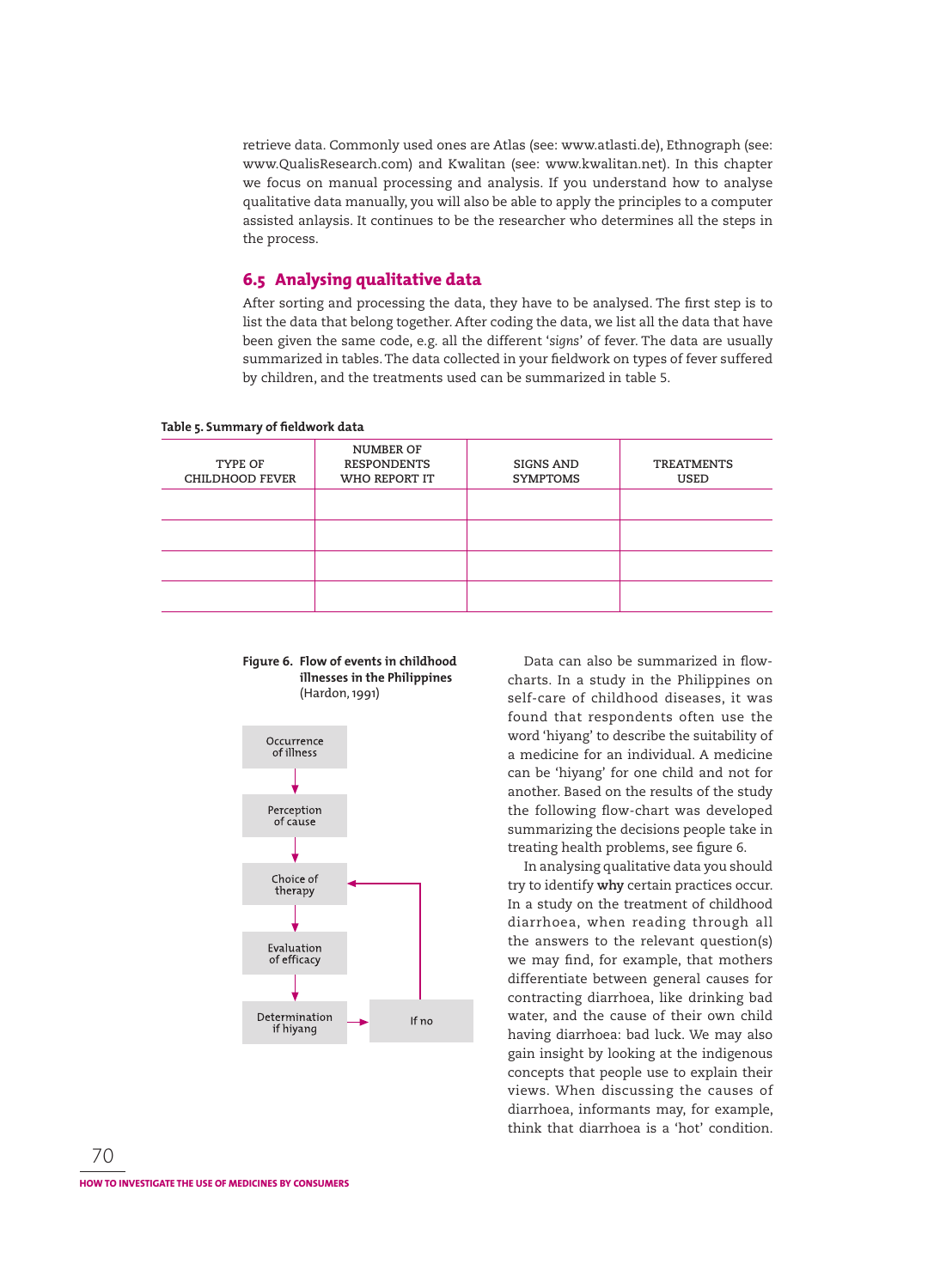retrieve data. Commonly used ones are Atlas (see: www.atlasti.de), Ethnograph (see: www.QualisResearch.com) and Kwalitan (see: www.kwalitan.net). In this chapter we focus on manual processing and analysis. If you understand how to analyse qualitative data manually, you will also be able to apply the principles to a computer assisted anlaysis. It continues to be the researcher who determines all the steps in the process.

## 6.5 Analysing qualitative data

After sorting and processing the data, they have to be analysed. The first step is to list the data that belong together. After coding the data, we list all the data that have been given the same code, e.g. all the different '*signs*' of fever. The data are usually summarized in tables. The data collected in your fieldwork on types of fever suffered by children, and the treatments used can be summarized in table 5.

**Table 5. Summary of fieldwork data**

| TYPE OF CHILDHOOD FEVER | NUMBER OF RESPONDENTS WHO REPORT IT | SIGNS AND SYMPTOMS | TREATMENTS USED |
|---|---|---|---|
| | | | |
| | | | |
| | | | |
| | | | |

**Figure 6. Flow of events in childhood illnesses in the Philippines** (Hardon, 1991)

Occurrence of illness → Perception of cause → Choice of therapy → Evaluation of efficacy → Determination if hiyang → If no → (back to) Choice of therapy

Data can also be summarized in flow-charts. In a study in the Philippines on self-care of childhood diseases, it was found that respondents often use the word 'hiyang' to describe the suitability of a medicine for an individual. A medicine can be 'hiyang' for one child and not for another. Based on the results of the study the following flow-chart was developed summarizing the decisions people take in treating health problems, see figure 6.

In analysing qualitative data you should try to identify **why** certain practices occur. In a study on the treatment of childhood diarrhoea, when reading through all the answers to the relevant question(s) we may find, for example, that mothers differentiate between general causes for contracting diarrhoea, like drinking bad water, and the cause of their own child having diarrhoea: bad luck. We may also gain insight by looking at the indigenous concepts that people use to explain their views. When discussing the causes of diarrhoea, informants may, for example, think that diarrhoea is a 'hot' condition.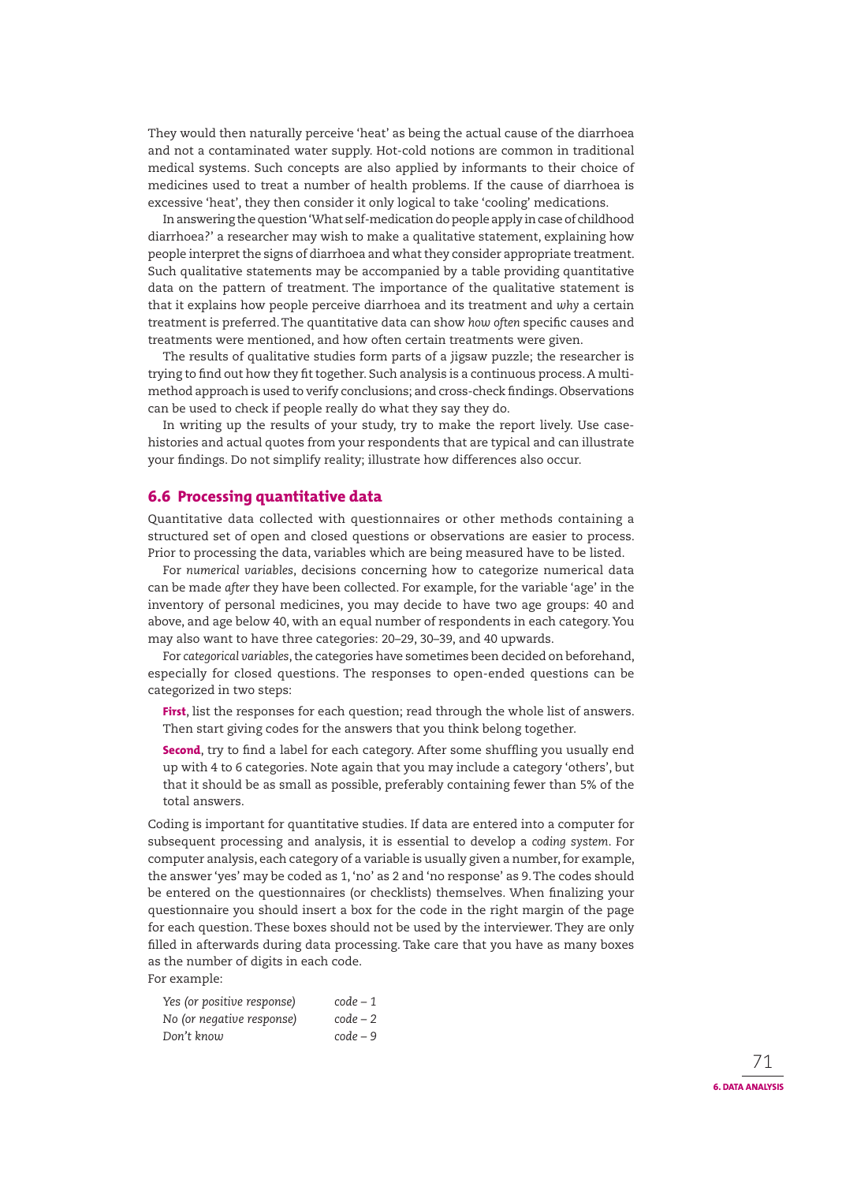They would then naturally perceive 'heat' as being the actual cause of the diarrhoea and not a contaminated water supply. Hot-cold notions are common in traditional medical systems. Such concepts are also applied by informants to their choice of medicines used to treat a number of health problems. If the cause of diarrhoea is excessive 'heat', they then consider it only logical to take 'cooling' medications.

In answering the question 'What self-medication do people apply in case of childhood diarrhoea?' a researcher may wish to make a qualitative statement, explaining how people interpret the signs of diarrhoea and what they consider appropriate treatment. Such qualitative statements may be accompanied by a table providing quantitative data on the pattern of treatment. The importance of the qualitative statement is that it explains how people perceive diarrhoea and its treatment and *why* a certain treatment is preferred. The quantitative data can show *how often* specific causes and treatments were mentioned, and how often certain treatments were given.

The results of qualitative studies form parts of a jigsaw puzzle; the researcher is trying to find out how they fit together. Such analysis is a continuous process. A multi-method approach is used to verify conclusions; and cross-check findings. Observations can be used to check if people really do what they say they do.

In writing up the results of your study, try to make the report lively. Use case-histories and actual quotes from your respondents that are typical and can illustrate your findings. Do not simplify reality; illustrate how differences also occur.

## 6.6 Processing quantitative data

Quantitative data collected with questionnaires or other methods containing a structured set of open and closed questions or observations are easier to process. Prior to processing the data, variables which are being measured have to be listed.

For *numerical variables*, decisions concerning how to categorize numerical data can be made *after* they have been collected. For example, for the variable 'age' in the inventory of personal medicines, you may decide to have two age groups: 40 and above, and age below 40, with an equal number of respondents in each category. You may also want to have three categories: 20–29, 30–39, and 40 upwards.

For *categorical variables*, the categories have sometimes been decided on beforehand, especially for closed questions. The responses to open-ended questions can be categorized in two steps:

**First**, list the responses for each question; read through the whole list of answers. Then start giving codes for the answers that you think belong together.

**Second**, try to find a label for each category. After some shuffling you usually end up with 4 to 6 categories. Note again that you may include a category 'others', but that it should be as small as possible, preferably containing fewer than 5% of the total answers.

Coding is important for quantitative studies. If data are entered into a computer for subsequent processing and analysis, it is essential to develop a *coding system*. For computer analysis, each category of a variable is usually given a number, for example, the answer 'yes' may be coded as 1, 'no' as 2 and 'no response' as 9. The codes should be entered on the questionnaires (or checklists) themselves. When finalizing your questionnaire you should insert a box for the code in the right margin of the page for each question. These boxes should not be used by the interviewer. They are only filled in afterwards during data processing. Take care that you have as many boxes as the number of digits in each code.

For example:

| | |
|---|---|
| *Yes (or positive response)* | *code – 1* |
| *No (or negative response)* | *code – 2* |
| *Don't know* | *code – 9* |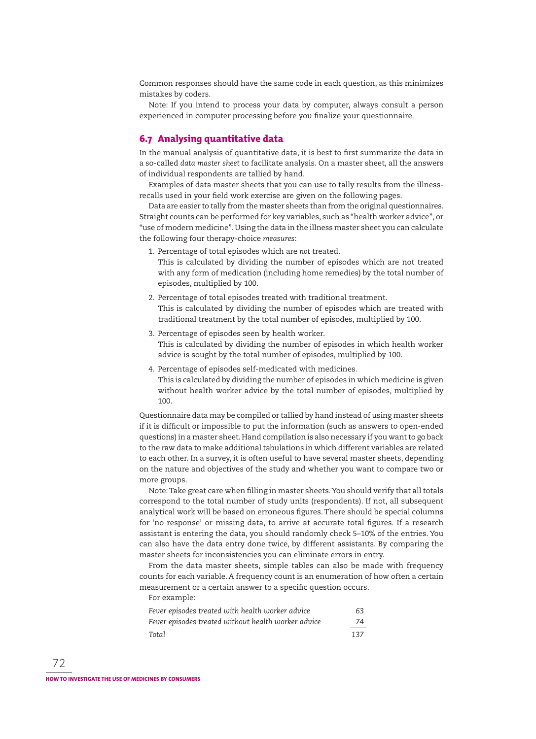Common responses should have the same code in each question, as this minimizes mistakes by coders.

Note: If you intend to process your data by computer, always consult a person experienced in computer processing before you finalize your questionnaire.

## 6.7 Analysing quantitative data

In the manual analysis of quantitative data, it is best to first summarize the data in a so-called *data master sheet* to facilitate analysis. On a master sheet, all the answers of individual respondents are tallied by hand.

Examples of data master sheets that you can use to tally results from the illness-recalls used in your field work exercise are given on the following pages.

Data are easier to tally from the master sheets than from the original questionnaires. Straight counts can be performed for key variables, such as "health worker advice", or "use of modern medicine". Using the data in the illness master sheet you can calculate the following four therapy-choice *measures*:

1. Percentage of total episodes which are *not* treated.
   This is calculated by dividing the number of episodes which are not treated with any form of medication (including home remedies) by the total number of episodes, multiplied by 100.
2. Percentage of total episodes treated with traditional treatment.
   This is calculated by dividing the number of episodes which are treated with traditional treatment by the total number of episodes, multiplied by 100.
3. Percentage of episodes seen by health worker.
   This is calculated by dividing the number of episodes in which health worker advice is sought by the total number of episodes, multiplied by 100.
4. Percentage of episodes self-medicated with medicines.
   This is calculated by dividing the number of episodes in which medicine is given without health worker advice by the total number of episodes, multiplied by 100.

Questionnaire data may be compiled or tallied by hand instead of using master sheets if it is difficult or impossible to put the information (such as answers to open-ended questions) in a master sheet. Hand compilation is also necessary if you want to go back to the raw data to make additional tabulations in which different variables are related to each other. In a survey, it is often useful to have several master sheets, depending on the nature and objectives of the study and whether you want to compare two or more groups.

Note: Take great care when filling in master sheets. You should verify that all totals correspond to the total number of study units (respondents). If not, all subsequent analytical work will be based on erroneous figures. There should be special columns for 'no response' or missing data, to arrive at accurate total figures. If a research assistant is entering the data, you should randomly check 5–10% of the entries. You can also have the data entry done twice, by different assistants. By comparing the master sheets for inconsistencies you can eliminate errors in entry.

From the data master sheets, simple tables can also be made with frequency counts for each variable. A frequency count is an enumeration of how often a certain measurement or a certain answer to a specific question occurs.

For example:

| | |
|---|---|
| *Fever episodes treated with health worker advice* | *63* |
| *Fever episodes treated without health worker advice* | *74* |
| *Total* | *137* |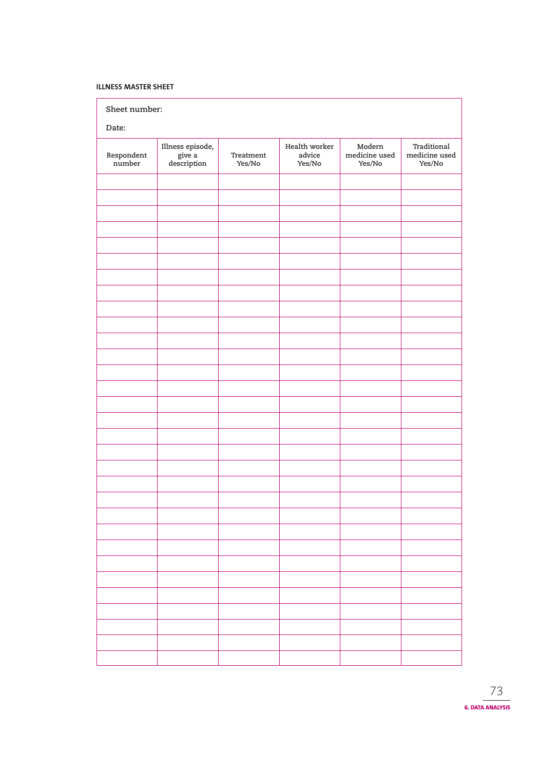**ILLNESS MASTER SHEET**

| Sheet number:<br><br>Date: | | | | | |
|---|---|---|---|---|---|
| Respondent number | Illness episode, give a description | Treatment Yes/No | Health worker advice Yes/No | Modern medicine used Yes/No | Traditional medicine used Yes/No |
| | | | | | |
| | | | | | |
| | | | | | |
| | | | | | |
| | | | | | |
| | | | | | |
| | | | | | |
| | | | | | |
| | | | | | |
| | | | | | |
| | | | | | |
| | | | | | |
| | | | | | |
| | | | | | |
| | | | | | |
| | | | | | |
| | | | | | |
| | | | | | |
| | | | | | |
| | | | | | |
| | | | | | |
| | | | | | |
| | | | | | |
| | | | | | |
| | | | | | |
| | | | | | |
| | | | | | |
| | | | | | |
| | | | | | |
| | | | | | |
| | | | | | |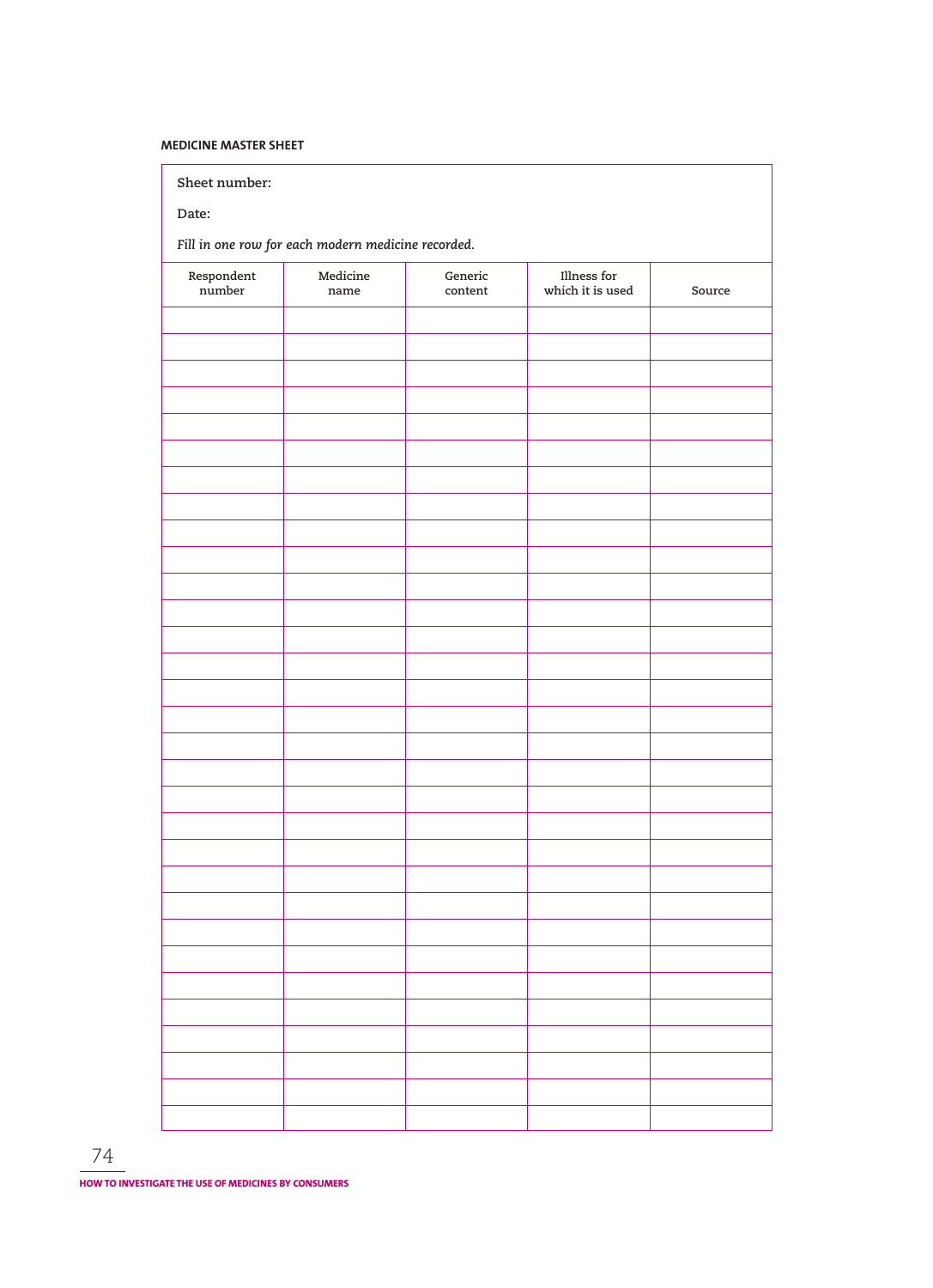**MEDICINE MASTER SHEET**

Sheet number:

Date:

*Fill in one row for each modern medicine recorded.*

| Respondent number | Medicine name | Generic content | Illness for which it is used | Source |
|---|---|---|---|---|
| | | | | |
| | | | | |
| | | | | |
| | | | | |
| | | | | |
| | | | | |
| | | | | |
| | | | | |
| | | | | |
| | | | | |
| | | | | |
| | | | | |
| | | | | |
| | | | | |
| | | | | |
| | | | | |
| | | | | |
| | | | | |
| | | | | |
| | | | | |
| | | | | |
| | | | | |
| | | | | |
| | | | | |
| | | | | |
| | | | | |
| | | | | |
| | | | | |
| | | | | |
| | | | | |
| | | | | |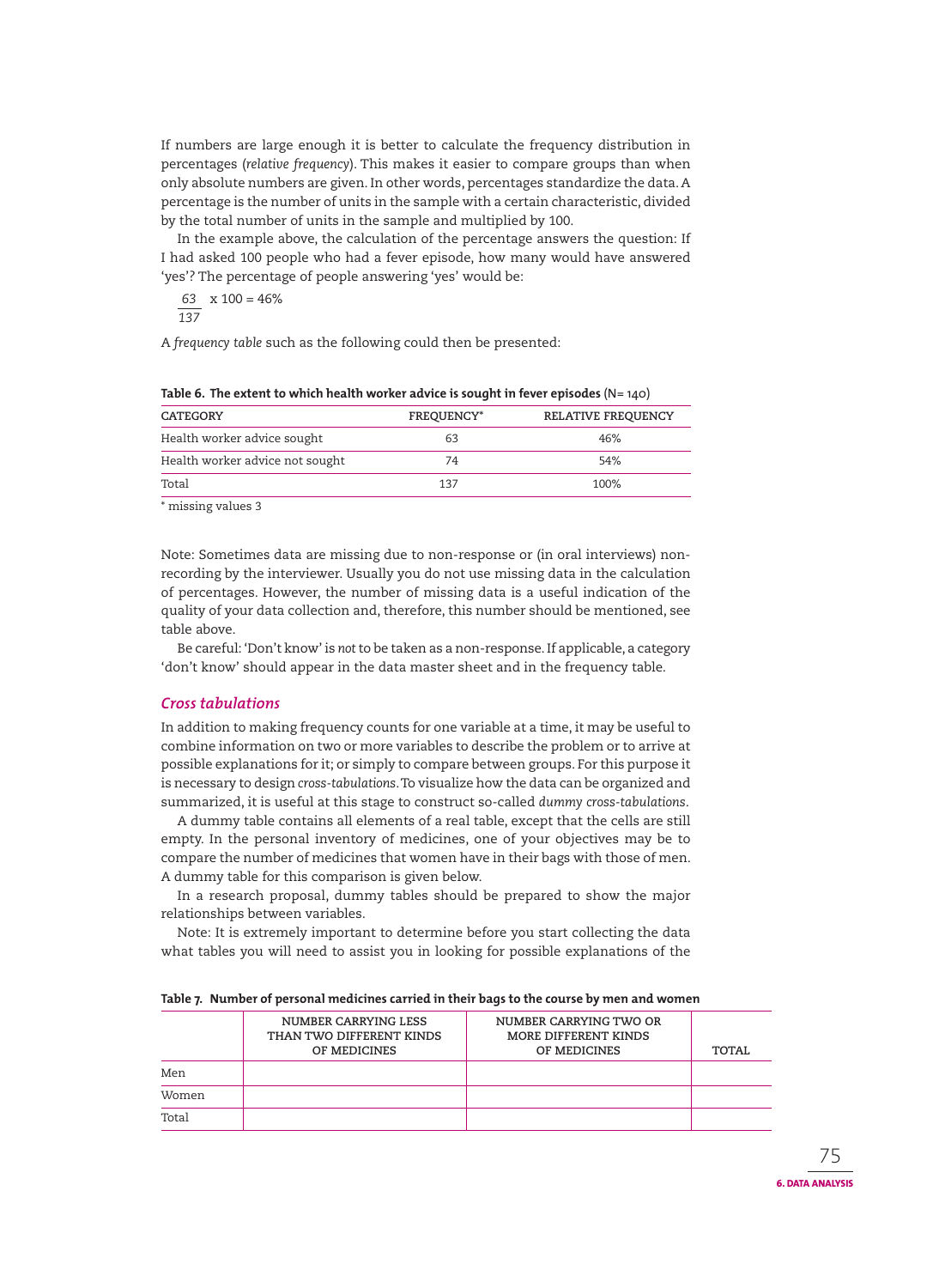If numbers are large enough it is better to calculate the frequency distribution in percentages (*relative frequency*). This makes it easier to compare groups than when only absolute numbers are given. In other words, percentages standardize the data. A percentage is the number of units in the sample with a certain characteristic, divided by the total number of units in the sample and multiplied by 100.

In the example above, the calculation of the percentage answers the question: If I had asked 100 people who had a fever episode, how many would have answered 'yes'? The percentage of people answering 'yes' would be:

$$\frac{63}{137} \times 100 = 46\%$$

A *frequency table* such as the following could then be presented:

**Table 6. The extent to which health worker advice is sought in fever episodes** (N= 140)

| CATEGORY | FREQUENCY* | RELATIVE FREQUENCY |
|---|---|---|
| Health worker advice sought | 63 | 46% |
| Health worker advice not sought | 74 | 54% |
| Total | 137 | 100% |

\* missing values 3

Note: Sometimes data are missing due to non-response or (in oral interviews) non-recording by the interviewer. Usually you do not use missing data in the calculation of percentages. However, the number of missing data is a useful indication of the quality of your data collection and, therefore, this number should be mentioned, see table above.

Be careful: 'Don't know' is *not* to be taken as a non-response. If applicable, a category 'don't know' should appear in the data master sheet and in the frequency table.

### *Cross tabulations*

In addition to making frequency counts for one variable at a time, it may be useful to combine information on two or more variables to describe the problem or to arrive at possible explanations for it; or simply to compare between groups. For this purpose it is necessary to design *cross-tabulations*. To visualize how the data can be organized and summarized, it is useful at this stage to construct so-called *dummy cross-tabulations*.

A dummy table contains all elements of a real table, except that the cells are still empty. In the personal inventory of medicines, one of your objectives may be to compare the number of medicines that women have in their bags with those of men. A dummy table for this comparison is given below.

In a research proposal, dummy tables should be prepared to show the major relationships between variables.

Note: It is extremely important to determine before you start collecting the data what tables you will need to assist you in looking for possible explanations of the

**Table 7. Number of personal medicines carried in their bags to the course by men and women**

| | NUMBER CARRYING LESS THAN TWO DIFFERENT KINDS OF MEDICINES | NUMBER CARRYING TWO OR MORE DIFFERENT KINDS OF MEDICINES | TOTAL |
|---|---|---|---|
| Men | | | |
| Women | | | |
| Total | | | |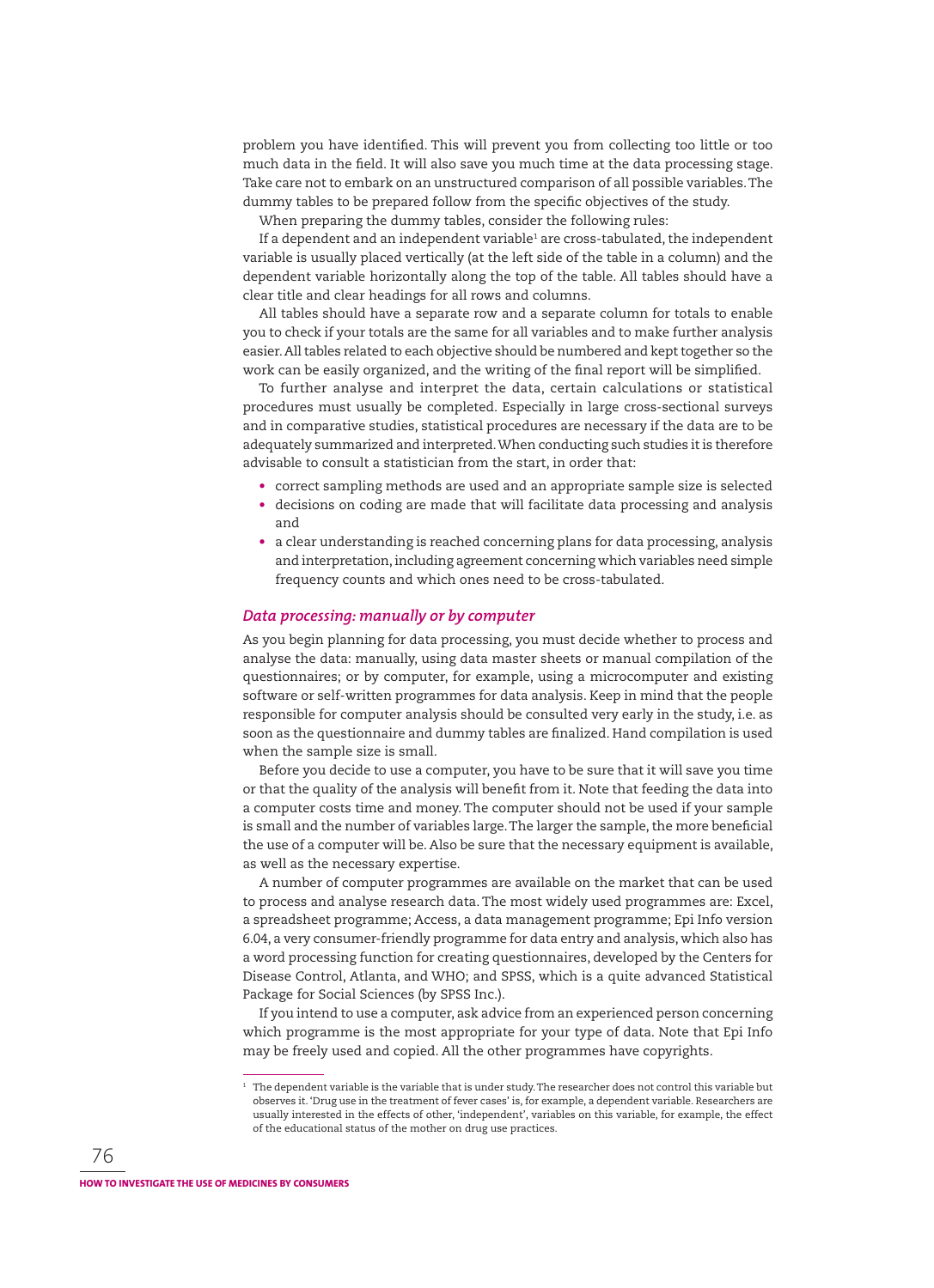problem you have identified. This will prevent you from collecting too little or too much data in the field. It will also save you much time at the data processing stage. Take care not to embark on an unstructured comparison of all possible variables. The dummy tables to be prepared follow from the specific objectives of the study.

When preparing the dummy tables, consider the following rules:

If a dependent and an independent variable[1] are cross-tabulated, the independent variable is usually placed vertically (at the left side of the table in a column) and the dependent variable horizontally along the top of the table. All tables should have a clear title and clear headings for all rows and columns.

All tables should have a separate row and a separate column for totals to enable you to check if your totals are the same for all variables and to make further analysis easier. All tables related to each objective should be numbered and kept together so the work can be easily organized, and the writing of the final report will be simplified.

To further analyse and interpret the data, certain calculations or statistical procedures must usually be completed. Especially in large cross-sectional surveys and in comparative studies, statistical procedures are necessary if the data are to be adequately summarized and interpreted. When conducting such studies it is therefore advisable to consult a statistician from the start, in order that:

- correct sampling methods are used and an appropriate sample size is selected
- decisions on coding are made that will facilitate data processing and analysis and
- a clear understanding is reached concerning plans for data processing, analysis and interpretation, including agreement concerning which variables need simple frequency counts and which ones need to be cross-tabulated.

### *Data processing: manually or by computer*

As you begin planning for data processing, you must decide whether to process and analyse the data: manually, using data master sheets or manual compilation of the questionnaires; or by computer, for example, using a microcomputer and existing software or self-written programmes for data analysis. Keep in mind that the people responsible for computer analysis should be consulted very early in the study, i.e. as soon as the questionnaire and dummy tables are finalized. Hand compilation is used when the sample size is small.

Before you decide to use a computer, you have to be sure that it will save you time or that the quality of the analysis will benefit from it. Note that feeding the data into a computer costs time and money. The computer should not be used if your sample is small and the number of variables large. The larger the sample, the more beneficial the use of a computer will be. Also be sure that the necessary equipment is available, as well as the necessary expertise.

A number of computer programmes are available on the market that can be used to process and analyse research data. The most widely used programmes are: Excel, a spreadsheet programme; Access, a data management programme; Epi Info version 6.04, a very consumer-friendly programme for data entry and analysis, which also has a word processing function for creating questionnaires, developed by the Centers for Disease Control, Atlanta, and WHO; and SPSS, which is a quite advanced Statistical Package for Social Sciences (by SPSS Inc.).

If you intend to use a computer, ask advice from an experienced person concerning which programme is the most appropriate for your type of data. Note that Epi Info may be freely used and copied. All the other programmes have copyrights.

---

[1] The dependent variable is the variable that is under study. The researcher does not control this variable but observes it. 'Drug use in the treatment of fever cases' is, for example, a dependent variable. Researchers are usually interested in the effects of other, 'independent', variables on this variable, for example, the effect of the educational status of the mother on drug use practices.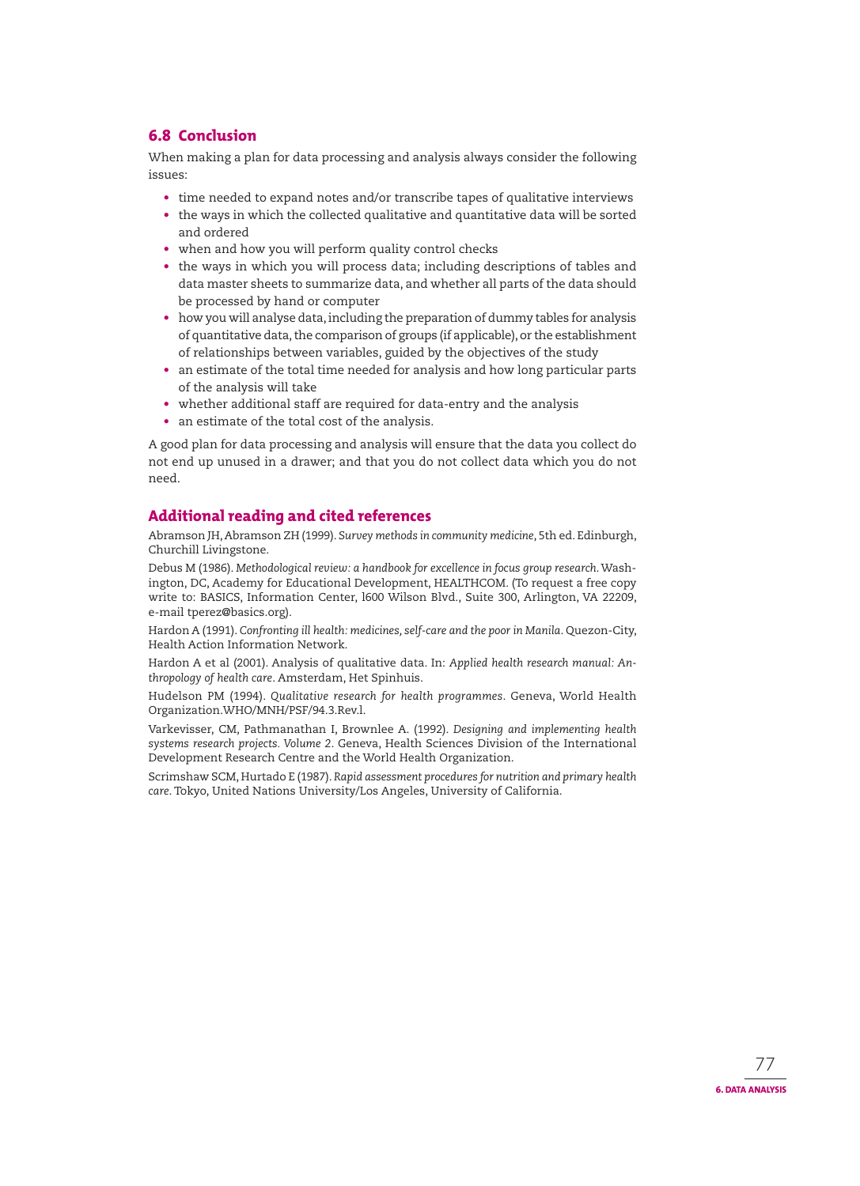## 6.8 Conclusion

When making a plan for data processing and analysis always consider the following issues:

- time needed to expand notes and/or transcribe tapes of qualitative interviews
- the ways in which the collected qualitative and quantitative data will be sorted and ordered
- when and how you will perform quality control checks
- the ways in which you will process data; including descriptions of tables and data master sheets to summarize data, and whether all parts of the data should be processed by hand or computer
- how you will analyse data, including the preparation of dummy tables for analysis of quantitative data, the comparison of groups (if applicable), or the establishment of relationships between variables, guided by the objectives of the study
- an estimate of the total time needed for analysis and how long particular parts of the analysis will take
- whether additional staff are required for data-entry and the analysis
- an estimate of the total cost of the analysis.

A good plan for data processing and analysis will ensure that the data you collect do not end up unused in a drawer; and that you do not collect data which you do not need.

## Additional reading and cited references

Abramson JH, Abramson ZH (1999). *Survey methods in community medicine*, 5th ed. Edinburgh, Churchill Livingstone.

Debus M (1986). *Methodological review: a handbook for excellence in focus group research*. Washington, DC, Academy for Educational Development, HEALTHCOM. (To request a free copy write to: BASICS, Information Center, l600 Wilson Blvd., Suite 300, Arlington, VA 22209, e-mail tperez@basics.org).

Hardon A (1991). *Confronting ill health: medicines, self-care and the poor in Manila*. Quezon-City, Health Action Information Network.

Hardon A et al (2001). Analysis of qualitative data. In: *Applied health research manual: Anthropology of health care*. Amsterdam, Het Spinhuis.

Hudelson PM (1994). *Qualitative research for health programmes*. Geneva, World Health Organization.WHO/MNH/PSF/94.3.Rev.l.

Varkevisser, CM, Pathmanathan I, Brownlee A. (1992). *Designing and implementing health systems research projects. Volume 2*. Geneva, Health Sciences Division of the International Development Research Centre and the World Health Organization.

Scrimshaw SCM, Hurtado E (1987). *Rapid assessment procedures for nutrition and primary health care*. Tokyo, United Nations University/Los Angeles, University of California.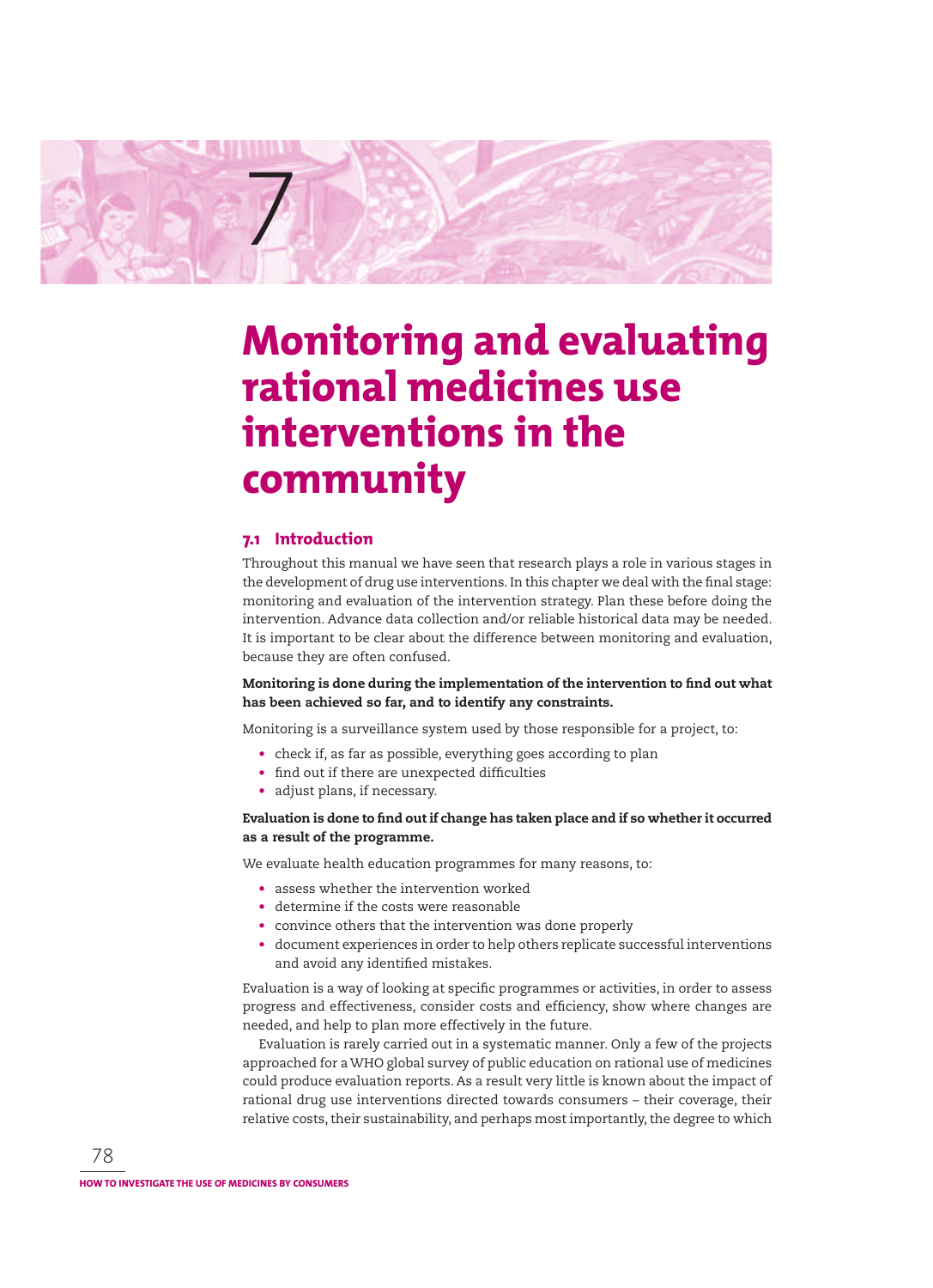7

# Monitoring and evaluating rational medicines use interventions in the community

## 7.1 Introduction

Throughout this manual we have seen that research plays a role in various stages in the development of drug use interventions. In this chapter we deal with the final stage: monitoring and evaluation of the intervention strategy. Plan these before doing the intervention. Advance data collection and/or reliable historical data may be needed. It is important to be clear about the difference between monitoring and evaluation, because they are often confused.

**Monitoring is done during the implementation of the intervention to find out what has been achieved so far, and to identify any constraints.**

Monitoring is a surveillance system used by those responsible for a project, to:

- check if, as far as possible, everything goes according to plan
- find out if there are unexpected difficulties
- adjust plans, if necessary.

**Evaluation is done to find out if change has taken place and if so whether it occurred as a result of the programme.**

We evaluate health education programmes for many reasons, to:

- assess whether the intervention worked
- determine if the costs were reasonable
- convince others that the intervention was done properly
- document experiences in order to help others replicate successful interventions and avoid any identified mistakes.

Evaluation is a way of looking at specific programmes or activities, in order to assess progress and effectiveness, consider costs and efficiency, show where changes are needed, and help to plan more effectively in the future.

Evaluation is rarely carried out in a systematic manner. Only a few of the projects approached for a WHO global survey of public education on rational use of medicines could produce evaluation reports. As a result very little is known about the impact of rational drug use interventions directed towards consumers – their coverage, their relative costs, their sustainability, and perhaps most importantly, the degree to which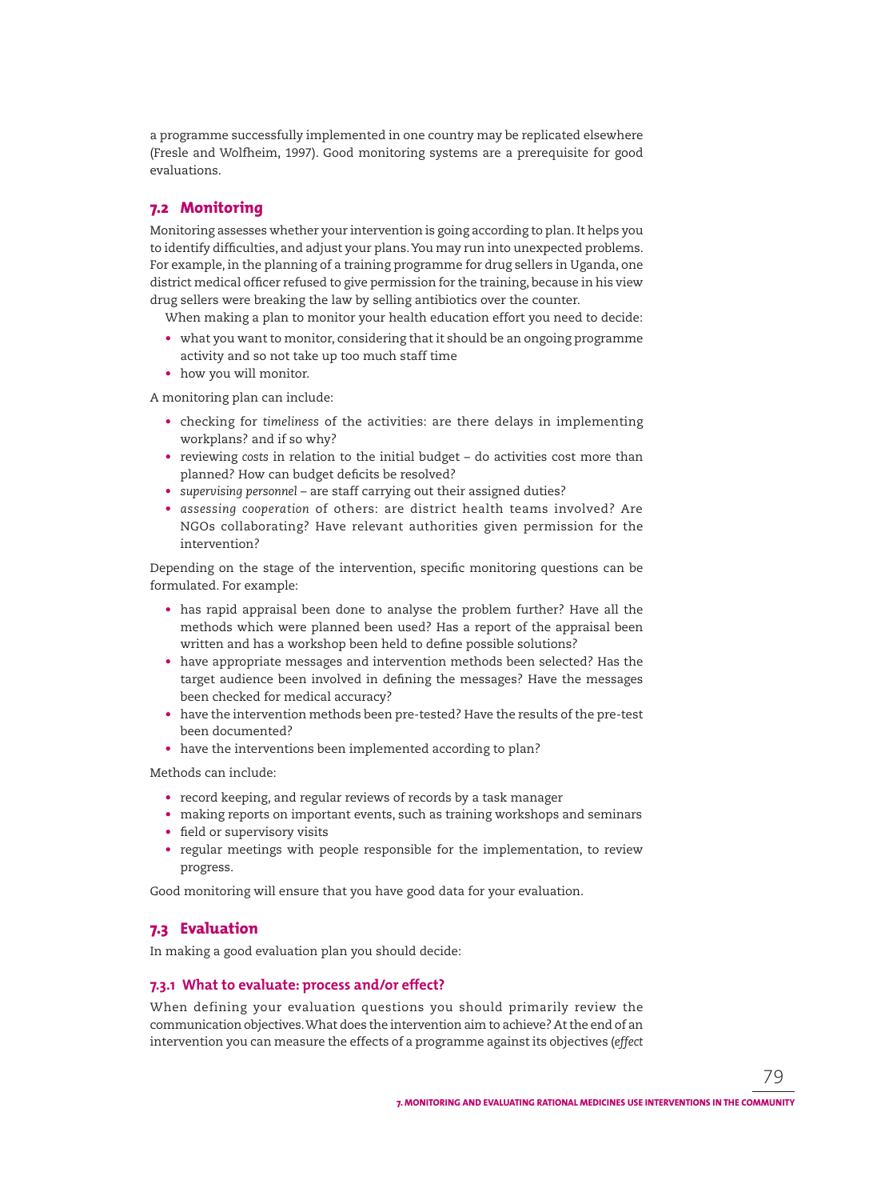a programme successfully implemented in one country may be replicated elsewhere (Fresle and Wolfheim, 1997). Good monitoring systems are a prerequisite for good evaluations.

## 7.2 Monitoring

Monitoring assesses whether your intervention is going according to plan. It helps you to identify difficulties, and adjust your plans. You may run into unexpected problems. For example, in the planning of a training programme for drug sellers in Uganda, one district medical officer refused to give permission for the training, because in his view drug sellers were breaking the law by selling antibiotics over the counter.

When making a plan to monitor your health education effort you need to decide:

- what you want to monitor, considering that it should be an ongoing programme activity and so not take up too much staff time
- how you will monitor.

A monitoring plan can include:

- checking for *timeliness* of the activities: are there delays in implementing workplans? and if so why?
- reviewing *costs* in relation to the initial budget – do activities cost more than planned? How can budget deficits be resolved?
- *supervising personnel* – are staff carrying out their assigned duties?
- *assessing cooperation* of others: are district health teams involved? Are NGOs collaborating? Have relevant authorities given permission for the intervention?

Depending on the stage of the intervention, specific monitoring questions can be formulated. For example:

- has rapid appraisal been done to analyse the problem further? Have all the methods which were planned been used? Has a report of the appraisal been written and has a workshop been held to define possible solutions?
- have appropriate messages and intervention methods been selected? Has the target audience been involved in defining the messages? Have the messages been checked for medical accuracy?
- have the intervention methods been pre-tested? Have the results of the pre-test been documented?
- have the interventions been implemented according to plan?

Methods can include:

- record keeping, and regular reviews of records by a task manager
- making reports on important events, such as training workshops and seminars
- field or supervisory visits
- regular meetings with people responsible for the implementation, to review progress.

Good monitoring will ensure that you have good data for your evaluation.

## 7.3 Evaluation

In making a good evaluation plan you should decide:

### 7.3.1 What to evaluate: process and/or effect?

When defining your evaluation questions you should primarily review the communication objectives. What does the intervention aim to achieve? At the end of an intervention you can measure the effects of a programme against its objectives (*effect*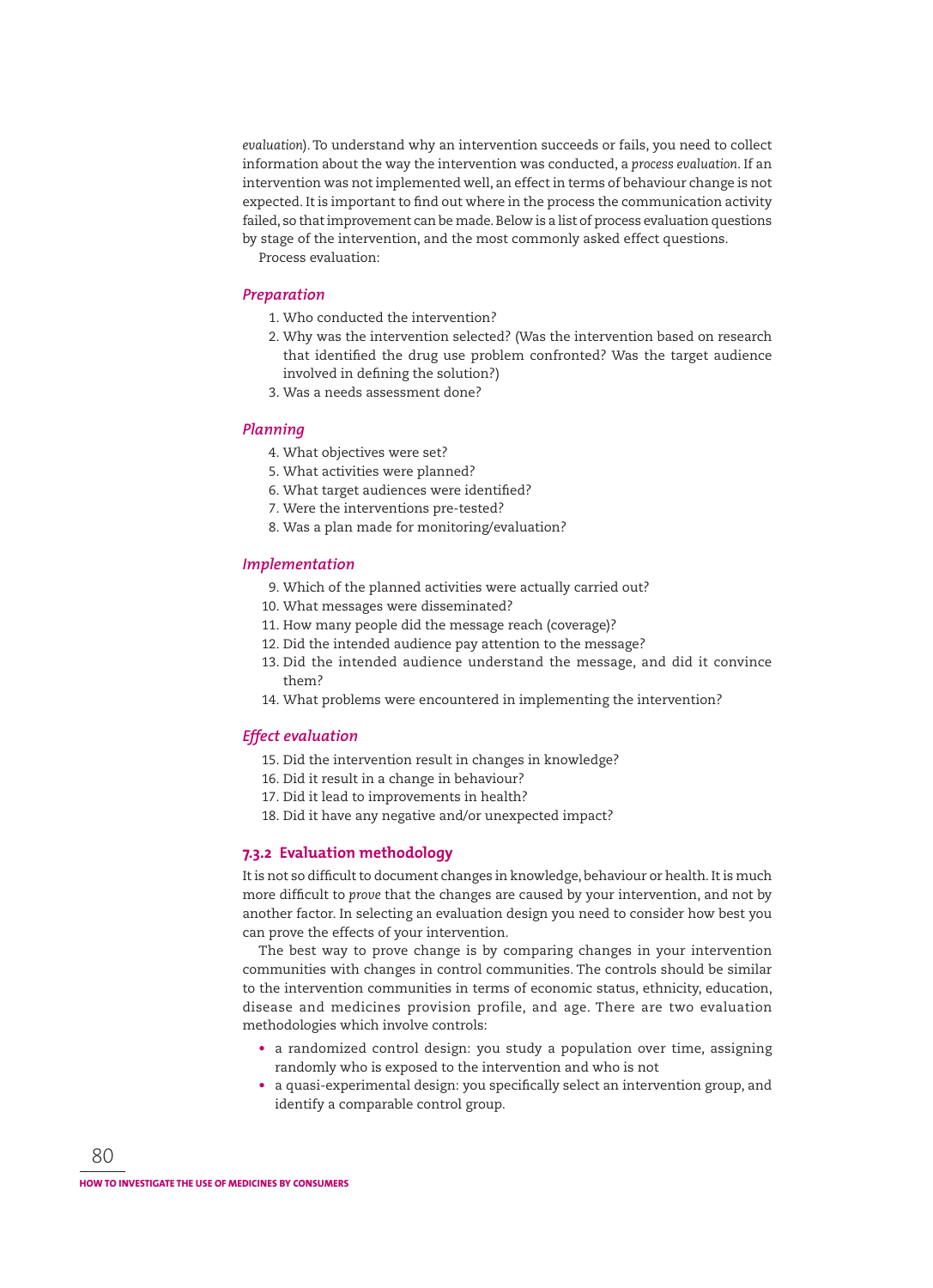*evaluation*). To understand why an intervention succeeds or fails, you need to collect information about the way the intervention was conducted, a *process evaluation*. If an intervention was not implemented well, an effect in terms of behaviour change is not expected. It is important to find out where in the process the communication activity failed, so that improvement can be made. Below is a list of process evaluation questions by stage of the intervention, and the most commonly asked effect questions.

Process evaluation:

### *Preparation*

1. Who conducted the intervention?
2. Why was the intervention selected? (Was the intervention based on research that identified the drug use problem confronted? Was the target audience involved in defining the solution?)
3. Was a needs assessment done?

### *Planning*

4. What objectives were set?
5. What activities were planned?
6. What target audiences were identified?
7. Were the interventions pre-tested?
8. Was a plan made for monitoring/evaluation?

### *Implementation*

9. Which of the planned activities were actually carried out?
10. What messages were disseminated?
11. How many people did the message reach (coverage)?
12. Did the intended audience pay attention to the message?
13. Did the intended audience understand the message, and did it convince them?
14. What problems were encountered in implementing the intervention?

### *Effect evaluation*

15. Did the intervention result in changes in knowledge?
16. Did it result in a change in behaviour?
17. Did it lead to improvements in health?
18. Did it have any negative and/or unexpected impact?

### 7.3.2 Evaluation methodology

It is not so difficult to document changes in knowledge, behaviour or health. It is much more difficult to *prove* that the changes are caused by your intervention, and not by another factor. In selecting an evaluation design you need to consider how best you can prove the effects of your intervention.

The best way to prove change is by comparing changes in your intervention communities with changes in control communities. The controls should be similar to the intervention communities in terms of economic status, ethnicity, education, disease and medicines provision profile, and age. There are two evaluation methodologies which involve controls:

- a randomized control design: you study a population over time, assigning randomly who is exposed to the intervention and who is not
- a quasi-experimental design: you specifically select an intervention group, and identify a comparable control group.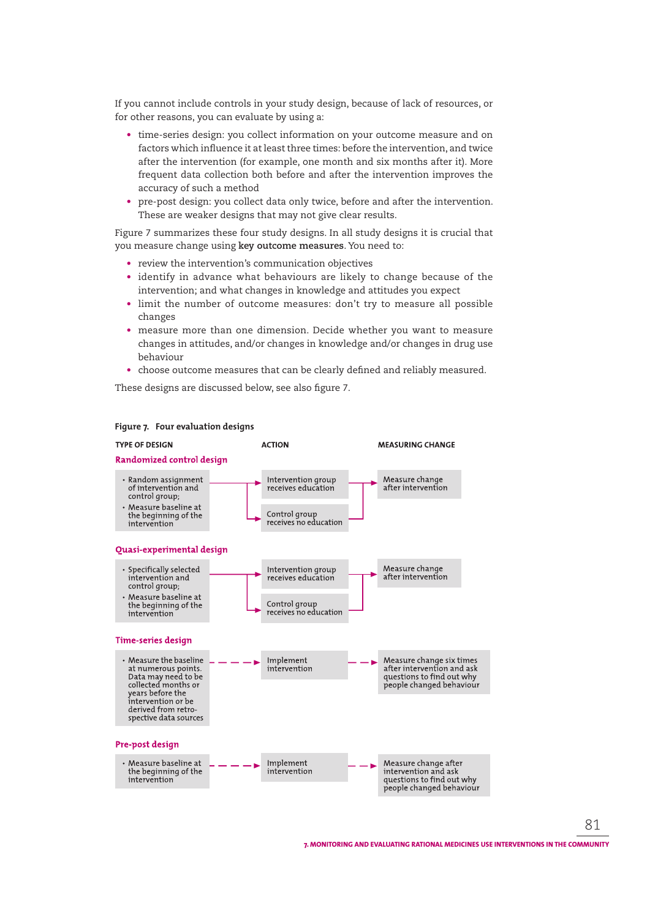If you cannot include controls in your study design, because of lack of resources, or for other reasons, you can evaluate by using a:

- time-series design: you collect information on your outcome measure and on factors which influence it at least three times: before the intervention, and twice after the intervention (for example, one month and six months after it). More frequent data collection both before and after the intervention improves the accuracy of such a method
- pre-post design: you collect data only twice, before and after the intervention. These are weaker designs that may not give clear results.

Figure 7 summarizes these four study designs. In all study designs it is crucial that you measure change using **key outcome measures**. You need to:

- review the intervention's communication objectives
- identify in advance what behaviours are likely to change because of the intervention; and what changes in knowledge and attitudes you expect
- limit the number of outcome measures: don't try to measure all possible changes
- measure more than one dimension. Decide whether you want to measure changes in attitudes, and/or changes in knowledge and/or changes in drug use behaviour
- choose outcome measures that can be clearly defined and reliably measured.

These designs are discussed below, see also figure 7.

**Figure 7. Four evaluation designs**

| TYPE OF DESIGN | ACTION | MEASURING CHANGE |
|---|---|---|
| **Randomized control design** | | |
| • Random assignment of intervention and control group; • Measure baseline at the beginning of the intervention | Intervention group receives education; Control group receives no education | Measure change after intervention |
| **Quasi-experimental design** | | |
| • Specifically selected intervention and control group; • Measure baseline at the beginning of the intervention | Intervention group receives education; Control group receives no education | Measure change after intervention |
| **Time-series design** | | |
| • Measure the baseline at numerous points. Data may need to be collected months or years before the intervention or be derived from retro-spective data sources | Implement intervention | Measure change six times after intervention and ask questions to find out why people changed behaviour |
| **Pre-post design** | | |
| • Measure baseline at the beginning of the intervention | Implement intervention | Measure change after intervention and ask questions to find out why people changed behaviour |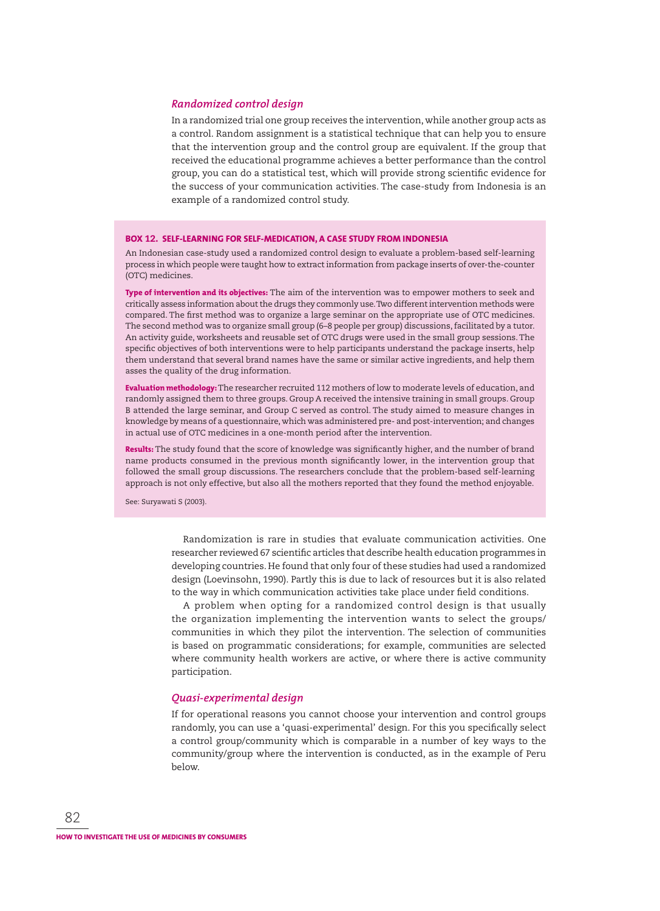### *Randomized control design*

In a randomized trial one group receives the intervention, while another group acts as a control. Random assignment is a statistical technique that can help you to ensure that the intervention group and the control group are equivalent. If the group that received the educational programme achieves a better performance than the control group, you can do a statistical test, which will provide strong scientific evidence for the success of your communication activities. The case-study from Indonesia is an example of a randomized control study.

> **BOX 12. SELF-LEARNING FOR SELF-MEDICATION, A CASE STUDY FROM INDONESIA**
>
> An Indonesian case-study used a randomized control design to evaluate a problem-based self-learning process in which people were taught how to extract information from package inserts of over-the-counter (OTC) medicines.
>
> **Type of intervention and its objectives:** The aim of the intervention was to empower mothers to seek and critically assess information about the drugs they commonly use. Two different intervention methods were compared. The first method was to organize a large seminar on the appropriate use of OTC medicines. The second method was to organize small group (6–8 people per group) discussions, facilitated by a tutor. An activity guide, worksheets and reusable set of OTC drugs were used in the small group sessions. The specific objectives of both interventions were to help participants understand the package inserts, help them understand that several brand names have the same or similar active ingredients, and help them asses the quality of the drug information.
>
> **Evaluation methodology:** The researcher recruited 112 mothers of low to moderate levels of education, and randomly assigned them to three groups. Group A received the intensive training in small groups. Group B attended the large seminar, and Group C served as control. The study aimed to measure changes in knowledge by means of a questionnaire, which was administered pre- and post-intervention; and changes in actual use of OTC medicines in a one-month period after the intervention.
>
> **Results:** The study found that the score of knowledge was significantly higher, and the number of brand name products consumed in the previous month significantly lower, in the intervention group that followed the small group discussions. The researchers conclude that the problem-based self-learning approach is not only effective, but also all the mothers reported that they found the method enjoyable.
>
> See: Suryawati S (2003).

Randomization is rare in studies that evaluate communication activities. One researcher reviewed 67 scientific articles that describe health education programmes in developing countries. He found that only four of these studies had used a randomized design (Loevinsohn, 1990). Partly this is due to lack of resources but it is also related to the way in which communication activities take place under field conditions.

A problem when opting for a randomized control design is that usually the organization implementing the intervention wants to select the groups/communities in which they pilot the intervention. The selection of communities is based on programmatic considerations; for example, communities are selected where community health workers are active, or where there is active community participation.

### *Quasi-experimental design*

If for operational reasons you cannot choose your intervention and control groups randomly, you can use a 'quasi-experimental' design. For this you specifically select a control group/community which is comparable in a number of key ways to the community/group where the intervention is conducted, as in the example of Peru below.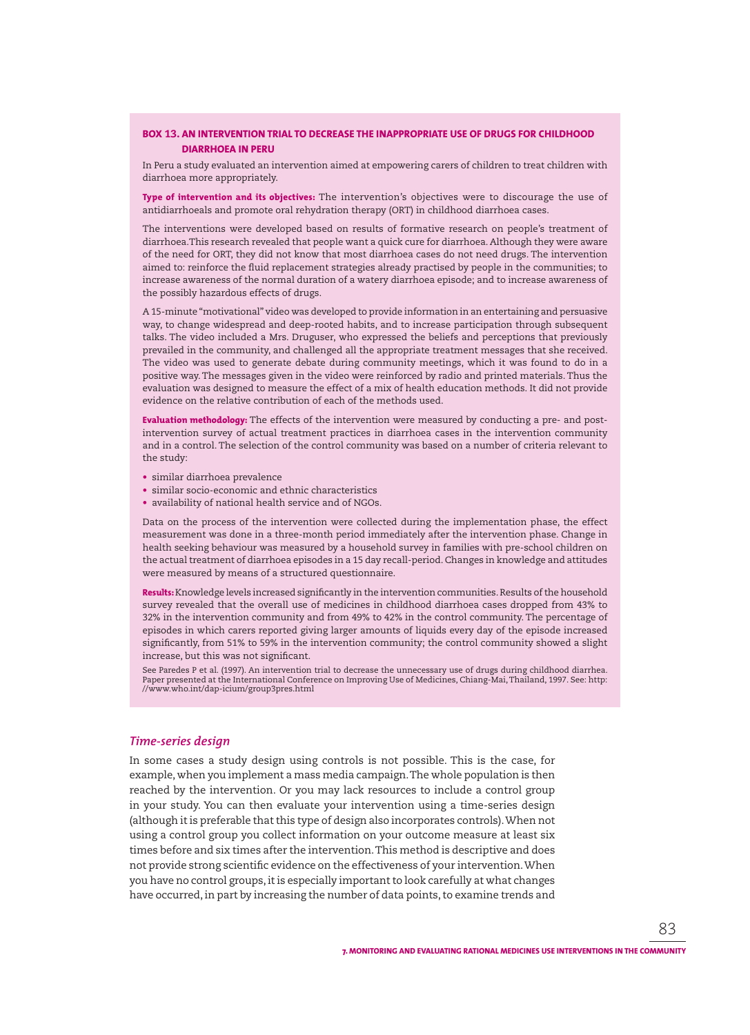### BOX 13. AN INTERVENTION TRIAL TO DECREASE THE INAPPROPRIATE USE OF DRUGS FOR CHILDHOOD DIARRHOEA IN PERU

In Peru a study evaluated an intervention aimed at empowering carers of children to treat children with diarrhoea more appropriately.

**Type of intervention and its objectives:** The intervention's objectives were to discourage the use of antidiarrhoeals and promote oral rehydration therapy (ORT) in childhood diarrhoea cases.

The interventions were developed based on results of formative research on people's treatment of diarrhoea. This research revealed that people want a quick cure for diarrhoea. Although they were aware of the need for ORT, they did not know that most diarrhoea cases do not need drugs. The intervention aimed to: reinforce the fluid replacement strategies already practised by people in the communities; to increase awareness of the normal duration of a watery diarrhoea episode; and to increase awareness of the possibly hazardous effects of drugs.

A 15-minute "motivational" video was developed to provide information in an entertaining and persuasive way, to change widespread and deep-rooted habits, and to increase participation through subsequent talks. The video included a Mrs. Druguser, who expressed the beliefs and perceptions that previously prevailed in the community, and challenged all the appropriate treatment messages that she received. The video was used to generate debate during community meetings, which it was found to do in a positive way. The messages given in the video were reinforced by radio and printed materials. Thus the evaluation was designed to measure the effect of a mix of health education methods. It did not provide evidence on the relative contribution of each of the methods used.

**Evaluation methodology:** The effects of the intervention were measured by conducting a pre- and post-intervention survey of actual treatment practices in diarrhoea cases in the intervention community and in a control. The selection of the control community was based on a number of criteria relevant to the study:

- similar diarrhoea prevalence
- similar socio-economic and ethnic characteristics
- availability of national health service and of NGOs.

Data on the process of the intervention were collected during the implementation phase, the effect measurement was done in a three-month period immediately after the intervention phase. Change in health seeking behaviour was measured by a household survey in families with pre-school children on the actual treatment of diarrhoea episodes in a 15 day recall-period. Changes in knowledge and attitudes were measured by means of a structured questionnaire.

**Results:** Knowledge levels increased significantly in the intervention communities. Results of the household survey revealed that the overall use of medicines in childhood diarrhoea cases dropped from 43% to 32% in the intervention community and from 49% to 42% in the control community. The percentage of episodes in which carers reported giving larger amounts of liquids every day of the episode increased significantly, from 51% to 59% in the intervention community; the control community showed a slight increase, but this was not significant.

See Paredes P et al. (1997). An intervention trial to decrease the unnecessary use of drugs during childhood diarrhea. Paper presented at the International Conference on Improving Use of Medicines, Chiang-Mai, Thailand, 1997. See: http://www.who.int/dap-icium/group3pres.html

### *Time-series design*

In some cases a study design using controls is not possible. This is the case, for example, when you implement a mass media campaign. The whole population is then reached by the intervention. Or you may lack resources to include a control group in your study. You can then evaluate your intervention using a time-series design (although it is preferable that this type of design also incorporates controls). When not using a control group you collect information on your outcome measure at least six times before and six times after the intervention. This method is descriptive and does not provide strong scientific evidence on the effectiveness of your intervention. When you have no control groups, it is especially important to look carefully at what changes have occurred, in part by increasing the number of data points, to examine trends and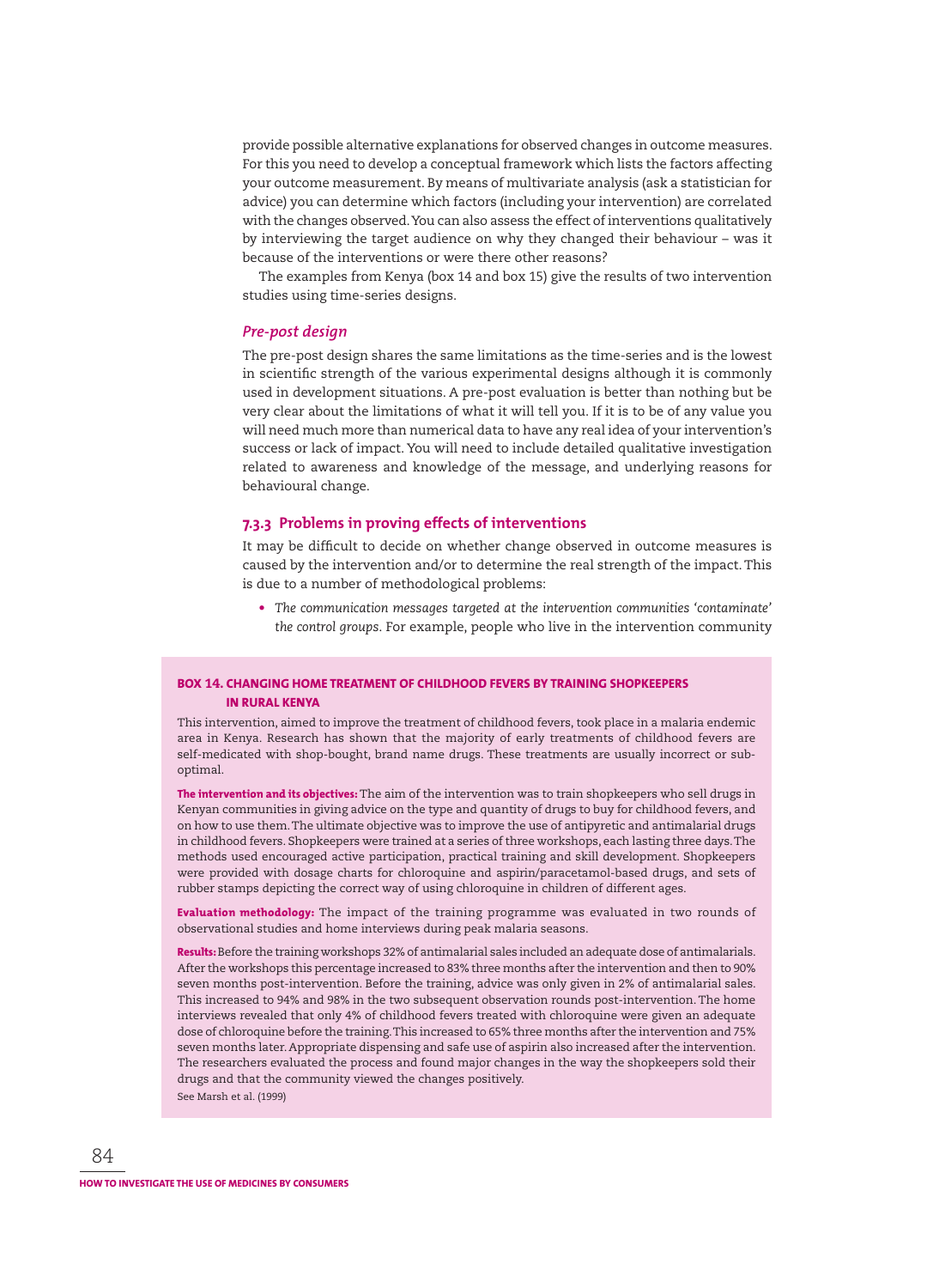provide possible alternative explanations for observed changes in outcome measures. For this you need to develop a conceptual framework which lists the factors affecting your outcome measurement. By means of multivariate analysis (ask a statistician for advice) you can determine which factors (including your intervention) are correlated with the changes observed. You can also assess the effect of interventions qualitatively by interviewing the target audience on why they changed their behaviour – was it because of the interventions or were there other reasons?

The examples from Kenya (box 14 and box 15) give the results of two intervention studies using time-series designs.

### *Pre-post design*

The pre-post design shares the same limitations as the time-series and is the lowest in scientific strength of the various experimental designs although it is commonly used in development situations. A pre-post evaluation is better than nothing but be very clear about the limitations of what it will tell you. If it is to be of any value you will need much more than numerical data to have any real idea of your intervention's success or lack of impact. You will need to include detailed qualitative investigation related to awareness and knowledge of the message, and underlying reasons for behavioural change.

### 7.3.3 Problems in proving effects of interventions

It may be difficult to decide on whether change observed in outcome measures is caused by the intervention and/or to determine the real strength of the impact. This is due to a number of methodological problems:

- *The communication messages targeted at the intervention communities 'contaminate' the control groups.* For example, people who live in the intervention community

---

**BOX 14. CHANGING HOME TREATMENT OF CHILDHOOD FEVERS BY TRAINING SHOPKEEPERS IN RURAL KENYA**

This intervention, aimed to improve the treatment of childhood fevers, took place in a malaria endemic area in Kenya. Research has shown that the majority of early treatments of childhood fevers are self-medicated with shop-bought, brand name drugs. These treatments are usually incorrect or sub-optimal.

**The intervention and its objectives:** The aim of the intervention was to train shopkeepers who sell drugs in Kenyan communities in giving advice on the type and quantity of drugs to buy for childhood fevers, and on how to use them. The ultimate objective was to improve the use of antipyretic and antimalarial drugs in childhood fevers. Shopkeepers were trained at a series of three workshops, each lasting three days. The methods used encouraged active participation, practical training and skill development. Shopkeepers were provided with dosage charts for chloroquine and aspirin/paracetamol-based drugs, and sets of rubber stamps depicting the correct way of using chloroquine in children of different ages.

**Evaluation methodology:** The impact of the training programme was evaluated in two rounds of observational studies and home interviews during peak malaria seasons.

**Results:** Before the training workshops 32% of antimalarial sales included an adequate dose of antimalarials. After the workshops this percentage increased to 83% three months after the intervention and then to 90% seven months post-intervention. Before the training, advice was only given in 2% of antimalarial sales. This increased to 94% and 98% in the two subsequent observation rounds post-intervention. The home interviews revealed that only 4% of childhood fevers treated with chloroquine were given an adequate dose of chloroquine before the training. This increased to 65% three months after the intervention and 75% seven months later. Appropriate dispensing and safe use of aspirin also increased after the intervention. The researchers evaluated the process and found major changes in the way the shopkeepers sold their drugs and that the community viewed the changes positively.

See Marsh et al. (1999)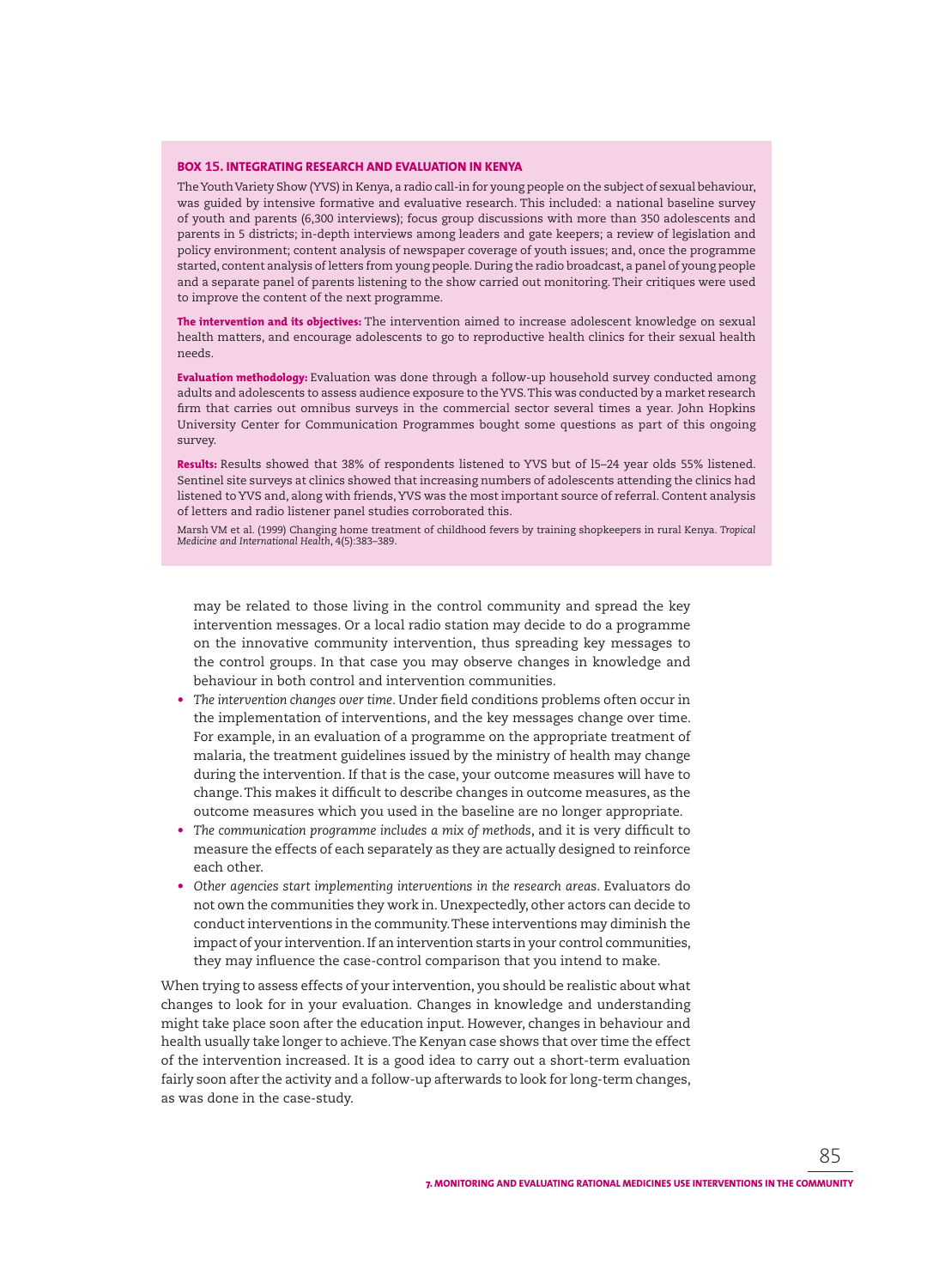**BOX 15. INTEGRATING RESEARCH AND EVALUATION IN KENYA**

The Youth Variety Show (YVS) in Kenya, a radio call-in for young people on the subject of sexual behaviour, was guided by intensive formative and evaluative research. This included: a national baseline survey of youth and parents (6,300 interviews); focus group discussions with more than 350 adolescents and parents in 5 districts; in-depth interviews among leaders and gate keepers; a review of legislation and policy environment; content analysis of newspaper coverage of youth issues; and, once the programme started, content analysis of letters from young people. During the radio broadcast, a panel of young people and a separate panel of parents listening to the show carried out monitoring. Their critiques were used to improve the content of the next programme.

**The intervention and its objectives:** The intervention aimed to increase adolescent knowledge on sexual health matters, and encourage adolescents to go to reproductive health clinics for their sexual health needs.

**Evaluation methodology:** Evaluation was done through a follow-up household survey conducted among adults and adolescents to assess audience exposure to the YVS. This was conducted by a market research firm that carries out omnibus surveys in the commercial sector several times a year. John Hopkins University Center for Communication Programmes bought some questions as part of this ongoing survey.

**Results:** Results showed that 38% of respondents listened to YVS but of 15–24 year olds 55% listened. Sentinel site surveys at clinics showed that increasing numbers of adolescents attending the clinics had listened to YVS and, along with friends, YVS was the most important source of referral. Content analysis of letters and radio listener panel studies corroborated this.

Marsh VM et al. (1999) Changing home treatment of childhood fevers by training shopkeepers in rural Kenya. *Tropical Medicine and International Health*, 4(5):383–389.

may be related to those living in the control community and spread the key intervention messages. Or a local radio station may decide to do a programme on the innovative community intervention, thus spreading key messages to the control groups. In that case you may observe changes in knowledge and behaviour in both control and intervention communities.

- *The intervention changes over time*. Under field conditions problems often occur in the implementation of interventions, and the key messages change over time. For example, in an evaluation of a programme on the appropriate treatment of malaria, the treatment guidelines issued by the ministry of health may change during the intervention. If that is the case, your outcome measures will have to change. This makes it difficult to describe changes in outcome measures, as the outcome measures which you used in the baseline are no longer appropriate.
- *The communication programme includes a mix of methods*, and it is very difficult to measure the effects of each separately as they are actually designed to reinforce each other.
- *Other agencies start implementing interventions in the research areas*. Evaluators do not own the communities they work in. Unexpectedly, other actors can decide to conduct interventions in the community. These interventions may diminish the impact of your intervention. If an intervention starts in your control communities, they may influence the case-control comparison that you intend to make.

When trying to assess effects of your intervention, you should be realistic about what changes to look for in your evaluation. Changes in knowledge and understanding might take place soon after the education input. However, changes in behaviour and health usually take longer to achieve. The Kenyan case shows that over time the effect of the intervention increased. It is a good idea to carry out a short-term evaluation fairly soon after the activity and a follow-up afterwards to look for long-term changes, as was done in the case-study.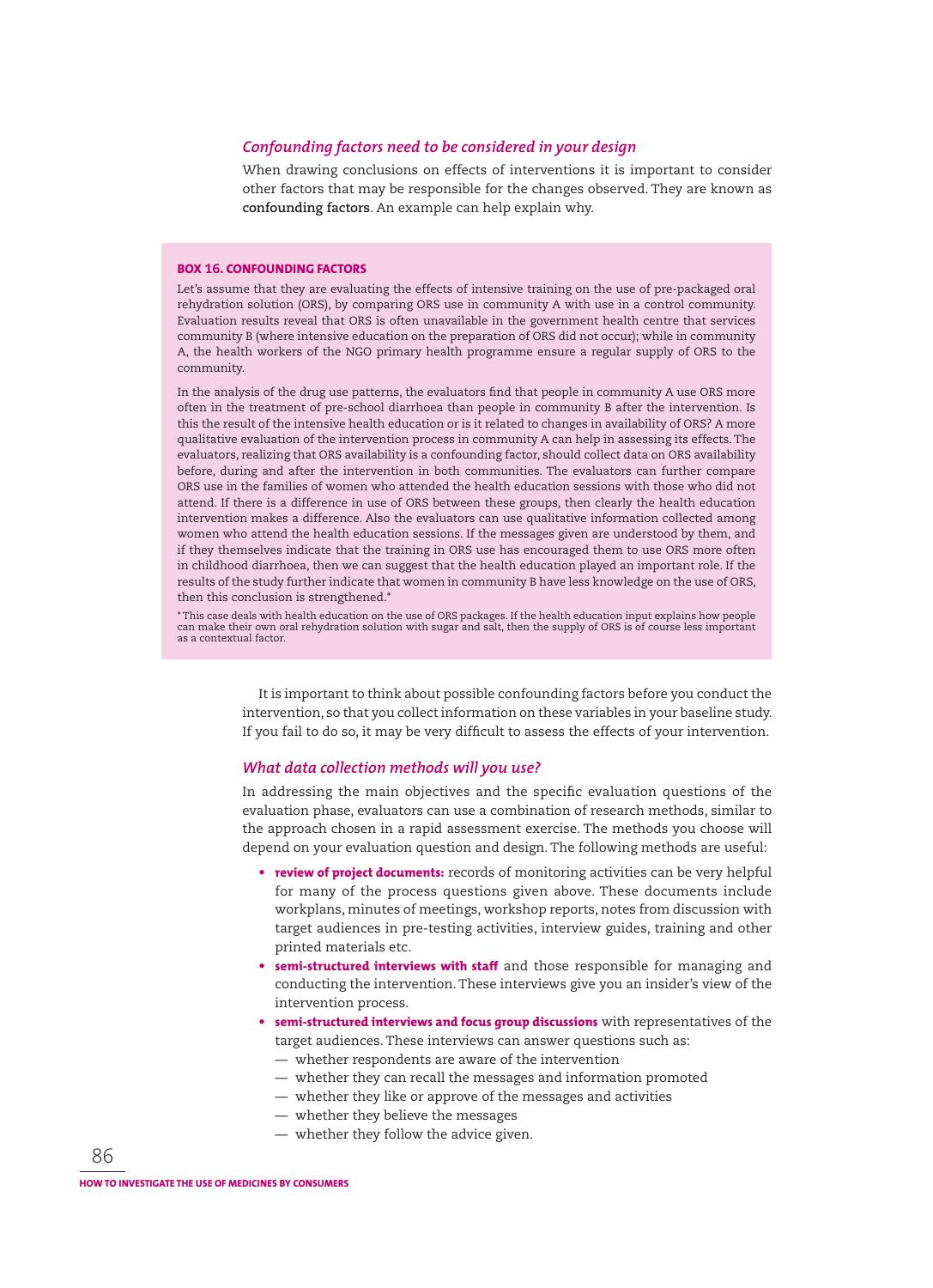### *Confounding factors need to be considered in your design*

When drawing conclusions on effects of interventions it is important to consider other factors that may be responsible for the changes observed. They are known as **confounding factors**. An example can help explain why.

> **BOX 16. CONFOUNDING FACTORS**
>
> Let's assume that they are evaluating the effects of intensive training on the use of pre-packaged oral rehydration solution (ORS), by comparing ORS use in community A with use in a control community. Evaluation results reveal that ORS is often unavailable in the government health centre that services community B (where intensive education on the preparation of ORS did not occur); while in community A, the health workers of the NGO primary health programme ensure a regular supply of ORS to the community.
>
> In the analysis of the drug use patterns, the evaluators find that people in community A use ORS more often in the treatment of pre-school diarrhoea than people in community B after the intervention. Is this the result of the intensive health education or is it related to changes in availability of ORS? A more qualitative evaluation of the intervention process in community A can help in assessing its effects. The evaluators, realizing that ORS availability is a confounding factor, should collect data on ORS availability before, during and after the intervention in both communities. The evaluators can further compare ORS use in the families of women who attended the health education sessions with those who did not attend. If there is a difference in use of ORS between these groups, then clearly the health education intervention makes a difference. Also the evaluators can use qualitative information collected among women who attend the health education sessions. If the messages given are understood by them, and if they themselves indicate that the training in ORS use has encouraged them to use ORS more often in childhood diarrhoea, then we can suggest that the health education played an important role. If the results of the study further indicate that women in community B have less knowledge on the use of ORS, then this conclusion is strengthened.*
>
> *This case deals with health education on the use of ORS packages. If the health education input explains how people can make their own oral rehydration solution with sugar and salt, then the supply of ORS is of course less important as a contextual factor.

It is important to think about possible confounding factors before you conduct the intervention, so that you collect information on these variables in your baseline study. If you fail to do so, it may be very difficult to assess the effects of your intervention.

### *What data collection methods will you use?*

In addressing the main objectives and the specific evaluation questions of the evaluation phase, evaluators can use a combination of research methods, similar to the approach chosen in a rapid assessment exercise. The methods you choose will depend on your evaluation question and design. The following methods are useful:

- **review of project documents:** records of monitoring activities can be very helpful for many of the process questions given above. These documents include workplans, minutes of meetings, workshop reports, notes from discussion with target audiences in pre-testing activities, interview guides, training and other printed materials etc.
- **semi-structured interviews with staff** and those responsible for managing and conducting the intervention. These interviews give you an insider's view of the intervention process.
- **semi-structured interviews and focus group discussions** with representatives of the target audiences. These interviews can answer questions such as:
  - — whether respondents are aware of the intervention
  - — whether they can recall the messages and information promoted
  - — whether they like or approve of the messages and activities
  - — whether they believe the messages
  - — whether they follow the advice given.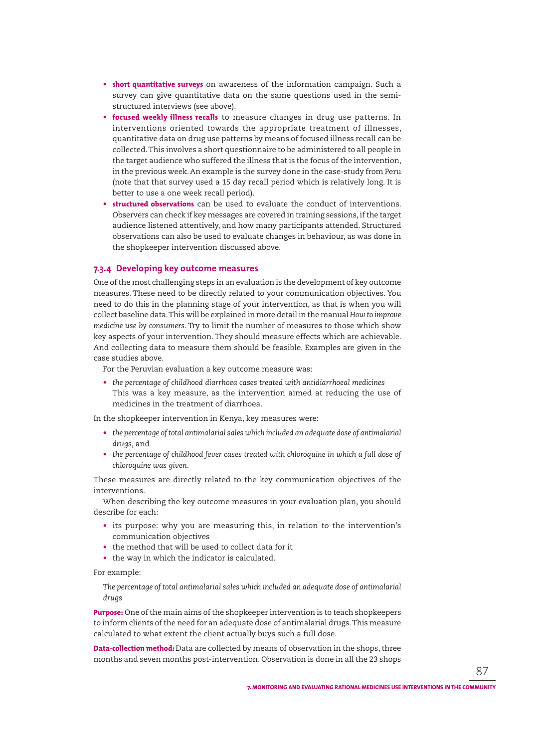- **short quantitative surveys** on awareness of the information campaign. Such a survey can give quantitative data on the same questions used in the semi-structured interviews (see above).
- **focused weekly illness recalls** to measure changes in drug use patterns. In interventions oriented towards the appropriate treatment of illnesses, quantitative data on drug use patterns by means of focused illness recall can be collected. This involves a short questionnaire to be administered to all people in the target audience who suffered the illness that is the focus of the intervention, in the previous week. An example is the survey done in the case-study from Peru (note that that survey used a 15 day recall period which is relatively long. It is better to use a one week recall period).
- **structured observations** can be used to evaluate the conduct of interventions. Observers can check if key messages are covered in training sessions, if the target audience listened attentively, and how many participants attended. Structured observations can also be used to evaluate changes in behaviour, as was done in the shopkeeper intervention discussed above.

### 7.3.4 Developing key outcome measures

One of the most challenging steps in an evaluation is the development of key outcome measures. These need to be directly related to your communication objectives. You need to do this in the planning stage of your intervention, as that is when you will collect baseline data. This will be explained in more detail in the manual *How to improve medicine use by consumers*. Try to limit the number of measures to those which show key aspects of your intervention. They should measure effects which are achievable. And collecting data to measure them should be feasible. Examples are given in the case studies above.

For the Peruvian evaluation a key outcome measure was:

- *the percentage of childhood diarrhoea cases treated with antidiarrhoeal medicines*
  This was a key measure, as the intervention aimed at reducing the use of medicines in the treatment of diarrhoea.

In the shopkeeper intervention in Kenya, key measures were:

- *the percentage of total antimalarial sales which included an adequate dose of antimalarial drugs*, and
- *the percentage of childhood fever cases treated with chloroquine in which a full dose of chloroquine was given.*

These measures are directly related to the key communication objectives of the interventions.

When describing the key outcome measures in your evaluation plan, you should describe for each:

- its purpose: why you are measuring this, in relation to the intervention's communication objectives
- the method that will be used to collect data for it
- the way in which the indicator is calculated.

For example:

*The percentage of total antimalarial sales which included an adequate dose of antimalarial drugs*

**Purpose:** One of the main aims of the shopkeeper intervention is to teach shopkeepers to inform clients of the need for an adequate dose of antimalarial drugs. This measure calculated to what extent the client actually buys such a full dose.

**Data-collection method:** Data are collected by means of observation in the shops, three months and seven months post-intervention. Observation is done in all the 23 shops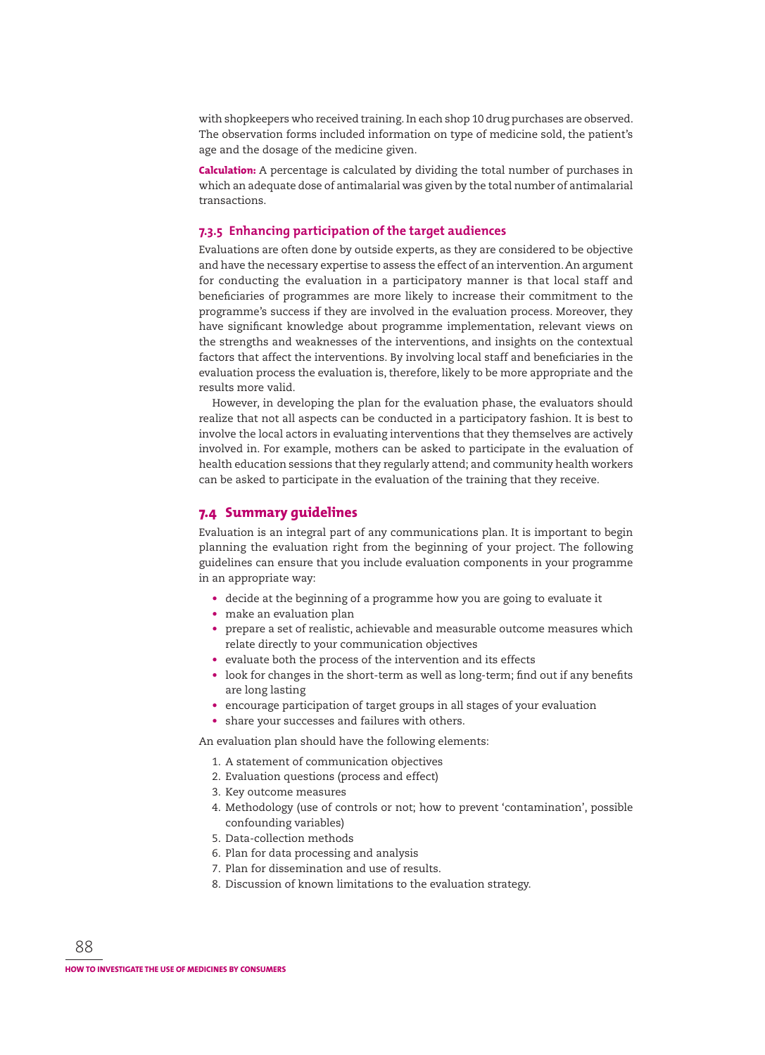with shopkeepers who received training. In each shop 10 drug purchases are observed. The observation forms included information on type of medicine sold, the patient's age and the dosage of the medicine given.

**Calculation:** A percentage is calculated by dividing the total number of purchases in which an adequate dose of antimalarial was given by the total number of antimalarial transactions.

### 7.3.5 Enhancing participation of the target audiences

Evaluations are often done by outside experts, as they are considered to be objective and have the necessary expertise to assess the effect of an intervention. An argument for conducting the evaluation in a participatory manner is that local staff and beneficiaries of programmes are more likely to increase their commitment to the programme's success if they are involved in the evaluation process. Moreover, they have significant knowledge about programme implementation, relevant views on the strengths and weaknesses of the interventions, and insights on the contextual factors that affect the interventions. By involving local staff and beneficiaries in the evaluation process the evaluation is, therefore, likely to be more appropriate and the results more valid.

However, in developing the plan for the evaluation phase, the evaluators should realize that not all aspects can be conducted in a participatory fashion. It is best to involve the local actors in evaluating interventions that they themselves are actively involved in. For example, mothers can be asked to participate in the evaluation of health education sessions that they regularly attend; and community health workers can be asked to participate in the evaluation of the training that they receive.

## 7.4 Summary guidelines

Evaluation is an integral part of any communications plan. It is important to begin planning the evaluation right from the beginning of your project. The following guidelines can ensure that you include evaluation components in your programme in an appropriate way:

- decide at the beginning of a programme how you are going to evaluate it
- make an evaluation plan
- prepare a set of realistic, achievable and measurable outcome measures which relate directly to your communication objectives
- evaluate both the process of the intervention and its effects
- look for changes in the short-term as well as long-term; find out if any benefits are long lasting
- encourage participation of target groups in all stages of your evaluation
- share your successes and failures with others.

An evaluation plan should have the following elements:

1. A statement of communication objectives
2. Evaluation questions (process and effect)
3. Key outcome measures
4. Methodology (use of controls or not; how to prevent 'contamination', possible confounding variables)
5. Data-collection methods
6. Plan for data processing and analysis
7. Plan for dissemination and use of results.
8. Discussion of known limitations to the evaluation strategy.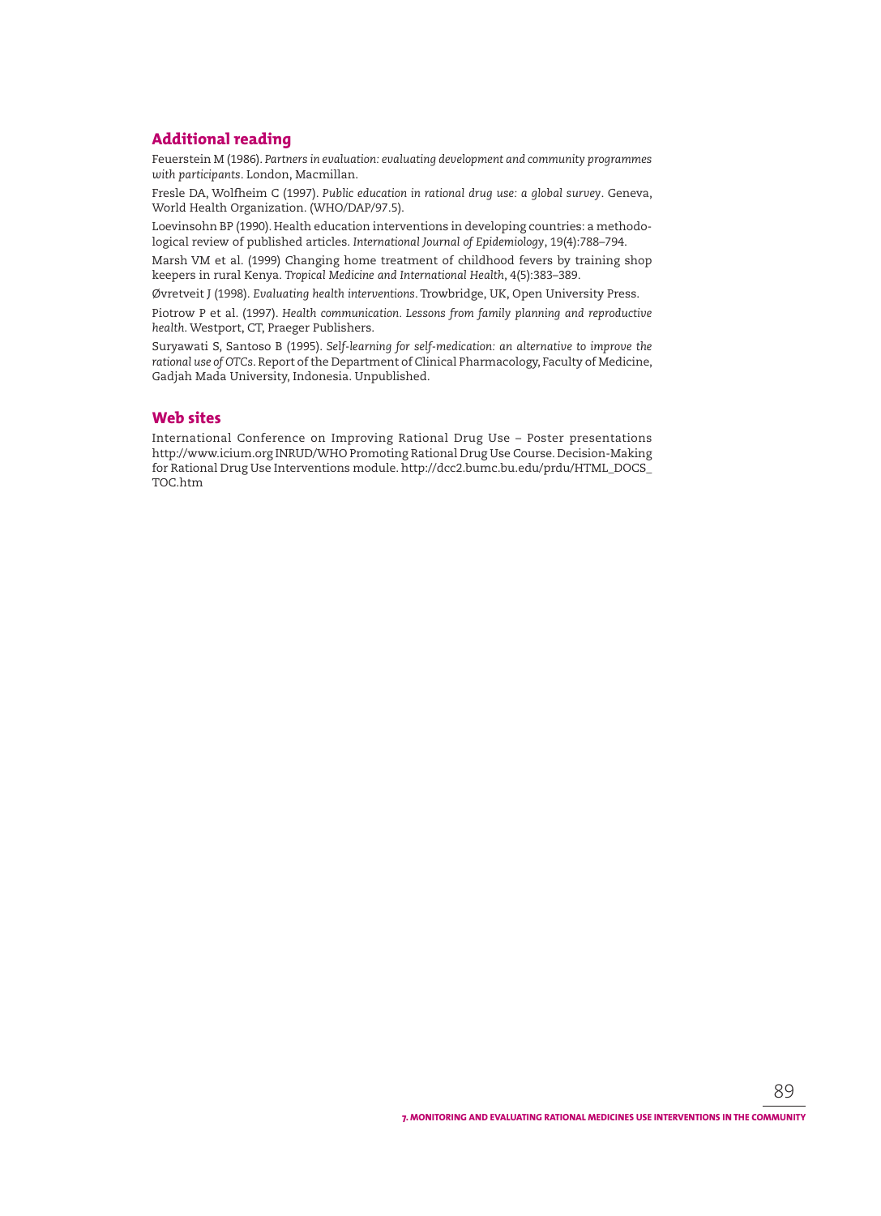## Additional reading

Feuerstein M (1986). *Partners in evaluation: evaluating development and community programmes with participants*. London, Macmillan.

Fresle DA, Wolfheim C (1997). *Public education in rational drug use: a global survey*. Geneva, World Health Organization. (WHO/DAP/97.5).

Loevinsohn BP (1990). Health education interventions in developing countries: a methodological review of published articles. *International Journal of Epidemiology*, 19(4):788–794.

Marsh VM et al. (1999) Changing home treatment of childhood fevers by training shop keepers in rural Kenya. *Tropical Medicine and International Health*, 4(5):383–389.

Øvretveit J (1998). *Evaluating health interventions*. Trowbridge, UK, Open University Press.

Piotrow P et al. (1997). *Health communication. Lessons from family planning and reproductive health*. Westport, CT, Praeger Publishers.

Suryawati S, Santoso B (1995). *Self-learning for self-medication: an alternative to improve the rational use of OTCs*. Report of the Department of Clinical Pharmacology, Faculty of Medicine, Gadjah Mada University, Indonesia. Unpublished.

## Web sites

International Conference on Improving Rational Drug Use – Poster presentations http://www.icium.org INRUD/WHO Promoting Rational Drug Use Course. Decision-Making for Rational Drug Use Interventions module. http://dcc2.bumc.bu.edu/prdu/HTML_DOCS_TOC.htm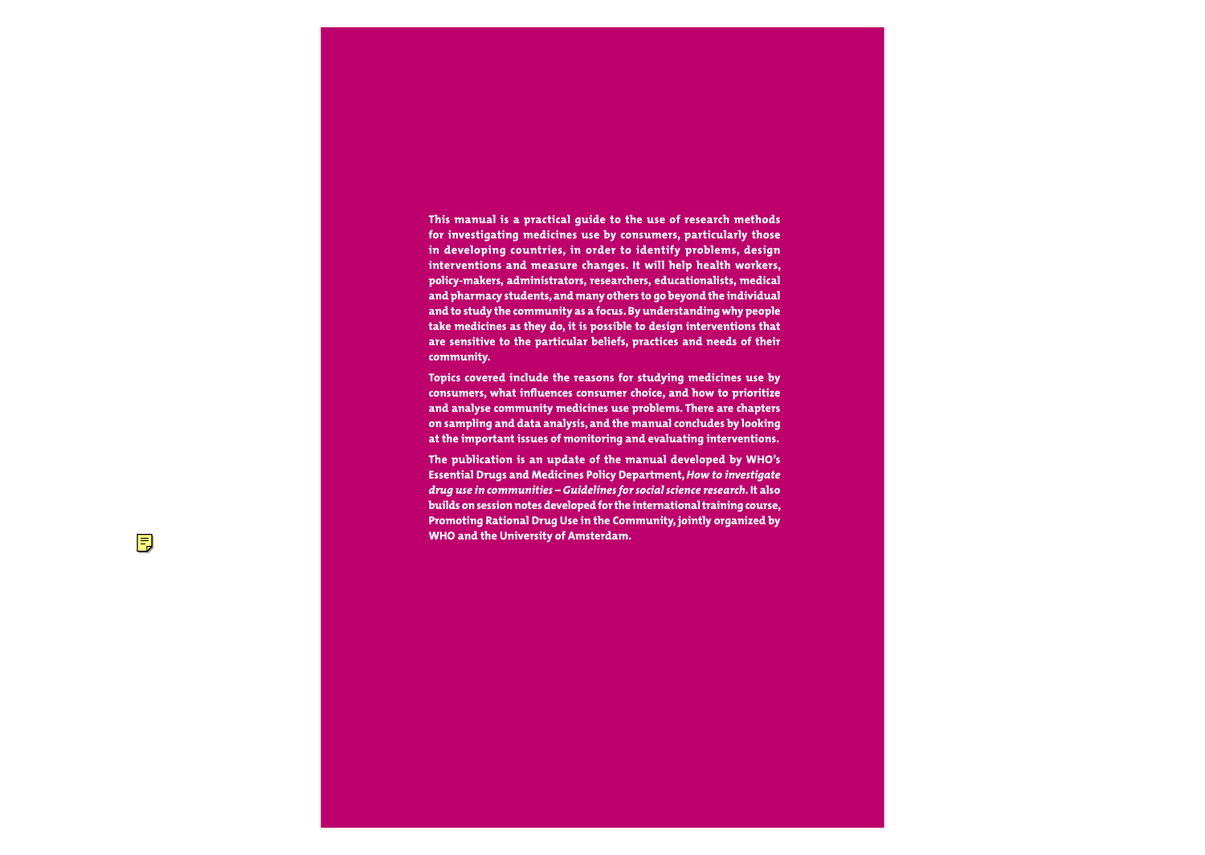**This manual is a practical guide to the use of research methods for investigating medicines use by consumers, particularly those in developing countries, in order to identify problems, design interventions and measure changes. It will help health workers, policy-makers, administrators, researchers, educationalists, medical and pharmacy students, and many others to go beyond the individual and to study the community as a focus. By understanding why people take medicines as they do, it is possible to design interventions that are sensitive to the particular beliefs, practices and needs of their community.**

**Topics covered include the reasons for studying medicines use by consumers, what influences consumer choice, and how to prioritize and analyse community medicines use problems. There are chapters on sampling and data analysis, and the manual concludes by looking at the important issues of monitoring and evaluating interventions.**

**The publication is an update of the manual developed by WHO's Essential Drugs and Medicines Policy Department, *How to investigate drug use in communities – Guidelines for social science research*. It also builds on session notes developed for the international training course, Promoting Rational Drug Use in the Community, jointly organized by WHO and the University of Amsterdam.**